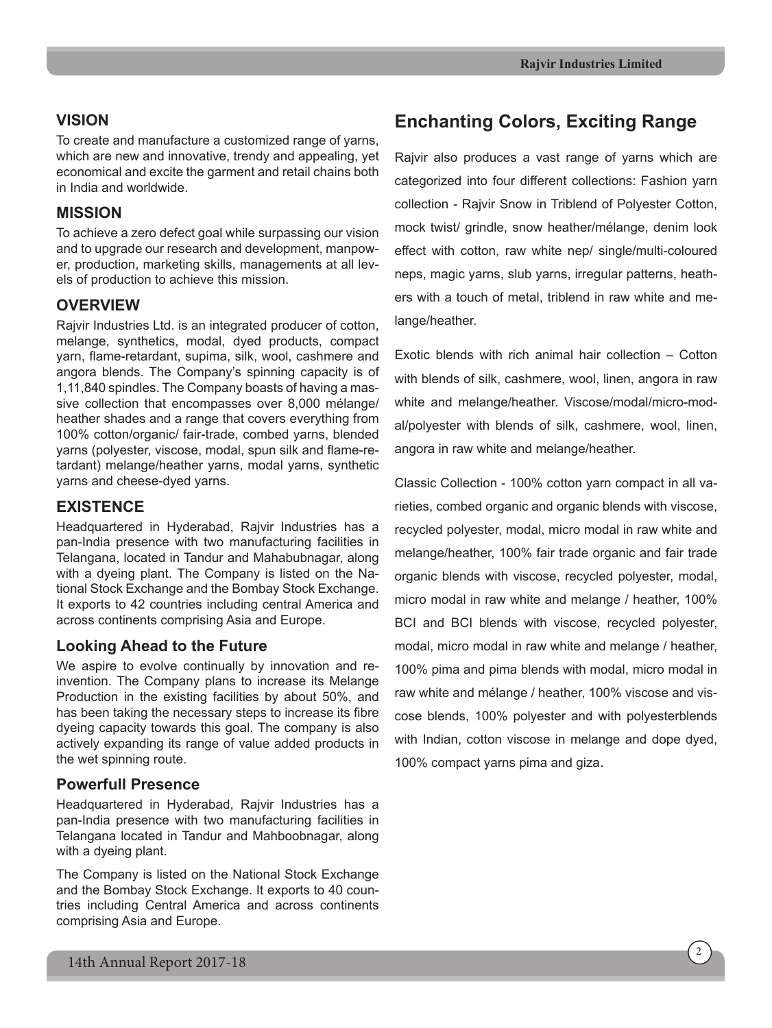## VISION

To create and manufacture a customized range of yarns, which are new and innovative, trendy and appealing, yet economical and excite the garment and retail chains both in India and worldwide.

## MISSION

To achieve a zero defect goal while surpassing our vision and to upgrade our research and development, manpower, production, marketing skills, managements at all levels of production to achieve this mission.

## OVERVIEW

Rajvir Industries Ltd. is an integrated producer of cotton, melange, synthetics, modal, dyed products, compact yarn, flame-retardant, supima, silk, wool, cashmere and angora blends. The Company's spinning capacity is of 1,11,840 spindles. The Company boasts of having a massive collection that encompasses over 8,000 mélange/ heather shades and a range that covers everything from 100% cotton/organic/ fair-trade, combed yarns, blended yarns (polyester, viscose, modal, spun silk and flame-retardant) melange/heather yarns, modal yarns, synthetic yarns and cheese-dyed yarns.

## EXISTENCE

Headquartered in Hyderabad, Rajvir Industries has a pan-India presence with two manufacturing facilities in Telangana, located in Tandur and Mahabubnagar, along with a dyeing plant. The Company is listed on the National Stock Exchange and the Bombay Stock Exchange. It exports to 42 countries including central America and across continents comprising Asia and Europe.

## Looking Ahead to the Future

We aspire to evolve continually by innovation and re-invention. The Company plans to increase its Melange Production in the existing facilities by about 50%, and has been taking the necessary steps to increase its fibre dyeing capacity towards this goal. The company is also actively expanding its range of value added products in the wet spinning route.

## Powerfull Presence

Headquartered in Hyderabad, Rajvir Industries has a pan-India presence with two manufacturing facilities in Telangana located in Tandur and Mahboobnagar, along with a dyeing plant.

The Company is listed on the National Stock Exchange and the Bombay Stock Exchange. It exports to 40 countries including Central America and across continents comprising Asia and Europe.

# Enchanting Colors, Exciting Range

Rajvir also produces a vast range of yarns which are categorized into four different collections: Fashion yarn collection - Rajvir Snow in Triblend of Polyester Cotton, mock twist/ grindle, snow heather/mélange, denim look effect with cotton, raw white nep/ single/multi-coloured neps, magic yarns, slub yarns, irregular patterns, heathers with a touch of metal, triblend in raw white and melange/heather.

Exotic blends with rich animal hair collection – Cotton with blends of silk, cashmere, wool, linen, angora in raw white and melange/heather. Viscose/modal/micro-modal/polyester with blends of silk, cashmere, wool, linen, angora in raw white and melange/heather.

Classic Collection - 100% cotton yarn compact in all varieties, combed organic and organic blends with viscose, recycled polyester, modal, micro modal in raw white and melange/heather, 100% fair trade organic and fair trade organic blends with viscose, recycled polyester, modal, micro modal in raw white and melange / heather, 100% BCI and BCI blends with viscose, recycled polyester, modal, micro modal in raw white and melange / heather, 100% pima and pima blends with modal, micro modal in raw white and mélange / heather, 100% viscose and viscose blends, 100% polyester and with polyesterblends with Indian, cotton viscose in melange and dope dyed, 100% compact yarns pima and giza.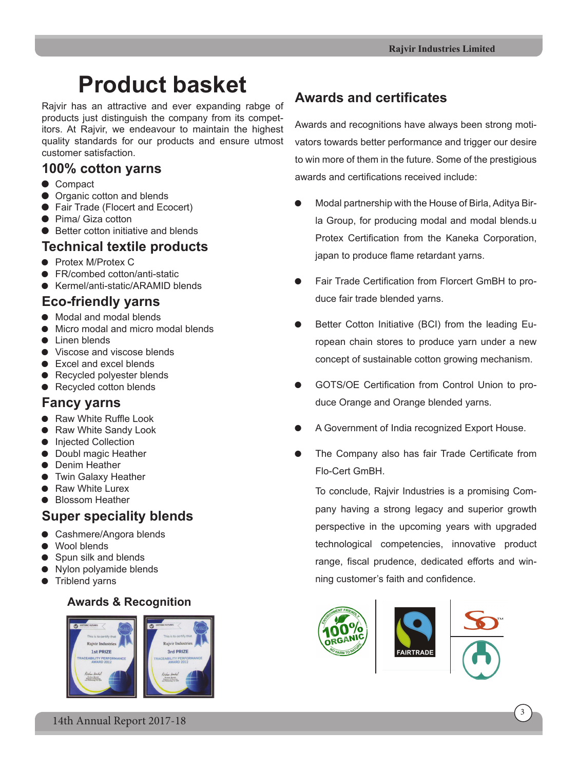# Product basket

Rajvir has an attractive and ever expanding rabge of products just distinguish the company from its competitors. At Rajvir, we endeavour to maintain the highest quality standards for our products and ensure utmost customer satisfaction.

## 100% cotton yarns

- Compact
- Organic cotton and blends
- Fair Trade (Flocert and Ecocert)
- Pima/ Giza cotton
- Better cotton initiative and blends

## Technical textile products

- Protex M/Protex C
- FR/combed cotton/anti-static
- Kermel/anti-static/ARAMID blends

## Eco-friendly yarns

- Modal and modal blends
- Micro modal and micro modal blends
- Linen blends
- Viscose and viscose blends
- Excel and excel blends
- Recycled polyester blends
- Recycled cotton blends

## Fancy yarns

- Raw White Ruffle Look
- Raw White Sandy Look
- Injected Collection
- Doubl magic Heather
- Denim Heather
- Twin Galaxy Heather
- Raw White Lurex
- Blossom Heather

## Super speciality blends

- Cashmere/Angora blends
- Wool blends
- Spun silk and blends
- Nylon polyamide blends
- Triblend yarns

### Awards & Recognition

## Awards and certificates

Awards and recognitions have always been strong motivators towards better performance and trigger our desire to win more of them in the future. Some of the prestigious awards and certifications received include:

- Modal partnership with the House of Birla, Aditya Birla Group, for producing modal and modal blends.u Protex Certification from the Kaneka Corporation, japan to produce flame retardant yarns.
- Fair Trade Certification from Florcert GmBH to produce fair trade blended yarns.
- Better Cotton Initiative (BCI) from the leading European chain stores to produce yarn under a new concept of sustainable cotton growing mechanism.
- GOTS/OE Certification from Control Union to produce Orange and Orange blended yarns.
- A Government of India recognized Export House.
- The Company also has fair Trade Certificate from Flo-Cert GmBH.

To conclude, Rajvir Industries is a promising Company having a strong legacy and superior growth perspective in the upcoming years with upgraded technological competencies, innovative product range, fiscal prudence, dedicated efforts and winning customer's faith and confidence.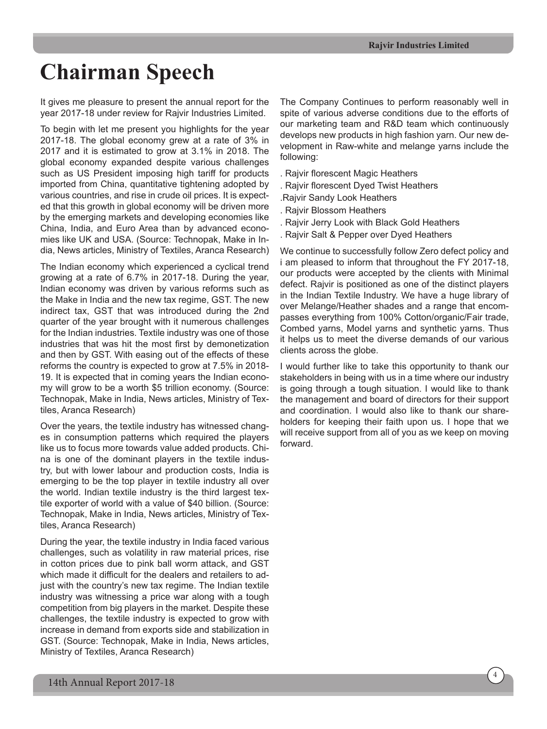# Chairman Speech

It gives me pleasure to present the annual report for the year 2017-18 under review for Rajvir Industries Limited.

To begin with let me present you highlights for the year 2017-18. The global economy grew at a rate of 3% in 2017 and it is estimated to grow at 3.1% in 2018. The global economy expanded despite various challenges such as US President imposing high tariff for products imported from China, quantitative tightening adopted by various countries, and rise in crude oil prices. It is expected that this growth in global economy will be driven more by the emerging markets and developing economies like China, India, and Euro Area than by advanced economies like UK and USA. (Source: Technopak, Make in India, News articles, Ministry of Textiles, Aranca Research)

The Indian economy which experienced a cyclical trend growing at a rate of 6.7% in 2017-18. During the year, Indian economy was driven by various reforms such as the Make in India and the new tax regime, GST. The new indirect tax, GST that was introduced during the 2nd quarter of the year brought with it numerous challenges for the Indian industries. Textile industry was one of those industries that was hit the most first by demonetization and then by GST. With easing out of the effects of these reforms the country is expected to grow at 7.5% in 2018-19. It is expected that in coming years the Indian economy will grow to be a worth $5 trillion economy. (Source: Technopak, Make in India, News articles, Ministry of Textiles, Aranca Research)

Over the years, the textile industry has witnessed changes in consumption patterns which required the players like us to focus more towards value added products. China is one of the dominant players in the textile industry, but with lower labour and production costs, India is emerging to be the top player in textile industry all over the world. Indian textile industry is the third largest textile exporter of world with a value of $40 billion. (Source: Technopak, Make in India, News articles, Ministry of Textiles, Aranca Research)

During the year, the textile industry in India faced various challenges, such as volatility in raw material prices, rise in cotton prices due to pink ball worm attack, and GST which made it difficult for the dealers and retailers to adjust with the country's new tax regime. The Indian textile industry was witnessing a price war along with a tough competition from big players in the market. Despite these challenges, the textile industry is expected to grow with increase in demand from exports side and stabilization in GST. (Source: Technopak, Make in India, News articles, Ministry of Textiles, Aranca Research)

The Company Continues to perform reasonably well in spite of various adverse conditions due to the efforts of our marketing team and R&D team which continuously develops new products in high fashion yarn. Our new development in Raw-white and melange yarns include the following:

. Rajvir florescent Magic Heathers

. Rajvir florescent Dyed Twist Heathers

.Rajvir Sandy Look Heathers

. Rajvir Blossom Heathers

. Rajvir Jerry Look with Black Gold Heathers

. Rajvir Salt & Pepper over Dyed Heathers

We continue to successfully follow Zero defect policy and i am pleased to inform that throughout the FY 2017-18, our products were accepted by the clients with Minimal defect. Rajvir is positioned as one of the distinct players in the Indian Textile Industry. We have a huge library of over Melange/Heather shades and a range that encompasses everything from 100% Cotton/organic/Fair trade, Combed yarns, Model yarns and synthetic yarns. Thus it helps us to meet the diverse demands of our various clients across the globe.

I would further like to take this opportunity to thank our stakeholders in being with us in a time where our industry is going through a tough situation. I would like to thank the management and board of directors for their support and coordination. I would also like to thank our shareholders for keeping their faith upon us. I hope that we will receive support from all of you as we keep on moving forward.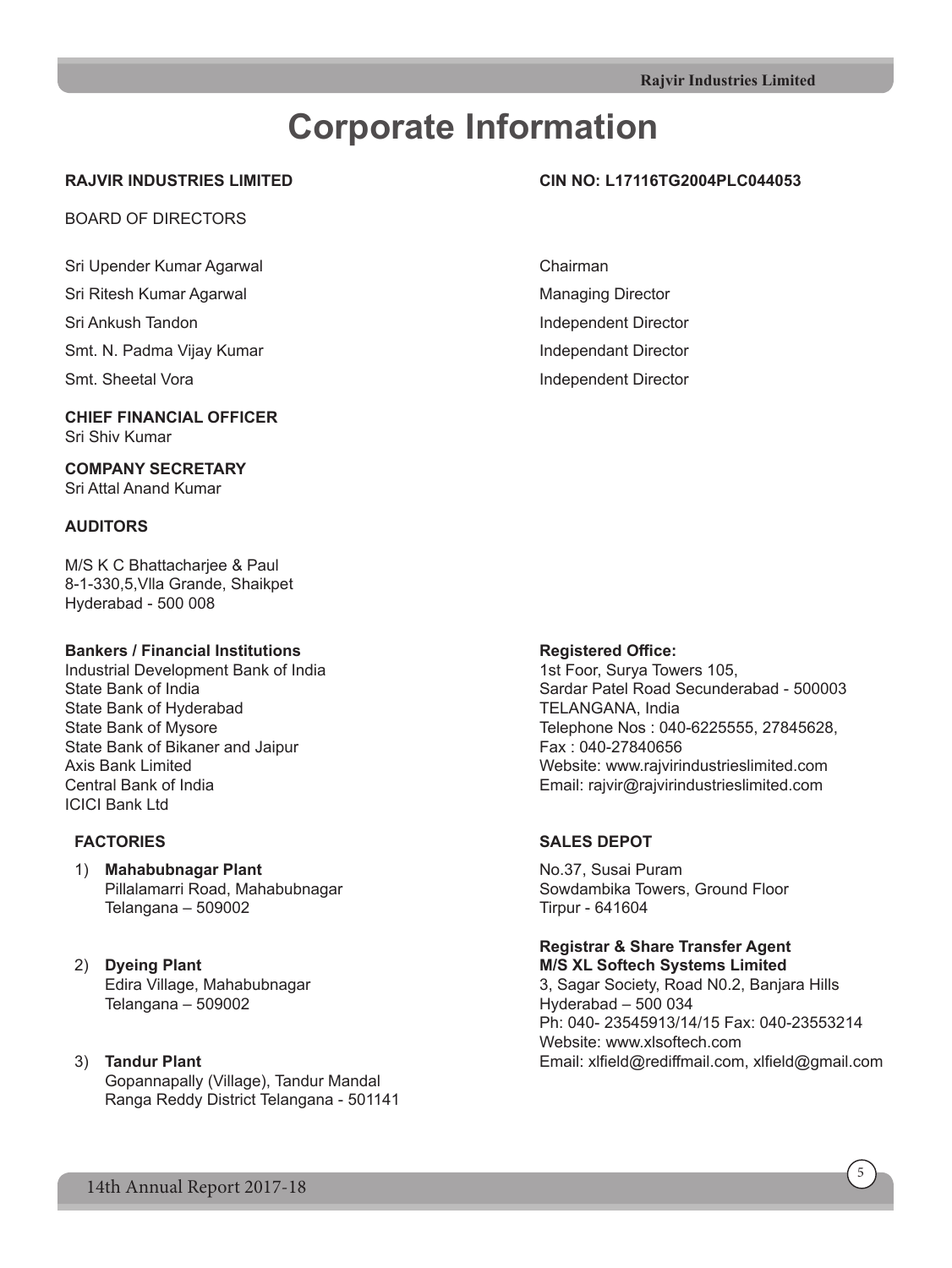# Corporate Information

**RAJVIR INDUSTRIES LIMITED**

**CIN NO: L17116TG2004PLC044053**

BOARD OF DIRECTORS

| | |
|---|---|
| Sri Upender Kumar Agarwal | Chairman |
| Sri Ritesh Kumar Agarwal | Managing Director |
| Sri Ankush Tandon | Independent Director |
| Smt. N. Padma Vijay Kumar | Independant Director |
| Smt. Sheetal Vora | Independent Director |

**CHIEF FINANCIAL OFFICER**
Sri Shiv Kumar

**COMPANY SECRETARY**
Sri Attal Anand Kumar

**AUDITORS**

M/S K C Bhattacharjee & Paul
8-1-330,5,Vlla Grande, Shaikpet
Hyderabad - 500 008

**Bankers / Financial Institutions**
Industrial Development Bank of India
State Bank of India
State Bank of Hyderabad
State Bank of Mysore
State Bank of Bikaner and Jaipur
Axis Bank Limited
Central Bank of India
ICICI Bank Ltd

**Registered Office:**
1st Foor, Surya Towers 105,
Sardar Patel Road Secunderabad - 500003
TELANGANA, India
Telephone Nos : 040-6225555, 27845628,
Fax : 040-27840656
Website: www.rajvirindustrieslimited.com
Email: rajvir@rajvirindustrieslimited.com

**FACTORIES**

1) **Mahabubnagar Plant**
   Pillalamarri Road, Mahabubnagar
   Telangana – 509002

2) **Dyeing Plant**
   Edira Village, Mahabubnagar
   Telangana – 509002

3) **Tandur Plant**
   Gopannapally (Village), Tandur Mandal
   Ranga Reddy District Telangana - 501141

**SALES DEPOT**

No.37, Susai Puram
Sowdambika Towers, Ground Floor
Tirpur - 641604

**Registrar & Share Transfer Agent**
**M/S XL Softech Systems Limited**
3, Sagar Society, Road N0.2, Banjara Hills
Hyderabad – 500 034
Ph: 040- 23545913/14/15 Fax: 040-23553214
Website: www.xlsoftech.com
Email: xlfield@rediffmail.com, xlfield@gmail.com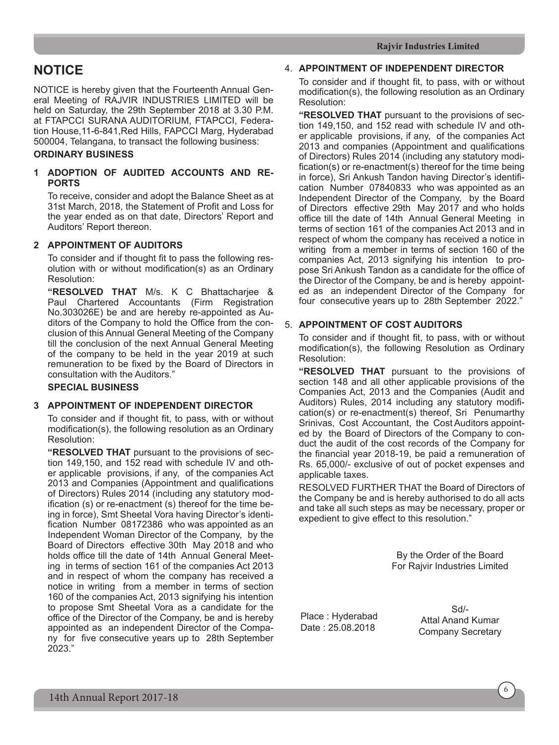# NOTICE

NOTICE is hereby given that the Fourteenth Annual General Meeting of RAJVIR INDUSTRIES LIMITED will be held on Saturday, the 29th September 2018 at 3.30 P.M. at FTAPCCI SURANA AUDITORIUM, FTAPCCI, Federation House,11-6-841,Red Hills, FAPCCI Marg, Hyderabad 500004, Telangana, to transact the following business:

**ORDINARY BUSINESS**

**1 ADOPTION OF AUDITED ACCOUNTS AND REPORTS**

To receive, consider and adopt the Balance Sheet as at 31st March, 2018, the Statement of Profit and Loss for the year ended as on that date, Directors' Report and Auditors' Report thereon.

**2 APPOINTMENT OF AUDITORS**

To consider and if thought fit to pass the following resolution with or without modification(s) as an Ordinary Resolution:

**"RESOLVED THAT** M/s. K C Bhattacharjee & Paul Chartered Accountants (Firm Registration No.303026E) be and are hereby re-appointed as Auditors of the Company to hold the Office from the conclusion of this Annual General Meeting of the Company till the conclusion of the next Annual General Meeting of the company to be held in the year 2019 at such remuneration to be fixed by the Board of Directors in consultation with the Auditors."

**SPECIAL BUSINESS**

**3 APPOINTMENT OF INDEPENDENT DIRECTOR**

To consider and if thought fit, to pass, with or without modification(s), the following resolution as an Ordinary Resolution:

**"RESOLVED THAT** pursuant to the provisions of section 149,150, and 152 read with schedule IV and other applicable provisions, if any, of the companies Act 2013 and Companies (Appointment and qualifications of Directors) Rules 2014 (including any statutory modification (s) or re-enactment (s) thereof for the time being in force), Smt Sheetal Vora having Director's identification Number 08172386 who was appointed as an Independent Woman Director of the Company, by the Board of Directors effective 30th May 2018 and who holds office till the date of 14th Annual General Meeting in terms of section 161 of the companies Act 2013 and in respect of whom the company has received a notice in writing from a member in terms of section 160 of the companies Act, 2013 signifying his intention to propose Smt Sheetal Vora as a candidate for the office of the Director of the Company, be and is hereby appointed as an independent Director of the Company for five consecutive years up to 28th September 2023."

**4. APPOINTMENT OF INDEPENDENT DIRECTOR**

To consider and if thought fit, to pass, with or without modification(s), the following resolution as an Ordinary Resolution:

**"RESOLVED THAT** pursuant to the provisions of section 149,150, and 152 read with schedule IV and other applicable provisions, if any, of the companies Act 2013 and companies (Appointment and qualifications of Directors) Rules 2014 (including any statutory modification(s) or re-enactment(s) thereof for the time being in force), Sri Ankush Tandon having Director's identification Number 07840833 who was appointed as an Independent Director of the Company, by the Board of Directors effective 29th May 2017 and who holds office till the date of 14th Annual General Meeting in terms of section 161 of the companies Act 2013 and in respect of whom the company has received a notice in writing from a member in terms of section 160 of the companies Act, 2013 signifying his intention to propose Sri Ankush Tandon as a candidate for the office of the Director of the Company, be and is hereby appointed as an independent Director of the Company for four consecutive years up to 28th September 2022."

**5. APPOINTMENT OF COST AUDITORS**

To consider and if thought fit, to pass, with or without modification(s), the following Resolution as Ordinary Resolution:

**"RESOLVED THAT** pursuant to the provisions of section 148 and all other applicable provisions of the Companies Act, 2013 and the Companies (Audit and Auditors) Rules, 2014 including any statutory modification(s) or re-enactment(s) thereof, Sri Penumarthy Srinivas, Cost Accountant, the Cost Auditors appointed by the Board of Directors of the Company to conduct the audit of the cost records of the Company for the financial year 2018-19, be paid a remuneration of Rs. 65,000/- exclusive of out of pocket expenses and applicable taxes.

RESOLVED FURTHER THAT the Board of Directors of the Company be and is hereby authorised to do all acts and take all such steps as may be necessary, proper or expedient to give effect to this resolution."

By the Order of the Board
For Rajvir Industries Limited

Place : Hyderabad
Date : 25.08.2018

Sd/-
Attal Anand Kumar
Company Secretary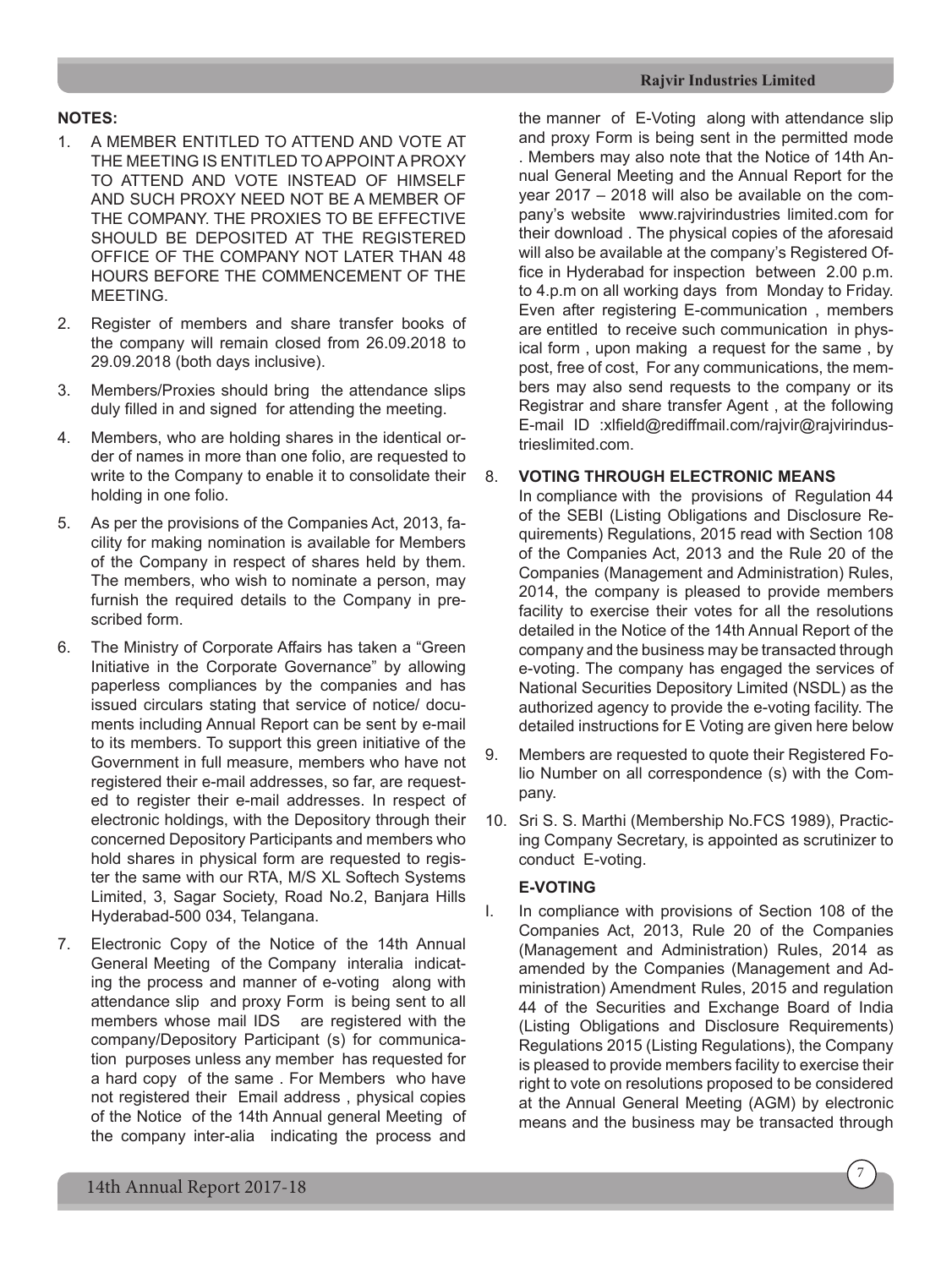**NOTES:**

1. A MEMBER ENTITLED TO ATTEND AND VOTE AT THE MEETING IS ENTITLED TO APPOINT A PROXY TO ATTEND AND VOTE INSTEAD OF HIMSELF AND SUCH PROXY NEED NOT BE A MEMBER OF THE COMPANY. THE PROXIES TO BE EFFECTIVE SHOULD BE DEPOSITED AT THE REGISTERED OFFICE OF THE COMPANY NOT LATER THAN 48 HOURS BEFORE THE COMMENCEMENT OF THE MEETING.

2. Register of members and share transfer books of the company will remain closed from 26.09.2018 to 29.09.2018 (both days inclusive).

3. Members/Proxies should bring the attendance slips duly filled in and signed for attending the meeting.

4. Members, who are holding shares in the identical order of names in more than one folio, are requested to write to the Company to enable it to consolidate their holding in one folio.

5. As per the provisions of the Companies Act, 2013, facility for making nomination is available for Members of the Company in respect of shares held by them. The members, who wish to nominate a person, may furnish the required details to the Company in prescribed form.

6. The Ministry of Corporate Affairs has taken a "Green Initiative in the Corporate Governance" by allowing paperless compliances by the companies and has issued circulars stating that service of notice/ documents including Annual Report can be sent by e-mail to its members. To support this green initiative of the Government in full measure, members who have not registered their e-mail addresses, so far, are requested to register their e-mail addresses. In respect of electronic holdings, with the Depository through their concerned Depository Participants and members who hold shares in physical form are requested to register the same with our RTA, M/S XL Softech Systems Limited, 3, Sagar Society, Road No.2, Banjara Hills Hyderabad-500 034, Telangana.

7. Electronic Copy of the Notice of the 14th Annual General Meeting of the Company interalia indicating the process and manner of e-voting along with attendance slip and proxy Form is being sent to all members whose mail IDS are registered with the company/Depository Participant (s) for communication purposes unless any member has requested for a hard copy of the same . For Members who have not registered their Email address , physical copies of the Notice of the 14th Annual general Meeting of the company inter-alia indicating the process and the manner of E-Voting along with attendance slip and proxy Form is being sent in the permitted mode . Members may also note that the Notice of 14th Annual General Meeting and the Annual Report for the year 2017 – 2018 will also be available on the company's website www.rajvirindustries limited.com for their download . The physical copies of the aforesaid will also be available at the company's Registered Office in Hyderabad for inspection between 2.00 p.m. to 4.p.m on all working days from Monday to Friday. Even after registering E-communication , members are entitled to receive such communication in physical form , upon making a request for the same , by post, free of cost, For any communications, the members may also send requests to the company or its Registrar and share transfer Agent , at the following E-mail ID :xlfield@rediffmail.com/rajvir@rajvirindustrieslimited.com.

8. **VOTING THROUGH ELECTRONIC MEANS**
   In compliance with the provisions of Regulation 44 of the SEBI (Listing Obligations and Disclosure Requirements) Regulations, 2015 read with Section 108 of the Companies Act, 2013 and the Rule 20 of the Companies (Management and Administration) Rules, 2014, the company is pleased to provide members facility to exercise their votes for all the resolutions detailed in the Notice of the 14th Annual Report of the company and the business may be transacted through e-voting. The company has engaged the services of National Securities Depository Limited (NSDL) as the authorized agency to provide the e-voting facility. The detailed instructions for E Voting are given here below

9. Members are requested to quote their Registered Folio Number on all correspondence (s) with the Company.

10. Sri S. S. Marthi (Membership No.FCS 1989), Practicing Company Secretary, is appointed as scrutinizer to conduct E-voting.

**E-VOTING**

I. In compliance with provisions of Section 108 of the Companies Act, 2013, Rule 20 of the Companies (Management and Administration) Rules, 2014 as amended by the Companies (Management and Administration) Amendment Rules, 2015 and regulation 44 of the Securities and Exchange Board of India (Listing Obligations and Disclosure Requirements) Regulations 2015 (Listing Regulations), the Company is pleased to provide members facility to exercise their right to vote on resolutions proposed to be considered at the Annual General Meeting (AGM) by electronic means and the business may be transacted through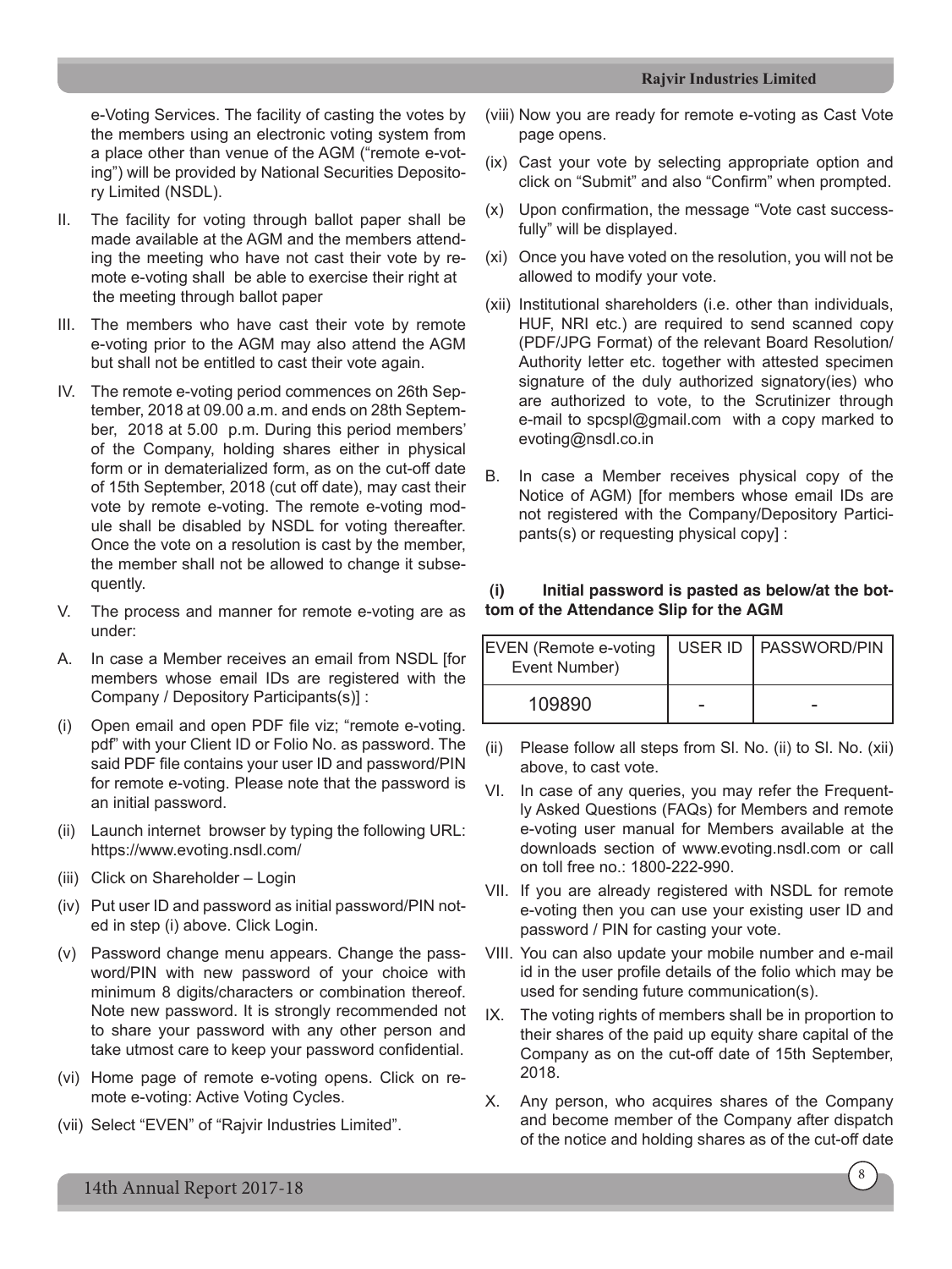e-Voting Services. The facility of casting the votes by the members using an electronic voting system from a place other than venue of the AGM ("remote e-voting") will be provided by National Securities Depository Limited (NSDL).

II. The facility for voting through ballot paper shall be made available at the AGM and the members attending the meeting who have not cast their vote by remote e-voting shall be able to exercise their right at the meeting through ballot paper

III. The members who have cast their vote by remote e-voting prior to the AGM may also attend the AGM but shall not be entitled to cast their vote again.

IV. The remote e-voting period commences on 26th September, 2018 at 09.00 a.m. and ends on 28th September, 2018 at 5.00 p.m. During this period members' of the Company, holding shares either in physical form or in dematerialized form, as on the cut-off date of 15th September, 2018 (cut off date), may cast their vote by remote e-voting. The remote e-voting module shall be disabled by NSDL for voting thereafter. Once the vote on a resolution is cast by the member, the member shall not be allowed to change it subsequently.

V. The process and manner for remote e-voting are as under:

A. In case a Member receives an email from NSDL [for members whose email IDs are registered with the Company / Depository Participants(s)] :

(i) Open email and open PDF file viz; "remote e-voting.pdf" with your Client ID or Folio No. as password. The said PDF file contains your user ID and password/PIN for remote e-voting. Please note that the password is an initial password.

(ii) Launch internet browser by typing the following URL: https://www.evoting.nsdl.com/

(iii) Click on Shareholder – Login

(iv) Put user ID and password as initial password/PIN noted in step (i) above. Click Login.

(v) Password change menu appears. Change the password/PIN with new password of your choice with minimum 8 digits/characters or combination thereof. Note new password. It is strongly recommended not to share your password with any other person and take utmost care to keep your password confidential.

(vi) Home page of remote e-voting opens. Click on remote e-voting: Active Voting Cycles.

(vii) Select "EVEN" of "Rajvir Industries Limited".

(viii) Now you are ready for remote e-voting as Cast Vote page opens.

(ix) Cast your vote by selecting appropriate option and click on "Submit" and also "Confirm" when prompted.

(x) Upon confirmation, the message "Vote cast successfully" will be displayed.

(xi) Once you have voted on the resolution, you will not be allowed to modify your vote.

(xii) Institutional shareholders (i.e. other than individuals, HUF, NRI etc.) are required to send scanned copy (PDF/JPG Format) of the relevant Board Resolution/ Authority letter etc. together with attested specimen signature of the duly authorized signatory(ies) who are authorized to vote, to the Scrutinizer through e-mail to spcspl@gmail.com with a copy marked to evoting@nsdl.co.in

B. In case a Member receives physical copy of the Notice of AGM) [for members whose email IDs are not registered with the Company/Depository Participants(s) or requesting physical copy] :

**(i) Initial password is pasted as below/at the bottom of the Attendance Slip for the AGM**

| EVEN (Remote e-voting Event Number) | USER ID | PASSWORD/PIN |
|---|---|---|
| 109890 | - | - |

(ii) Please follow all steps from Sl. No. (ii) to Sl. No. (xii) above, to cast vote.

VI. In case of any queries, you may refer the Frequently Asked Questions (FAQs) for Members and remote e-voting user manual for Members available at the downloads section of www.evoting.nsdl.com or call on toll free no.: 1800-222-990.

VII. If you are already registered with NSDL for remote e-voting then you can use your existing user ID and password / PIN for casting your vote.

VIII. You can also update your mobile number and e-mail id in the user profile details of the folio which may be used for sending future communication(s).

IX. The voting rights of members shall be in proportion to their shares of the paid up equity share capital of the Company as on the cut-off date of 15th September, 2018.

X. Any person, who acquires shares of the Company and become member of the Company after dispatch of the notice and holding shares as of the cut-off date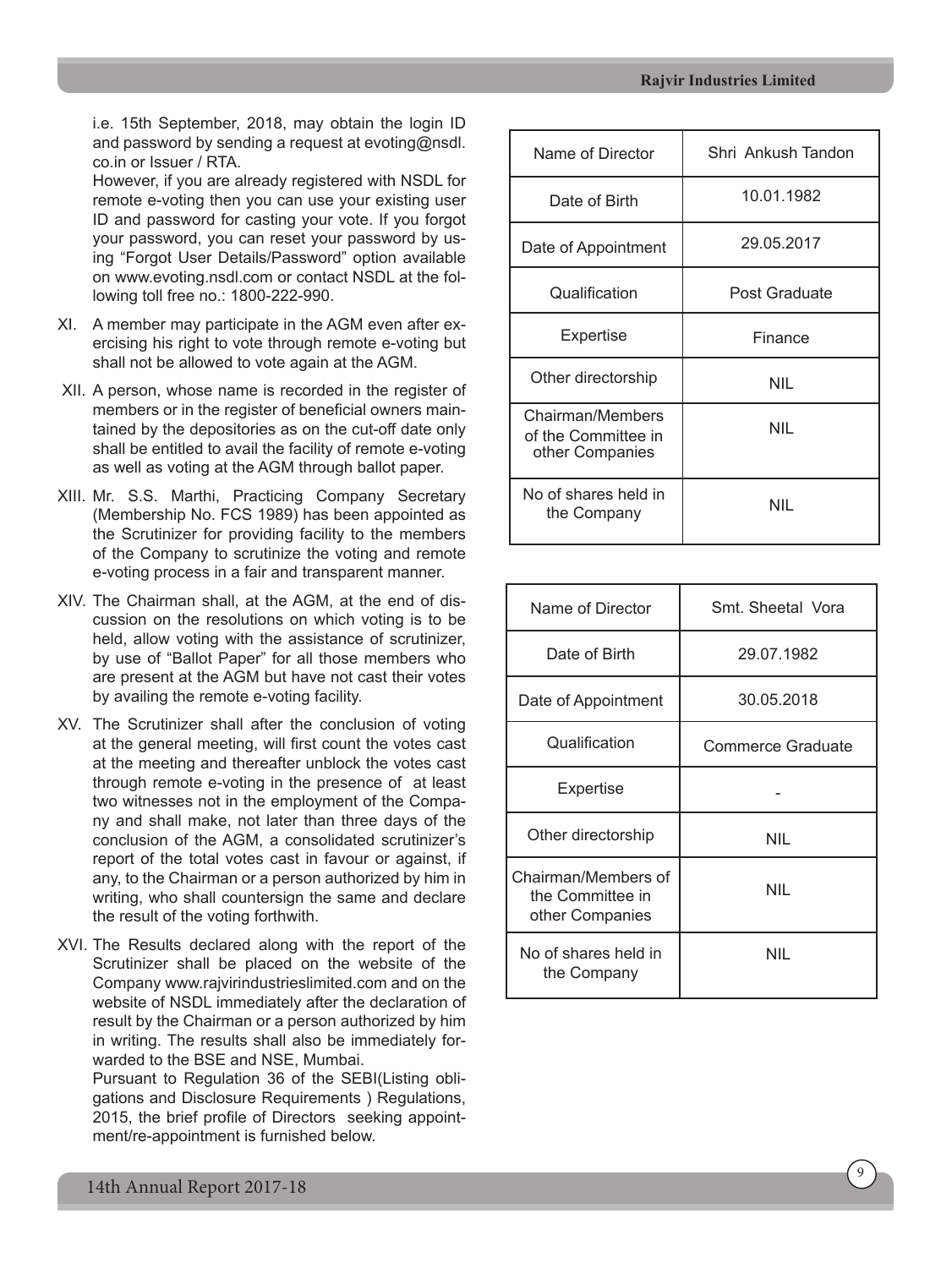i.e. 15th September, 2018, may obtain the login ID and password by sending a request at evoting@nsdl.co.in or Issuer / RTA.

However, if you are already registered with NSDL for remote e-voting then you can use your existing user ID and password for casting your vote. If you forgot your password, you can reset your password by using "Forgot User Details/Password" option available on www.evoting.nsdl.com or contact NSDL at the following toll free no.: 1800-222-990.

XI. A member may participate in the AGM even after exercising his right to vote through remote e-voting but shall not be allowed to vote again at the AGM.

XII. A person, whose name is recorded in the register of members or in the register of beneficial owners maintained by the depositories as on the cut-off date only shall be entitled to avail the facility of remote e-voting as well as voting at the AGM through ballot paper.

XIII. Mr. S.S. Marthi, Practicing Company Secretary (Membership No. FCS 1989) has been appointed as the Scrutinizer for providing facility to the members of the Company to scrutinize the voting and remote e-voting process in a fair and transparent manner.

XIV. The Chairman shall, at the AGM, at the end of discussion on the resolutions on which voting is to be held, allow voting with the assistance of scrutinizer, by use of "Ballot Paper" for all those members who are present at the AGM but have not cast their votes by availing the remote e-voting facility.

XV. The Scrutinizer shall after the conclusion of voting at the general meeting, will first count the votes cast at the meeting and thereafter unblock the votes cast through remote e-voting in the presence of at least two witnesses not in the employment of the Company and shall make, not later than three days of the conclusion of the AGM, a consolidated scrutinizer's report of the total votes cast in favour or against, if any, to the Chairman or a person authorized by him in writing, who shall countersign the same and declare the result of the voting forthwith.

XVI. The Results declared along with the report of the Scrutinizer shall be placed on the website of the Company www.rajvirindustrieslimited.com and on the website of NSDL immediately after the declaration of result by the Chairman or a person authorized by him in writing. The results shall also be immediately forwarded to the BSE and NSE, Mumbai.

Pursuant to Regulation 36 of the SEBI(Listing obligations and Disclosure Requirements ) Regulations, 2015, the brief profile of Directors seeking appointment/re-appointment is furnished below.

| Name of Director | Shri Ankush Tandon |
|---|---|
| Date of Birth | 10.01.1982 |
| Date of Appointment | 29.05.2017 |
| Qualification | Post Graduate |
| Expertise | Finance |
| Other directorship | NIL |
| Chairman/Members of the Committee in other Companies | NIL |
| No of shares held in the Company | NIL |

| Name of Director | Smt. Sheetal Vora |
|---|---|
| Date of Birth | 29.07.1982 |
| Date of Appointment | 30.05.2018 |
| Qualification | Commerce Graduate |
| Expertise | - |
| Other directorship | NIL |
| Chairman/Members of the Committee in other Companies | NIL |
| No of shares held in the Company | NIL |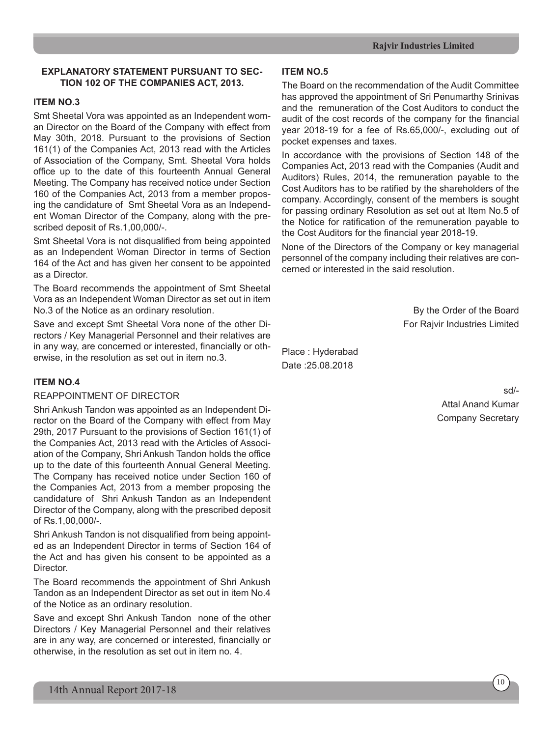### EXPLANATORY STATEMENT PURSUANT TO SECTION 102 OF THE COMPANIES ACT, 2013.

**ITEM NO.3**

Smt Sheetal Vora was appointed as an Independent woman Director on the Board of the Company with effect from May 30th, 2018. Pursuant to the provisions of Section 161(1) of the Companies Act, 2013 read with the Articles of Association of the Company, Smt. Sheetal Vora holds office up to the date of this fourteenth Annual General Meeting. The Company has received notice under Section 160 of the Companies Act, 2013 from a member proposing the candidature of Smt Sheetal Vora as an Independent Woman Director of the Company, along with the prescribed deposit of Rs.1,00,000/-.

Smt Sheetal Vora is not disqualified from being appointed as an Independent Woman Director in terms of Section 164 of the Act and has given her consent to be appointed as a Director.

The Board recommends the appointment of Smt Sheetal Vora as an Independent Woman Director as set out in item No.3 of the Notice as an ordinary resolution.

Save and except Smt Sheetal Vora none of the other Directors / Key Managerial Personnel and their relatives are in any way, are concerned or interested, financially or otherwise, in the resolution as set out in item no.3.

**ITEM NO.4**

REAPPOINTMENT OF DIRECTOR

Shri Ankush Tandon was appointed as an Independent Director on the Board of the Company with effect from May 29th, 2017 Pursuant to the provisions of Section 161(1) of the Companies Act, 2013 read with the Articles of Association of the Company, Shri Ankush Tandon holds the office up to the date of this fourteenth Annual General Meeting. The Company has received notice under Section 160 of the Companies Act, 2013 from a member proposing the candidature of Shri Ankush Tandon as an Independent Director of the Company, along with the prescribed deposit of Rs.1,00,000/-.

Shri Ankush Tandon is not disqualified from being appointed as an Independent Director in terms of Section 164 of the Act and has given his consent to be appointed as a Director.

The Board recommends the appointment of Shri Ankush Tandon as an Independent Director as set out in item No.4 of the Notice as an ordinary resolution.

Save and except Shri Ankush Tandon none of the other Directors / Key Managerial Personnel and their relatives are in any way, are concerned or interested, financially or otherwise, in the resolution as set out in item no. 4.

**ITEM NO.5**

The Board on the recommendation of the Audit Committee has approved the appointment of Sri Penumarthy Srinivas and the remuneration of the Cost Auditors to conduct the audit of the cost records of the company for the financial year 2018-19 for a fee of Rs.65,000/-, excluding out of pocket expenses and taxes.

In accordance with the provisions of Section 148 of the Companies Act, 2013 read with the Companies (Audit and Auditors) Rules, 2014, the remuneration payable to the Cost Auditors has to be ratified by the shareholders of the company. Accordingly, consent of the members is sought for passing ordinary Resolution as set out at Item No.5 of the Notice for ratification of the remuneration payable to the Cost Auditors for the financial year 2018-19.

None of the Directors of the Company or key managerial personnel of the company including their relatives are concerned or interested in the said resolution.

By the Order of the Board
For Rajvir Industries Limited

Place : Hyderabad
Date :25.08.2018

sd/-
Attal Anand Kumar
Company Secretary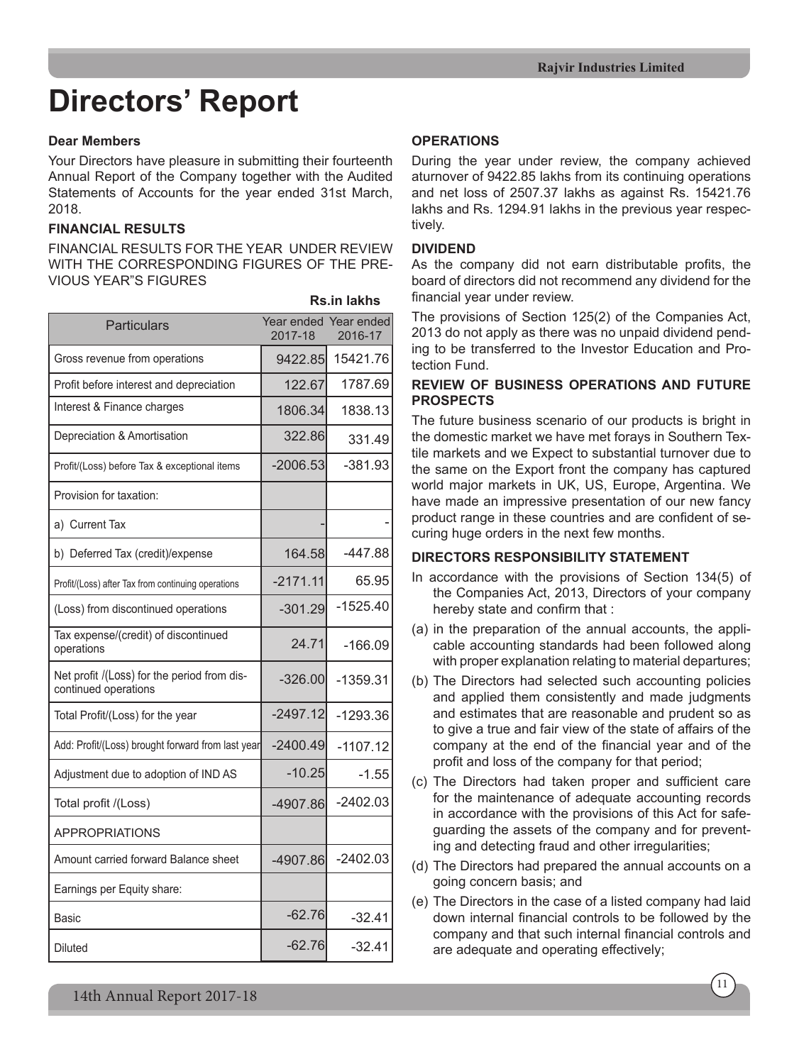# Directors' Report

**Dear Members**

Your Directors have pleasure in submitting their fourteenth Annual Report of the Company together with the Audited Statements of Accounts for the year ended 31st March, 2018.

**FINANCIAL RESULTS**

FINANCIAL RESULTS FOR THE YEAR UNDER REVIEW WITH THE CORRESPONDING FIGURES OF THE PREVIOUS YEAR"S FIGURES

**Rs.in lakhs**

| Particulars | Year ended 2017-18 | Year ended 2016-17 |
|---|---|---|
| Gross revenue from operations | 9422.85 | 15421.76 |
| Profit before interest and depreciation | 122.67 | 1787.69 |
| Interest & Finance charges | 1806.34 | 1838.13 |
| Depreciation & Amortisation | 322.86 | 331.49 |
| Profit/(Loss) before Tax & exceptional items | -2006.53 | -381.93 |
| Provision for taxation: | | |
| a) Current Tax | - | - |
| b) Deferred Tax (credit)/expense | 164.58 | -447.88 |
| Profit/(Loss) after Tax from continuing operations | -2171.11 | 65.95 |
| (Loss) from discontinued operations | -301.29 | -1525.40 |
| Tax expense/(credit) of discontinued operations | 24.71 | -166.09 |
| Net profit /(Loss) for the period from discontinued operations | -326.00 | -1359.31 |
| Total Profit/(Loss) for the year | -2497.12 | -1293.36 |
| Add: Profit/(Loss) brought forward from last year | -2400.49 | -1107.12 |
| Adjustment due to adoption of IND AS | -10.25 | -1.55 |
| Total profit /(Loss) | -4907.86 | -2402.03 |
| APPROPRIATIONS | | |
| Amount carried forward Balance sheet | -4907.86 | -2402.03 |
| Earnings per Equity share: | | |
| Basic | -62.76 | -32.41 |
| Diluted | -62.76 | -32.41 |

**OPERATIONS**

During the year under review, the company achieved aturnover of 9422.85 lakhs from its continuing operations and net loss of 2507.37 lakhs as against Rs. 15421.76 lakhs and Rs. 1294.91 lakhs in the previous year respectively.

**DIVIDEND**

As the company did not earn distributable profits, the board of directors did not recommend any dividend for the financial year under review.

The provisions of Section 125(2) of the Companies Act, 2013 do not apply as there was no unpaid dividend pending to be transferred to the Investor Education and Protection Fund.

**REVIEW OF BUSINESS OPERATIONS AND FUTURE PROSPECTS**

The future business scenario of our products is bright in the domestic market we have met forays in Southern Textile markets and we Expect to substantial turnover due to the same on the Export front the company has captured world major markets in UK, US, Europe, Argentina. We have made an impressive presentation of our new fancy product range in these countries and are confident of securing huge orders in the next few months.

**DIRECTORS RESPONSIBILITY STATEMENT**

In accordance with the provisions of Section 134(5) of the Companies Act, 2013, Directors of your company hereby state and confirm that :

(a) in the preparation of the annual accounts, the applicable accounting standards had been followed along with proper explanation relating to material departures;

(b) The Directors had selected such accounting policies and applied them consistently and made judgments and estimates that are reasonable and prudent so as to give a true and fair view of the state of affairs of the company at the end of the financial year and of the profit and loss of the company for that period;

(c) The Directors had taken proper and sufficient care for the maintenance of adequate accounting records in accordance with the provisions of this Act for safeguarding the assets of the company and for preventing and detecting fraud and other irregularities;

(d) The Directors had prepared the annual accounts on a going concern basis; and

(e) The Directors in the case of a listed company had laid down internal financial controls to be followed by the company and that such internal financial controls and are adequate and operating effectively;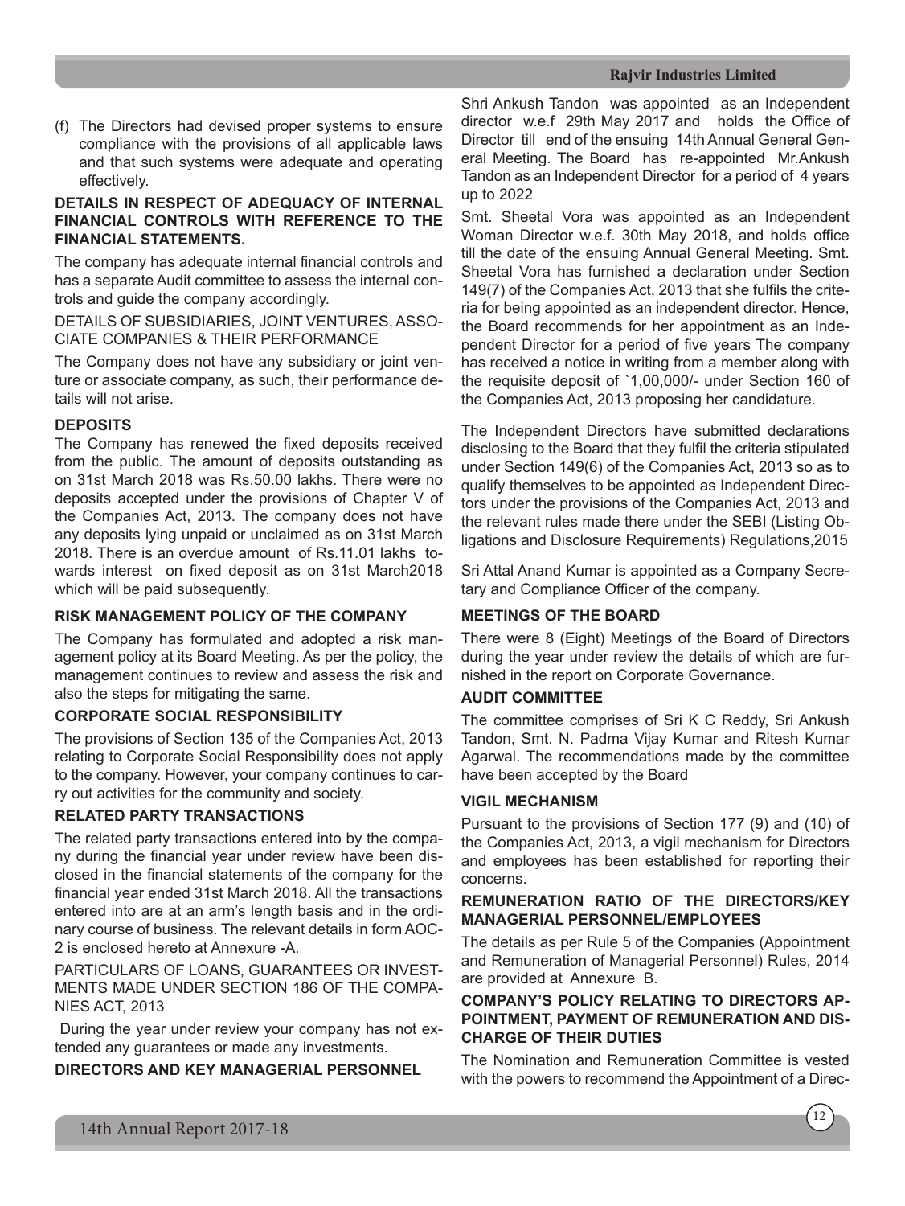(f) The Directors had devised proper systems to ensure compliance with the provisions of all applicable laws and that such systems were adequate and operating effectively.

**DETAILS IN RESPECT OF ADEQUACY OF INTERNAL FINANCIAL CONTROLS WITH REFERENCE TO THE FINANCIAL STATEMENTS.**

The company has adequate internal financial controls and has a separate Audit committee to assess the internal controls and guide the company accordingly.

DETAILS OF SUBSIDIARIES, JOINT VENTURES, ASSOCIATE COMPANIES & THEIR PERFORMANCE

The Company does not have any subsidiary or joint venture or associate company, as such, their performance details will not arise.

**DEPOSITS**

The Company has renewed the fixed deposits received from the public. The amount of deposits outstanding as on 31st March 2018 was Rs.50.00 lakhs. There were no deposits accepted under the provisions of Chapter V of the Companies Act, 2013. The company does not have any deposits lying unpaid or unclaimed as on 31st March 2018. There is an overdue amount of Rs.11.01 lakhs towards interest on fixed deposit as on 31st March2018 which will be paid subsequently.

**RISK MANAGEMENT POLICY OF THE COMPANY**

The Company has formulated and adopted a risk management policy at its Board Meeting. As per the policy, the management continues to review and assess the risk and also the steps for mitigating the same.

**CORPORATE SOCIAL RESPONSIBILITY**

The provisions of Section 135 of the Companies Act, 2013 relating to Corporate Social Responsibility does not apply to the company. However, your company continues to carry out activities for the community and society.

**RELATED PARTY TRANSACTIONS**

The related party transactions entered into by the company during the financial year under review have been disclosed in the financial statements of the company for the financial year ended 31st March 2018. All the transactions entered into are at an arm's length basis and in the ordinary course of business. The relevant details in form AOC-2 is enclosed hereto at Annexure -A.

PARTICULARS OF LOANS, GUARANTEES OR INVESTMENTS MADE UNDER SECTION 186 OF THE COMPANIES ACT, 2013

During the year under review your company has not extended any guarantees or made any investments.

**DIRECTORS AND KEY MANAGERIAL PERSONNEL**

Shri Ankush Tandon was appointed as an Independent director w.e.f 29th May 2017 and holds the Office of Director till end of the ensuing 14th Annual General Meeting. The Board has re-appointed Mr.Ankush Tandon as an Independent Director for a period of 4 years up to 2022

Smt. Sheetal Vora was appointed as an Independent Woman Director w.e.f. 30th May 2018, and holds office till the date of the ensuing Annual General Meeting. Smt. Sheetal Vora has furnished a declaration under Section 149(7) of the Companies Act, 2013 that she fulfils the criteria for being appointed as an independent director. Hence, the Board recommends for her appointment as an Independent Director for a period of five years The company has received a notice in writing from a member along with the requisite deposit of `1,00,000/- under Section 160 of the Companies Act, 2013 proposing her candidature.

The Independent Directors have submitted declarations disclosing to the Board that they fulfil the criteria stipulated under Section 149(6) of the Companies Act, 2013 so as to qualify themselves to be appointed as Independent Directors under the provisions of the Companies Act, 2013 and the relevant rules made there under the SEBI (Listing Obligations and Disclosure Requirements) Regulations,2015

Sri Attal Anand Kumar is appointed as a Company Secretary and Compliance Officer of the company.

**MEETINGS OF THE BOARD**

There were 8 (Eight) Meetings of the Board of Directors during the year under review the details of which are furnished in the report on Corporate Governance.

**AUDIT COMMITTEE**

The committee comprises of Sri K C Reddy, Sri Ankush Tandon, Smt. N. Padma Vijay Kumar and Ritesh Kumar Agarwal. The recommendations made by the committee have been accepted by the Board

**VIGIL MECHANISM**

Pursuant to the provisions of Section 177 (9) and (10) of the Companies Act, 2013, a vigil mechanism for Directors and employees has been established for reporting their concerns.

**REMUNERATION RATIO OF THE DIRECTORS/KEY MANAGERIAL PERSONNEL/EMPLOYEES**

The details as per Rule 5 of the Companies (Appointment and Remuneration of Managerial Personnel) Rules, 2014 are provided at Annexure B.

**COMPANY'S POLICY RELATING TO DIRECTORS APPOINTMENT, PAYMENT OF REMUNERATION AND DISCHARGE OF THEIR DUTIES**

The Nomination and Remuneration Committee is vested with the powers to recommend the Appointment of a Direc-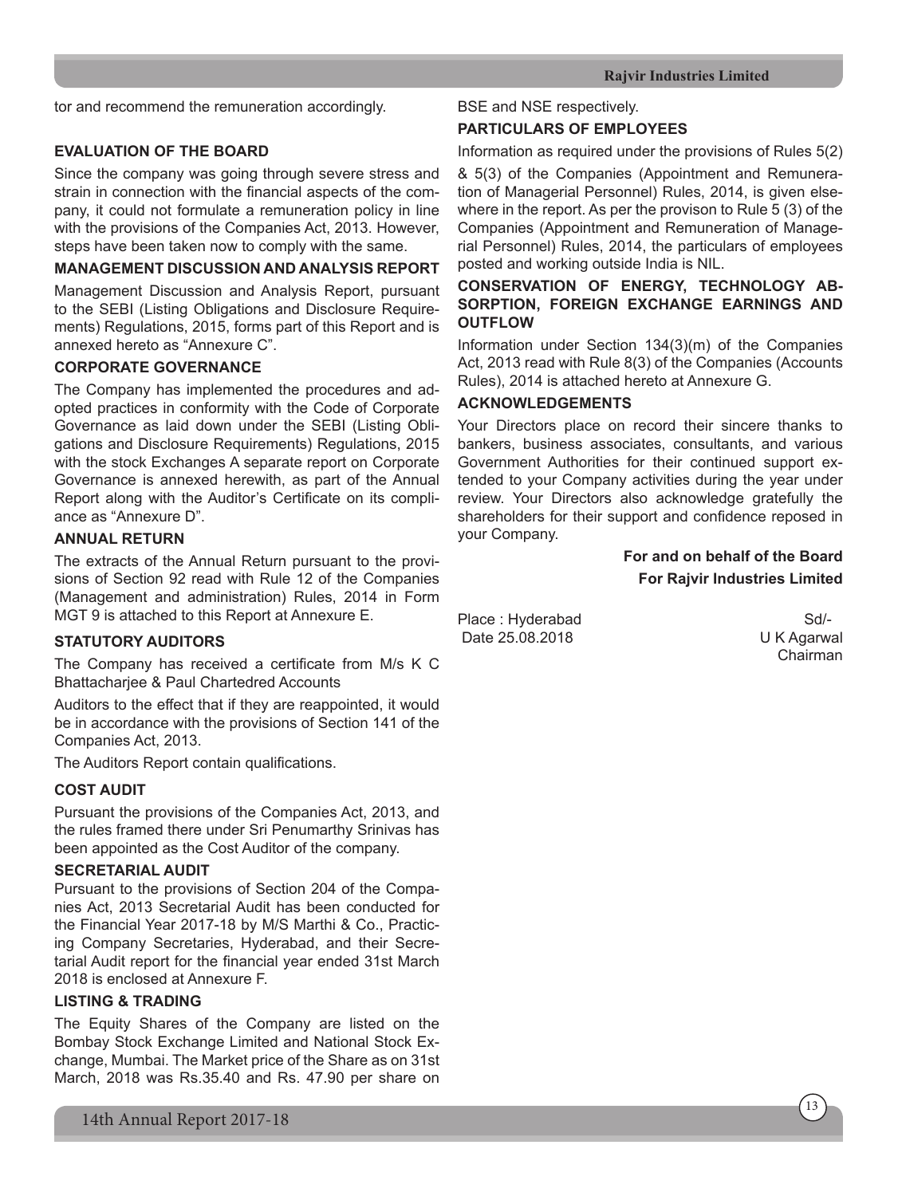tor and recommend the remuneration accordingly.

## EVALUATION OF THE BOARD

Since the company was going through severe stress and strain in connection with the financial aspects of the company, it could not formulate a remuneration policy in line with the provisions of the Companies Act, 2013. However, steps have been taken now to comply with the same.

## MANAGEMENT DISCUSSION AND ANALYSIS REPORT

Management Discussion and Analysis Report, pursuant to the SEBI (Listing Obligations and Disclosure Requirements) Regulations, 2015, forms part of this Report and is annexed hereto as "Annexure C".

## CORPORATE GOVERNANCE

The Company has implemented the procedures and adopted practices in conformity with the Code of Corporate Governance as laid down under the SEBI (Listing Obligations and Disclosure Requirements) Regulations, 2015 with the stock Exchanges A separate report on Corporate Governance is annexed herewith, as part of the Annual Report along with the Auditor's Certificate on its compliance as "Annexure D".

## ANNUAL RETURN

The extracts of the Annual Return pursuant to the provisions of Section 92 read with Rule 12 of the Companies (Management and administration) Rules, 2014 in Form MGT 9 is attached to this Report at Annexure E.

## STATUTORY AUDITORS

The Company has received a certificate from M/s K C Bhattacharjee & Paul Chartedred Accounts

Auditors to the effect that if they are reappointed, it would be in accordance with the provisions of Section 141 of the Companies Act, 2013.

The Auditors Report contain qualifications.

## COST AUDIT

Pursuant the provisions of the Companies Act, 2013, and the rules framed there under Sri Penumarthy Srinivas has been appointed as the Cost Auditor of the company.

## SECRETARIAL AUDIT

Pursuant to the provisions of Section 204 of the Companies Act, 2013 Secretarial Audit has been conducted for the Financial Year 2017-18 by M/S Marthi & Co., Practicing Company Secretaries, Hyderabad, and their Secretarial Audit report for the financial year ended 31st March 2018 is enclosed at Annexure F.

## LISTING & TRADING

The Equity Shares of the Company are listed on the Bombay Stock Exchange Limited and National Stock Exchange, Mumbai. The Market price of the Share as on 31st March, 2018 was Rs.35.40 and Rs. 47.90 per share on BSE and NSE respectively.

## PARTICULARS OF EMPLOYEES

Information as required under the provisions of Rules 5(2) & 5(3) of the Companies (Appointment and Remuneration of Managerial Personnel) Rules, 2014, is given elsewhere in the report. As per the provison to Rule 5 (3) of the Companies (Appointment and Remuneration of Managerial Personnel) Rules, 2014, the particulars of employees posted and working outside India is NIL.

## CONSERVATION OF ENERGY, TECHNOLOGY ABSORPTION, FOREIGN EXCHANGE EARNINGS AND OUTFLOW

Information under Section 134(3)(m) of the Companies Act, 2013 read with Rule 8(3) of the Companies (Accounts Rules), 2014 is attached hereto at Annexure G.

## ACKNOWLEDGEMENTS

Your Directors place on record their sincere thanks to bankers, business associates, consultants, and various Government Authorities for their continued support extended to your Company activities during the year under review. Your Directors also acknowledge gratefully the shareholders for their support and confidence reposed in your Company.

**For and on behalf of the Board**
**For Rajvir Industries Limited**

Place : Hyderabad
Date 25.08.2018

Sd-
U K Agarwal
Chairman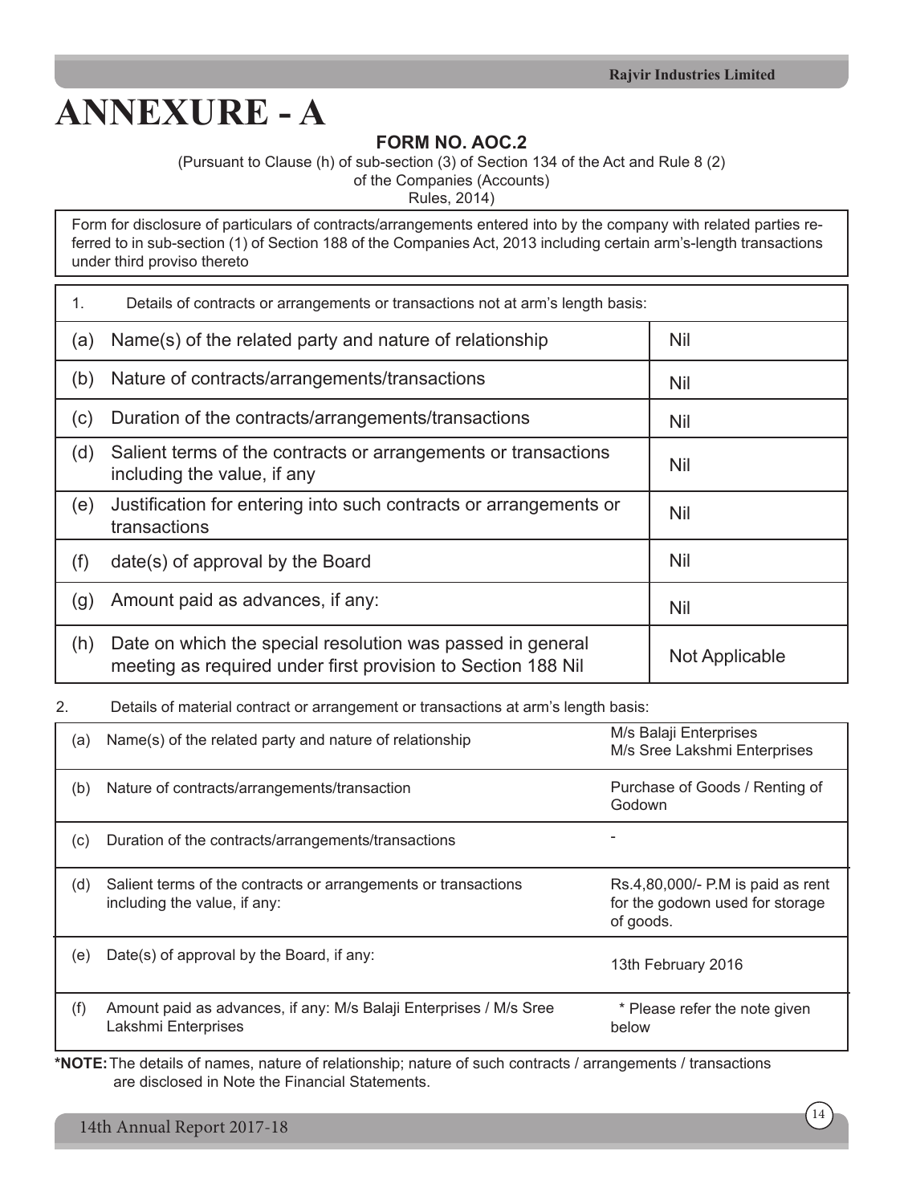# ANNEXURE - A

## FORM NO. AOC.2

(Pursuant to Clause (h) of sub-section (3) of Section 134 of the Act and Rule 8 (2) of the Companies (Accounts) Rules, 2014)

Form for disclosure of particulars of contracts/arrangements entered into by the company with related parties referred to in sub-section (1) of Section 188 of the Companies Act, 2013 including certain arm's-length transactions under third proviso thereto

| 1. Details of contracts or arrangements or transactions not at arm's length basis: | |
|---|---|
| (a) Name(s) of the related party and nature of relationship | Nil |
| (b) Nature of contracts/arrangements/transactions | Nil |
| (c) Duration of the contracts/arrangements/transactions | Nil |
| (d) Salient terms of the contracts or arrangements or transactions including the value, if any | Nil |
| (e) Justification for entering into such contracts or arrangements or transactions | Nil |
| (f) date(s) of approval by the Board | Nil |
| (g) Amount paid as advances, if any: | Nil |
| (h) Date on which the special resolution was passed in general meeting as required under first provision to Section 188 Nil | Not Applicable |

2. Details of material contract or arrangement or transactions at arm's length basis:

| | | |
|---|---|---|
| (a) | Name(s) of the related party and nature of relationship | M/s Balaji Enterprises<br>M/s Sree Lakshmi Enterprises |
| (b) | Nature of contracts/arrangements/transaction | Purchase of Goods / Renting of Godown |
| (c) | Duration of the contracts/arrangements/transactions | - |
| (d) | Salient terms of the contracts or arrangements or transactions including the value, if any: | Rs.4,80,000/- P.M is paid as rent for the godown used for storage of goods. |
| (e) | Date(s) of approval by the Board, if any: | 13th February 2016 |
| (f) | Amount paid as advances, if any: M/s Balaji Enterprises / M/s Sree Lakshmi Enterprises | * Please refer the note given below |

***NOTE:** The details of names, nature of relationship; nature of such contracts / arrangements / transactions are disclosed in Note the Financial Statements.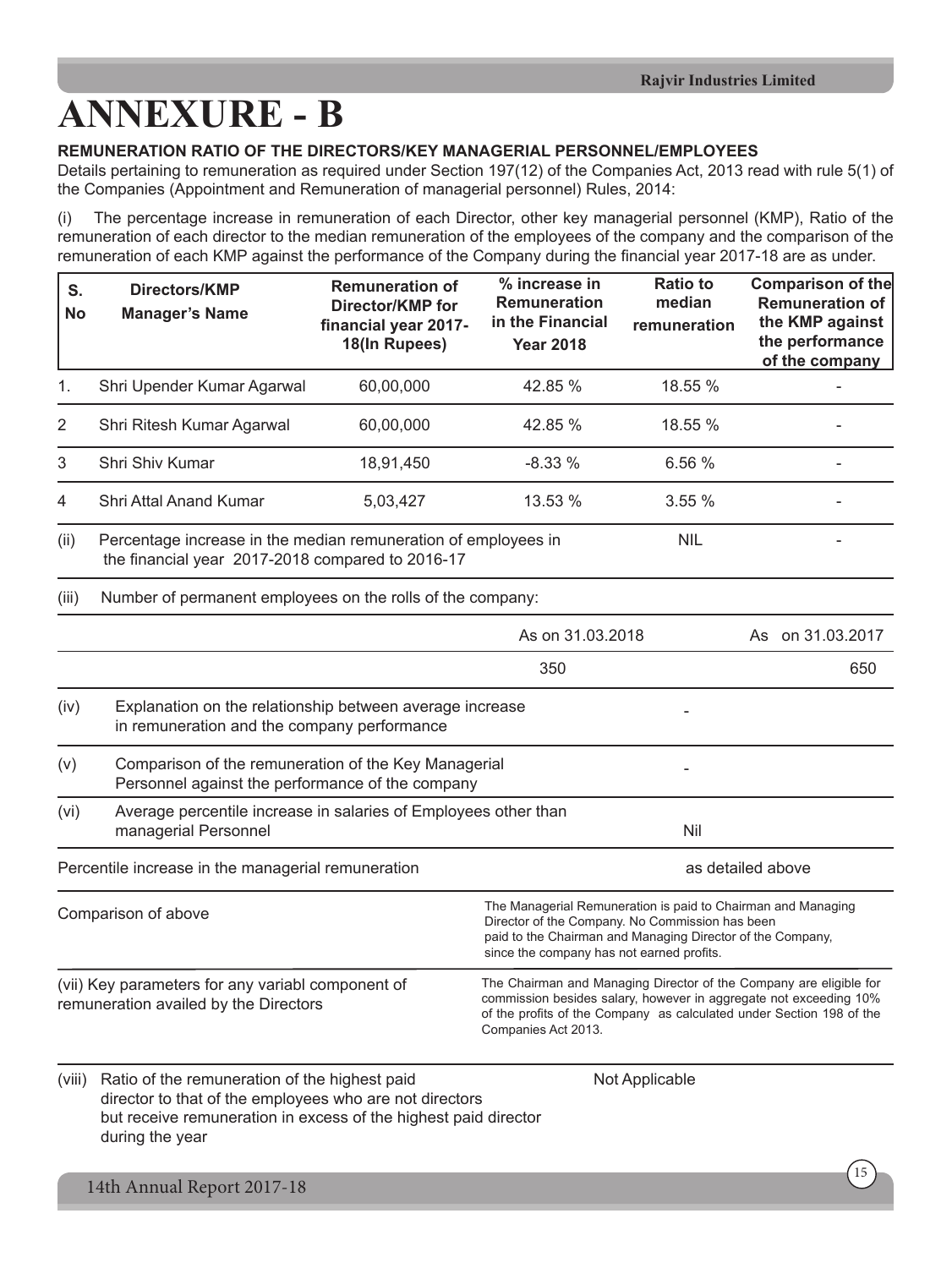# ANNEXURE - B

**REMUNERATION RATIO OF THE DIRECTORS/KEY MANAGERIAL PERSONNEL/EMPLOYEES**

Details pertaining to remuneration as required under Section 197(12) of the Companies Act, 2013 read with rule 5(1) of the Companies (Appointment and Remuneration of managerial personnel) Rules, 2014:

(i) The percentage increase in remuneration of each Director, other key managerial personnel (KMP), Ratio of the remuneration of each director to the median remuneration of the employees of the company and the comparison of the remuneration of each KMP against the performance of the Company during the financial year 2017-18 are as under.

| S. No | Directors/KMP Manager's Name | Remuneration of Director/KMP for financial year 2017-18(In Rupees) | % increase in Remuneration in the Financial Year 2018 | Ratio to median remuneration | Comparison of the Remuneration of the KMP against the performance of the company |
|---|---|---|---|---|---|
| 1. | Shri Upender Kumar Agarwal | 60,00,000 | 42.85 % | 18.55 % | - |
| 2 | Shri Ritesh Kumar Agarwal | 60,00,000 | 42.85 % | 18.55 % | - |
| 3 | Shri Shiv Kumar | 18,91,450 | -8.33 % | 6.56 % | - |
| 4 | Shri Attal Anand Kumar | 5,03,427 | 13.53 % | 3.55 % | - |
| (ii) | Percentage increase in the median remuneration of employees in the financial year 2017-2018 compared to 2016-17 | | | NIL | - |

(iii) Number of permanent employees on the rolls of the company:

| | As on 31.03.2018 | As on 31.03.2017 |
|---|---|---|
| | 350 | 650 |

| | | |
|---|---|---|
| (iv) | Explanation on the relationship between average increase in remuneration and the company performance | - |
| (v) | Comparison of the remuneration of the Key Managerial Personnel against the performance of the company | - |
| (vi) | Average percentile increase in salaries of Employees other than managerial Personnel | Nil |
| | Percentile increase in the managerial remuneration | as detailed above |
| | Comparison of above | The Managerial Remuneration is paid to Chairman and Managing Director of the Company. No Commission has been paid to the Chairman and Managing Director of the Company, since the company has not earned profits. |
| (vii) | Key parameters for any variabl component of remuneration availed by the Directors | The Chairman and Managing Director of the Company are eligible for commission besides salary, however in aggregate not exceeding 10% of the profits of the Company as calculated under Section 198 of the Companies Act 2013. |
| (viii) | Ratio of the remuneration of the highest paid director to that of the employees who are not directors but receive remuneration in excess of the highest paid director during the year | Not Applicable |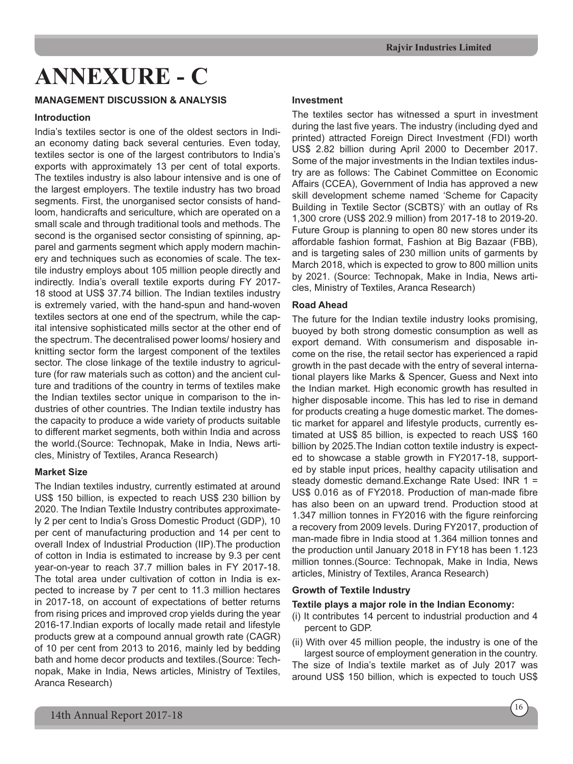# ANNEXURE - C

## MANAGEMENT DISCUSSION & ANALYSIS

### Introduction

India's textiles sector is one of the oldest sectors in Indian economy dating back several centuries. Even today, textiles sector is one of the largest contributors to India's exports with approximately 13 per cent of total exports. The textiles industry is also labour intensive and is one of the largest employers. The textile industry has two broad segments. First, the unorganised sector consists of handloom, handicrafts and sericulture, which are operated on a small scale and through traditional tools and methods. The second is the organised sector consisting of spinning, apparel and garments segment which apply modern machinery and techniques such as economies of scale. The textile industry employs about 105 million people directly and indirectly. India's overall textile exports during FY 2017-18 stood at US$ 37.74 billion. The Indian textiles industry is extremely varied, with the hand-spun and hand-woven textiles sectors at one end of the spectrum, while the capital intensive sophisticated mills sector at the other end of the spectrum. The decentralised power looms/ hosiery and knitting sector form the largest component of the textiles sector. The close linkage of the textile industry to agriculture (for raw materials such as cotton) and the ancient culture and traditions of the country in terms of textiles make the Indian textiles sector unique in comparison to the industries of other countries. The Indian textile industry has the capacity to produce a wide variety of products suitable to different market segments, both within India and across the world.(Source: Technopak, Make in India, News articles, Ministry of Textiles, Aranca Research)

### Market Size

The Indian textiles industry, currently estimated at around US$ 150 billion, is expected to reach US$ 230 billion by 2020. The Indian Textile Industry contributes approximately 2 per cent to India's Gross Domestic Product (GDP), 10 per cent of manufacturing production and 14 per cent to overall Index of Industrial Production (IIP).The production of cotton in India is estimated to increase by 9.3 per cent year-on-year to reach 37.7 million bales in FY 2017-18. The total area under cultivation of cotton in India is expected to increase by 7 per cent to 11.3 million hectares in 2017-18, on account of expectations of better returns from rising prices and improved crop yields during the year 2016-17.Indian exports of locally made retail and lifestyle products grew at a compound annual growth rate (CAGR) of 10 per cent from 2013 to 2016, mainly led by bedding bath and home decor products and textiles.(Source: Technopak, Make in India, News articles, Ministry of Textiles, Aranca Research)

### Investment

The textiles sector has witnessed a spurt in investment during the last five years. The industry (including dyed and printed) attracted Foreign Direct Investment (FDI) worth US$ 2.82 billion during April 2000 to December 2017. Some of the major investments in the Indian textiles industry are as follows: The Cabinet Committee on Economic Affairs (CCEA), Government of India has approved a new skill development scheme named 'Scheme for Capacity Building in Textile Sector (SCBTS)' with an outlay of Rs 1,300 crore (US$ 202.9 million) from 2017-18 to 2019-20. Future Group is planning to open 80 new stores under its affordable fashion format, Fashion at Big Bazaar (FBB), and is targeting sales of 230 million units of garments by March 2018, which is expected to grow to 800 million units by 2021. (Source: Technopak, Make in India, News articles, Ministry of Textiles, Aranca Research)

### Road Ahead

The future for the Indian textile industry looks promising, buoyed by both strong domestic consumption as well as export demand. With consumerism and disposable income on the rise, the retail sector has experienced a rapid growth in the past decade with the entry of several international players like Marks & Spencer, Guess and Next into the Indian market. High economic growth has resulted in higher disposable income. This has led to rise in demand for products creating a huge domestic market. The domestic market for apparel and lifestyle products, currently estimated at US$ 85 billion, is expected to reach US$ 160 billion by 2025.The Indian cotton textile industry is expected to showcase a stable growth in FY2017-18, supported by stable input prices, healthy capacity utilisation and steady domestic demand.Exchange Rate Used: INR 1 = US$ 0.016 as of FY2018. Production of man-made fibre has also been on an upward trend. Production stood at 1.347 million tonnes in FY2016 with the figure reinforcing a recovery from 2009 levels. During FY2017, production of man-made fibre in India stood at 1.364 million tonnes and the production until January 2018 in FY18 has been 1.123 million tonnes.(Source: Technopak, Make in India, News articles, Ministry of Textiles, Aranca Research)

### Growth of Textile Industry

**Textile plays a major role in the Indian Economy:**

(i) It contributes 14 percent to industrial production and 4 percent to GDP.

(ii) With over 45 million people, the industry is one of the largest source of employment generation in the country.

The size of India's textile market as of July 2017 was around US$ 150 billion, which is expected to touch US$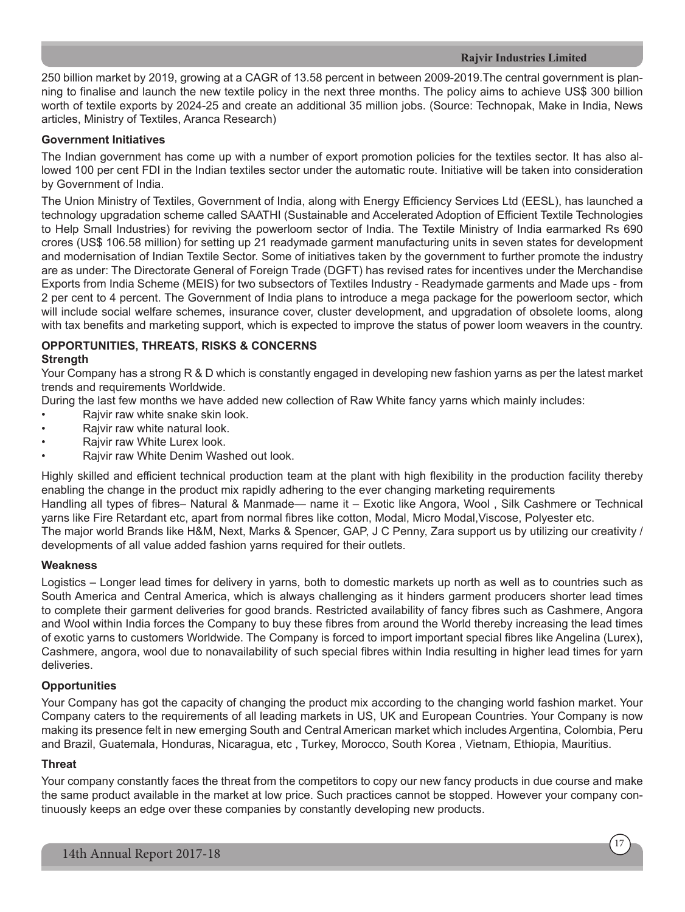250 billion market by 2019, growing at a CAGR of 13.58 percent in between 2009-2019.The central government is planning to finalise and launch the new textile policy in the next three months. The policy aims to achieve US$ 300 billion worth of textile exports by 2024-25 and create an additional 35 million jobs. (Source: Technopak, Make in India, News articles, Ministry of Textiles, Aranca Research)

**Government Initiatives**

The Indian government has come up with a number of export promotion policies for the textiles sector. It has also allowed 100 per cent FDI in the Indian textiles sector under the automatic route. Initiative will be taken into consideration by Government of India.

The Union Ministry of Textiles, Government of India, along with Energy Efficiency Services Ltd (EESL), has launched a technology upgradation scheme called SAATHI (Sustainable and Accelerated Adoption of Efficient Textile Technologies to Help Small Industries) for reviving the powerloom sector of India. The Textile Ministry of India earmarked Rs 690 crores (US$ 106.58 million) for setting up 21 readymade garment manufacturing units in seven states for development and modernisation of Indian Textile Sector. Some of initiatives taken by the government to further promote the industry are as under: The Directorate General of Foreign Trade (DGFT) has revised rates for incentives under the Merchandise Exports from India Scheme (MEIS) for two subsectors of Textiles Industry - Readymade garments and Made ups - from 2 per cent to 4 percent. The Government of India plans to introduce a mega package for the powerloom sector, which will include social welfare schemes, insurance cover, cluster development, and upgradation of obsolete looms, along with tax benefits and marketing support, which is expected to improve the status of power loom weavers in the country.

**OPPORTUNITIES, THREATS, RISKS & CONCERNS**

**Strength**

Your Company has a strong R & D which is constantly engaged in developing new fashion yarns as per the latest market trends and requirements Worldwide.

During the last few months we have added new collection of Raw White fancy yarns which mainly includes:

- Rajvir raw white snake skin look.
- Rajvir raw white natural look.
- Rajvir raw White Lurex look.
- Rajvir raw White Denim Washed out look.

Highly skilled and efficient technical production team at the plant with high flexibility in the production facility thereby enabling the change in the product mix rapidly adhering to the ever changing marketing requirements

Handling all types of fibres– Natural & Manmade— name it – Exotic like Angora, Wool , Silk Cashmere or Technical yarns like Fire Retardant etc, apart from normal fibres like cotton, Modal, Micro Modal,Viscose, Polyester etc.

The major world Brands like H&M, Next, Marks & Spencer, GAP, J C Penny, Zara support us by utilizing our creativity / developments of all value added fashion yarns required for their outlets.

**Weakness**

Logistics – Longer lead times for delivery in yarns, both to domestic markets up north as well as to countries such as South America and Central America, which is always challenging as it hinders garment producers shorter lead times to complete their garment deliveries for good brands. Restricted availability of fancy fibres such as Cashmere, Angora and Wool within India forces the Company to buy these fibres from around the World thereby increasing the lead times of exotic yarns to customers Worldwide. The Company is forced to import important special fibres like Angelina (Lurex), Cashmere, angora, wool due to nonavailability of such special fibres within India resulting in higher lead times for yarn deliveries.

**Opportunities**

Your Company has got the capacity of changing the product mix according to the changing world fashion market. Your Company caters to the requirements of all leading markets in US, UK and European Countries. Your Company is now making its presence felt in new emerging South and Central American market which includes Argentina, Colombia, Peru and Brazil, Guatemala, Honduras, Nicaragua, etc , Turkey, Morocco, South Korea , Vietnam, Ethiopia, Mauritius.

**Threat**

Your company constantly faces the threat from the competitors to copy our new fancy products in due course and make the same product available in the market at low price. Such practices cannot be stopped. However your company continuously keeps an edge over these companies by constantly developing new products.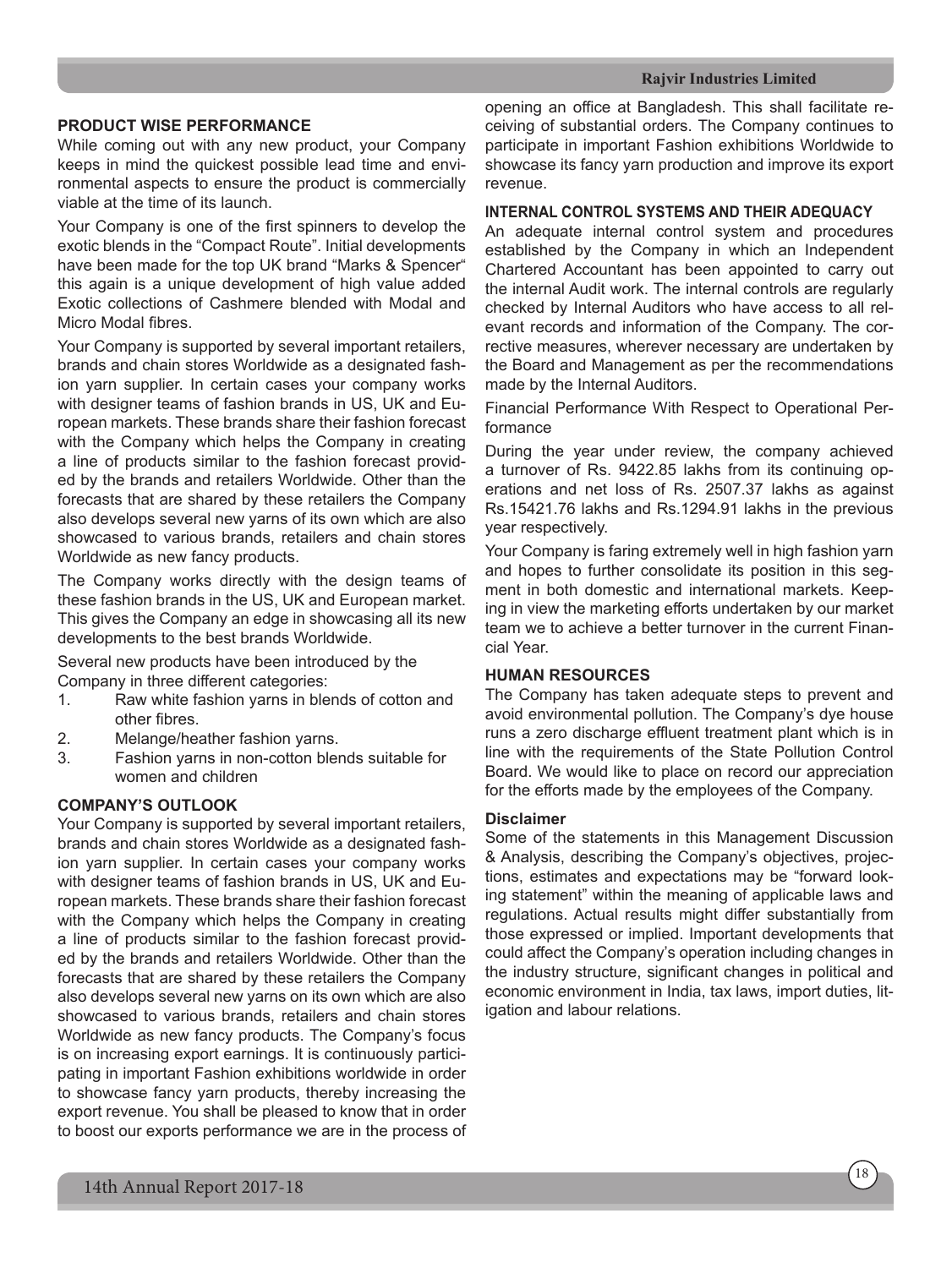## PRODUCT WISE PERFORMANCE

While coming out with any new product, your Company keeps in mind the quickest possible lead time and environmental aspects to ensure the product is commercially viable at the time of its launch.

Your Company is one of the first spinners to develop the exotic blends in the "Compact Route". Initial developments have been made for the top UK brand "Marks & Spencer" this again is a unique development of high value added Exotic collections of Cashmere blended with Modal and Micro Modal fibres.

Your Company is supported by several important retailers, brands and chain stores Worldwide as a designated fashion yarn supplier. In certain cases your company works with designer teams of fashion brands in US, UK and European markets. These brands share their fashion forecast with the Company which helps the Company in creating a line of products similar to the fashion forecast provided by the brands and retailers Worldwide. Other than the forecasts that are shared by these retailers the Company also develops several new yarns of its own which are also showcased to various brands, retailers and chain stores Worldwide as new fancy products.

The Company works directly with the design teams of these fashion brands in the US, UK and European market. This gives the Company an edge in showcasing all its new developments to the best brands Worldwide.

Several new products have been introduced by the Company in three different categories:

1. Raw white fashion yarns in blends of cotton and other fibres.
2. Melange/heather fashion yarns.
3. Fashion yarns in non-cotton blends suitable for women and children

## COMPANY'S OUTLOOK

Your Company is supported by several important retailers, brands and chain stores Worldwide as a designated fashion yarn supplier. In certain cases your company works with designer teams of fashion brands in US, UK and European markets. These brands share their fashion forecast with the Company which helps the Company in creating a line of products similar to the fashion forecast provided by the brands and retailers Worldwide. Other than the forecasts that are shared by these retailers the Company also develops several new yarns on its own which are also showcased to various brands, retailers and chain stores Worldwide as new fancy products. The Company's focus is on increasing export earnings. It is continuously participating in important Fashion exhibitions worldwide in order to showcase fancy yarn products, thereby increasing the export revenue. You shall be pleased to know that in order to boost our exports performance we are in the process of opening an office at Bangladesh. This shall facilitate receiving of substantial orders. The Company continues to participate in important Fashion exhibitions Worldwide to showcase its fancy yarn production and improve its export revenue.

## INTERNAL CONTROL SYSTEMS AND THEIR ADEQUACY

An adequate internal control system and procedures established by the Company in which an Independent Chartered Accountant has been appointed to carry out the internal Audit work. The internal controls are regularly checked by Internal Auditors who have access to all relevant records and information of the Company. The corrective measures, wherever necessary are undertaken by the Board and Management as per the recommendations made by the Internal Auditors.

Financial Performance With Respect to Operational Performance

During the year under review, the company achieved a turnover of Rs. 9422.85 lakhs from its continuing operations and net loss of Rs. 2507.37 lakhs as against Rs.15421.76 lakhs and Rs.1294.91 lakhs in the previous year respectively.

Your Company is faring extremely well in high fashion yarn and hopes to further consolidate its position in this segment in both domestic and international markets. Keeping in view the marketing efforts undertaken by our market team we to achieve a better turnover in the current Financial Year.

## HUMAN RESOURCES

The Company has taken adequate steps to prevent and avoid environmental pollution. The Company's dye house runs a zero discharge effluent treatment plant which is in line with the requirements of the State Pollution Control Board. We would like to place on record our appreciation for the efforts made by the employees of the Company.

### Disclaimer

Some of the statements in this Management Discussion & Analysis, describing the Company's objectives, projections, estimates and expectations may be "forward looking statement" within the meaning of applicable laws and regulations. Actual results might differ substantially from those expressed or implied. Important developments that could affect the Company's operation including changes in the industry structure, significant changes in political and economic environment in India, tax laws, import duties, litigation and labour relations.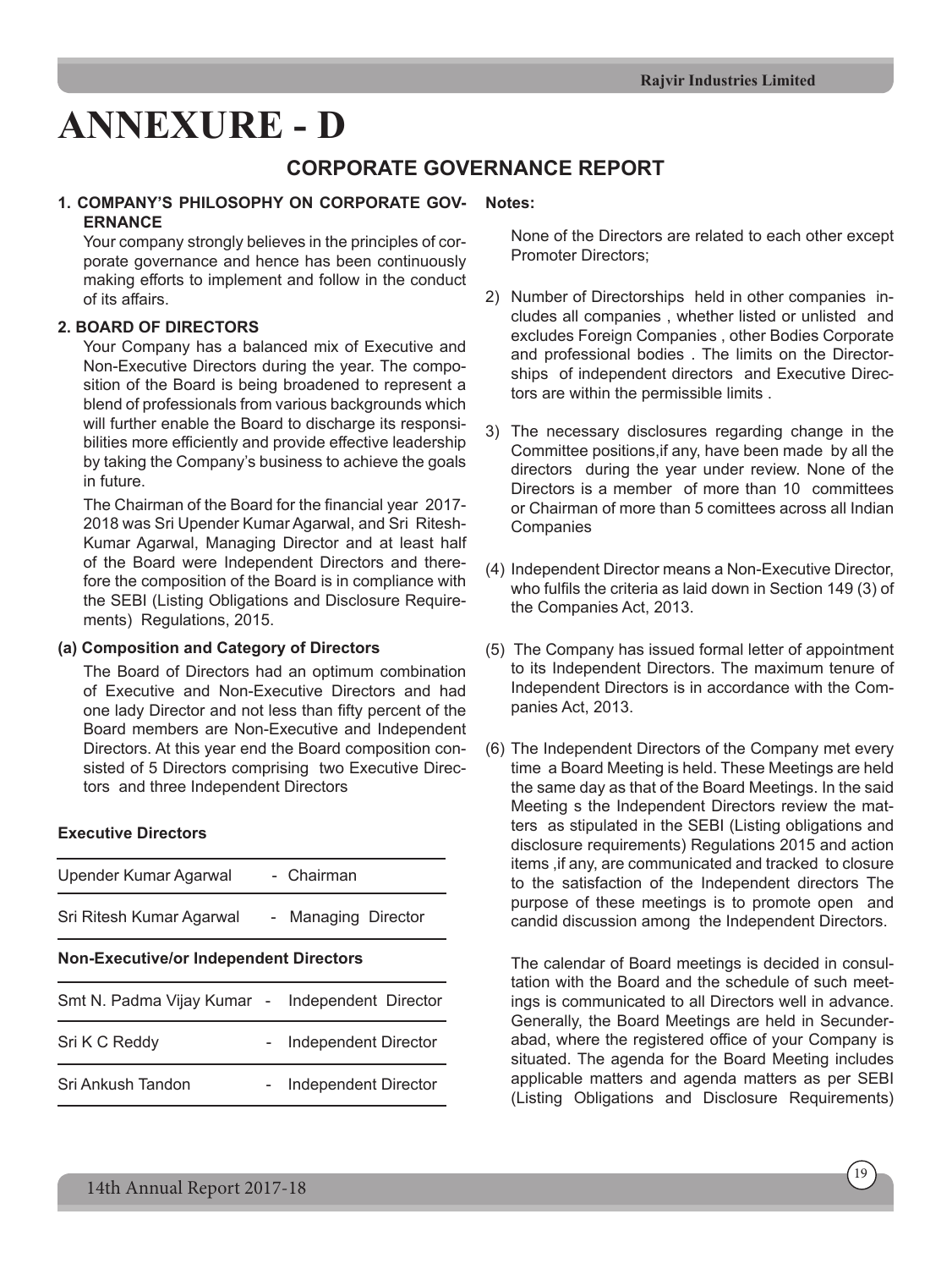# ANNEXURE - D

## CORPORATE GOVERNANCE REPORT

**1. COMPANY'S PHILOSOPHY ON CORPORATE GOVERNANCE**

Your company strongly believes in the principles of corporate governance and hence has been continuously making efforts to implement and follow in the conduct of its affairs.

**2. BOARD OF DIRECTORS**

Your Company has a balanced mix of Executive and Non-Executive Directors during the year. The composition of the Board is being broadened to represent a blend of professionals from various backgrounds which will further enable the Board to discharge its responsibilities more efficiently and provide effective leadership by taking the Company's business to achieve the goals in future.

The Chairman of the Board for the financial year 2017-2018 was Sri Upender Kumar Agarwal, and Sri Ritesh-Kumar Agarwal, Managing Director and at least half of the Board were Independent Directors and therefore the composition of the Board is in compliance with the SEBI (Listing Obligations and Disclosure Requirements) Regulations, 2015.

**(a) Composition and Category of Directors**

The Board of Directors had an optimum combination of Executive and Non-Executive Directors and had one lady Director and not less than fifty percent of the Board members are Non-Executive and Independent Directors. At this year end the Board composition consisted of 5 Directors comprising two Executive Directors and three Independent Directors

**Executive Directors**

| | |
|---|---|
| Upender Kumar Agarwal | - Chairman |
| Sri Ritesh Kumar Agarwal | - Managing Director |

**Non-Executive/or Independent Directors**

| | |
|---|---|
| Smt N. Padma Vijay Kumar | - Independent Director |
| Sri K C Reddy | - Independent Director |
| Sri Ankush Tandon | - Independent Director |

**Notes:**

None of the Directors are related to each other except Promoter Directors;

2) Number of Directorships held in other companies includes all companies , whether listed or unlisted and excludes Foreign Companies , other Bodies Corporate and professional bodies . The limits on the Directorships of independent directors and Executive Directors are within the permissible limits .

3) The necessary disclosures regarding change in the Committee positions,if any, have been made by all the directors during the year under review. None of the Directors is a member of more than 10 committees or Chairman of more than 5 comittees across all Indian Companies

(4) Independent Director means a Non-Executive Director, who fulfils the criteria as laid down in Section 149 (3) of the Companies Act, 2013.

(5) The Company has issued formal letter of appointment to its Independent Directors. The maximum tenure of Independent Directors is in accordance with the Companies Act, 2013.

(6) The Independent Directors of the Company met every time a Board Meeting is held. These Meetings are held the same day as that of the Board Meetings. In the said Meeting s the Independent Directors review the matters as stipulated in the SEBI (Listing obligations and disclosure requirements) Regulations 2015 and action items ,if any, are communicated and tracked to closure to the satisfaction of the Independent directors The purpose of these meetings is to promote open and candid discussion among the Independent Directors.

The calendar of Board meetings is decided in consultation with the Board and the schedule of such meetings is communicated to all Directors well in advance. Generally, the Board Meetings are held in Secunderabad, where the registered office of your Company is situated. The agenda for the Board Meeting includes applicable matters and agenda matters as per SEBI (Listing Obligations and Disclosure Requirements)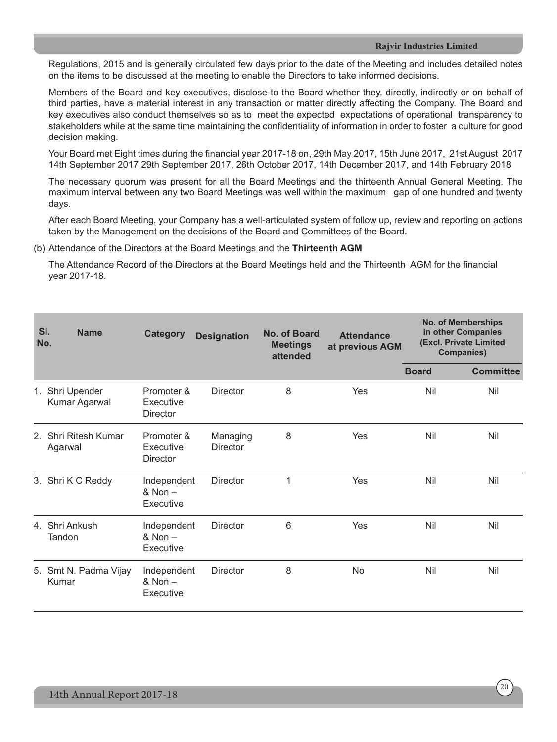Regulations, 2015 and is generally circulated few days prior to the date of the Meeting and includes detailed notes on the items to be discussed at the meeting to enable the Directors to take informed decisions.

Members of the Board and key executives, disclose to the Board whether they, directly, indirectly or on behalf of third parties, have a material interest in any transaction or matter directly affecting the Company. The Board and key executives also conduct themselves so as to meet the expected expectations of operational transparency to stakeholders while at the same time maintaining the confidentiality of information in order to foster a culture for good decision making.

Your Board met Eight times during the financial year 2017-18 on, 29th May 2017, 15th June 2017, 21st August 2017 14th September 2017 29th September 2017, 26th October 2017, 14th December 2017, and 14th February 2018

The necessary quorum was present for all the Board Meetings and the thirteenth Annual General Meeting. The maximum interval between any two Board Meetings was well within the maximum gap of one hundred and twenty days.

After each Board Meeting, your Company has a well-articulated system of follow up, review and reporting on actions taken by the Management on the decisions of the Board and Committees of the Board.

(b) Attendance of the Directors at the Board Meetings and the **Thirteenth AGM**

The Attendance Record of the Directors at the Board Meetings held and the Thirteenth AGM for the financial year 2017-18.

| Sl. No. | Name | Category | Designation | No. of Board Meetings attended | Attendance at previous AGM | No. of Memberships in other Companies (Excl. Private Limited Companies) | |
|---|---|---|---|---|---|---|---|
| | | | | | | Board | Committee |
| 1. | Shri Upender Kumar Agarwal | Promoter & Executive Director | Director | 8 | Yes | Nil | Nil |
| 2. | Shri Ritesh Kumar Agarwal | Promoter & Executive Director | Managing Director | 8 | Yes | Nil | Nil |
| 3. | Shri K C Reddy | Independent & Non – Executive | Director | 1 | Yes | Nil | Nil |
| 4. | Shri Ankush Tandon | Independent & Non – Executive | Director | 6 | Yes | Nil | Nil |
| 5. | Smt N. Padma Vijay Kumar | Independent & Non – Executive | Director | 8 | No | Nil | Nil |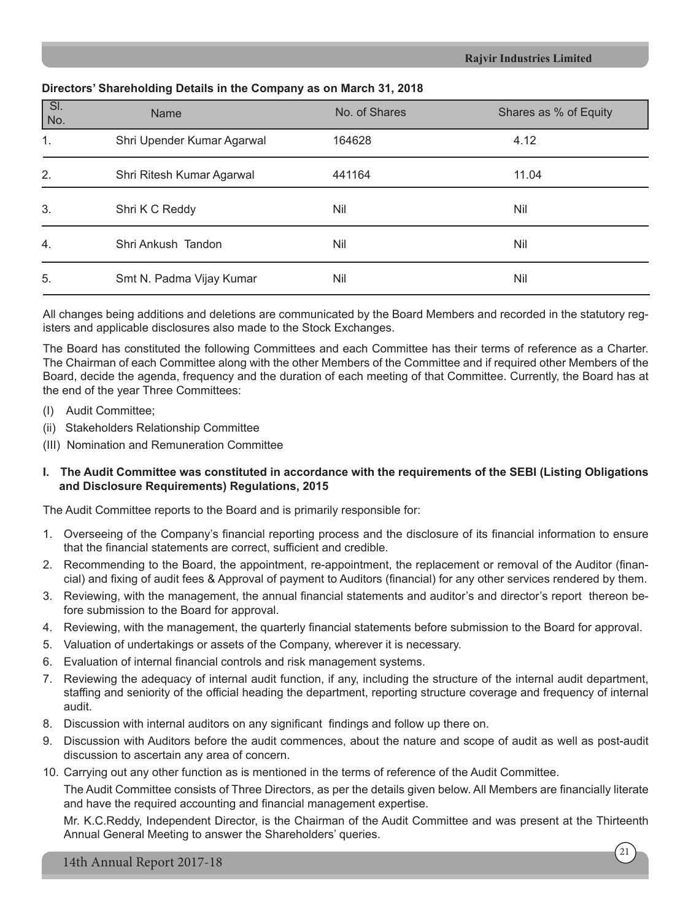**Directors' Shareholding Details in the Company as on March 31, 2018**

| Sl. No. | Name | No. of Shares | Shares as % of Equity |
|---|---|---|---|
| 1. | Shri Upender Kumar Agarwal | 164628 | 4.12 |
| 2. | Shri Ritesh Kumar Agarwal | 441164 | 11.04 |
| 3. | Shri K C Reddy | Nil | Nil |
| 4. | Shri Ankush Tandon | Nil | Nil |
| 5. | Smt N. Padma Vijay Kumar | Nil | Nil |

All changes being additions and deletions are communicated by the Board Members and recorded in the statutory registers and applicable disclosures also made to the Stock Exchanges.

The Board has constituted the following Committees and each Committee has their terms of reference as a Charter. The Chairman of each Committee along with the other Members of the Committee and if required other Members of the Board, decide the agenda, frequency and the duration of each meeting of that Committee. Currently, the Board has at the end of the year Three Committees:

(I) Audit Committee;

(ii) Stakeholders Relationship Committee

(III) Nomination and Remuneration Committee

**I. The Audit Committee was constituted in accordance with the requirements of the SEBI (Listing Obligations and Disclosure Requirements) Regulations, 2015**

The Audit Committee reports to the Board and is primarily responsible for:

1. Overseeing of the Company's financial reporting process and the disclosure of its financial information to ensure that the financial statements are correct, sufficient and credible.
2. Recommending to the Board, the appointment, re-appointment, the replacement or removal of the Auditor (financial) and fixing of audit fees & Approval of payment to Auditors (financial) for any other services rendered by them.
3. Reviewing, with the management, the annual financial statements and auditor's and director's report thereon before submission to the Board for approval.
4. Reviewing, with the management, the quarterly financial statements before submission to the Board for approval.
5. Valuation of undertakings or assets of the Company, wherever it is necessary.
6. Evaluation of internal financial controls and risk management systems.
7. Reviewing the adequacy of internal audit function, if any, including the structure of the internal audit department, staffing and seniority of the official heading the department, reporting structure coverage and frequency of internal audit.
8. Discussion with internal auditors on any significant findings and follow up there on.
9. Discussion with Auditors before the audit commences, about the nature and scope of audit as well as post-audit discussion to ascertain any area of concern.
10. Carrying out any other function as is mentioned in the terms of reference of the Audit Committee.

    The Audit Committee consists of Three Directors, as per the details given below. All Members are financially literate and have the required accounting and financial management expertise.

    Mr. K.C.Reddy, Independent Director, is the Chairman of the Audit Committee and was present at the Thirteenth Annual General Meeting to answer the Shareholders' queries.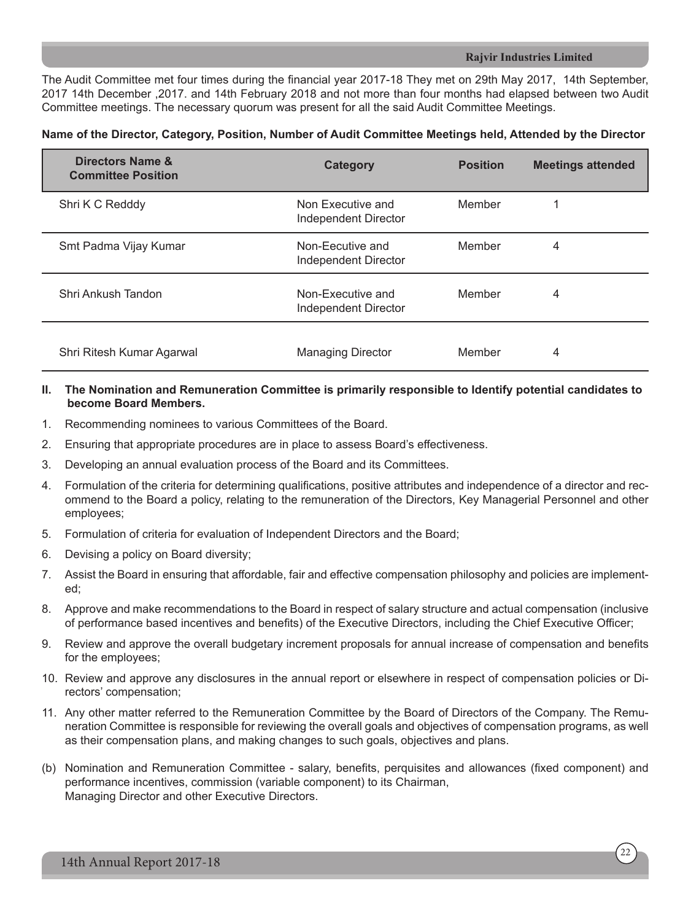The Audit Committee met four times during the financial year 2017-18 They met on 29th May 2017, 14th September, 2017 14th December ,2017. and 14th February 2018 and not more than four months had elapsed between two Audit Committee meetings. The necessary quorum was present for all the said Audit Committee Meetings.

**Name of the Director, Category, Position, Number of Audit Committee Meetings held, Attended by the Director**

| Directors Name & Committee Position | Category | Position | Meetings attended |
|---|---|---|---|
| Shri K C Redddy | Non Executive and Independent Director | Member | 1 |
| Smt Padma Vijay Kumar | Non-Eecutive and Independent Director | Member | 4 |
| Shri Ankush Tandon | Non-Executive and Independent Director | Member | 4 |
| Shri Ritesh Kumar Agarwal | Managing Director | Member | 4 |

**II. The Nomination and Remuneration Committee is primarily responsible to Identify potential candidates to become Board Members.**

1. Recommending nominees to various Committees of the Board.
2. Ensuring that appropriate procedures are in place to assess Board's effectiveness.
3. Developing an annual evaluation process of the Board and its Committees.
4. Formulation of the criteria for determining qualifications, positive attributes and independence of a director and recommend to the Board a policy, relating to the remuneration of the Directors, Key Managerial Personnel and other employees;
5. Formulation of criteria for evaluation of Independent Directors and the Board;
6. Devising a policy on Board diversity;
7. Assist the Board in ensuring that affordable, fair and effective compensation philosophy and policies are implemented;
8. Approve and make recommendations to the Board in respect of salary structure and actual compensation (inclusive of performance based incentives and benefits) of the Executive Directors, including the Chief Executive Officer;
9. Review and approve the overall budgetary increment proposals for annual increase of compensation and benefits for the employees;
10. Review and approve any disclosures in the annual report or elsewhere in respect of compensation policies or Directors' compensation;
11. Any other matter referred to the Remuneration Committee by the Board of Directors of the Company. The Remuneration Committee is responsible for reviewing the overall goals and objectives of compensation programs, as well as their compensation plans, and making changes to such goals, objectives and plans.

(b) Nomination and Remuneration Committee - salary, benefits, perquisites and allowances (fixed component) and performance incentives, commission (variable component) to its Chairman,
Managing Director and other Executive Directors.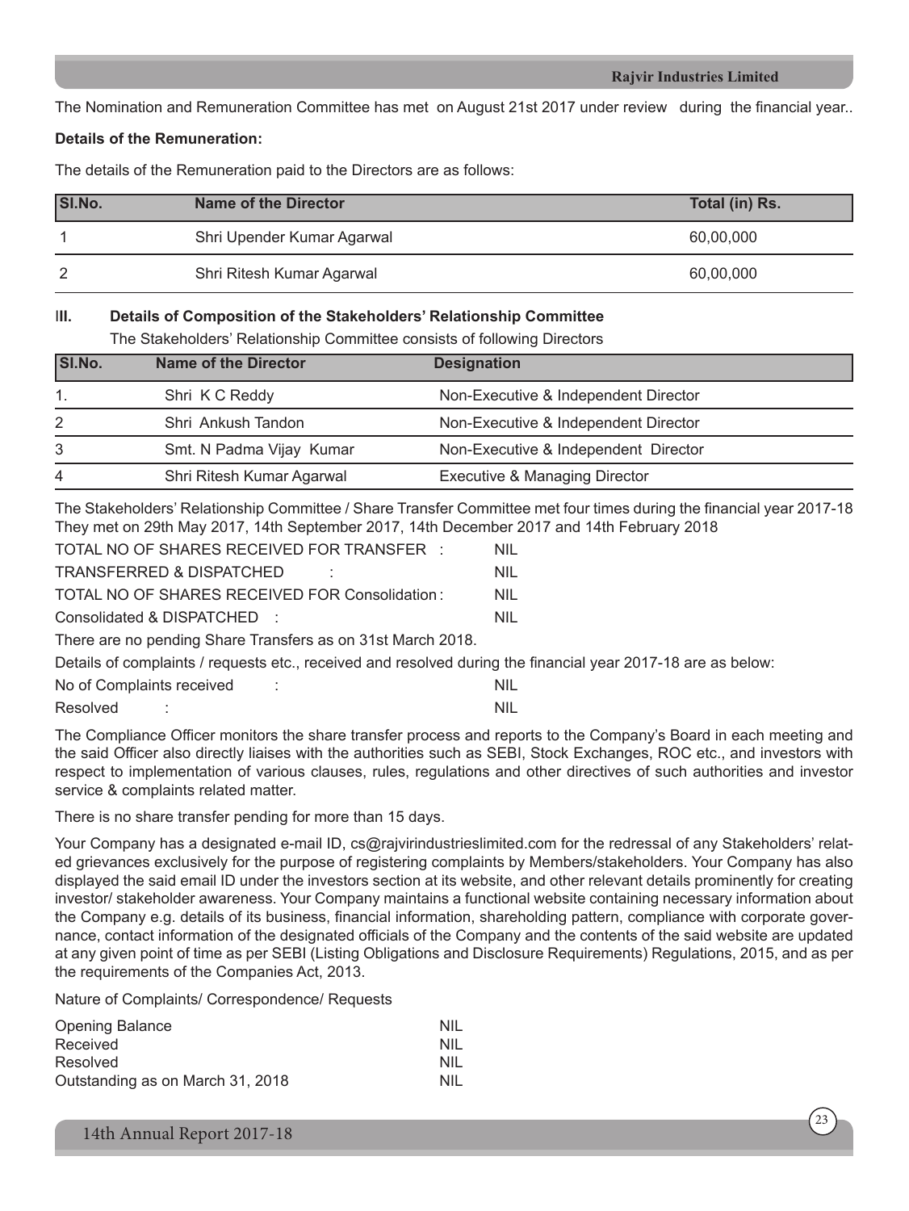The Nomination and Remuneration Committee has met on August 21st 2017 under review during the financial year..

**Details of the Remuneration:**

The details of the Remuneration paid to the Directors are as follows:

| Sl.No. | Name of the Director | Total (in) Rs. |
|---|---|---|
| 1 | Shri Upender Kumar Agarwal | 60,00,000 |
| 2 | Shri Ritesh Kumar Agarwal | 60,00,000 |

**III. Details of Composition of the Stakeholders' Relationship Committee**

The Stakeholders' Relationship Committee consists of following Directors

| Sl.No. | Name of the Director | Designation |
|---|---|---|
| 1. | Shri K C Reddy | Non-Executive & Independent Director |
| 2 | Shri Ankush Tandon | Non-Executive & Independent Director |
| 3 | Smt. N Padma Vijay Kumar | Non-Executive & Independent Director |
| 4 | Shri Ritesh Kumar Agarwal | Executive & Managing Director |

The Stakeholders' Relationship Committee / Share Transfer Committee met four times during the financial year 2017-18 They met on 29th May 2017, 14th September 2017, 14th December 2017 and 14th February 2018

TOTAL NO OF SHARES RECEIVED FOR TRANSFER : NIL

TRANSFERRED & DISPATCHED : NIL

TOTAL NO OF SHARES RECEIVED FOR Consolidation : NIL

Consolidated & DISPATCHED : NIL

There are no pending Share Transfers as on 31st March 2018.

Details of complaints / requests etc., received and resolved during the financial year 2017-18 are as below:

No of Complaints received : NIL

Resolved : NIL

The Compliance Officer monitors the share transfer process and reports to the Company's Board in each meeting and the said Officer also directly liaises with the authorities such as SEBI, Stock Exchanges, ROC etc., and investors with respect to implementation of various clauses, rules, regulations and other directives of such authorities and investor service & complaints related matter.

There is no share transfer pending for more than 15 days.

Your Company has a designated e-mail ID, cs@rajvirindustrieslimited.com for the redressal of any Stakeholders' related grievances exclusively for the purpose of registering complaints by Members/stakeholders. Your Company has also displayed the said email ID under the investors section at its website, and other relevant details prominently for creating investor/ stakeholder awareness. Your Company maintains a functional website containing necessary information about the Company e.g. details of its business, financial information, shareholding pattern, compliance with corporate governance, contact information of the designated officials of the Company and the contents of the said website are updated at any given point of time as per SEBI (Listing Obligations and Disclosure Requirements) Regulations, 2015, and as per the requirements of the Companies Act, 2013.

Nature of Complaints/ Correspondence/ Requests

| | |
|---|---|
| Opening Balance | NIL |
| Received | NIL |
| Resolved | NIL |
| Outstanding as on March 31, 2018 | NIL |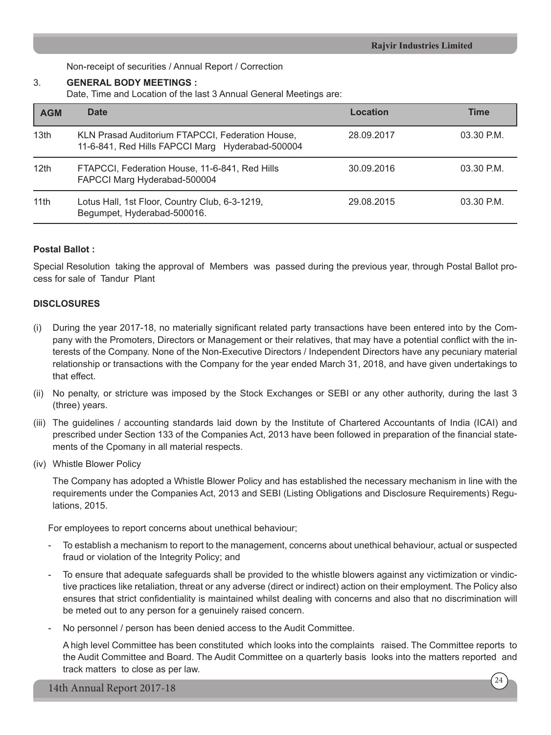Non-receipt of securities / Annual Report / Correction

3. **GENERAL BODY MEETINGS :**

Date, Time and Location of the last 3 Annual General Meetings are:

| AGM | Date | Location | Time |
|---|---|---|---|
| 13th | KLN Prasad Auditorium FTAPCCI, Federation House, 11-6-841, Red Hills FAPCCI Marg Hyderabad-500004 | 28.09.2017 | 03.30 P.M. |
| 12th | FTAPCCI, Federation House, 11-6-841, Red Hills FAPCCI Marg Hyderabad-500004 | 30.09.2016 | 03.30 P.M. |
| 11th | Lotus Hall, 1st Floor, Country Club, 6-3-1219, Begumpet, Hyderabad-500016. | 29.08.2015 | 03.30 P.M. |

**Postal Ballot :**

Special Resolution taking the approval of Members was passed during the previous year, through Postal Ballot process for sale of Tandur Plant

**DISCLOSURES**

(i) During the year 2017-18, no materially significant related party transactions have been entered into by the Company with the Promoters, Directors or Management or their relatives, that may have a potential conflict with the interests of the Company. None of the Non-Executive Directors / Independent Directors have any pecuniary material relationship or transactions with the Company for the year ended March 31, 2018, and have given undertakings to that effect.

(ii) No penalty, or stricture was imposed by the Stock Exchanges or SEBI or any other authority, during the last 3 (three) years.

(iii) The guidelines / accounting standards laid down by the Institute of Chartered Accountants of India (ICAI) and prescribed under Section 133 of the Companies Act, 2013 have been followed in preparation of the financial statements of the Cpomany in all material respects.

(iv) Whistle Blower Policy

The Company has adopted a Whistle Blower Policy and has established the necessary mechanism in line with the requirements under the Companies Act, 2013 and SEBI (Listing Obligations and Disclosure Requirements) Regulations, 2015.

For employees to report concerns about unethical behaviour;

- To establish a mechanism to report to the management, concerns about unethical behaviour, actual or suspected fraud or violation of the Integrity Policy; and
- To ensure that adequate safeguards shall be provided to the whistle blowers against any victimization or vindictive practices like retaliation, threat or any adverse (direct or indirect) action on their employment. The Policy also ensures that strict confidentiality is maintained whilst dealing with concerns and also that no discrimination will be meted out to any person for a genuinely raised concern.
- No personnel / person has been denied access to the Audit Committee.

A high level Committee has been constituted which looks into the complaints raised. The Committee reports to the Audit Committee and Board. The Audit Committee on a quarterly basis looks into the matters reported and track matters to close as per law.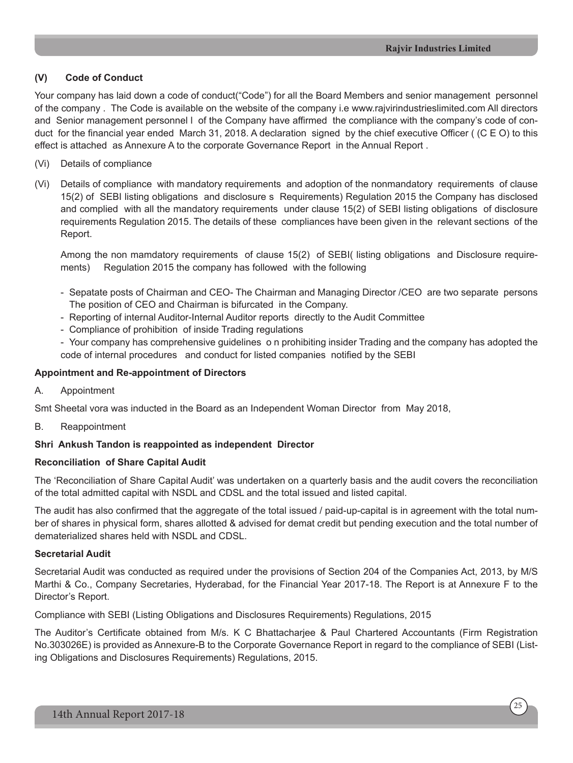**(V) Code of Conduct**

Your company has laid down a code of conduct("Code") for all the Board Members and senior management personnel of the company . The Code is available on the website of the company i.e www.rajvirindustrieslimited.com All directors and Senior management personnel l of the Company have affirmed the compliance with the company's code of conduct for the financial year ended March 31, 2018. A declaration signed by the chief executive Officer ( (C E O) to this effect is attached as Annexure A to the corporate Governance Report in the Annual Report .

(Vi) Details of compliance

(Vi) Details of compliance with mandatory requirements and adoption of the nonmandatory requirements of clause 15(2) of SEBI listing obligations and disclosure s Requirements) Regulation 2015 the Company has disclosed and complied with all the mandatory requirements under clause 15(2) of SEBI listing obligations of disclosure requirements Regulation 2015. The details of these compliances have been given in the relevant sections of the Report.

Among the non mamdatory requirements of clause 15(2) of SEBI( listing obligations and Disclosure requirements) Regulation 2015 the company has followed with the following

- Sepatate posts of Chairman and CEO- The Chairman and Managing Director /CEO are two separate persons The position of CEO and Chairman is bifurcated in the Company.
- Reporting of internal Auditor-Internal Auditor reports directly to the Audit Committee
- Compliance of prohibition of inside Trading regulations
- Your company has comprehensive guidelines o n prohibiting insider Trading and the company has adopted the code of internal procedures and conduct for listed companies notified by the SEBI

**Appointment and Re-appointment of Directors**

A. Appointment

Smt Sheetal vora was inducted in the Board as an Independent Woman Director from May 2018,

B. Reappointment

**Shri Ankush Tandon is reappointed as independent Director**

**Reconciliation of Share Capital Audit**

The 'Reconciliation of Share Capital Audit' was undertaken on a quarterly basis and the audit covers the reconciliation of the total admitted capital with NSDL and CDSL and the total issued and listed capital.

The audit has also confirmed that the aggregate of the total issued / paid-up-capital is in agreement with the total number of shares in physical form, shares allotted & advised for demat credit but pending execution and the total number of dematerialized shares held with NSDL and CDSL.

**Secretarial Audit**

Secretarial Audit was conducted as required under the provisions of Section 204 of the Companies Act, 2013, by M/S Marthi & Co., Company Secretaries, Hyderabad, for the Financial Year 2017-18. The Report is at Annexure F to the Director's Report.

Compliance with SEBI (Listing Obligations and Disclosures Requirements) Regulations, 2015

The Auditor's Certificate obtained from M/s. K C Bhattacharjee & Paul Chartered Accountants (Firm Registration No.303026E) is provided as Annexure-B to the Corporate Governance Report in regard to the compliance of SEBI (Listing Obligations and Disclosures Requirements) Regulations, 2015.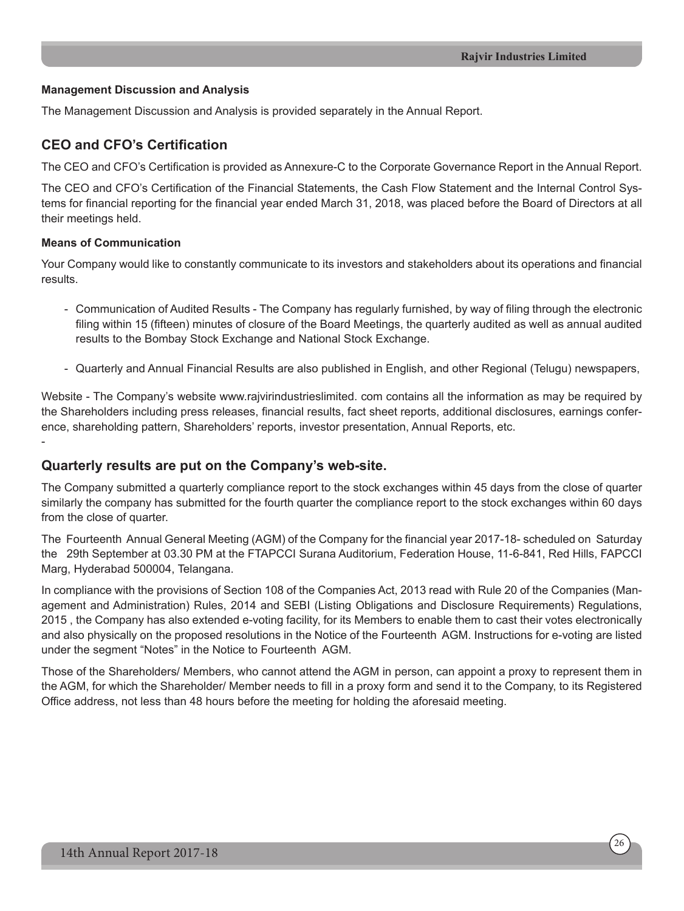**Management Discussion and Analysis**

The Management Discussion and Analysis is provided separately in the Annual Report.

## CEO and CFO's Certification

The CEO and CFO's Certification is provided as Annexure-C to the Corporate Governance Report in the Annual Report.

The CEO and CFO's Certification of the Financial Statements, the Cash Flow Statement and the Internal Control Systems for financial reporting for the financial year ended March 31, 2018, was placed before the Board of Directors at all their meetings held.

**Means of Communication**

Your Company would like to constantly communicate to its investors and stakeholders about its operations and financial results.

- Communication of Audited Results - The Company has regularly furnished, by way of filing through the electronic filing within 15 (fifteen) minutes of closure of the Board Meetings, the quarterly audited as well as annual audited results to the Bombay Stock Exchange and National Stock Exchange.

- Quarterly and Annual Financial Results are also published in English, and other Regional (Telugu) newspapers,

Website - The Company's website www.rajvirindustrieslimited. com contains all the information as may be required by the Shareholders including press releases, financial results, fact sheet reports, additional disclosures, earnings conference, shareholding pattern, Shareholders' reports, investor presentation, Annual Reports, etc.

-

## Quarterly results are put on the Company's web-site.

The Company submitted a quarterly compliance report to the stock exchanges within 45 days from the close of quarter similarly the company has submitted for the fourth quarter the compliance report to the stock exchanges within 60 days from the close of quarter.

The Fourteenth Annual General Meeting (AGM) of the Company for the financial year 2017-18- scheduled on Saturday the 29th September at 03.30 PM at the FTAPCCI Surana Auditorium, Federation House, 11-6-841, Red Hills, FAPCCI Marg, Hyderabad 500004, Telangana.

In compliance with the provisions of Section 108 of the Companies Act, 2013 read with Rule 20 of the Companies (Management and Administration) Rules, 2014 and SEBI (Listing Obligations and Disclosure Requirements) Regulations, 2015 , the Company has also extended e-voting facility, for its Members to enable them to cast their votes electronically and also physically on the proposed resolutions in the Notice of the Fourteenth AGM. Instructions for e-voting are listed under the segment "Notes" in the Notice to Fourteenth AGM.

Those of the Shareholders/ Members, who cannot attend the AGM in person, can appoint a proxy to represent them in the AGM, for which the Shareholder/ Member needs to fill in a proxy form and send it to the Company, to its Registered Office address, not less than 48 hours before the meeting for holding the aforesaid meeting.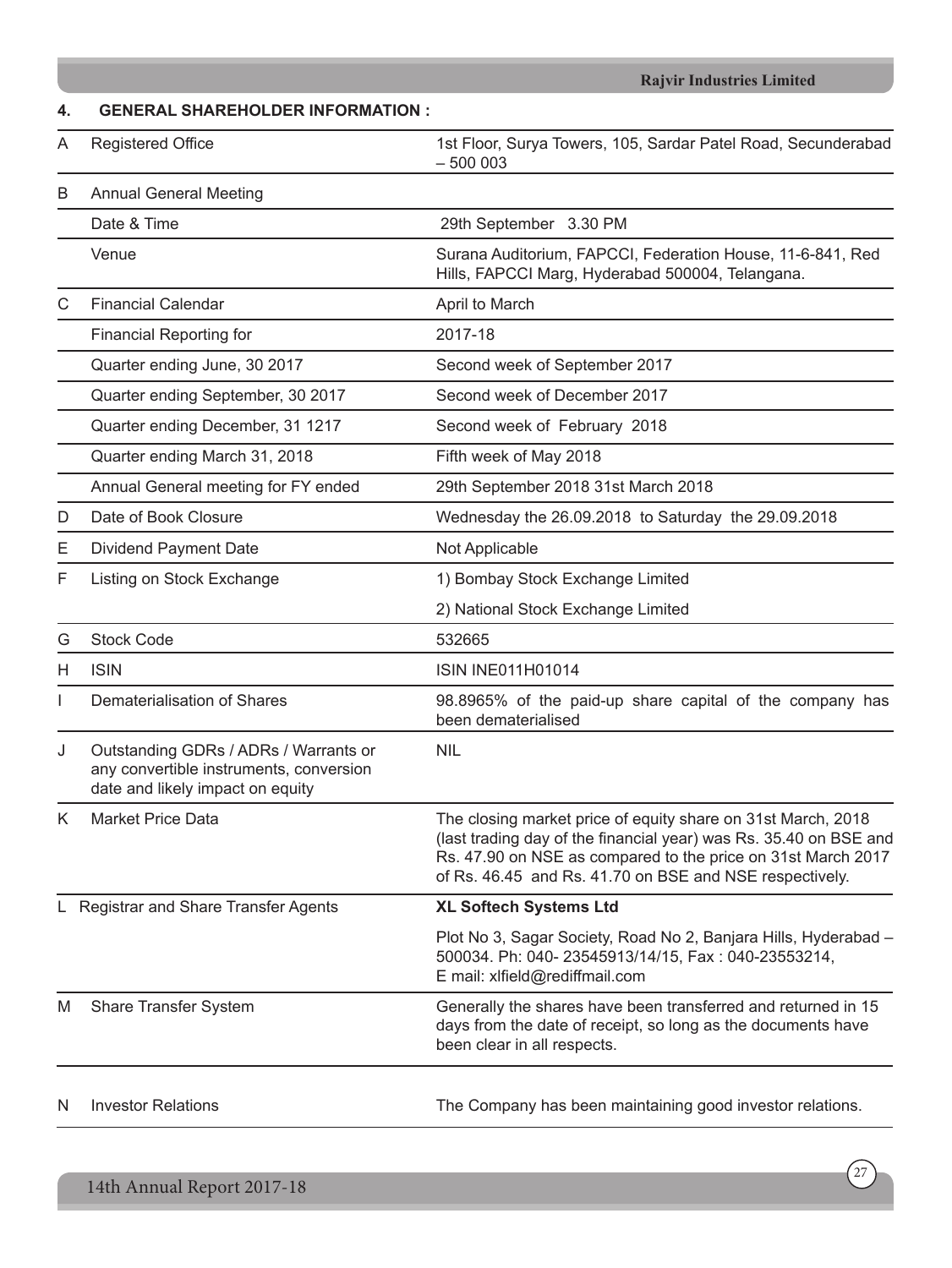## 4. GENERAL SHAREHOLDER INFORMATION :

| | | |
|---|---|---|
| A | Registered Office | 1st Floor, Surya Towers, 105, Sardar Patel Road, Secunderabad – 500 003 |
| B | Annual General Meeting | |
| | Date & Time | 29th September 3.30 PM |
| | Venue | Surana Auditorium, FAPCCI, Federation House, 11-6-841, Red Hills, FAPCCI Marg, Hyderabad 500004, Telangana. |
| C | Financial Calendar | April to March |
| | Financial Reporting for | 2017-18 |
| | Quarter ending June, 30 2017 | Second week of September 2017 |
| | Quarter ending September, 30 2017 | Second week of December 2017 |
| | Quarter ending December, 31 1217 | Second week of February 2018 |
| | Quarter ending March 31, 2018 | Fifth week of May 2018 |
| | Annual General meeting for FY ended | 29th September 2018 31st March 2018 |
| D | Date of Book Closure | Wednesday the 26.09.2018 to Saturday the 29.09.2018 |
| E | Dividend Payment Date | Not Applicable |
| F | Listing on Stock Exchange | 1) Bombay Stock Exchange Limited |
| | | 2) National Stock Exchange Limited |
| G | Stock Code | 532665 |
| H | ISIN | ISIN INE011H01014 |
| I | Dematerialisation of Shares | 98.8965% of the paid-up share capital of the company has been dematerialised |
| J | Outstanding GDRs / ADRs / Warrants or any convertible instruments, conversion date and likely impact on equity | NIL |
| K | Market Price Data | The closing market price of equity share on 31st March, 2018 (last trading day of the financial year) was Rs. 35.40 on BSE and Rs. 47.90 on NSE as compared to the price on 31st March 2017 of Rs. 46.45 and Rs. 41.70 on BSE and NSE respectively. |
| L | Registrar and Share Transfer Agents | **XL Softech Systems Ltd** |
| | | Plot No 3, Sagar Society, Road No 2, Banjara Hills, Hyderabad – 500034. Ph: 040- 23545913/14/15, Fax : 040-23553214, E mail: xlfield@rediffmail.com |
| M | Share Transfer System | Generally the shares have been transferred and returned in 15 days from the date of receipt, so long as the documents have been clear in all respects. |
| N | Investor Relations | The Company has been maintaining good investor relations. |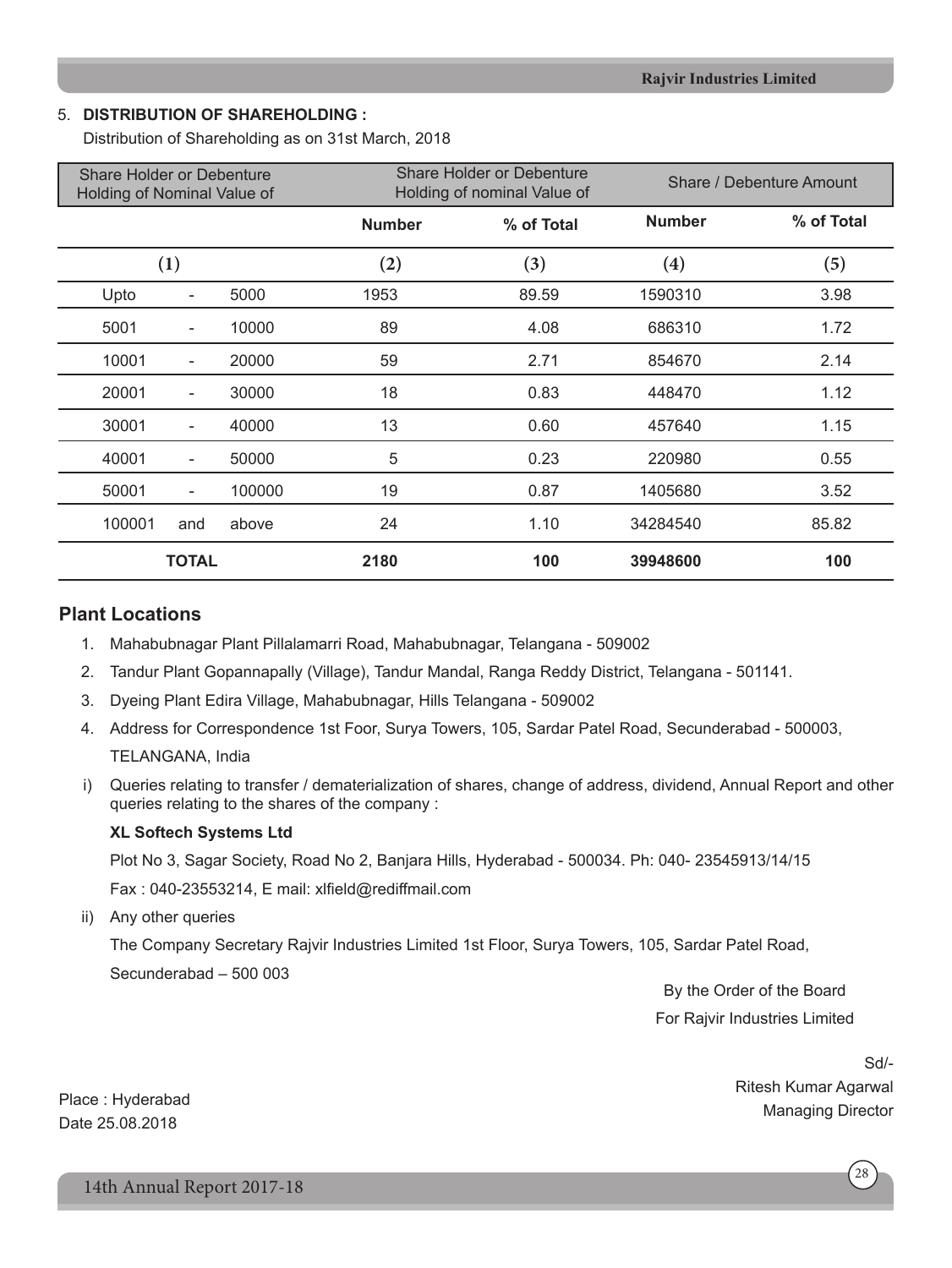5. **DISTRIBUTION OF SHAREHOLDING :**

Distribution of Shareholding as on 31st March, 2018

| Share Holder or Debenture Holding of Nominal Value of | Share Holder or Debenture Holding of nominal Value of | | Share / Debenture Amount | |
|---|---|---|---|---|
| | **Number** | **% of Total** | **Number** | **% of Total** |
| (1) | (2) | (3) | (4) | (5) |
| Upto - 5000 | 1953 | 89.59 | 1590310 | 3.98 |
| 5001 - 10000 | 89 | 4.08 | 686310 | 1.72 |
| 10001 - 20000 | 59 | 2.71 | 854670 | 2.14 |
| 20001 - 30000 | 18 | 0.83 | 448470 | 1.12 |
| 30001 - 40000 | 13 | 0.60 | 457640 | 1.15 |
| 40001 - 50000 | 5 | 0.23 | 220980 | 0.55 |
| 50001 - 100000 | 19 | 0.87 | 1405680 | 3.52 |
| 100001 and above | 24 | 1.10 | 34284540 | 85.82 |
| **TOTAL** | **2180** | **100** | **39948600** | **100** |

## Plant Locations

1. Mahabubnagar Plant Pillalamarri Road, Mahabubnagar, Telangana - 509002
2. Tandur Plant Gopannapally (Village), Tandur Mandal, Ranga Reddy District, Telangana - 501141.
3. Dyeing Plant Edira Village, Mahabubnagar, Hills Telangana - 509002
4. Address for Correspondence 1st Foor, Surya Towers, 105, Sardar Patel Road, Secunderabad - 500003, TELANGANA, India

i) Queries relating to transfer / dematerialization of shares, change of address, dividend, Annual Report and other queries relating to the shares of the company :

**XL Softech Systems Ltd**

Plot No 3, Sagar Society, Road No 2, Banjara Hills, Hyderabad - 500034. Ph: 040- 23545913/14/15

Fax : 040-23553214, E mail: xlfield@rediffmail.com

ii) Any other queries

The Company Secretary Rajvir Industries Limited 1st Floor, Surya Towers, 105, Sardar Patel Road, Secunderabad – 500 003

By the Order of the Board
For Rajvir Industries Limited

Sd/-
Ritesh Kumar Agarwal
Managing Director

Place : Hyderabad
Date 25.08.2018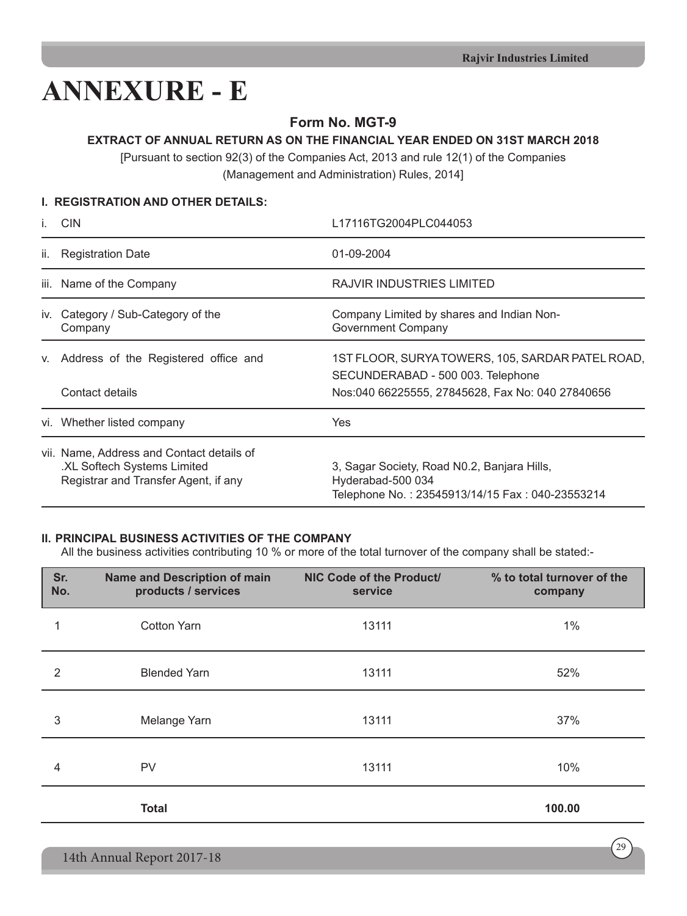# ANNEXURE - E

## Form No. MGT-9

### EXTRACT OF ANNUAL RETURN AS ON THE FINANCIAL YEAR ENDED ON 31ST MARCH 2018

[Pursuant to section 92(3) of the Companies Act, 2013 and rule 12(1) of the Companies (Management and Administration) Rules, 2014]

**I. REGISTRATION AND OTHER DETAILS:**

| | |
|---|---|
| i. CIN | L17116TG2004PLC044053 |
| ii. Registration Date | 01-09-2004 |
| iii. Name of the Company | RAJVIR INDUSTRIES LIMITED |
| iv. Category / Sub-Category of the Company | Company Limited by shares and Indian Non-Government Company |
| v. Address of the Registered office and Contact details | 1ST FLOOR, SURYA TOWERS, 105, SARDAR PATEL ROAD, SECUNDERABAD - 500 003. Telephone Nos:040 66225555, 27845628, Fax No: 040 27840656 |
| vi. Whether listed company | Yes |
| vii. Name, Address and Contact details of .XL Softech Systems Limited Registrar and Transfer Agent, if any | 3, Sagar Society, Road N0.2, Banjara Hills, Hyderabad-500 034 Telephone No. : 23545913/14/15 Fax : 040-23553214 |

**II. PRINCIPAL BUSINESS ACTIVITIES OF THE COMPANY**

All the business activities contributing 10 % or more of the total turnover of the company shall be stated:-

| Sr. No. | Name and Description of main products / services | NIC Code of the Product/ service | % to total turnover of the company |
|---|---|---|---|
| 1 | Cotton Yarn | 13111 | 1% |
| 2 | Blended Yarn | 13111 | 52% |
| 3 | Melange Yarn | 13111 | 37% |
| 4 | PV | 13111 | 10% |
| | **Total** | | **100.00** |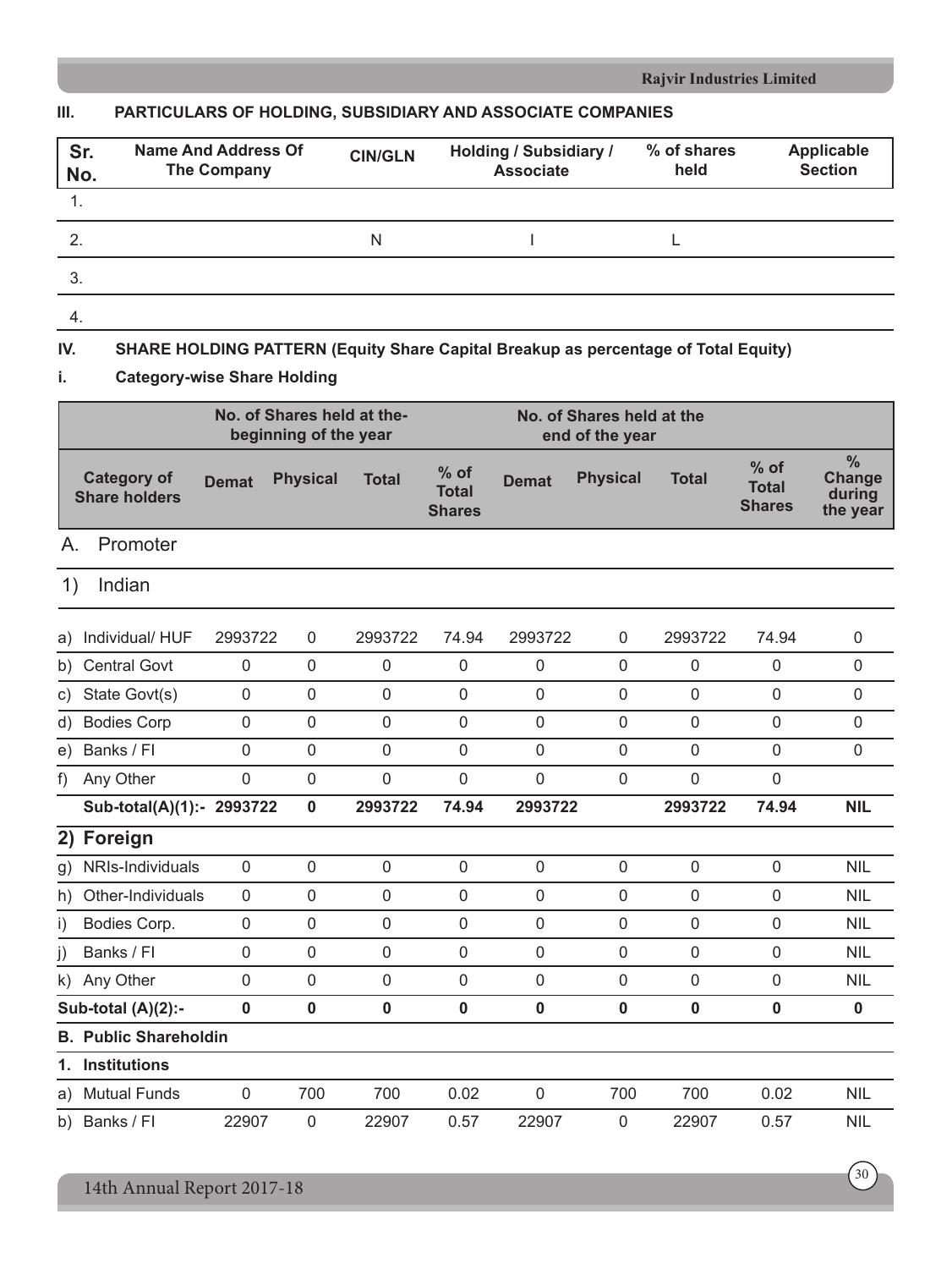### III. PARTICULARS OF HOLDING, SUBSIDIARY AND ASSOCIATE COMPANIES

| Sr. No. | Name And Address Of The Company | CIN/GLN | Holding / Subsidiary / Associate | % of shares held | Applicable Section |
|---|---|---|---|---|---|
| 1. | | | | | |
| 2. | | N | I | L | |
| 3. | | | | | |
| 4. | | | | | |

### IV. SHARE HOLDING PATTERN (Equity Share Capital Breakup as percentage of Total Equity)

#### i. Category-wise Share Holding

| Category of Share holders | No. of Shares held at the-beginning of the year | | | | No. of Shares held at the end of the year | | | | % Change during the year |
|---|---|---|---|---|---|---|---|---|---|
| | Demat | Physical | Total | % of Total Shares | Demat | Physical | Total | % of Total Shares | |
| **A. Promoter** | | | | | | | | | |
| **1) Indian** | | | | | | | | | |
| a) Individual/ HUF | 2993722 | 0 | 2993722 | 74.94 | 2993722 | 0 | 2993722 | 74.94 | 0 |
| b) Central Govt | 0 | 0 | 0 | 0 | 0 | 0 | 0 | 0 | 0 |
| c) State Govt(s) | 0 | 0 | 0 | 0 | 0 | 0 | 0 | 0 | 0 |
| d) Bodies Corp | 0 | 0 | 0 | 0 | 0 | 0 | 0 | 0 | 0 |
| e) Banks / FI | 0 | 0 | 0 | 0 | 0 | 0 | 0 | 0 | 0 |
| f) Any Other | 0 | 0 | 0 | 0 | 0 | 0 | 0 | 0 | |
| **Sub-total(A)(1):-** | **2993722** | **0** | **2993722** | **74.94** | **2993722** | | **2993722** | **74.94** | **NIL** |
| **2) Foreign** | | | | | | | | | |
| g) NRIs-Individuals | 0 | 0 | 0 | 0 | 0 | 0 | 0 | 0 | NIL |
| h) Other-Individuals | 0 | 0 | 0 | 0 | 0 | 0 | 0 | 0 | NIL |
| i) Bodies Corp. | 0 | 0 | 0 | 0 | 0 | 0 | 0 | 0 | NIL |
| j) Banks / FI | 0 | 0 | 0 | 0 | 0 | 0 | 0 | 0 | NIL |
| k) Any Other | 0 | 0 | 0 | 0 | 0 | 0 | 0 | 0 | NIL |
| **Sub-total (A)(2):-** | **0** | **0** | **0** | **0** | **0** | **0** | **0** | **0** | **0** |
| **B. Public Shareholdin** | | | | | | | | | |
| **1. Institutions** | | | | | | | | | |
| a) Mutual Funds | 0 | 700 | 700 | 0.02 | 0 | 700 | 700 | 0.02 | NIL |
| b) Banks / FI | 22907 | 0 | 22907 | 0.57 | 22907 | 0 | 22907 | 0.57 | NIL |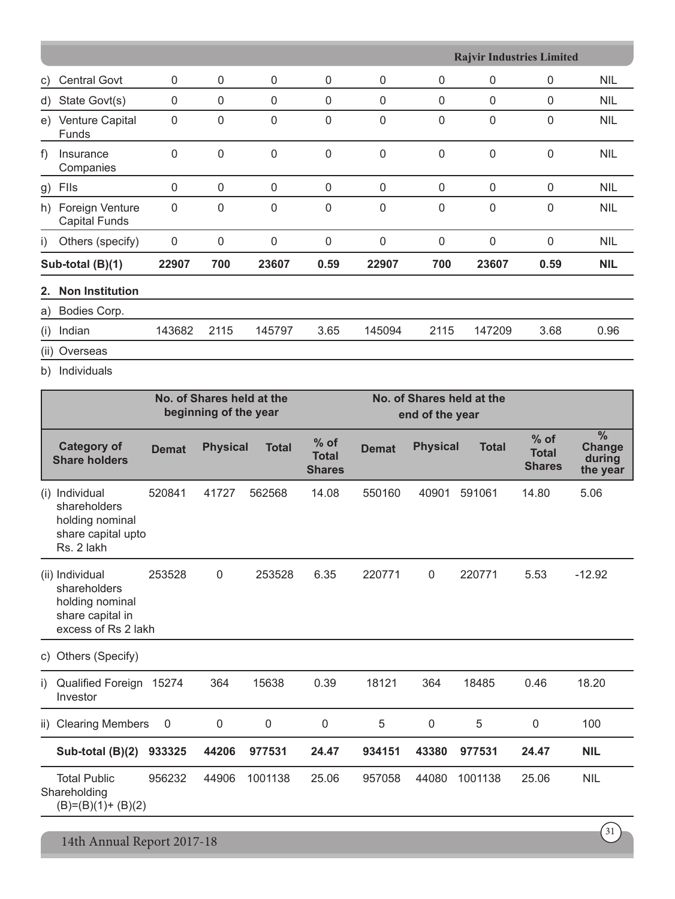| | | | | | | | | | |
|---|---|---|---|---|---|---|---|---|---|
| c) Central Govt | 0 | 0 | 0 | 0 | 0 | 0 | 0 | 0 | NIL |
| d) State Govt(s) | 0 | 0 | 0 | 0 | 0 | 0 | 0 | 0 | NIL |
| e) Venture Capital Funds | 0 | 0 | 0 | 0 | 0 | 0 | 0 | 0 | NIL |
| f) Insurance Companies | 0 | 0 | 0 | 0 | 0 | 0 | 0 | 0 | NIL |
| g) FIIs | 0 | 0 | 0 | 0 | 0 | 0 | 0 | 0 | NIL |
| h) Foreign Venture Capital Funds | 0 | 0 | 0 | 0 | 0 | 0 | 0 | 0 | NIL |
| i) Others (specify) | 0 | 0 | 0 | 0 | 0 | 0 | 0 | 0 | NIL |
| **Sub-total (B)(1)** | **22907** | **700** | **23607** | **0.59** | **22907** | **700** | **23607** | **0.59** | **NIL** |
| **2. Non Institution** | | | | | | | | | |
| a) Bodies Corp. | | | | | | | | | |
| (i) Indian | 143682 | 2115 | 145797 | 3.65 | 145094 | 2115 | 147209 | 3.68 | 0.96 |
| (ii) Overseas | | | | | | | | | |
| b) Individuals | | | | | | | | | |

| | No. of Shares held at the beginning of the year | | | | No. of Shares held at the end of the year | | | | |
|---|---|---|---|---|---|---|---|---|---|
| **Category of Share holders** | **Demat** | **Physical** | **Total** | **% of Total Shares** | **Demat** | **Physical** | **Total** | **% of Total Shares** | **% Change during the year** |
| (i) Individual shareholders holding nominal share capital upto Rs. 2 lakh | 520841 | 41727 | 562568 | 14.08 | 550160 | 40901 | 591061 | 14.80 | 5.06 |
| (ii) Individual shareholders holding nominal share capital in excess of Rs 2 lakh | 253528 | 0 | 253528 | 6.35 | 220771 | 0 | 220771 | 5.53 | -12.92 |
| c) Others (Specify) | | | | | | | | | |
| i) Qualified Foreign Investor | 15274 | 364 | 15638 | 0.39 | 18121 | 364 | 18485 | 0.46 | 18.20 |
| ii) Clearing Members | 0 | 0 | 0 | 0 | 5 | 0 | 5 | 0 | 100 |
| **Sub-total (B)(2)** | **933325** | **44206** | **977531** | **24.47** | **934151** | **43380** | **977531** | **24.47** | **NIL** |
| Total Public Shareholding (B)=(B)(1)+ (B)(2) | 956232 | 44906 | 1001138 | 25.06 | 957058 | 44080 | 1001138 | 25.06 | NIL |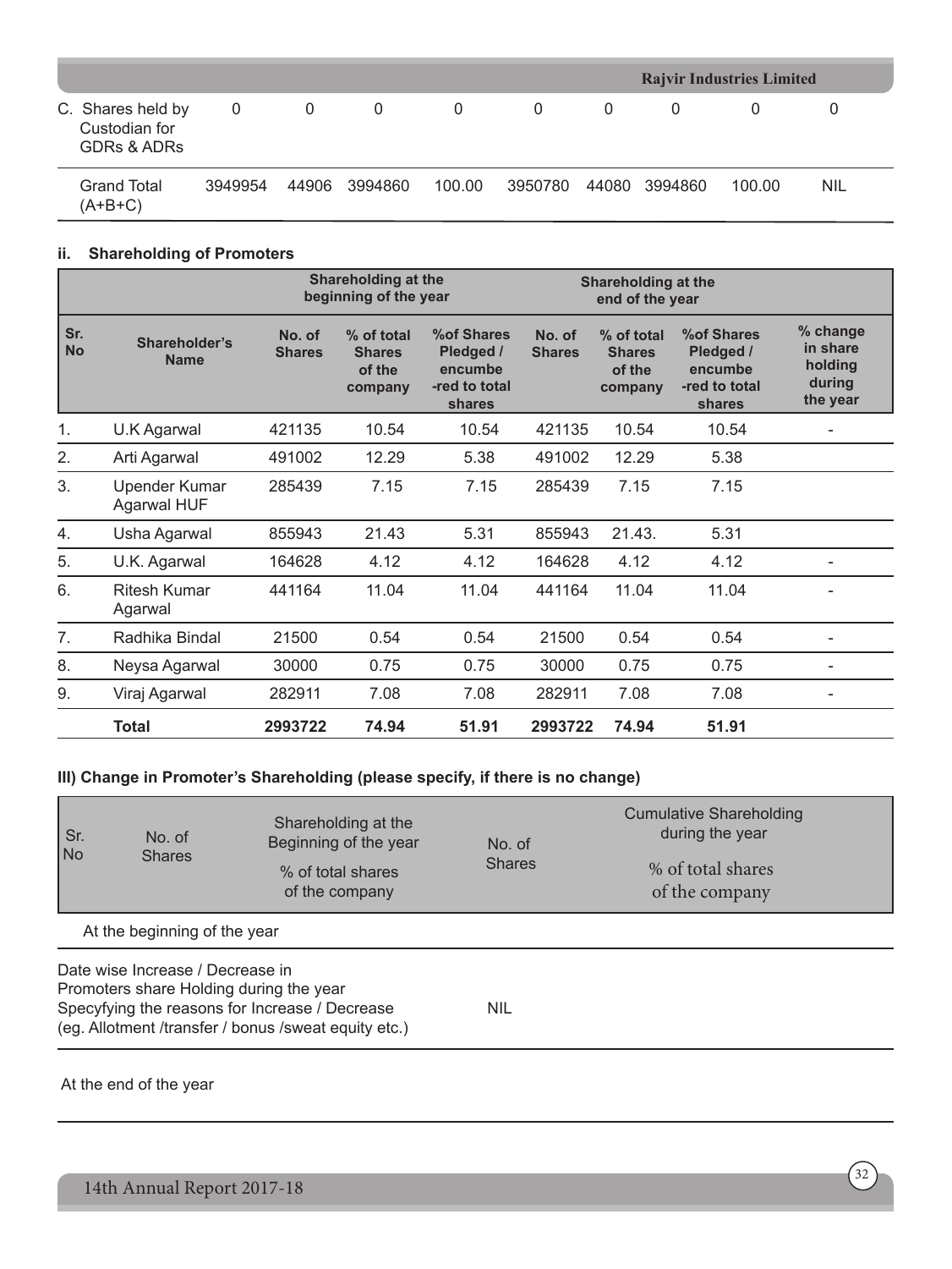| C. Shares held by Custodian for GDRs & ADRs | 0 | 0 | 0 | 0 | 0 | 0 | 0 | 0 | 0 |
|---|---|---|---|---|---|---|---|---|---|
| Grand Total (A+B+C) | 3949954 | 44906 | 3994860 | 100.00 | 3950780 | 44080 | 3994860 | 100.00 | NIL |

### ii. Shareholding of Promoters

| | | Shareholding at the beginning of the year | | | Shareholding at the end of the year | | | |
|---|---|---|---|---|---|---|---|---|
| Sr. No | Shareholder's Name | No. of Shares | % of total Shares of the company | %of Shares Pledged / encumbe -red to total shares | No. of Shares | % of total Shares of the company | %of Shares Pledged / encumbe -red to total shares | % change in share holding during the year |
| 1. | U.K Agarwal | 421135 | 10.54 | 10.54 | 421135 | 10.54 | 10.54 | - |
| 2. | Arti Agarwal | 491002 | 12.29 | 5.38 | 491002 | 12.29 | 5.38 | |
| 3. | Upender Kumar Agarwal HUF | 285439 | 7.15 | 7.15 | 285439 | 7.15 | 7.15 | |
| 4. | Usha Agarwal | 855943 | 21.43 | 5.31 | 855943 | 21.43. | 5.31 | |
| 5. | U.K. Agarwal | 164628 | 4.12 | 4.12 | 164628 | 4.12 | 4.12 | - |
| 6. | Ritesh Kumar Agarwal | 441164 | 11.04 | 11.04 | 441164 | 11.04 | 11.04 | - |
| 7. | Radhika Bindal | 21500 | 0.54 | 0.54 | 21500 | 0.54 | 0.54 | - |
| 8. | Neysa Agarwal | 30000 | 0.75 | 0.75 | 30000 | 0.75 | 0.75 | - |
| 9. | Viraj Agarwal | 282911 | 7.08 | 7.08 | 282911 | 7.08 | 7.08 | - |
| | **Total** | **2993722** | **74.94** | **51.91** | **2993722** | **74.94** | **51.91** | |

### III) Change in Promoter's Shareholding (please specify, if there is no change)

| Sr. No | No. of Shares | Shareholding at the Beginning of the year<br>% of total shares of the company | No. of Shares | Cumulative Shareholding during the year<br>% of total shares of the company |
|---|---|---|---|---|
| | At the beginning of the year | | | |
| | Date wise Increase / Decrease in Promoters share Holding during the year Specyfying the reasons for Increase / Decrease (eg. Allotment /transfer / bonus /sweat equity etc.) | | NIL | |
| | At the end of the year | | | |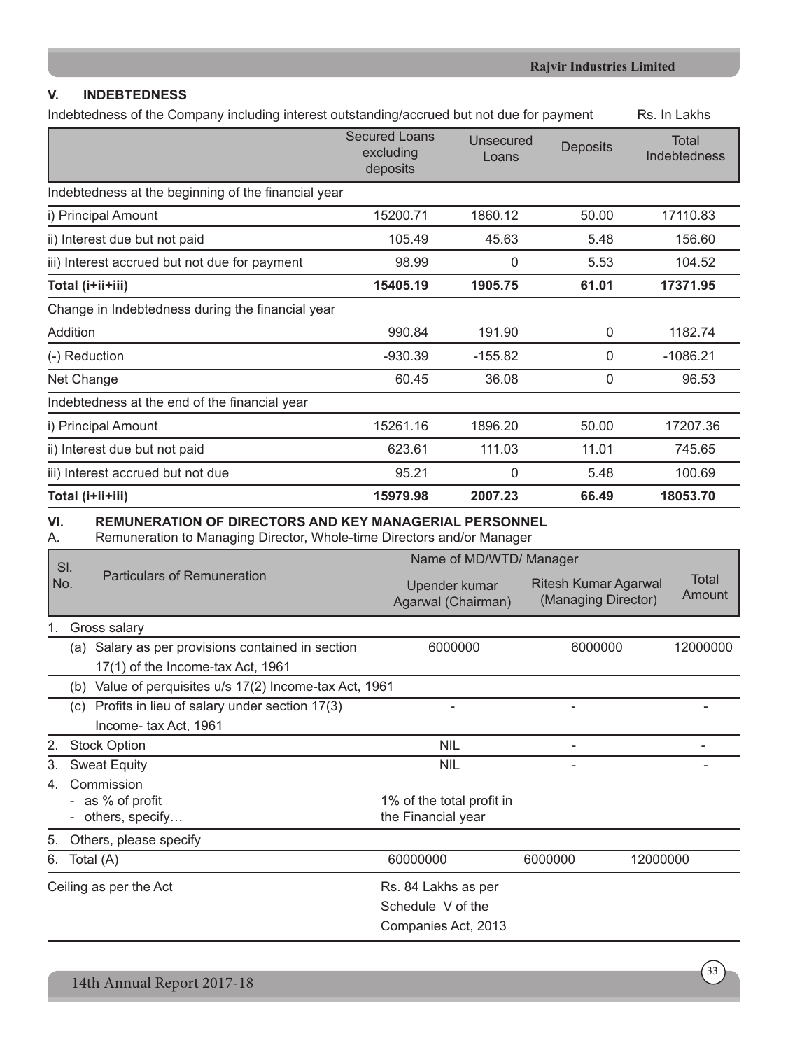## V. INDEBTEDNESS

Indebtedness of the Company including interest outstanding/accrued but not due for payment Rs. In Lakhs

| | Secured Loans excluding deposits | Unsecured Loans | Deposits | Total Indebtedness |
|---|---|---|---|---|
| Indebtedness at the beginning of the financial year | | | | |
| i) Principal Amount | 15200.71 | 1860.12 | 50.00 | 17110.83 |
| ii) Interest due but not paid | 105.49 | 45.63 | 5.48 | 156.60 |
| iii) Interest accrued but not due for payment | 98.99 | 0 | 5.53 | 104.52 |
| **Total (i+ii+iii)** | **15405.19** | **1905.75** | **61.01** | **17371.95** |
| Change in Indebtedness during the financial year | | | | |
| Addition | 990.84 | 191.90 | 0 | 1182.74 |
| (-) Reduction | -930.39 | -155.82 | 0 | -1086.21 |
| Net Change | 60.45 | 36.08 | 0 | 96.53 |
| Indebtedness at the end of the financial year | | | | |
| i) Principal Amount | 15261.16 | 1896.20 | 50.00 | 17207.36 |
| ii) Interest due but not paid | 623.61 | 111.03 | 11.01 | 745.65 |
| iii) Interest accrued but not due | 95.21 | 0 | 5.48 | 100.69 |
| **Total (i+ii+iii)** | **15979.98** | **2007.23** | **66.49** | **18053.70** |

## VI. REMUNERATION OF DIRECTORS AND KEY MANAGERIAL PERSONNEL

A. Remuneration to Managing Director, Whole-time Directors and/or Manager

| Sl. No. | Particulars of Remuneration | Name of MD/WTD/ Manager | | Total Amount |
|---|---|---|---|---|
| | | Upender kumar Agarwal (Chairman) | Ritesh Kumar Agarwal (Managing Director) | |
| 1. | Gross salary | | | |
| | (a) Salary as per provisions contained in section 17(1) of the Income-tax Act, 1961 | 6000000 | 6000000 | 12000000 |
| | (b) Value of perquisites u/s 17(2) Income-tax Act, 1961 | | | |
| | (c) Profits in lieu of salary under section 17(3) Income- tax Act, 1961 | - | - | - |
| 2. | Stock Option | NIL | - | - |
| 3. | Sweat Equity | NIL | - | - |
| 4. | Commission<br>- as % of profit<br>- others, specify… | 1% of the total profit in the Financial year | | |
| 5. | Others, please specify | | | |
| 6. | Total (A) | 60000000 | 6000000 | 12000000 |
| | Ceiling as per the Act | Rs. 84 Lakhs as per Schedule V of the Companies Act, 2013 | | |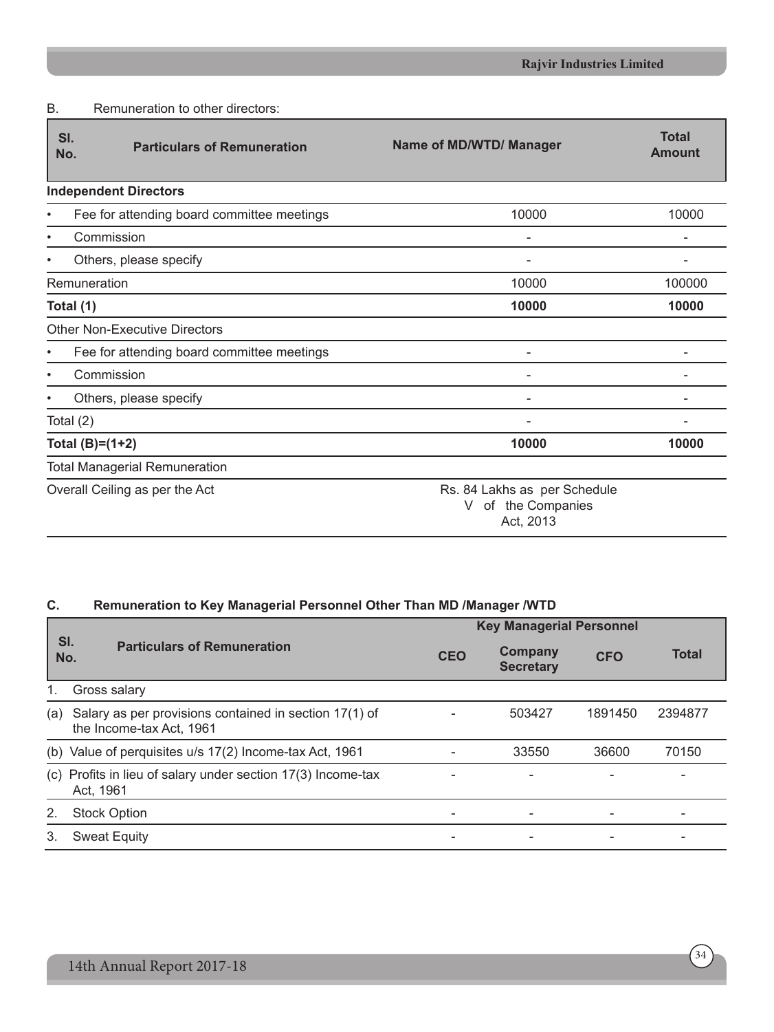B. Remuneration to other directors:

| Sl. No. | Particulars of Remuneration | Name of MD/WTD/ Manager | Total Amount |
|---|---|---|---|
| **Independent Directors** | | | |
| • | Fee for attending board committee meetings | 10000 | 10000 |
| • | Commission | - | - |
| • | Others, please specify | - | - |
| Remuneration | | 10000 | 100000 |
| **Total (1)** | | **10000** | **10000** |
| Other Non-Executive Directors | | | |
| • | Fee for attending board committee meetings | - | - |
| • | Commission | - | - |
| • | Others, please specify | - | - |
| Total (2) | | - | - |
| **Total (B)=(1+2)** | | **10000** | **10000** |
| Total Managerial Remuneration | | | |
| Overall Ceiling as per the Act | | Rs. 84 Lakhs as per Schedule V of the Companies Act, 2013 | |

**C. Remuneration to Key Managerial Personnel Other Than MD /Manager /WTD**

| Sl. No. | Particulars of Remuneration | Key Managerial Personnel | | | |
|---|---|---|---|---|---|
| | | CEO | Company Secretary | CFO | Total |
| 1. | Gross salary | | | | |
| (a) | Salary as per provisions contained in section 17(1) of the Income-tax Act, 1961 | - | 503427 | 1891450 | 2394877 |
| (b) | Value of perquisites u/s 17(2) Income-tax Act, 1961 | - | 33550 | 36600 | 70150 |
| (c) | Profits in lieu of salary under section 17(3) Income-tax Act, 1961 | - | - | - | - |
| 2. | Stock Option | - | - | - | - |
| 3. | Sweat Equity | - | - | - | - |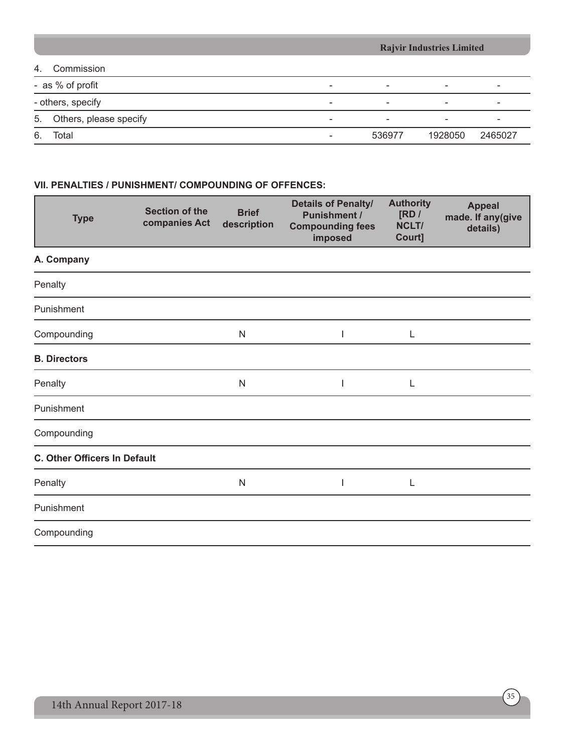| | | | | |
|---|---|---|---|---|
| 4. Commission | | | | |
| - as % of profit | - | - | - | - |
| - others, specify | - | - | - | - |
| 5. Others, please specify | - | - | - | - |
| 6. Total | - | 536977 | 1928050 | 2465027 |

**VII. PENALTIES / PUNISHMENT/ COMPOUNDING OF OFFENCES:**

| Type | Section of the companies Act | Brief description | Details of Penalty/ Punishment / Compounding fees imposed | Authority [RD / NCLT/ Court] | Appeal made. If any(give details) |
|---|---|---|---|---|---|
| **A. Company** | | | | | |
| Penalty | | | | | |
| Punishment | | | | | |
| Compounding | | N | I | L | |
| **B. Directors** | | | | | |
| Penalty | | N | I | L | |
| Punishment | | | | | |
| Compounding | | | | | |
| **C. Other Officers In Default** | | | | | |
| Penalty | | N | I | L | |
| Punishment | | | | | |
| Compounding | | | | | |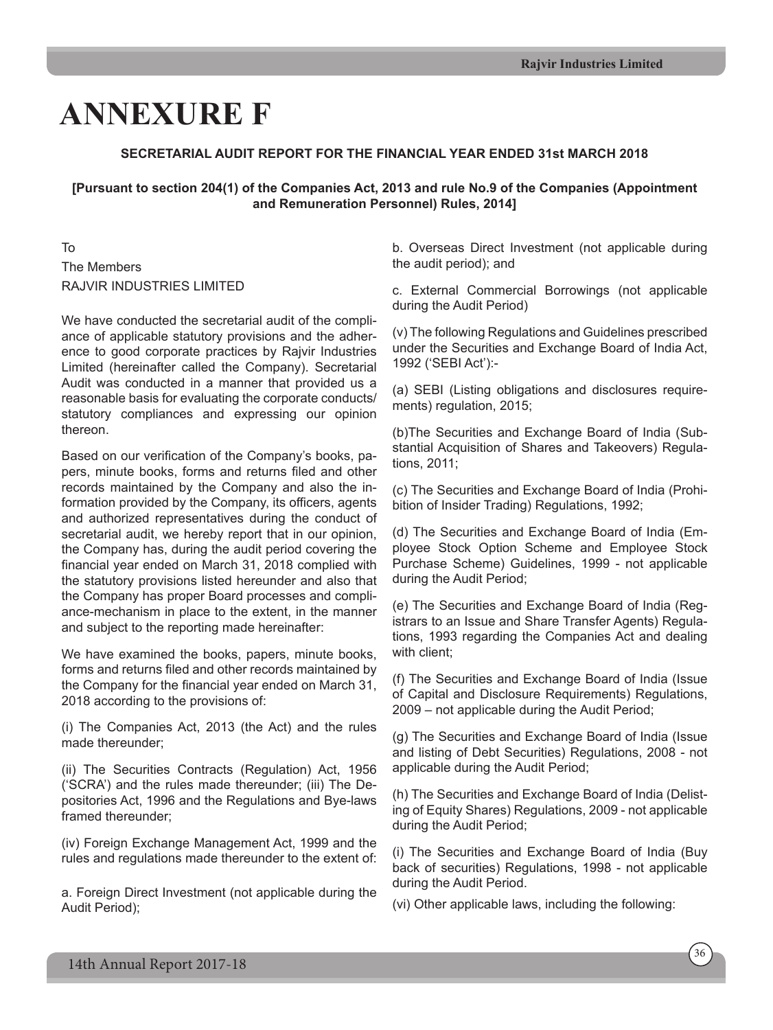# ANNEXURE F

**SECRETARIAL AUDIT REPORT FOR THE FINANCIAL YEAR ENDED 31st MARCH 2018**

**[Pursuant to section 204(1) of the Companies Act, 2013 and rule No.9 of the Companies (Appointment and Remuneration Personnel) Rules, 2014]**

To
The Members
RAJVIR INDUSTRIES LIMITED

We have conducted the secretarial audit of the compliance of applicable statutory provisions and the adherence to good corporate practices by Rajvir Industries Limited (hereinafter called the Company). Secretarial Audit was conducted in a manner that provided us a reasonable basis for evaluating the corporate conducts/ statutory compliances and expressing our opinion thereon.

Based on our verification of the Company's books, papers, minute books, forms and returns filed and other records maintained by the Company and also the information provided by the Company, its officers, agents and authorized representatives during the conduct of secretarial audit, we hereby report that in our opinion, the Company has, during the audit period covering the financial year ended on March 31, 2018 complied with the statutory provisions listed hereunder and also that the Company has proper Board processes and compliance-mechanism in place to the extent, in the manner and subject to the reporting made hereinafter:

We have examined the books, papers, minute books, forms and returns filed and other records maintained by the Company for the financial year ended on March 31, 2018 according to the provisions of:

(i) The Companies Act, 2013 (the Act) and the rules made thereunder;

(ii) The Securities Contracts (Regulation) Act, 1956 ('SCRA') and the rules made thereunder; (iii) The Depositories Act, 1996 and the Regulations and Bye-laws framed thereunder;

(iv) Foreign Exchange Management Act, 1999 and the rules and regulations made thereunder to the extent of:

a. Foreign Direct Investment (not applicable during the Audit Period);

b. Overseas Direct Investment (not applicable during the audit period); and

c. External Commercial Borrowings (not applicable during the Audit Period)

(v) The following Regulations and Guidelines prescribed under the Securities and Exchange Board of India Act, 1992 ('SEBI Act'):-

(a) SEBI (Listing obligations and disclosures requirements) regulation, 2015;

(b)The Securities and Exchange Board of India (Substantial Acquisition of Shares and Takeovers) Regulations, 2011;

(c) The Securities and Exchange Board of India (Prohibition of Insider Trading) Regulations, 1992;

(d) The Securities and Exchange Board of India (Employee Stock Option Scheme and Employee Stock Purchase Scheme) Guidelines, 1999 - not applicable during the Audit Period;

(e) The Securities and Exchange Board of India (Registrars to an Issue and Share Transfer Agents) Regulations, 1993 regarding the Companies Act and dealing with client;

(f) The Securities and Exchange Board of India (Issue of Capital and Disclosure Requirements) Regulations, 2009 – not applicable during the Audit Period;

(g) The Securities and Exchange Board of India (Issue and listing of Debt Securities) Regulations, 2008 - not applicable during the Audit Period;

(h) The Securities and Exchange Board of India (Delisting of Equity Shares) Regulations, 2009 - not applicable during the Audit Period;

(i) The Securities and Exchange Board of India (Buy back of securities) Regulations, 1998 - not applicable during the Audit Period.

(vi) Other applicable laws, including the following: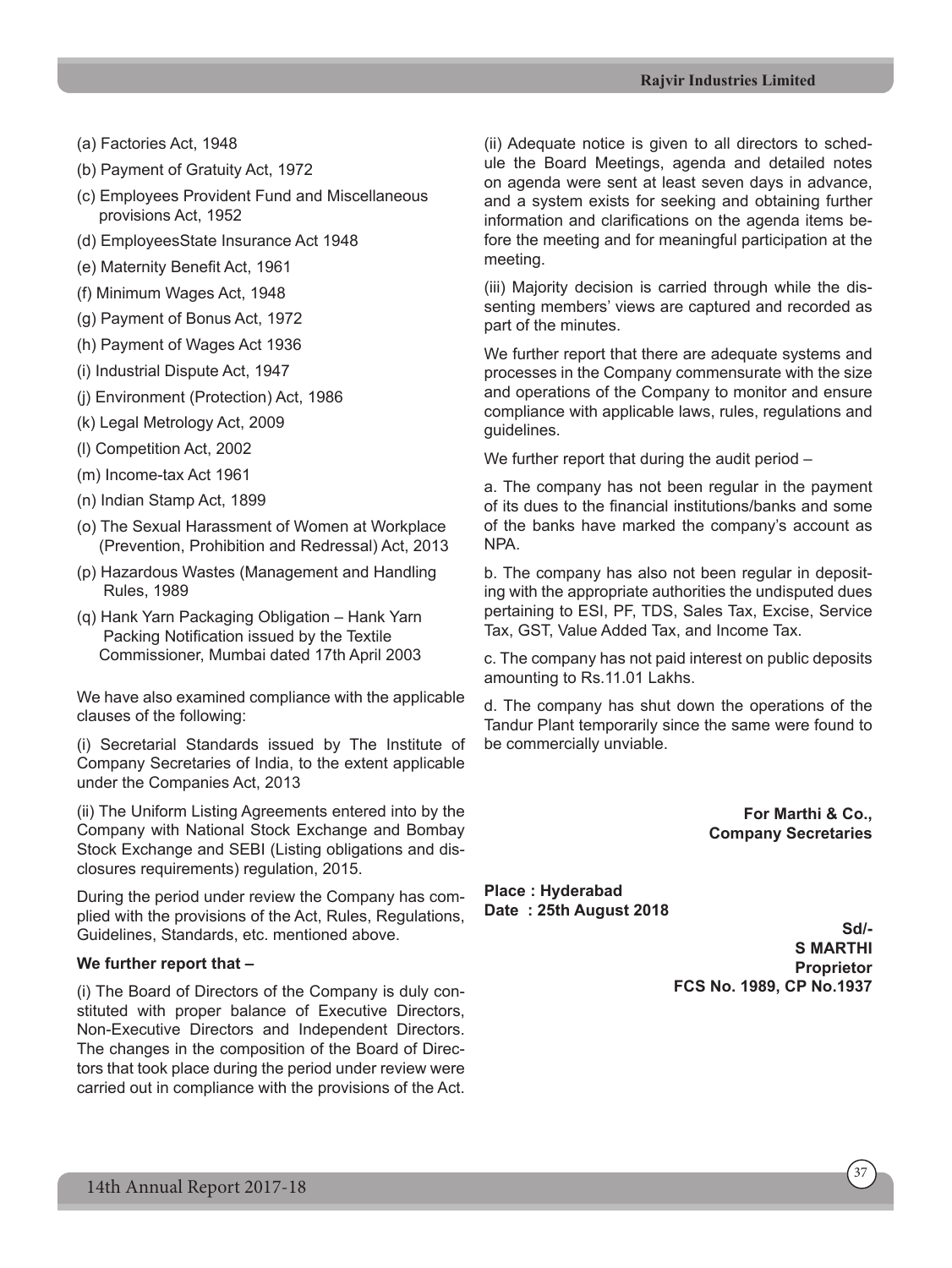(a) Factories Act, 1948

(b) Payment of Gratuity Act, 1972

(c) Employees Provident Fund and Miscellaneous provisions Act, 1952

(d) EmployeesState Insurance Act 1948

(e) Maternity Benefit Act, 1961

(f) Minimum Wages Act, 1948

(g) Payment of Bonus Act, 1972

(h) Payment of Wages Act 1936

(i) Industrial Dispute Act, 1947

(j) Environment (Protection) Act, 1986

(k) Legal Metrology Act, 2009

(l) Competition Act, 2002

(m) Income-tax Act 1961

(n) Indian Stamp Act, 1899

(o) The Sexual Harassment of Women at Workplace (Prevention, Prohibition and Redressal) Act, 2013

(p) Hazardous Wastes (Management and Handling Rules, 1989

(q) Hank Yarn Packaging Obligation – Hank Yarn Packing Notification issued by the Textile Commissioner, Mumbai dated 17th April 2003

We have also examined compliance with the applicable clauses of the following:

(i) Secretarial Standards issued by The Institute of Company Secretaries of India, to the extent applicable under the Companies Act, 2013

(ii) The Uniform Listing Agreements entered into by the Company with National Stock Exchange and Bombay Stock Exchange and SEBI (Listing obligations and disclosures requirements) regulation, 2015.

During the period under review the Company has complied with the provisions of the Act, Rules, Regulations, Guidelines, Standards, etc. mentioned above.

**We further report that –**

(i) The Board of Directors of the Company is duly constituted with proper balance of Executive Directors, Non-Executive Directors and Independent Directors. The changes in the composition of the Board of Directors that took place during the period under review were carried out in compliance with the provisions of the Act.

(ii) Adequate notice is given to all directors to schedule the Board Meetings, agenda and detailed notes on agenda were sent at least seven days in advance, and a system exists for seeking and obtaining further information and clarifications on the agenda items before the meeting and for meaningful participation at the meeting.

(iii) Majority decision is carried through while the dissenting members' views are captured and recorded as part of the minutes.

We further report that there are adequate systems and processes in the Company commensurate with the size and operations of the Company to monitor and ensure compliance with applicable laws, rules, regulations and guidelines.

We further report that during the audit period –

a. The company has not been regular in the payment of its dues to the financial institutions/banks and some of the banks have marked the company's account as NPA.

b. The company has also not been regular in depositing with the appropriate authorities the undisputed dues pertaining to ESI, PF, TDS, Sales Tax, Excise, Service Tax, GST, Value Added Tax, and Income Tax.

c. The company has not paid interest on public deposits amounting to Rs.11.01 Lakhs.

d. The company has shut down the operations of the Tandur Plant temporarily since the same were found to be commercially unviable.

**For Marthi & Co.,**
**Company Secretaries**

**Place : Hyderabad**
**Date : 25th August 2018**

**Sd/-**
**S MARTHI**
**Proprietor**
**FCS No. 1989, CP No.1937**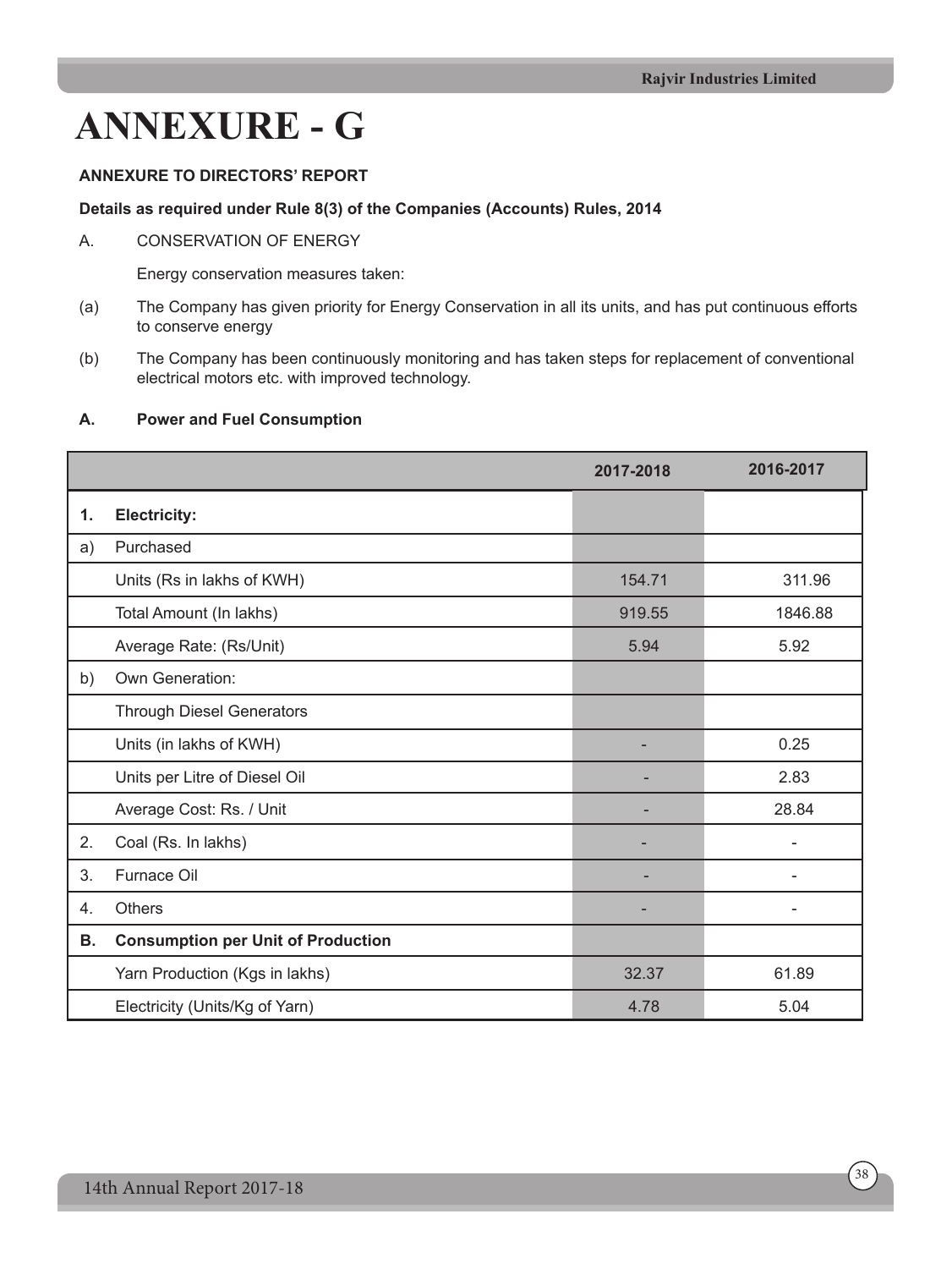# ANNEXURE - G

**ANNEXURE TO DIRECTORS' REPORT**

**Details as required under Rule 8(3) of the Companies (Accounts) Rules, 2014**

A. CONSERVATION OF ENERGY

Energy conservation measures taken:

(a) The Company has given priority for Energy Conservation in all its units, and has put continuous efforts to conserve energy

(b) The Company has been continuously monitoring and has taken steps for replacement of conventional electrical motors etc. with improved technology.

**A. Power and Fuel Consumption**

| | | 2017-2018 | 2016-2017 |
|---|---|---|---|
| **1.** | **Electricity:** | | |
| a) | Purchased | | |
| | Units (Rs in lakhs of KWH) | 154.71 | 311.96 |
| | Total Amount (In lakhs) | 919.55 | 1846.88 |
| | Average Rate: (Rs/Unit) | 5.94 | 5.92 |
| b) | Own Generation: | | |
| | Through Diesel Generators | | |
| | Units (in lakhs of KWH) | - | 0.25 |
| | Units per Litre of Diesel Oil | - | 2.83 |
| | Average Cost: Rs. / Unit | - | 28.84 |
| 2. | Coal (Rs. In lakhs) | - | - |
| 3. | Furnace Oil | - | - |
| 4. | Others | - | - |
| **B.** | **Consumption per Unit of Production** | | |
| | Yarn Production (Kgs in lakhs) | 32.37 | 61.89 |
| | Electricity (Units/Kg of Yarn) | 4.78 | 5.04 |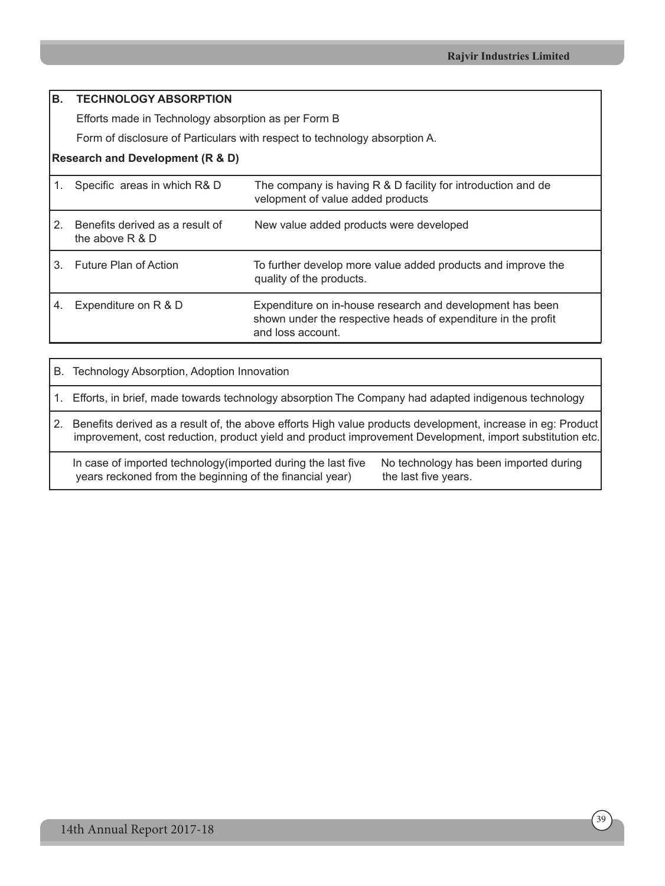## B. TECHNOLOGY ABSORPTION

Efforts made in Technology absorption as per Form B

Form of disclosure of Particulars with respect to technology absorption A.

**Research and Development (R & D)**

| | |
|---|---|
| 1. Specific areas in which R& D | The company is having R & D facility for introduction and de velopment of value added products |
| 2. Benefits derived as a result of the above R & D | New value added products were developed |
| 3. Future Plan of Action | To further develop more value added products and improve the quality of the products. |
| 4. Expenditure on R & D | Expenditure on in-house research and development has been shown under the respective heads of expenditure in the profit and loss account. |

| | |
|---|---|
| B. Technology Absorption, Adoption Innovation | |
| 1. Efforts, in brief, made towards technology absorption | The Company had adapted indigenous technology |
| 2. Benefits derived as a result of, the above efforts | High value products development, increase in eg: Product improvement, cost reduction, product yield and product improvement Development, import substitution etc. |
| In case of imported technology(imported during the last five years reckoned from the beginning of the financial year) | No technology has been imported during the last five years. |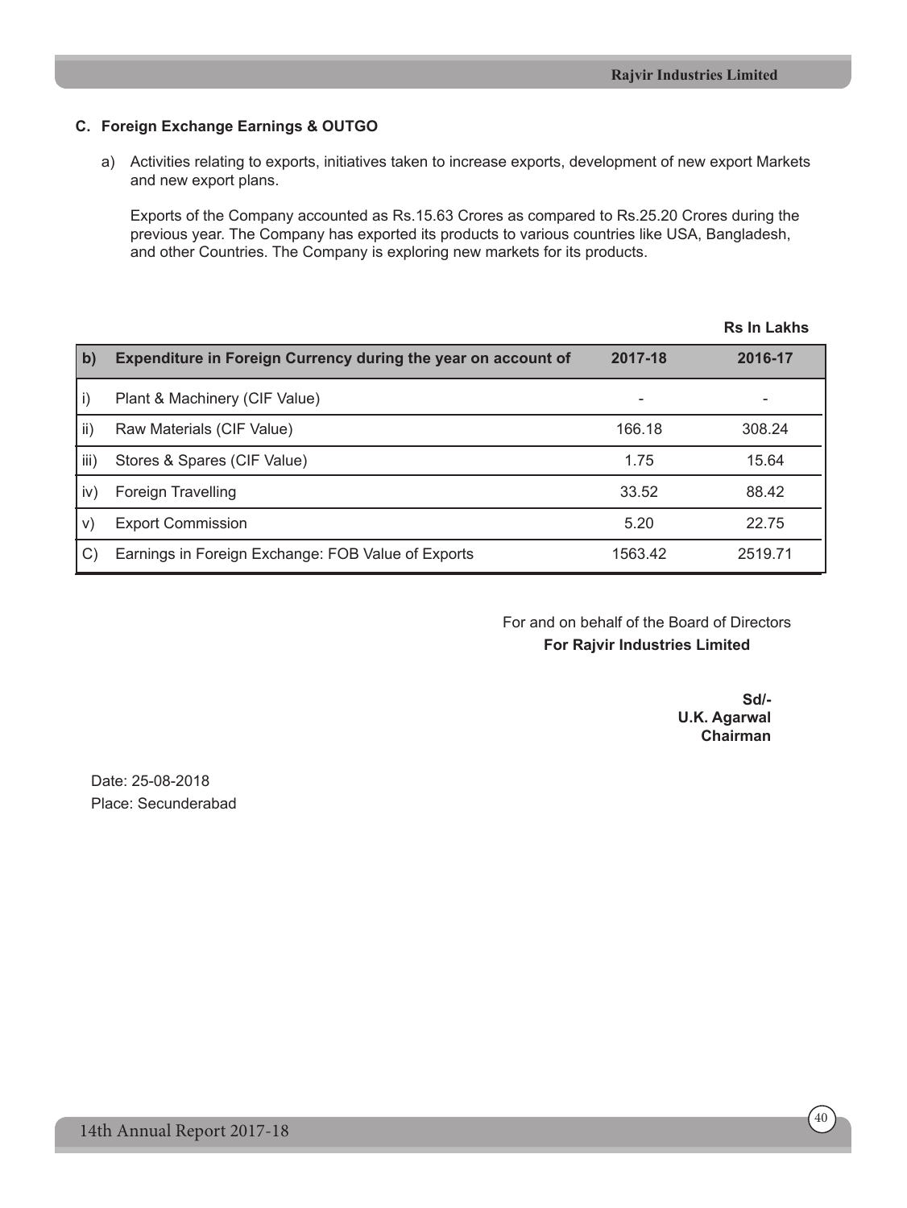### C. Foreign Exchange Earnings & OUTGO

a) Activities relating to exports, initiatives taken to increase exports, development of new export Markets and new export plans.

Exports of the Company accounted as Rs.15.63 Crores as compared to Rs.25.20 Crores during the previous year. The Company has exported its products to various countries like USA, Bangladesh, and other Countries. The Company is exploring new markets for its products.

**Rs In Lakhs**

| b) | Expenditure in Foreign Currency during the year on account of | 2017-18 | 2016-17 |
|---|---|---|---|
| i) | Plant & Machinery (CIF Value) | - | - |
| ii) | Raw Materials (CIF Value) | 166.18 | 308.24 |
| iii) | Stores & Spares (CIF Value) | 1.75 | 15.64 |
| iv) | Foreign Travelling | 33.52 | 88.42 |
| v) | Export Commission | 5.20 | 22.75 |
| C) | Earnings in Foreign Exchange: FOB Value of Exports | 1563.42 | 2519.71 |

For and on behalf of the Board of Directors
**For Rajvir Industries Limited**

**Sd/-**
**U.K. Agarwal**
**Chairman**

Date: 25-08-2018
Place: Secunderabad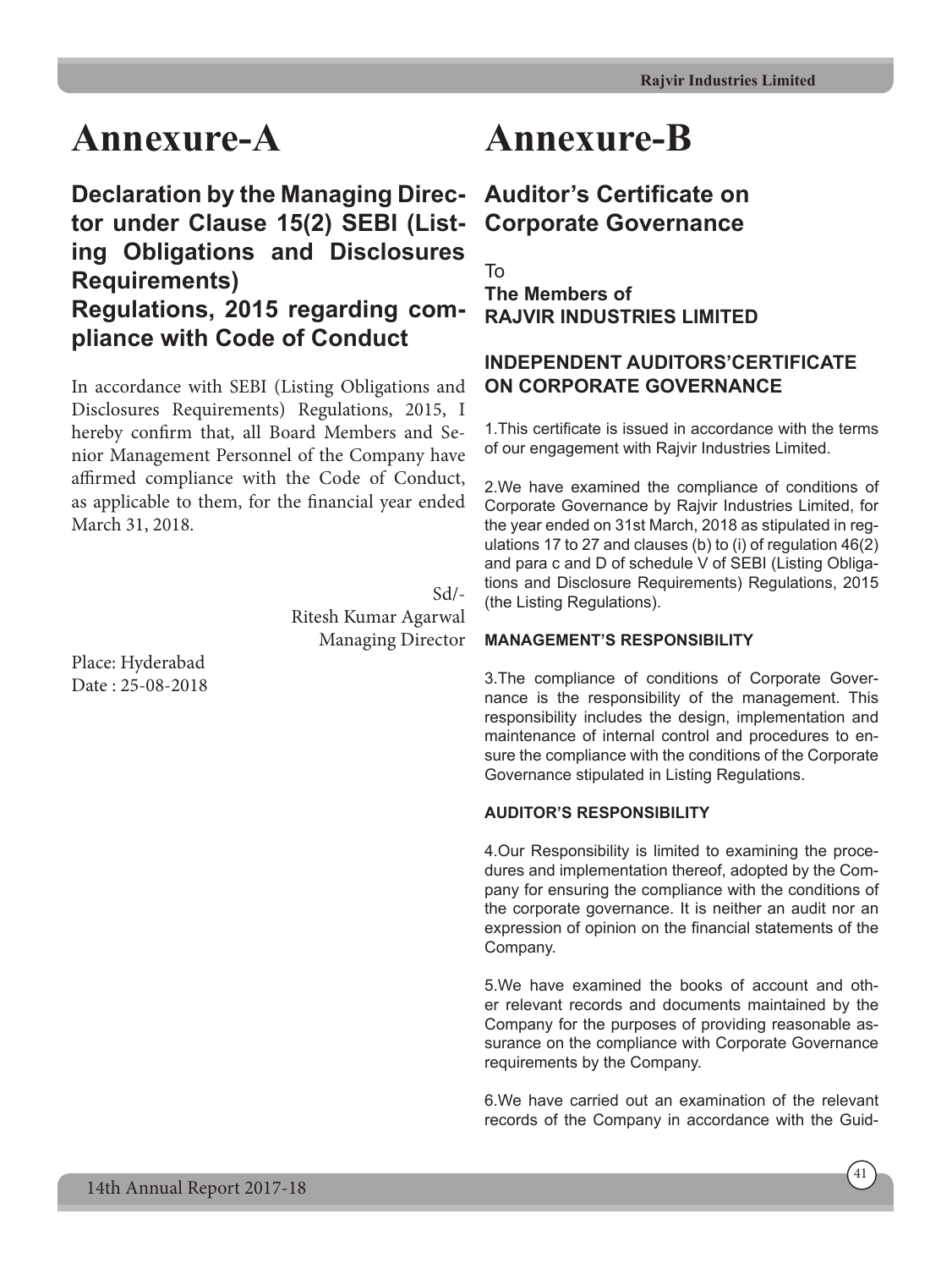# Annexure-A

## Declaration by the Managing Director under Clause 15(2) SEBI (Listing Obligations and Disclosures Requirements) Regulations, 2015 regarding compliance with Code of Conduct

In accordance with SEBI (Listing Obligations and Disclosures Requirements) Regulations, 2015, I hereby confirm that, all Board Members and Senior Management Personnel of the Company have affirmed compliance with the Code of Conduct, as applicable to them, for the financial year ended March 31, 2018.

Sd/-
Ritesh Kumar Agarwal
Managing Director

Place: Hyderabad
Date : 25-08-2018

# Annexure-B

## Auditor's Certificate on Corporate Governance

To
**The Members of**
**RAJVIR INDUSTRIES LIMITED**

### INDEPENDENT AUDITORS'CERTIFICATE ON CORPORATE GOVERNANCE

1.This certificate is issued in accordance with the terms of our engagement with Rajvir Industries Limited.

2.We have examined the compliance of conditions of Corporate Governance by Rajvir Industries Limited, for the year ended on 31st March, 2018 as stipulated in regulations 17 to 27 and clauses (b) to (i) of regulation 46(2) and para c and D of schedule V of SEBI (Listing Obligations and Disclosure Requirements) Regulations, 2015 (the Listing Regulations).

#### MANAGEMENT'S RESPONSIBILITY

3.The compliance of conditions of Corporate Governance is the responsibility of the management. This responsibility includes the design, implementation and maintenance of internal control and procedures to ensure the compliance with the conditions of the Corporate Governance stipulated in Listing Regulations.

#### AUDITOR'S RESPONSIBILITY

4.Our Responsibility is limited to examining the procedures and implementation thereof, adopted by the Company for ensuring the compliance with the conditions of the corporate governance. It is neither an audit nor an expression of opinion on the financial statements of the Company.

5.We have examined the books of account and other relevant records and documents maintained by the Company for the purposes of providing reasonable assurance on the compliance with Corporate Governance requirements by the Company.

6.We have carried out an examination of the relevant records of the Company in accordance with the Guid-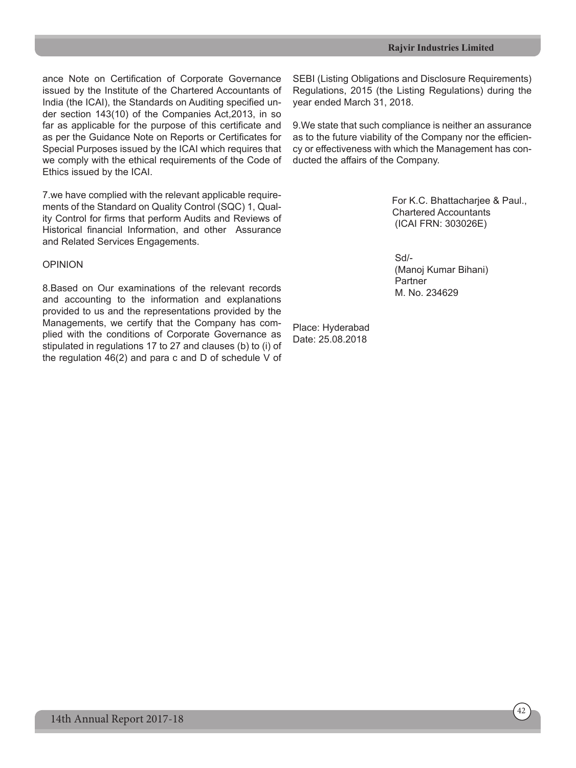ance Note on Certification of Corporate Governance issued by the Institute of the Chartered Accountants of India (the ICAI), the Standards on Auditing specified under section 143(10) of the Companies Act,2013, in so far as applicable for the purpose of this certificate and as per the Guidance Note on Reports or Certificates for Special Purposes issued by the ICAI which requires that we comply with the ethical requirements of the Code of Ethics issued by the ICAI.

7.we have complied with the relevant applicable requirements of the Standard on Quality Control (SQC) 1, Quality Control for firms that perform Audits and Reviews of Historical financial Information, and other Assurance and Related Services Engagements.

OPINION

8.Based on Our examinations of the relevant records and accounting to the information and explanations provided to us and the representations provided by the Managements, we certify that the Company has complied with the conditions of Corporate Governance as stipulated in regulations 17 to 27 and clauses (b) to (i) of the regulation 46(2) and para c and D of schedule V of SEBI (Listing Obligations and Disclosure Requirements) Regulations, 2015 (the Listing Regulations) during the year ended March 31, 2018.

9.We state that such compliance is neither an assurance as to the future viability of the Company nor the efficiency or effectiveness with which the Management has conducted the affairs of the Company.

For K.C. Bhattacharjee & Paul.,
Chartered Accountants
(ICAI FRN: 303026E)

Sd/-
(Manoj Kumar Bihani)
Partner
M. No. 234629

Place: Hyderabad
Date: 25.08.2018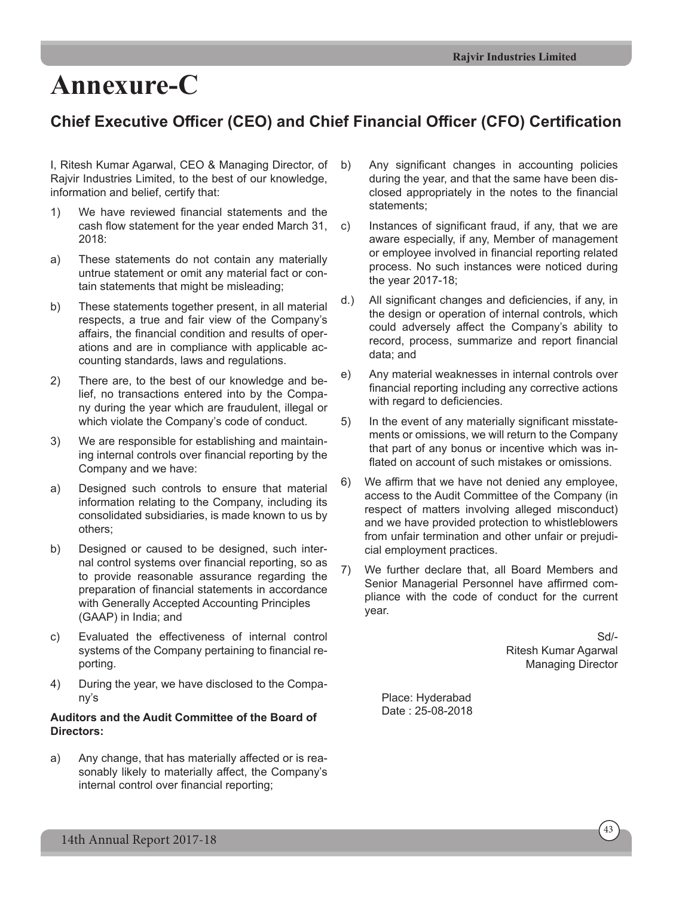# Annexure-C

## Chief Executive Officer (CEO) and Chief Financial Officer (CFO) Certification

I, Ritesh Kumar Agarwal, CEO & Managing Director, of Rajvir Industries Limited, to the best of our knowledge, information and belief, certify that:

1) We have reviewed financial statements and the cash flow statement for the year ended March 31, 2018:

a) These statements do not contain any materially untrue statement or omit any material fact or contain statements that might be misleading;

b) These statements together present, in all material respects, a true and fair view of the Company's affairs, the financial condition and results of operations and are in compliance with applicable accounting standards, laws and regulations.

2) There are, to the best of our knowledge and belief, no transactions entered into by the Company during the year which are fraudulent, illegal or which violate the Company's code of conduct.

3) We are responsible for establishing and maintaining internal controls over financial reporting by the Company and we have:

a) Designed such controls to ensure that material information relating to the Company, including its consolidated subsidiaries, is made known to us by others;

b) Designed or caused to be designed, such internal control systems over financial reporting, so as to provide reasonable assurance regarding the preparation of financial statements in accordance with Generally Accepted Accounting Principles (GAAP) in India; and

c) Evaluated the effectiveness of internal control systems of the Company pertaining to financial reporting.

4) During the year, we have disclosed to the Company's

**Auditors and the Audit Committee of the Board of Directors:**

a) Any change, that has materially affected or is reasonably likely to materially affect, the Company's internal control over financial reporting;

b) Any significant changes in accounting policies during the year, and that the same have been disclosed appropriately in the notes to the financial statements;

c) Instances of significant fraud, if any, that we are aware especially, if any, Member of management or employee involved in financial reporting related process. No such instances were noticed during the year 2017-18;

d.) All significant changes and deficiencies, if any, in the design or operation of internal controls, which could adversely affect the Company's ability to record, process, summarize and report financial data; and

e) Any material weaknesses in internal controls over financial reporting including any corrective actions with regard to deficiencies.

5) In the event of any materially significant misstatements or omissions, we will return to the Company that part of any bonus or incentive which was inflated on account of such mistakes or omissions.

6) We affirm that we have not denied any employee, access to the Audit Committee of the Company (in respect of matters involving alleged misconduct) and we have provided protection to whistleblowers from unfair termination and other unfair or prejudicial employment practices.

7) We further declare that, all Board Members and Senior Managerial Personnel have affirmed compliance with the code of conduct for the current year.

Sd/-
Ritesh Kumar Agarwal
Managing Director

Place: Hyderabad
Date : 25-08-2018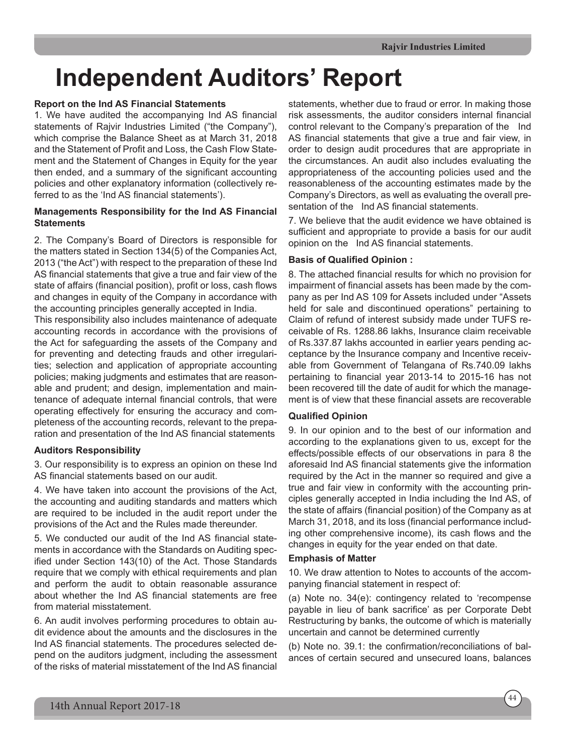# Independent Auditors' Report

**Report on the Ind AS Financial Statements**

1. We have audited the accompanying Ind AS financial statements of Rajvir Industries Limited ("the Company"), which comprise the Balance Sheet as at March 31, 2018 and the Statement of Profit and Loss, the Cash Flow Statement and the Statement of Changes in Equity for the year then ended, and a summary of the significant accounting policies and other explanatory information (collectively referred to as the 'Ind AS financial statements').

**Managements Responsibility for the Ind AS Financial Statements**

2. The Company's Board of Directors is responsible for the matters stated in Section 134(5) of the Companies Act, 2013 ("the Act") with respect to the preparation of these Ind AS financial statements that give a true and fair view of the state of affairs (financial position), profit or loss, cash flows and changes in equity of the Company in accordance with the accounting principles generally accepted in India.

This responsibility also includes maintenance of adequate accounting records in accordance with the provisions of the Act for safeguarding the assets of the Company and for preventing and detecting frauds and other irregularities; selection and application of appropriate accounting policies; making judgments and estimates that are reasonable and prudent; and design, implementation and maintenance of adequate internal financial controls, that were operating effectively for ensuring the accuracy and completeness of the accounting records, relevant to the preparation and presentation of the Ind AS financial statements

**Auditors Responsibility**

3. Our responsibility is to express an opinion on these Ind AS financial statements based on our audit.

4. We have taken into account the provisions of the Act, the accounting and auditing standards and matters which are required to be included in the audit report under the provisions of the Act and the Rules made thereunder.

5. We conducted our audit of the Ind AS financial statements in accordance with the Standards on Auditing specified under Section 143(10) of the Act. Those Standards require that we comply with ethical requirements and plan and perform the audit to obtain reasonable assurance about whether the Ind AS financial statements are free from material misstatement.

6. An audit involves performing procedures to obtain audit evidence about the amounts and the disclosures in the Ind AS financial statements. The procedures selected depend on the auditors judgment, including the assessment of the risks of material misstatement of the Ind AS financial statements, whether due to fraud or error. In making those risk assessments, the auditor considers internal financial control relevant to the Company's preparation of the Ind AS financial statements that give a true and fair view, in order to design audit procedures that are appropriate in the circumstances. An audit also includes evaluating the appropriateness of the accounting policies used and the reasonableness of the accounting estimates made by the Company's Directors, as well as evaluating the overall presentation of the Ind AS financial statements.

7. We believe that the audit evidence we have obtained is sufficient and appropriate to provide a basis for our audit opinion on the Ind AS financial statements.

**Basis of Qualified Opinion :**

8. The attached financial results for which no provision for impairment of financial assets has been made by the company as per Ind AS 109 for Assets included under "Assets held for sale and discontinued operations" pertaining to Claim of refund of interest subsidy made under TUFS receivable of Rs. 1288.86 lakhs, Insurance claim receivable of Rs.337.87 lakhs accounted in earlier years pending acceptance by the Insurance company and Incentive receivable from Government of Telangana of Rs.740.09 lakhs pertaining to financial year 2013-14 to 2015-16 has not been recovered till the date of audit for which the management is of view that these financial assets are recoverable

**Qualified Opinion**

9. In our opinion and to the best of our information and according to the explanations given to us, except for the effects/possible effects of our observations in para 8 the aforesaid Ind AS financial statements give the information required by the Act in the manner so required and give a true and fair view in conformity with the accounting principles generally accepted in India including the Ind AS, of the state of affairs (financial position) of the Company as at March 31, 2018, and its loss (financial performance including other comprehensive income), its cash flows and the changes in equity for the year ended on that date.

**Emphasis of Matter**

10. We draw attention to Notes to accounts of the accompanying financial statement in respect of:

(a) Note no. 34(e): contingency related to 'recompense payable in lieu of bank sacrifice' as per Corporate Debt Restructuring by banks, the outcome of which is materially uncertain and cannot be determined currently

(b) Note no. 39.1: the confirmation/reconciliations of balances of certain secured and unsecured loans, balances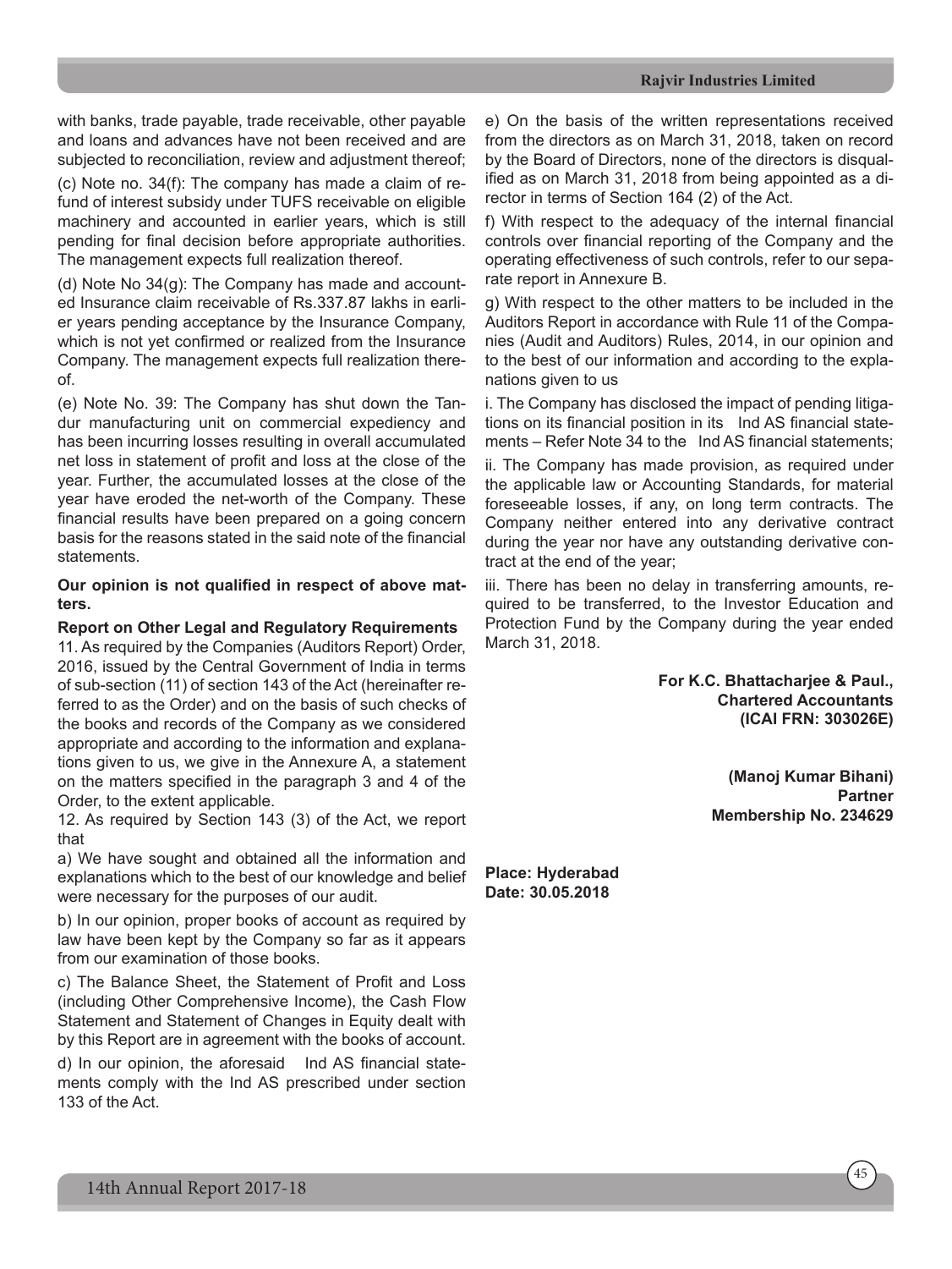with banks, trade payable, trade receivable, other payable and loans and advances have not been received and are subjected to reconciliation, review and adjustment thereof;

(c) Note no. 34(f): The company has made a claim of refund of interest subsidy under TUFS receivable on eligible machinery and accounted in earlier years, which is still pending for final decision before appropriate authorities. The management expects full realization thereof.

(d) Note No 34(g): The Company has made and accounted Insurance claim receivable of Rs.337.87 lakhs in earlier years pending acceptance by the Insurance Company, which is not yet confirmed or realized from the Insurance Company. The management expects full realization thereof.

(e) Note No. 39: The Company has shut down the Tandur manufacturing unit on commercial expediency and has been incurring losses resulting in overall accumulated net loss in statement of profit and loss at the close of the year. Further, the accumulated losses at the close of the year have eroded the net-worth of the Company. These financial results have been prepared on a going concern basis for the reasons stated in the said note of the financial statements.

**Our opinion is not qualified in respect of above matters.**

**Report on Other Legal and Regulatory Requirements**

11. As required by the Companies (Auditors Report) Order, 2016, issued by the Central Government of India in terms of sub-section (11) of section 143 of the Act (hereinafter referred to as the Order) and on the basis of such checks of the books and records of the Company as we considered appropriate and according to the information and explanations given to us, we give in the Annexure A, a statement on the matters specified in the paragraph 3 and 4 of the Order, to the extent applicable.

12. As required by Section 143 (3) of the Act, we report that

a) We have sought and obtained all the information and explanations which to the best of our knowledge and belief were necessary for the purposes of our audit.

b) In our opinion, proper books of account as required by law have been kept by the Company so far as it appears from our examination of those books.

c) The Balance Sheet, the Statement of Profit and Loss (including Other Comprehensive Income), the Cash Flow Statement and Statement of Changes in Equity dealt with by this Report are in agreement with the books of account.

d) In our opinion, the aforesaid Ind AS financial statements comply with the Ind AS prescribed under section 133 of the Act.

e) On the basis of the written representations received from the directors as on March 31, 2018, taken on record by the Board of Directors, none of the directors is disqualified as on March 31, 2018 from being appointed as a director in terms of Section 164 (2) of the Act.

f) With respect to the adequacy of the internal financial controls over financial reporting of the Company and the operating effectiveness of such controls, refer to our separate report in Annexure B.

g) With respect to the other matters to be included in the Auditors Report in accordance with Rule 11 of the Companies (Audit and Auditors) Rules, 2014, in our opinion and to the best of our information and according to the explanations given to us

i. The Company has disclosed the impact of pending litigations on its financial position in its Ind AS financial statements – Refer Note 34 to the Ind AS financial statements;

ii. The Company has made provision, as required under the applicable law or Accounting Standards, for material foreseeable losses, if any, on long term contracts. The Company neither entered into any derivative contract during the year nor have any outstanding derivative contract at the end of the year;

iii. There has been no delay in transferring amounts, required to be transferred, to the Investor Education and Protection Fund by the Company during the year ended March 31, 2018.

**For K.C. Bhattacharjee & Paul.,**
**Chartered Accountants**
**(ICAI FRN: 303026E)**

**(Manoj Kumar Bihani)**
**Partner**
**Membership No. 234629**

**Place: Hyderabad**
**Date: 30.05.2018**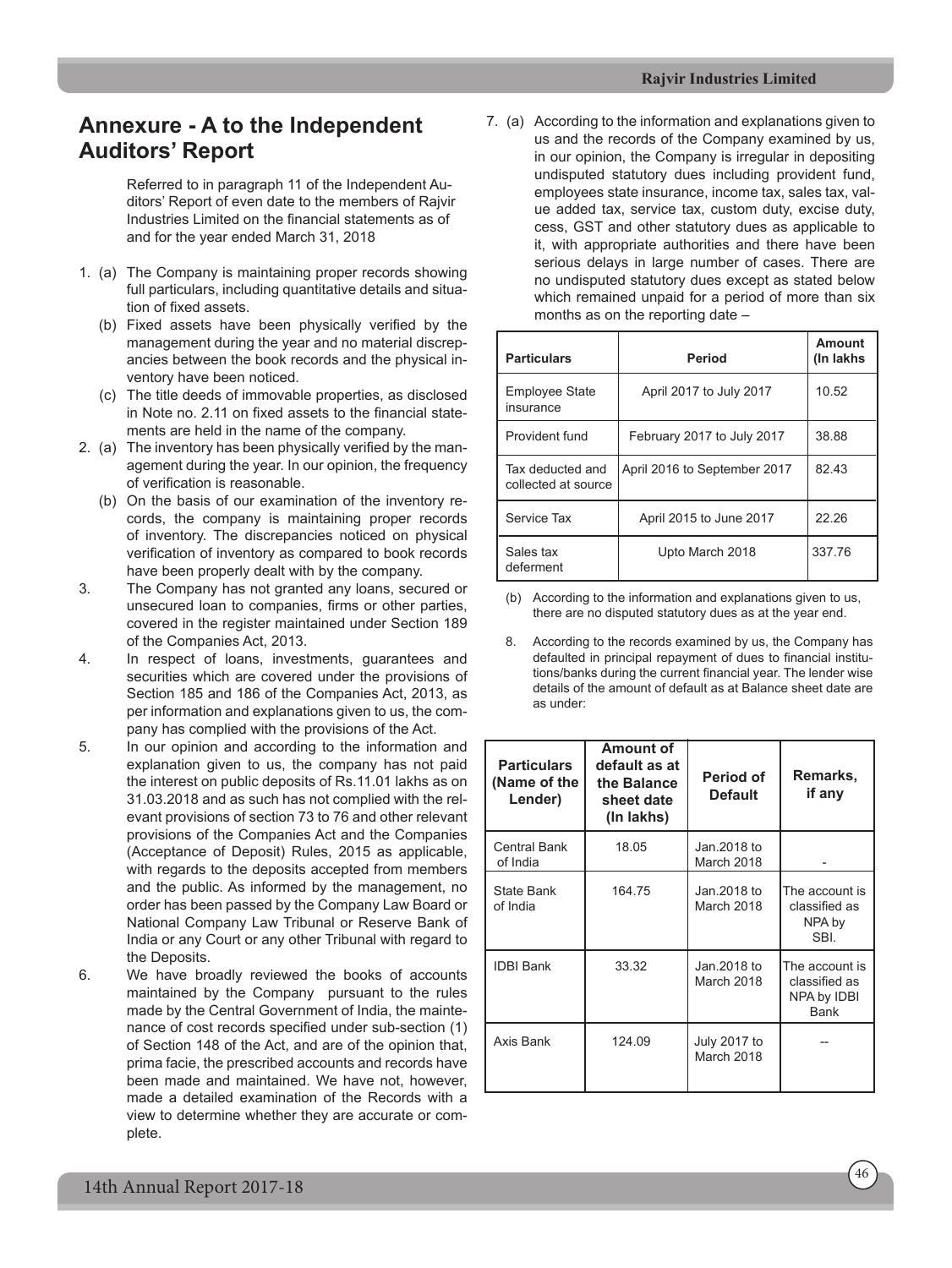# Annexure - A to the Independent Auditors' Report

Referred to in paragraph 11 of the Independent Auditors' Report of even date to the members of Rajvir Industries Limited on the financial statements as of and for the year ended March 31, 2018

1. (a) The Company is maintaining proper records showing full particulars, including quantitative details and situation of fixed assets.
   (b) Fixed assets have been physically verified by the management during the year and no material discrepancies between the book records and the physical inventory have been noticed.
   (c) The title deeds of immovable properties, as disclosed in Note no. 2.11 on fixed assets to the financial statements are held in the name of the company.
2. (a) The inventory has been physically verified by the management during the year. In our opinion, the frequency of verification is reasonable.
   (b) On the basis of our examination of the inventory records, the company is maintaining proper records of inventory. The discrepancies noticed on physical verification of inventory as compared to book records have been properly dealt with by the company.
3. The Company has not granted any loans, secured or unsecured loan to companies, firms or other parties, covered in the register maintained under Section 189 of the Companies Act, 2013.
4. In respect of loans, investments, guarantees and securities which are covered under the provisions of Section 185 and 186 of the Companies Act, 2013, as per information and explanations given to us, the company has complied with the provisions of the Act.
5. In our opinion and according to the information and explanation given to us, the company has not paid the interest on public deposits of Rs.11.01 lakhs as on 31.03.2018 and as such has not complied with the relevant provisions of section 73 to 76 and other relevant provisions of the Companies Act and the Companies (Acceptance of Deposit) Rules, 2015 as applicable, with regards to the deposits accepted from members and the public. As informed by the management, no order has been passed by the Company Law Board or National Company Law Tribunal or Reserve Bank of India or any Court or any other Tribunal with regard to the Deposits.
6. We have broadly reviewed the books of accounts maintained by the Company pursuant to the rules made by the Central Government of India, the maintenance of cost records specified under sub-section (1) of Section 148 of the Act, and are of the opinion that, prima facie, the prescribed accounts and records have been made and maintained. We have not, however, made a detailed examination of the Records with a view to determine whether they are accurate or complete.
7. (a) According to the information and explanations given to us and the records of the Company examined by us, in our opinion, the Company is irregular in depositing undisputed statutory dues including provident fund, employees state insurance, income tax, sales tax, value added tax, service tax, custom duty, excise duty, cess, GST and other statutory dues as applicable to it, with appropriate authorities and there have been serious delays in large number of cases. There are no undisputed statutory dues except as stated below which remained unpaid for a period of more than six months as on the reporting date –

| Particulars | Period | Amount (In lakhs |
|---|---|---|
| Employee State insurance | April 2017 to July 2017 | 10.52 |
| Provident fund | February 2017 to July 2017 | 38.88 |
| Tax deducted and collected at source | April 2016 to September 2017 | 82.43 |
| Service Tax | April 2015 to June 2017 | 22.26 |
| Sales tax deferment | Upto March 2018 | 337.76 |

   (b) According to the information and explanations given to us, there are no disputed statutory dues as at the year end.

8. According to the records examined by us, the Company has defaulted in principal repayment of dues to financial institutions/banks during the current financial year. The lender wise details of the amount of default as at Balance sheet date are as under:

| Particulars (Name of the Lender) | Amount of default as at the Balance sheet date (In lakhs) | Period of Default | Remarks, if any |
|---|---|---|---|
| Central Bank of India | 18.05 | Jan.2018 to March 2018 | - |
| State Bank of India | 164.75 | Jan.2018 to March 2018 | The account is classified as NPA by SBI. |
| IDBI Bank | 33.32 | Jan.2018 to March 2018 | The account is classified as NPA by IDBI Bank |
| Axis Bank | 124.09 | July 2017 to March 2018 | -- |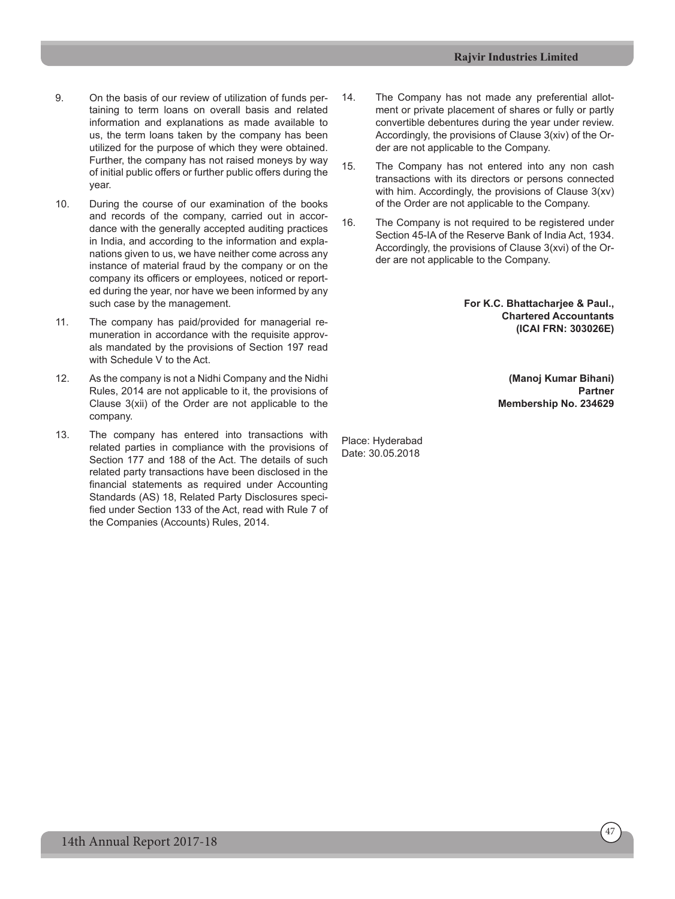9. On the basis of our review of utilization of funds pertaining to term loans on overall basis and related information and explanations as made available to us, the term loans taken by the company has been utilized for the purpose of which they were obtained. Further, the company has not raised moneys by way of initial public offers or further public offers during the year.

10. During the course of our examination of the books and records of the company, carried out in accordance with the generally accepted auditing practices in India, and according to the information and explanations given to us, we have neither come across any instance of material fraud by the company or on the company its officers or employees, noticed or reported during the year, nor have we been informed by any such case by the management.

11. The company has paid/provided for managerial remuneration in accordance with the requisite approvals mandated by the provisions of Section 197 read with Schedule V to the Act.

12. As the company is not a Nidhi Company and the Nidhi Rules, 2014 are not applicable to it, the provisions of Clause 3(xii) of the Order are not applicable to the company.

13. The company has entered into transactions with related parties in compliance with the provisions of Section 177 and 188 of the Act. The details of such related party transactions have been disclosed in the financial statements as required under Accounting Standards (AS) 18, Related Party Disclosures specified under Section 133 of the Act, read with Rule 7 of the Companies (Accounts) Rules, 2014.

14. The Company has not made any preferential allotment or private placement of shares or fully or partly convertible debentures during the year under review. Accordingly, the provisions of Clause 3(xiv) of the Order are not applicable to the Company.

15. The Company has not entered into any non cash transactions with its directors or persons connected with him. Accordingly, the provisions of Clause 3(xv) of the Order are not applicable to the Company.

16. The Company is not required to be registered under Section 45-IA of the Reserve Bank of India Act, 1934. Accordingly, the provisions of Clause 3(xvi) of the Order are not applicable to the Company.

**For K.C. Bhattacharjee & Paul.,**
**Chartered Accountants**
**(ICAI FRN: 303026E)**

**(Manoj Kumar Bihani)**
**Partner**
**Membership No. 234629**

Place: Hyderabad
Date: 30.05.2018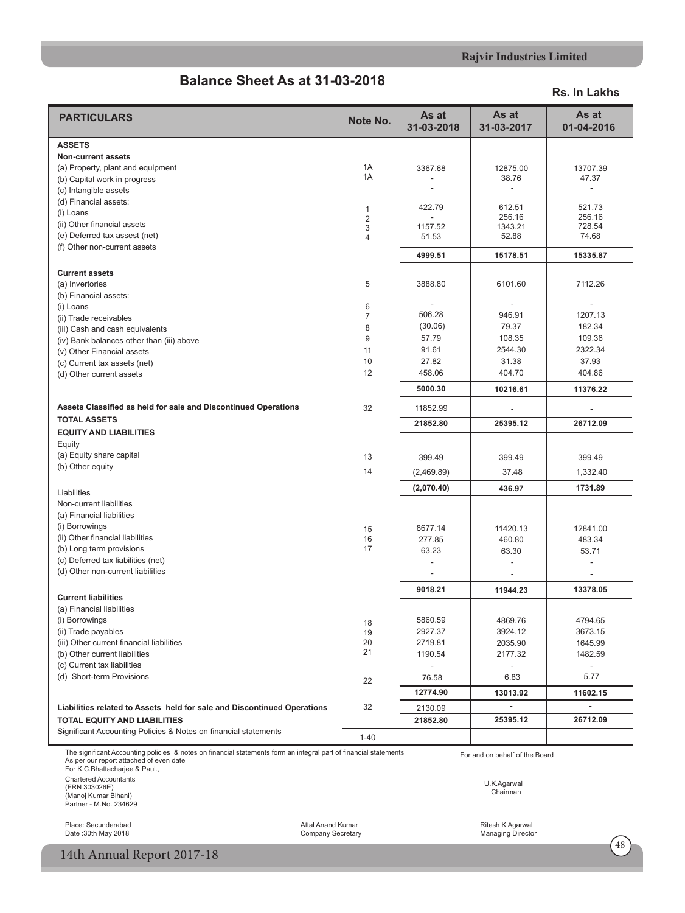## Balance Sheet As at 31-03-2018

**Rs. In Lakhs**

| PARTICULARS | Note No. | As at 31-03-2018 | As at 31-03-2017 | As at 01-04-2016 |
|---|---|---|---|---|
| **ASSETS** | | | | |
| **Non-current assets** | | | | |
| (a) Property, plant and equipment | 1A | 3367.68 | 12875.00 | 13707.39 |
| (b) Capital work in progress | 1A | - | 38.76 | 47.37 |
| (c) Intangible assets | | - | - | - |
| (d) Financial assets: | | | | |
| (i) Loans | 1 | 422.79 | 612.51 | 521.73 |
| (ii) Other financial assets | 2 | - | 256.16 | 256.16 |
| (e) Deferred tax assest (net) | 3 | 1157.52 | 1343.21 | 728.54 |
| (f) Other non-current assets | 4 | 51.53 | 52.88 | 74.68 |
| | | **4999.51** | **15178.51** | **15335.87** |
| **Current assets** | | | | |
| (a) Invertories | 5 | 3888.80 | 6101.60 | 7112.26 |
| (b) Financial assets: | | | | |
| (i) Loans | 6 | - | - | - |
| (ii) Trade receivables | 7 | 506.28 | 946.91 | 1207.13 |
| (iii) Cash and cash equivalents | 8 | (30.06) | 79.37 | 182.34 |
| (iv) Bank balances other than (iii) above | 9 | 57.79 | 108.35 | 109.36 |
| (v) Other Financial assets | 11 | 91.61 | 2544.30 | 2322.34 |
| (c) Current tax assets (net) | 10 | 27.82 | 31.38 | 37.93 |
| (d) Other current assets | 12 | 458.06 | 404.70 | 404.86 |
| | | **5000.30** | **10216.61** | **11376.22** |
| **Assets Classified as held for sale and Discontinued Operations** | 32 | 11852.99 | - | - |
| **TOTAL ASSETS** | | **21852.80** | **25395.12** | **26712.09** |
| **EQUITY AND LIABILITIES** | | | | |
| Equity | | | | |
| (a) Equity share capital | 13 | 399.49 | 399.49 | 399.49 |
| (b) Other equity | 14 | (2,469.89) | 37.48 | 1,332.40 |
| | | **(2,070.40)** | **436.97** | **1731.89** |
| Liabilities | | | | |
| Non-current liabilities | | | | |
| (a) Financial liabilities | | | | |
| (i) Borrowings | 15 | 8677.14 | 11420.13 | 12841.00 |
| (ii) Other financial liabilities | 16 | 277.85 | 460.80 | 483.34 |
| (b) Long term provisions | 17 | 63.23 | 63.30 | 53.71 |
| (c) Deferred tax liabilities (net) | | - | - | - |
| (d) Other non-current liabilities | | - | - | - |
| | | **9018.21** | **11944.23** | **13378.05** |
| **Current liabilities** | | | | |
| (a) Financial liabilities | | | | |
| (i) Borrowings | 18 | 5860.59 | 4869.76 | 4794.65 |
| (ii) Trade payables | 19 | 2927.37 | 3924.12 | 3673.15 |
| (iii) Other current financial liabilities | 20 | 2719.81 | 2035.90 | 1645.99 |
| (b) Other current liabilities | 21 | 1190.54 | 2177.32 | 1482.59 |
| (c) Current tax liabilities | | - | - | - |
| (d) Short-term Provisions | 22 | 76.58 | 6.83 | 5.77 |
| | | **12774.90** | **13013.92** | **11602.15** |
| **Liabilities related to Assets held for sale and Discontinued Operations** | 32 | 2130.09 | - | - |
| **TOTAL EQUITY AND LIABILITIES** | | **21852.80** | **25395.12** | **26712.09** |
| Significant Accounting Policies & Notes on financial statements | 1-40 | | | |

The significant Accounting policies & notes on financial statements form an integral part of financial statements

As per our report attached of even date
For K.C.Bhattacharjee & Paul.,
Chartered Accountants
(FRN 303026E)
(Manoj Kumar Bihani)
Partner - M.No. 234629

Place: Secunderabad
Date :30th May 2018

For and on behalf of the Board

U.K.Agarwal
Chairman

Attal Anand Kumar
Company Secretary

Ritesh K Agarwal
Managing Director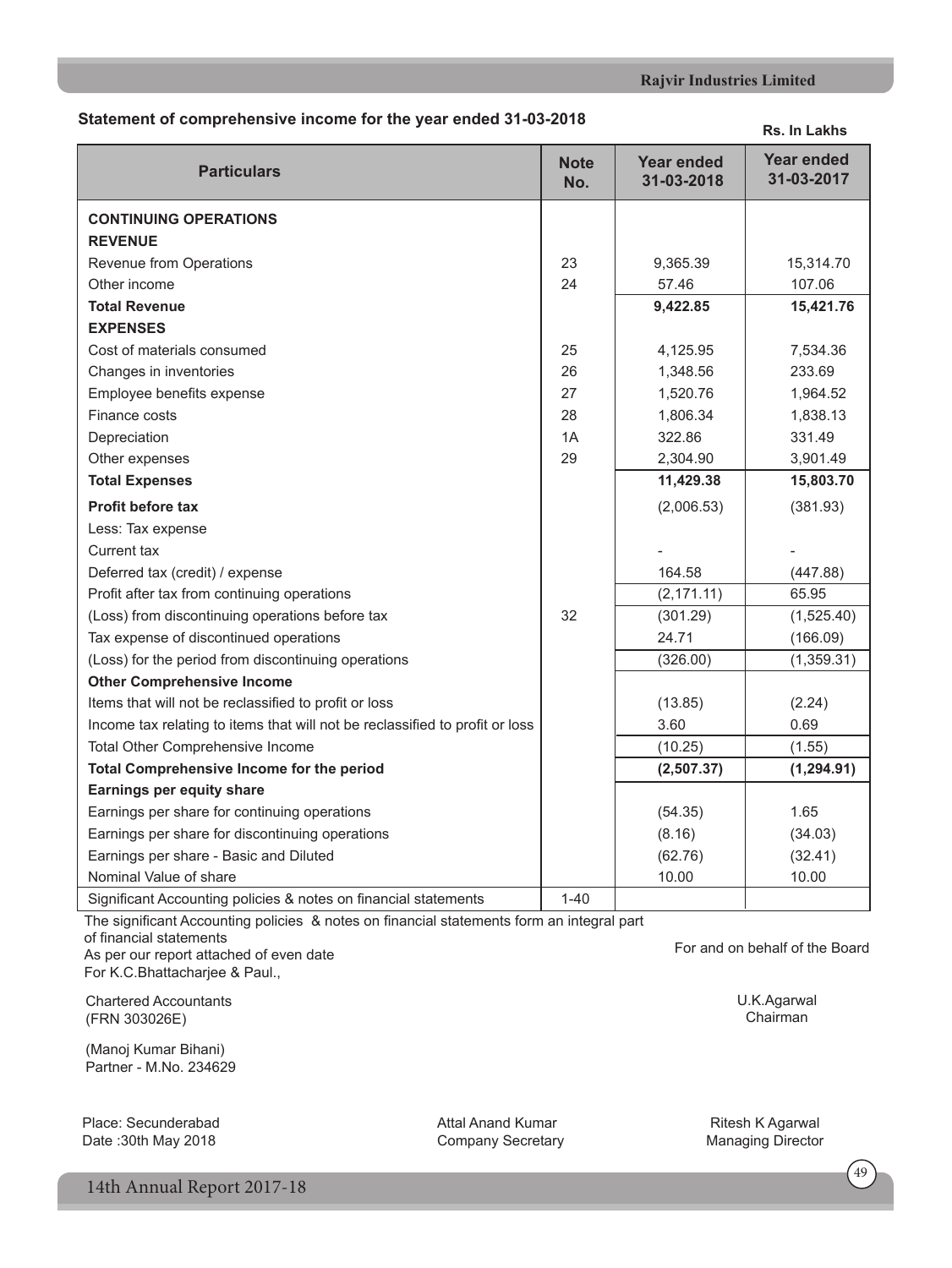## Statement of comprehensive income for the year ended 31-03-2018

Rs. In Lakhs

| Particulars | Note No. | Year ended 31-03-2018 | Year ended 31-03-2017 |
|---|---|---|---|
| **CONTINUING OPERATIONS** | | | |
| **REVENUE** | | | |
| Revenue from Operations | 23 | 9,365.39 | 15,314.70 |
| Other income | 24 | 57.46 | 107.06 |
| **Total Revenue** | | **9,422.85** | **15,421.76** |
| **EXPENSES** | | | |
| Cost of materials consumed | 25 | 4,125.95 | 7,534.36 |
| Changes in inventories | 26 | 1,348.56 | 233.69 |
| Employee benefits expense | 27 | 1,520.76 | 1,964.52 |
| Finance costs | 28 | 1,806.34 | 1,838.13 |
| Depreciation | 1A | 322.86 | 331.49 |
| Other expenses | 29 | 2,304.90 | 3,901.49 |
| **Total Expenses** | | **11,429.38** | **15,803.70** |
| **Profit before tax** | | (2,006.53) | (381.93) |
| Less: Tax expense | | | |
| Current tax | | - | - |
| Deferred tax (credit) / expense | | 164.58 | (447.88) |
| Profit after tax from continuing operations | | (2,171.11) | 65.95 |
| (Loss) from discontinuing operations before tax | 32 | (301.29) | (1,525.40) |
| Tax expense of discontinued operations | | 24.71 | (166.09) |
| (Loss) for the period from discontinuing operations | | (326.00) | (1,359.31) |
| **Other Comprehensive Income** | | | |
| Items that will not be reclassified to profit or loss | | (13.85) | (2.24) |
| Income tax relating to items that will not be reclassified to profit or loss | | 3.60 | 0.69 |
| Total Other Comprehensive Income | | (10.25) | (1.55) |
| **Total Comprehensive Income for the period** | | **(2,507.37)** | **(1,294.91)** |
| **Earnings per equity share** | | | |
| Earnings per share for continuing operations | | (54.35) | 1.65 |
| Earnings per share for discontinuing operations | | (8.16) | (34.03) |
| Earnings per share - Basic and Diluted | | (62.76) | (32.41) |
| Nominal Value of share | | 10.00 | 10.00 |
| Significant Accounting policies & notes on financial statements | 1-40 | | |

The significant Accounting policies & notes on financial statements form an integral part of financial statements

As per our report attached of even date
For K.C.Bhattacharjee & Paul.,

Chartered Accountants
(FRN 303026E)

(Manoj Kumar Bihani)
Partner - M.No. 234629

For and on behalf of the Board

U.K.Agarwal
Chairman

Place: Secunderabad
Date :30th May 2018

Attal Anand Kumar
Company Secretary

Ritesh K Agarwal
Managing Director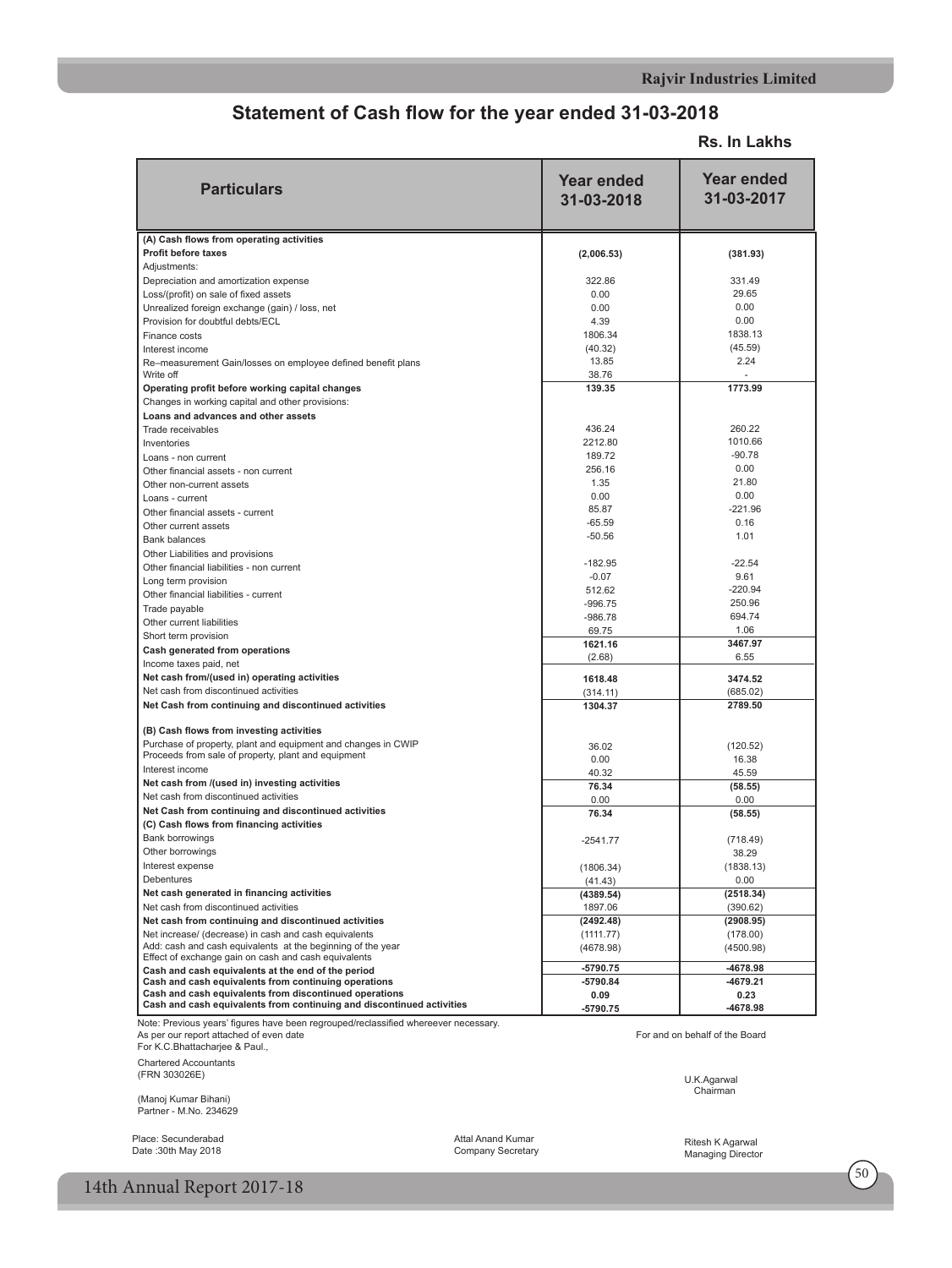# Statement of Cash flow for the year ended 31-03-2018

**Rs. In Lakhs**

| Particulars | Year ended 31-03-2018 | Year ended 31-03-2017 |
|---|---|---|
| **(A) Cash flows from operating activities** | | |
| **Profit before taxes** | **(2,006.53)** | **(381.93)** |
| Adjustments: | | |
| Depreciation and amortization expense | 322.86 | 331.49 |
| Loss/(profit) on sale of fixed assets | 0.00 | 29.65 |
| Unrealized foreign exchange (gain) / loss, net | 0.00 | 0.00 |
| Provision for doubtful debts/ECL | 4.39 | 0.00 |
| Finance costs | 1806.34 | 1838.13 |
| Interest income | (40.32) | (45.59) |
| Re–measurement Gain/losses on employee defined benefit plans | 13.85 | 2.24 |
| Write off | 38.76 | - |
| **Operating profit before working capital changes** | **139.35** | **1773.99** |
| Changes in working capital and other provisions: | | |
| **Loans and advances and other assets** | | |
| Trade receivables | 436.24 | 260.22 |
| Inventories | 2212.80 | 1010.66 |
| Loans - non current | 189.72 | -90.78 |
| Other financial assets - non current | 256.16 | 0.00 |
| Other non-current assets | 1.35 | 21.80 |
| Loans - current | 0.00 | 0.00 |
| Other financial assets - current | 85.87 | -221.96 |
| Other current assets | -65.59 | 0.16 |
| Bank balances | -50.56 | 1.01 |
| Other Liabilities and provisions | | |
| Other financial liabilities - non current | -182.95 | -22.54 |
| Long term provision | -0.07 | 9.61 |
| Other financial liabilities - current | 512.62 | -220.94 |
| Trade payable | -996.75 | 250.96 |
| Other current liabilities | -986.78 | 694.74 |
| Short term provision | 69.75 | 1.06 |
| **Cash generated from operations** | **1621.16** | **3467.97** |
| Income taxes paid, net | (2.68) | 6.55 |
| **Net cash from/(used in) operating activities** | **1618.48** | **3474.52** |
| Net cash from discontinued activities | (314.11) | (685.02) |
| **Net Cash from continuing and discontinued activities** | **1304.37** | **2789.50** |
| **(B) Cash flows from investing activities** | | |
| Purchase of property, plant and equipment and changes in CWIP | 36.02 | (120.52) |
| Proceeds from sale of property, plant and equipment | 0.00 | 16.38 |
| Interest income | 40.32 | 45.59 |
| **Net cash from /(used in) investing activities** | **76.34** | **(58.55)** |
| Net cash from discontinued activities | 0.00 | 0.00 |
| **Net Cash from continuing and discontinued activities** | **76.34** | **(58.55)** |
| **(C) Cash flows from financing activities** | | |
| Bank borrowings | -2541.77 | (718.49) |
| Other borrowings | | 38.29 |
| Interest expense | (1806.34) | (1838.13) |
| Debentures | (41.43) | 0.00 |
| **Net cash generated in financing activities** | **(4389.54)** | **(2518.34)** |
| Net cash from discontinued activities | 1897.06 | (390.62) |
| **Net cash from continuing and discontinued activities** | **(2492.48)** | **(2908.95)** |
| Net increase/ (decrease) in cash and cash equivalents | (1111.77) | (178.00) |
| Add: cash and cash equivalents at the beginning of the year | (4678.98) | (4500.98) |
| Effect of exchange gain on cash and cash equivalents | | |
| **Cash and cash equivalents at the end of the period** | **-5790.75** | **-4678.98** |
| **Cash and cash equivalents from continuing operations** | **-5790.84** | **-4679.21** |
| **Cash and cash equivalents from discontinued operations** | **0.09** | **0.23** |
| **Cash and cash equivalents from continuing and discontinued activities** | **-5790.75** | **-4678.98** |

Note: Previous years' figures have been regrouped/reclassified whereever necessary.

As per our report attached of even date
For K.C.Bhattacharjee & Paul.,

Chartered Accountants
(FRN 303026E)

(Manoj Kumar Bihani)
Partner - M.No. 234629

Place: Secunderabad
Date :30th May 2018

For and on behalf of the Board

U.K.Agarwal
Chairman

Attal Anand Kumar
Company Secretary

Ritesh K Agarwal
Managing Director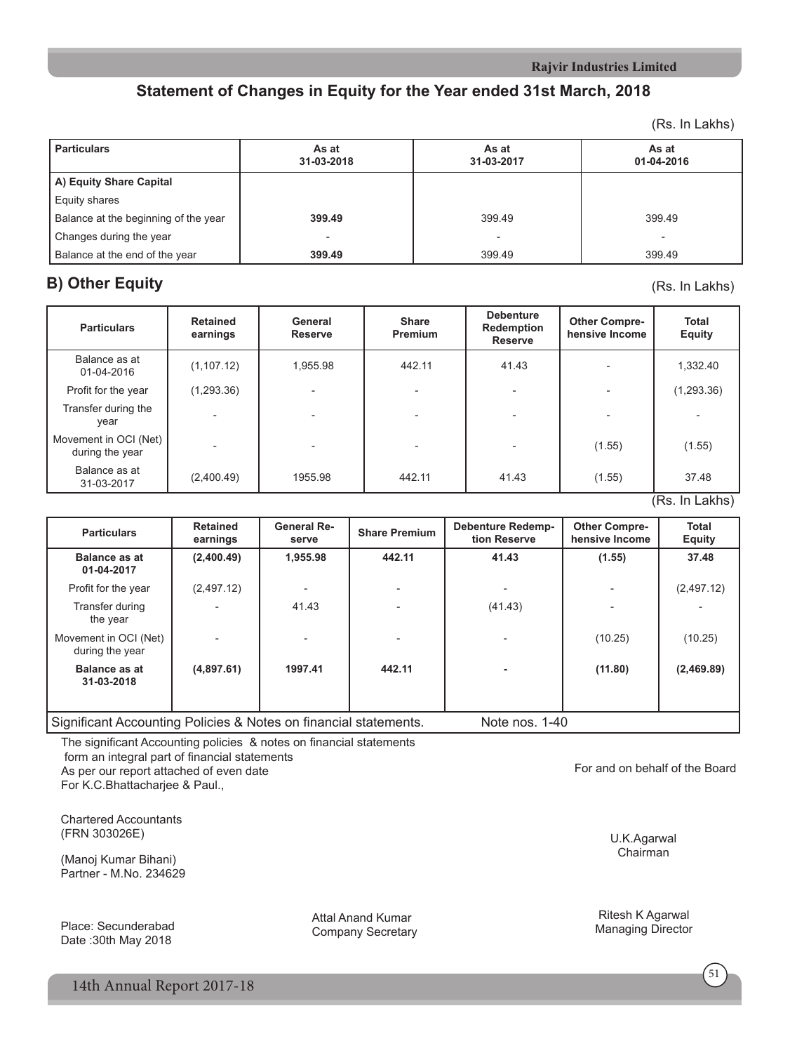## Statement of Changes in Equity for the Year ended 31st March, 2018

(Rs. In Lakhs)

| Particulars | As at 31-03-2018 | As at 31-03-2017 | As at 01-04-2016 |
|---|---|---|---|
| **A) Equity Share Capital** | | | |
| Equity shares | | | |
| Balance at the beginning of the year | **399.49** | 399.49 | 399.49 |
| Changes during the year | - | - | - |
| Balance at the end of the year | **399.49** | 399.49 | 399.49 |

## B) Other Equity

(Rs. In Lakhs)

| Particulars | Retained earnings | General Reserve | Share Premium | Debenture Redemption Reserve | Other Comprehensive Income | Total Equity |
|---|---|---|---|---|---|---|
| Balance as at 01-04-2016 | (1,107.12) | 1,955.98 | 442.11 | 41.43 | - | 1,332.40 |
| Profit for the year | (1,293.36) | - | - | - | - | (1,293.36) |
| Transfer during the year | - | - | - | - | - | - |
| Movement in OCI (Net) during the year | - | - | - | - | (1.55) | (1.55) |
| Balance as at 31-03-2017 | (2,400.49) | 1955.98 | 442.11 | 41.43 | (1.55) | 37.48 |

(Rs. In Lakhs)

| Particulars | Retained earnings | General Reserve | Share Premium | Debenture Redemption Reserve | Other Comprehensive Income | Total Equity |
|---|---|---|---|---|---|---|
| **Balance as at 01-04-2017** | **(2,400.49)** | **1,955.98** | **442.11** | **41.43** | **(1.55)** | **37.48** |
| Profit for the year | (2,497.12) | - | - | - | - | (2,497.12) |
| Transfer during the year | - | 41.43 | - | (41.43) | - | - |
| Movement in OCI (Net) during the year | - | - | - | - | (10.25) | (10.25) |
| **Balance as at 31-03-2018** | **(4,897.61)** | **1997.41** | **442.11** | **-** | **(11.80)** | **(2,469.89)** |

Significant Accounting Policies & Notes on financial statements. Note nos. 1-40

The significant Accounting policies & notes on financial statements form an integral part of financial statements

As per our report attached of even date

For K.C.Bhattacharjee & Paul.,

Chartered Accountants
(FRN 303026E)

(Manoj Kumar Bihani)
Partner - M.No. 234629

Place: Secunderabad
Date :30th May 2018

For and on behalf of the Board

U.K.Agarwal
Chairman

Attal Anand Kumar
Company Secretary

Ritesh K Agarwal
Managing Director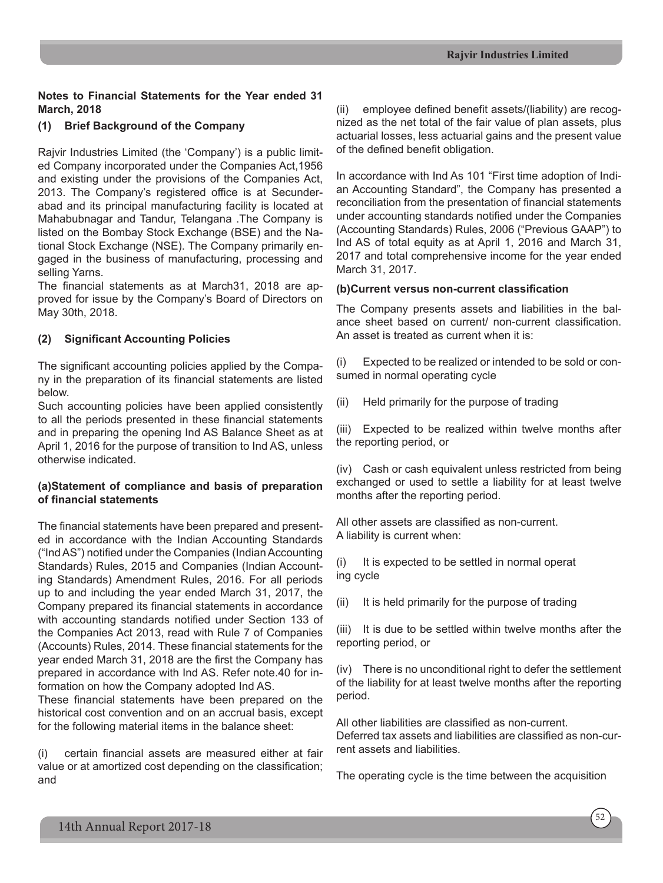**Notes to Financial Statements for the Year ended 31 March, 2018**

**(1) Brief Background of the Company**

Rajvir Industries Limited (the 'Company') is a public limited Company incorporated under the Companies Act,1956 and existing under the provisions of the Companies Act, 2013. The Company's registered office is at Secunderabad and its principal manufacturing facility is located at Mahabubnagar and Tandur, Telangana .The Company is listed on the Bombay Stock Exchange (BSE) and the National Stock Exchange (NSE). The Company primarily engaged in the business of manufacturing, processing and selling Yarns.

The financial statements as at March31, 2018 are approved for issue by the Company's Board of Directors on May 30th, 2018.

**(2) Significant Accounting Policies**

The significant accounting policies applied by the Company in the preparation of its financial statements are listed below.

Such accounting policies have been applied consistently to all the periods presented in these financial statements and in preparing the opening Ind AS Balance Sheet as at April 1, 2016 for the purpose of transition to Ind AS, unless otherwise indicated.

**(a)Statement of compliance and basis of preparation of financial statements**

The financial statements have been prepared and presented in accordance with the Indian Accounting Standards ("Ind AS") notified under the Companies (Indian Accounting Standards) Rules, 2015 and Companies (Indian Accounting Standards) Amendment Rules, 2016. For all periods up to and including the year ended March 31, 2017, the Company prepared its financial statements in accordance with accounting standards notified under Section 133 of the Companies Act 2013, read with Rule 7 of Companies (Accounts) Rules, 2014. These financial statements for the year ended March 31, 2018 are the first the Company has prepared in accordance with Ind AS. Refer note.40 for information on how the Company adopted Ind AS.

These financial statements have been prepared on the historical cost convention and on an accrual basis, except for the following material items in the balance sheet:

(i) certain financial assets are measured either at fair value or at amortized cost depending on the classification; and

(ii) employee defined benefit assets/(liability) are recognized as the net total of the fair value of plan assets, plus actuarial losses, less actuarial gains and the present value of the defined benefit obligation.

In accordance with Ind As 101 "First time adoption of Indian Accounting Standard", the Company has presented a reconciliation from the presentation of financial statements under accounting standards notified under the Companies (Accounting Standards) Rules, 2006 ("Previous GAAP") to Ind AS of total equity as at April 1, 2016 and March 31, 2017 and total comprehensive income for the year ended March 31, 2017.

**(b)Current versus non-current classification**

The Company presents assets and liabilities in the balance sheet based on current/ non-current classification. An asset is treated as current when it is:

(i) Expected to be realized or intended to be sold or consumed in normal operating cycle

(ii) Held primarily for the purpose of trading

(iii) Expected to be realized within twelve months after the reporting period, or

(iv) Cash or cash equivalent unless restricted from being exchanged or used to settle a liability for at least twelve months after the reporting period.

All other assets are classified as non-current.

A liability is current when:

(i) It is expected to be settled in normal operating cycle

(ii) It is held primarily for the purpose of trading

(iii) It is due to be settled within twelve months after the reporting period, or

(iv) There is no unconditional right to defer the settlement of the liability for at least twelve months after the reporting period.

All other liabilities are classified as non-current.

Deferred tax assets and liabilities are classified as non-current assets and liabilities.

The operating cycle is the time between the acquisition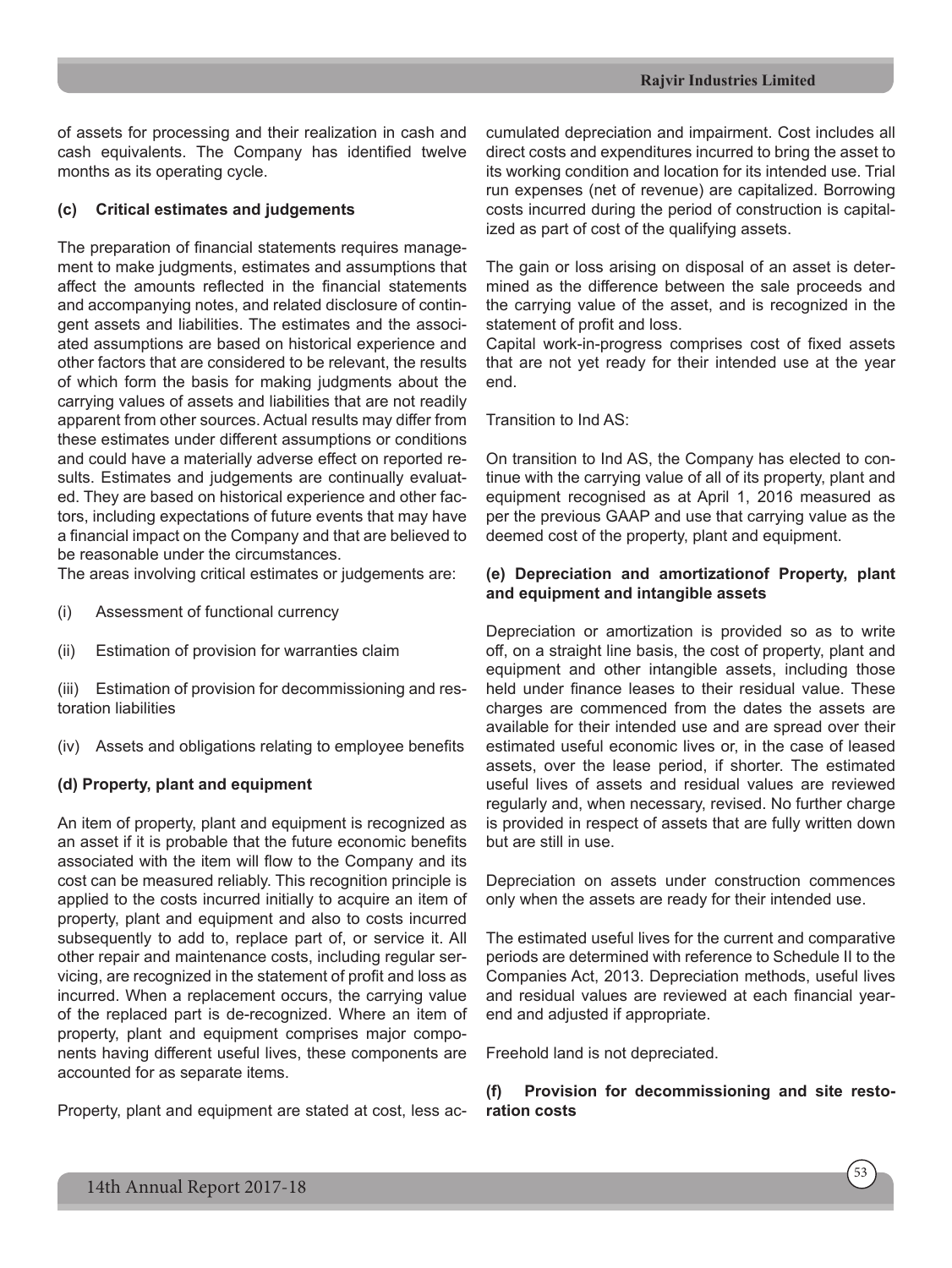of assets for processing and their realization in cash and cash equivalents. The Company has identified twelve months as its operating cycle.

**(c) Critical estimates and judgements**

The preparation of financial statements requires management to make judgments, estimates and assumptions that affect the amounts reflected in the financial statements and accompanying notes, and related disclosure of contingent assets and liabilities. The estimates and the associated assumptions are based on historical experience and other factors that are considered to be relevant, the results of which form the basis for making judgments about the carrying values of assets and liabilities that are not readily apparent from other sources. Actual results may differ from these estimates under different assumptions or conditions and could have a materially adverse effect on reported results. Estimates and judgements are continually evaluated. They are based on historical experience and other factors, including expectations of future events that may have a financial impact on the Company and that are believed to be reasonable under the circumstances.
The areas involving critical estimates or judgements are:

(i) Assessment of functional currency

(ii) Estimation of provision for warranties claim

(iii) Estimation of provision for decommissioning and restoration liabilities

(iv) Assets and obligations relating to employee benefits

**(d) Property, plant and equipment**

An item of property, plant and equipment is recognized as an asset if it is probable that the future economic benefits associated with the item will flow to the Company and its cost can be measured reliably. This recognition principle is applied to the costs incurred initially to acquire an item of property, plant and equipment and also to costs incurred subsequently to add to, replace part of, or service it. All other repair and maintenance costs, including regular servicing, are recognized in the statement of profit and loss as incurred. When a replacement occurs, the carrying value of the replaced part is de-recognized. Where an item of property, plant and equipment comprises major components having different useful lives, these components are accounted for as separate items.

Property, plant and equipment are stated at cost, less accumulated depreciation and impairment. Cost includes all direct costs and expenditures incurred to bring the asset to its working condition and location for its intended use. Trial run expenses (net of revenue) are capitalized. Borrowing costs incurred during the period of construction is capitalized as part of cost of the qualifying assets.

The gain or loss arising on disposal of an asset is determined as the difference between the sale proceeds and the carrying value of the asset, and is recognized in the statement of profit and loss.
Capital work-in-progress comprises cost of fixed assets that are not yet ready for their intended use at the year end.

Transition to Ind AS:

On transition to Ind AS, the Company has elected to continue with the carrying value of all of its property, plant and equipment recognised as at April 1, 2016 measured as per the previous GAAP and use that carrying value as the deemed cost of the property, plant and equipment.

**(e) Depreciation and amortizationof Property, plant and equipment and intangible assets**

Depreciation or amortization is provided so as to write off, on a straight line basis, the cost of property, plant and equipment and other intangible assets, including those held under finance leases to their residual value. These charges are commenced from the dates the assets are available for their intended use and are spread over their estimated useful economic lives or, in the case of leased assets, over the lease period, if shorter. The estimated useful lives of assets and residual values are reviewed regularly and, when necessary, revised. No further charge is provided in respect of assets that are fully written down but are still in use.

Depreciation on assets under construction commences only when the assets are ready for their intended use.

The estimated useful lives for the current and comparative periods are determined with reference to Schedule II to the Companies Act, 2013. Depreciation methods, useful lives and residual values are reviewed at each financial year-end and adjusted if appropriate.

Freehold land is not depreciated.

**(f) Provision for decommissioning and site restoration costs**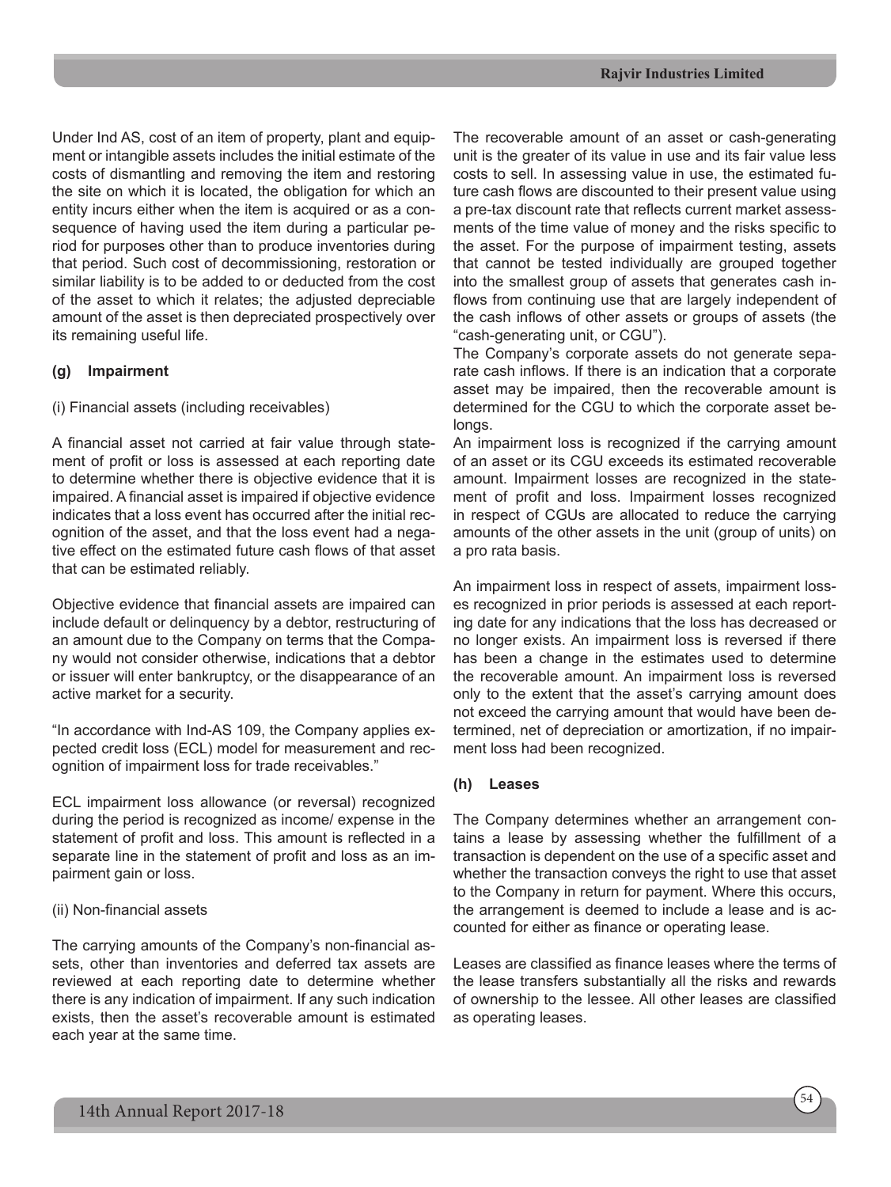Under Ind AS, cost of an item of property, plant and equipment or intangible assets includes the initial estimate of the costs of dismantling and removing the item and restoring the site on which it is located, the obligation for which an entity incurs either when the item is acquired or as a consequence of having used the item during a particular period for purposes other than to produce inventories during that period. Such cost of decommissioning, restoration or similar liability is to be added to or deducted from the cost of the asset to which it relates; the adjusted depreciable amount of the asset is then depreciated prospectively over its remaining useful life.

### (g) Impairment

(i) Financial assets (including receivables)

A financial asset not carried at fair value through statement of profit or loss is assessed at each reporting date to determine whether there is objective evidence that it is impaired. A financial asset is impaired if objective evidence indicates that a loss event has occurred after the initial recognition of the asset, and that the loss event had a negative effect on the estimated future cash flows of that asset that can be estimated reliably.

Objective evidence that financial assets are impaired can include default or delinquency by a debtor, restructuring of an amount due to the Company on terms that the Company would not consider otherwise, indications that a debtor or issuer will enter bankruptcy, or the disappearance of an active market for a security.

"In accordance with Ind-AS 109, the Company applies expected credit loss (ECL) model for measurement and recognition of impairment loss for trade receivables."

ECL impairment loss allowance (or reversal) recognized during the period is recognized as income/ expense in the statement of profit and loss. This amount is reflected in a separate line in the statement of profit and loss as an impairment gain or loss.

(ii) Non-financial assets

The carrying amounts of the Company's non-financial assets, other than inventories and deferred tax assets are reviewed at each reporting date to determine whether there is any indication of impairment. If any such indication exists, then the asset's recoverable amount is estimated each year at the same time.

The recoverable amount of an asset or cash-generating unit is the greater of its value in use and its fair value less costs to sell. In assessing value in use, the estimated future cash flows are discounted to their present value using a pre-tax discount rate that reflects current market assessments of the time value of money and the risks specific to the asset. For the purpose of impairment testing, assets that cannot be tested individually are grouped together into the smallest group of assets that generates cash inflows from continuing use that are largely independent of the cash inflows of other assets or groups of assets (the "cash-generating unit, or CGU").

The Company's corporate assets do not generate separate cash inflows. If there is an indication that a corporate asset may be impaired, then the recoverable amount is determined for the CGU to which the corporate asset belongs.

An impairment loss is recognized if the carrying amount of an asset or its CGU exceeds its estimated recoverable amount. Impairment losses are recognized in the statement of profit and loss. Impairment losses recognized in respect of CGUs are allocated to reduce the carrying amounts of the other assets in the unit (group of units) on a pro rata basis.

An impairment loss in respect of assets, impairment losses recognized in prior periods is assessed at each reporting date for any indications that the loss has decreased or no longer exists. An impairment loss is reversed if there has been a change in the estimates used to determine the recoverable amount. An impairment loss is reversed only to the extent that the asset's carrying amount does not exceed the carrying amount that would have been determined, net of depreciation or amortization, if no impairment loss had been recognized.

### (h) Leases

The Company determines whether an arrangement contains a lease by assessing whether the fulfillment of a transaction is dependent on the use of a specific asset and whether the transaction conveys the right to use that asset to the Company in return for payment. Where this occurs, the arrangement is deemed to include a lease and is accounted for either as finance or operating lease.

Leases are classified as finance leases where the terms of the lease transfers substantially all the risks and rewards of ownership to the lessee. All other leases are classified as operating leases.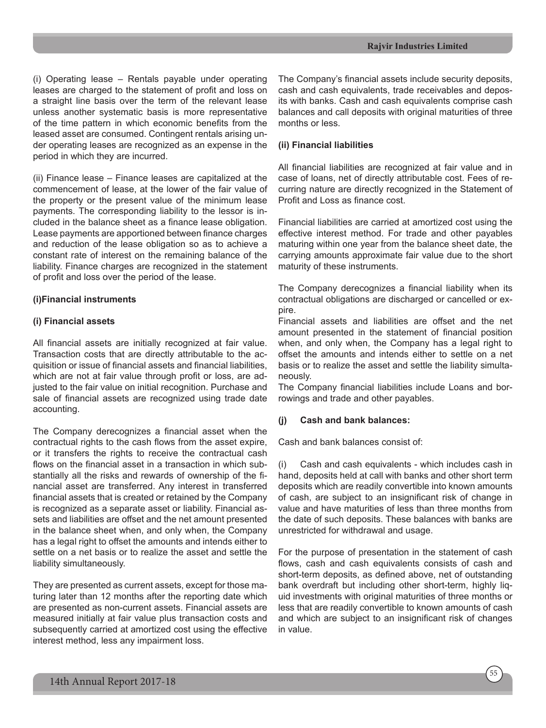(i) Operating lease – Rentals payable under operating leases are charged to the statement of profit and loss on a straight line basis over the term of the relevant lease unless another systematic basis is more representative of the time pattern in which economic benefits from the leased asset are consumed. Contingent rentals arising under operating leases are recognized as an expense in the period in which they are incurred.

(ii) Finance lease – Finance leases are capitalized at the commencement of lease, at the lower of the fair value of the property or the present value of the minimum lease payments. The corresponding liability to the lessor is included in the balance sheet as a finance lease obligation. Lease payments are apportioned between finance charges and reduction of the lease obligation so as to achieve a constant rate of interest on the remaining balance of the liability. Finance charges are recognized in the statement of profit and loss over the period of the lease.

**(i)Financial instruments**

**(i) Financial assets**

All financial assets are initially recognized at fair value. Transaction costs that are directly attributable to the acquisition or issue of financial assets and financial liabilities, which are not at fair value through profit or loss, are adjusted to the fair value on initial recognition. Purchase and sale of financial assets are recognized using trade date accounting.

The Company derecognizes a financial asset when the contractual rights to the cash flows from the asset expire, or it transfers the rights to receive the contractual cash flows on the financial asset in a transaction in which substantially all the risks and rewards of ownership of the financial asset are transferred. Any interest in transferred financial assets that is created or retained by the Company is recognized as a separate asset or liability. Financial assets and liabilities are offset and the net amount presented in the balance sheet when, and only when, the Company has a legal right to offset the amounts and intends either to settle on a net basis or to realize the asset and settle the liability simultaneously.

They are presented as current assets, except for those maturing later than 12 months after the reporting date which are presented as non-current assets. Financial assets are measured initially at fair value plus transaction costs and subsequently carried at amortized cost using the effective interest method, less any impairment loss.

The Company's financial assets include security deposits, cash and cash equivalents, trade receivables and deposits with banks. Cash and cash equivalents comprise cash balances and call deposits with original maturities of three months or less.

**(ii) Financial liabilities**

All financial liabilities are recognized at fair value and in case of loans, net of directly attributable cost. Fees of recurring nature are directly recognized in the Statement of Profit and Loss as finance cost.

Financial liabilities are carried at amortized cost using the effective interest method. For trade and other payables maturing within one year from the balance sheet date, the carrying amounts approximate fair value due to the short maturity of these instruments.

The Company derecognizes a financial liability when its contractual obligations are discharged or cancelled or expire.

Financial assets and liabilities are offset and the net amount presented in the statement of financial position when, and only when, the Company has a legal right to offset the amounts and intends either to settle on a net basis or to realize the asset and settle the liability simultaneously.

The Company financial liabilities include Loans and borrowings and trade and other payables.

**(j) Cash and bank balances:**

Cash and bank balances consist of:

(i) Cash and cash equivalents - which includes cash in hand, deposits held at call with banks and other short term deposits which are readily convertible into known amounts of cash, are subject to an insignificant risk of change in value and have maturities of less than three months from the date of such deposits. These balances with banks are unrestricted for withdrawal and usage.

For the purpose of presentation in the statement of cash flows, cash and cash equivalents consists of cash and short-term deposits, as defined above, net of outstanding bank overdraft but including other short-term, highly liquid investments with original maturities of three months or less that are readily convertible to known amounts of cash and which are subject to an insignificant risk of changes in value.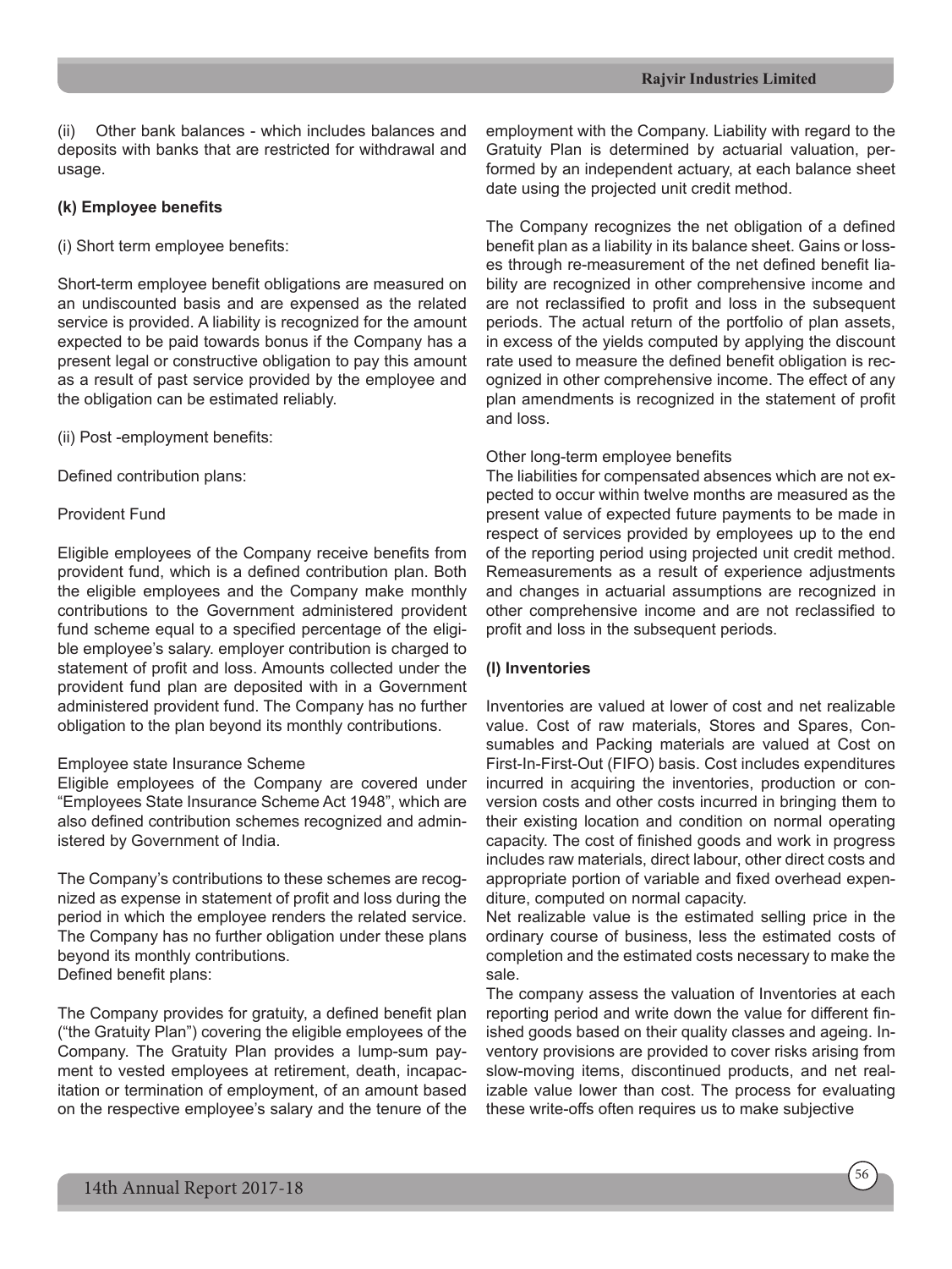(ii) Other bank balances - which includes balances and deposits with banks that are restricted for withdrawal and usage.

**(k) Employee benefits**

(i) Short term employee benefits:

Short-term employee benefit obligations are measured on an undiscounted basis and are expensed as the related service is provided. A liability is recognized for the amount expected to be paid towards bonus if the Company has a present legal or constructive obligation to pay this amount as a result of past service provided by the employee and the obligation can be estimated reliably.

(ii) Post -employment benefits:

Defined contribution plans:

Provident Fund

Eligible employees of the Company receive benefits from provident fund, which is a defined contribution plan. Both the eligible employees and the Company make monthly contributions to the Government administered provident fund scheme equal to a specified percentage of the eligible employee's salary. employer contribution is charged to statement of profit and loss. Amounts collected under the provident fund plan are deposited with in a Government administered provident fund. The Company has no further obligation to the plan beyond its monthly contributions.

Employee state Insurance Scheme

Eligible employees of the Company are covered under "Employees State Insurance Scheme Act 1948", which are also defined contribution schemes recognized and administered by Government of India.

The Company's contributions to these schemes are recognized as expense in statement of profit and loss during the period in which the employee renders the related service. The Company has no further obligation under these plans beyond its monthly contributions.

Defined benefit plans:

The Company provides for gratuity, a defined benefit plan ("the Gratuity Plan") covering the eligible employees of the Company. The Gratuity Plan provides a lump-sum payment to vested employees at retirement, death, incapacitation or termination of employment, of an amount based on the respective employee's salary and the tenure of the employment with the Company. Liability with regard to the Gratuity Plan is determined by actuarial valuation, performed by an independent actuary, at each balance sheet date using the projected unit credit method.

The Company recognizes the net obligation of a defined benefit plan as a liability in its balance sheet. Gains or losses through re-measurement of the net defined benefit liability are recognized in other comprehensive income and are not reclassified to profit and loss in the subsequent periods. The actual return of the portfolio of plan assets, in excess of the yields computed by applying the discount rate used to measure the defined benefit obligation is recognized in other comprehensive income. The effect of any plan amendments is recognized in the statement of profit and loss.

Other long-term employee benefits

The liabilities for compensated absences which are not expected to occur within twelve months are measured as the present value of expected future payments to be made in respect of services provided by employees up to the end of the reporting period using projected unit credit method. Remeasurements as a result of experience adjustments and changes in actuarial assumptions are recognized in other comprehensive income and are not reclassified to profit and loss in the subsequent periods.

**(l) Inventories**

Inventories are valued at lower of cost and net realizable value. Cost of raw materials, Stores and Spares, Consumables and Packing materials are valued at Cost on First-In-First-Out (FIFO) basis. Cost includes expenditures incurred in acquiring the inventories, production or conversion costs and other costs incurred in bringing them to their existing location and condition on normal operating capacity. The cost of finished goods and work in progress includes raw materials, direct labour, other direct costs and appropriate portion of variable and fixed overhead expenditure, computed on normal capacity.

Net realizable value is the estimated selling price in the ordinary course of business, less the estimated costs of completion and the estimated costs necessary to make the sale.

The company assess the valuation of Inventories at each reporting period and write down the value for different finished goods based on their quality classes and ageing. Inventory provisions are provided to cover risks arising from slow-moving items, discontinued products, and net realizable value lower than cost. The process for evaluating these write-offs often requires us to make subjective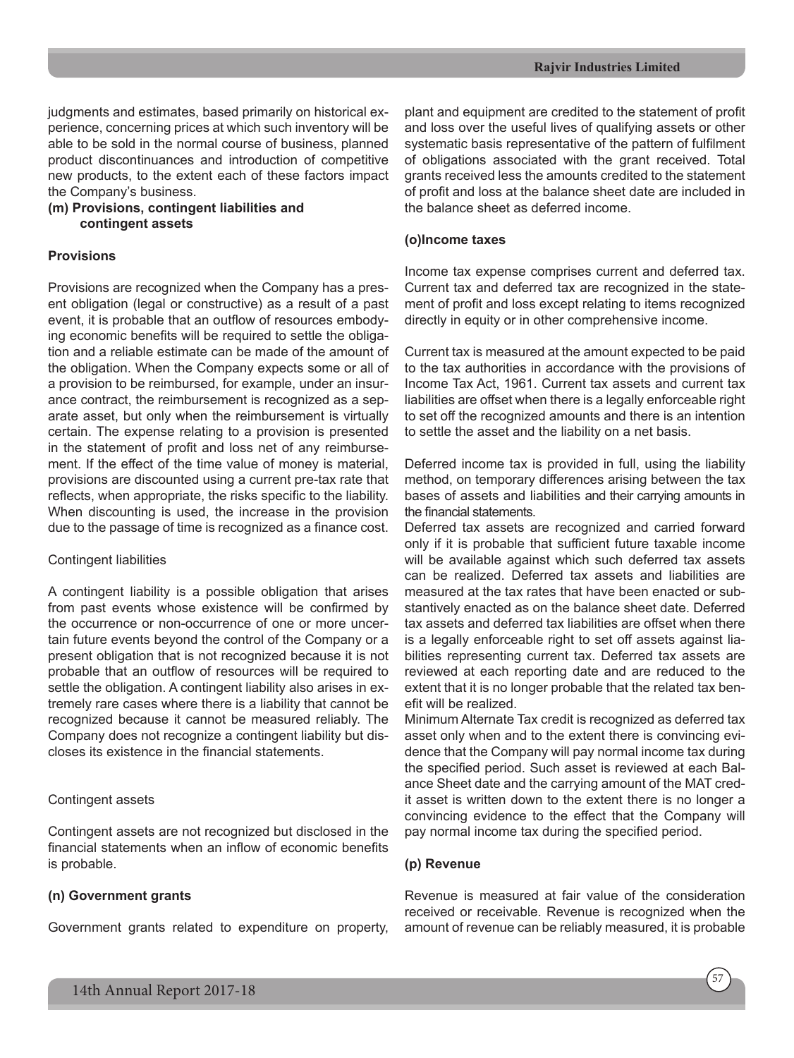judgments and estimates, based primarily on historical experience, concerning prices at which such inventory will be able to be sold in the normal course of business, planned product discontinuances and introduction of competitive new products, to the extent each of these factors impact the Company's business.

**(m) Provisions, contingent liabilities and contingent assets**

**Provisions**

Provisions are recognized when the Company has a present obligation (legal or constructive) as a result of a past event, it is probable that an outflow of resources embodying economic benefits will be required to settle the obligation and a reliable estimate can be made of the amount of the obligation. When the Company expects some or all of a provision to be reimbursed, for example, under an insurance contract, the reimbursement is recognized as a separate asset, but only when the reimbursement is virtually certain. The expense relating to a provision is presented in the statement of profit and loss net of any reimbursement. If the effect of the time value of money is material, provisions are discounted using a current pre-tax rate that reflects, when appropriate, the risks specific to the liability. When discounting is used, the increase in the provision due to the passage of time is recognized as a finance cost.

Contingent liabilities

A contingent liability is a possible obligation that arises from past events whose existence will be confirmed by the occurrence or non-occurrence of one or more uncertain future events beyond the control of the Company or a present obligation that is not recognized because it is not probable that an outflow of resources will be required to settle the obligation. A contingent liability also arises in extremely rare cases where there is a liability that cannot be recognized because it cannot be measured reliably. The Company does not recognize a contingent liability but discloses its existence in the financial statements.

Contingent assets

Contingent assets are not recognized but disclosed in the financial statements when an inflow of economic benefits is probable.

**(n) Government grants**

Government grants related to expenditure on property, plant and equipment are credited to the statement of profit and loss over the useful lives of qualifying assets or other systematic basis representative of the pattern of fulfilment of obligations associated with the grant received. Total grants received less the amounts credited to the statement of profit and loss at the balance sheet date are included in the balance sheet as deferred income.

**(o)Income taxes**

Income tax expense comprises current and deferred tax. Current tax and deferred tax are recognized in the statement of profit and loss except relating to items recognized directly in equity or in other comprehensive income.

Current tax is measured at the amount expected to be paid to the tax authorities in accordance with the provisions of Income Tax Act, 1961. Current tax assets and current tax liabilities are offset when there is a legally enforceable right to set off the recognized amounts and there is an intention to settle the asset and the liability on a net basis.

Deferred income tax is provided in full, using the liability method, on temporary differences arising between the tax bases of assets and liabilities and their carrying amounts in the financial statements.

Deferred tax assets are recognized and carried forward only if it is probable that sufficient future taxable income will be available against which such deferred tax assets can be realized. Deferred tax assets and liabilities are measured at the tax rates that have been enacted or substantively enacted as on the balance sheet date. Deferred tax assets and deferred tax liabilities are offset when there is a legally enforceable right to set off assets against liabilities representing current tax. Deferred tax assets are reviewed at each reporting date and are reduced to the extent that it is no longer probable that the related tax benefit will be realized.

Minimum Alternate Tax credit is recognized as deferred tax asset only when and to the extent there is convincing evidence that the Company will pay normal income tax during the specified period. Such asset is reviewed at each Balance Sheet date and the carrying amount of the MAT credit asset is written down to the extent there is no longer a convincing evidence to the effect that the Company will pay normal income tax during the specified period.

**(p) Revenue**

Revenue is measured at fair value of the consideration received or receivable. Revenue is recognized when the amount of revenue can be reliably measured, it is probable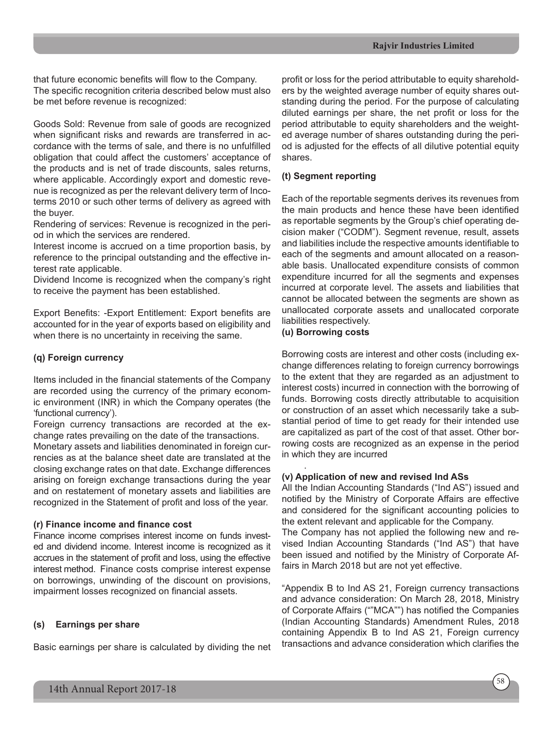that future economic benefits will flow to the Company. The specific recognition criteria described below must also be met before revenue is recognized:

Goods Sold: Revenue from sale of goods are recognized when significant risks and rewards are transferred in accordance with the terms of sale, and there is no unfulfilled obligation that could affect the customers' acceptance of the products and is net of trade discounts, sales returns, where applicable. Accordingly export and domestic revenue is recognized as per the relevant delivery term of Incoterms 2010 or such other terms of delivery as agreed with the buyer.

Rendering of services: Revenue is recognized in the period in which the services are rendered.

Interest income is accrued on a time proportion basis, by reference to the principal outstanding and the effective interest rate applicable.

Dividend Income is recognized when the company's right to receive the payment has been established.

Export Benefits: -Export Entitlement: Export benefits are accounted for in the year of exports based on eligibility and when there is no uncertainty in receiving the same.

#### (q) Foreign currency

Items included in the financial statements of the Company are recorded using the currency of the primary economic environment (INR) in which the Company operates (the 'functional currency').

Foreign currency transactions are recorded at the exchange rates prevailing on the date of the transactions.

Monetary assets and liabilities denominated in foreign currencies as at the balance sheet date are translated at the closing exchange rates on that date. Exchange differences arising on foreign exchange transactions during the year and on restatement of monetary assets and liabilities are recognized in the Statement of profit and loss of the year.

#### (r) Finance income and finance cost

Finance income comprises interest income on funds invested and dividend income. Interest income is recognized as it accrues in the statement of profit and loss, using the effective interest method. Finance costs comprise interest expense on borrowings, unwinding of the discount on provisions, impairment losses recognized on financial assets.

#### (s) Earnings per share

Basic earnings per share is calculated by dividing the net profit or loss for the period attributable to equity shareholders by the weighted average number of equity shares outstanding during the period. For the purpose of calculating diluted earnings per share, the net profit or loss for the period attributable to equity shareholders and the weighted average number of shares outstanding during the period is adjusted for the effects of all dilutive potential equity shares.

#### (t) Segment reporting

Each of the reportable segments derives its revenues from the main products and hence these have been identified as reportable segments by the Group's chief operating decision maker ("CODM"). Segment revenue, result, assets and liabilities include the respective amounts identifiable to each of the segments and amount allocated on a reasonable basis. Unallocated expenditure consists of common expenditure incurred for all the segments and expenses incurred at corporate level. The assets and liabilities that cannot be allocated between the segments are shown as unallocated corporate assets and unallocated corporate liabilities respectively.

#### (u) Borrowing costs

Borrowing costs are interest and other costs (including exchange differences relating to foreign currency borrowings to the extent that they are regarded as an adjustment to interest costs) incurred in connection with the borrowing of funds. Borrowing costs directly attributable to acquisition or construction of an asset which necessarily take a substantial period of time to get ready for their intended use are capitalized as part of the cost of that asset. Other borrowing costs are recognized as an expense in the period in which they are incurred

#### (v) Application of new and revised Ind ASs

All the Indian Accounting Standards ("Ind AS") issued and notified by the Ministry of Corporate Affairs are effective and considered for the significant accounting policies to the extent relevant and applicable for the Company.

The Company has not applied the following new and revised Indian Accounting Standards ("Ind AS") that have been issued and notified by the Ministry of Corporate Affairs in March 2018 but are not yet effective.

"Appendix B to Ind AS 21, Foreign currency transactions and advance consideration: On March 28, 2018, Ministry of Corporate Affairs (""MCA"") has notified the Companies (Indian Accounting Standards) Amendment Rules, 2018 containing Appendix B to Ind AS 21, Foreign currency transactions and advance consideration which clarifies the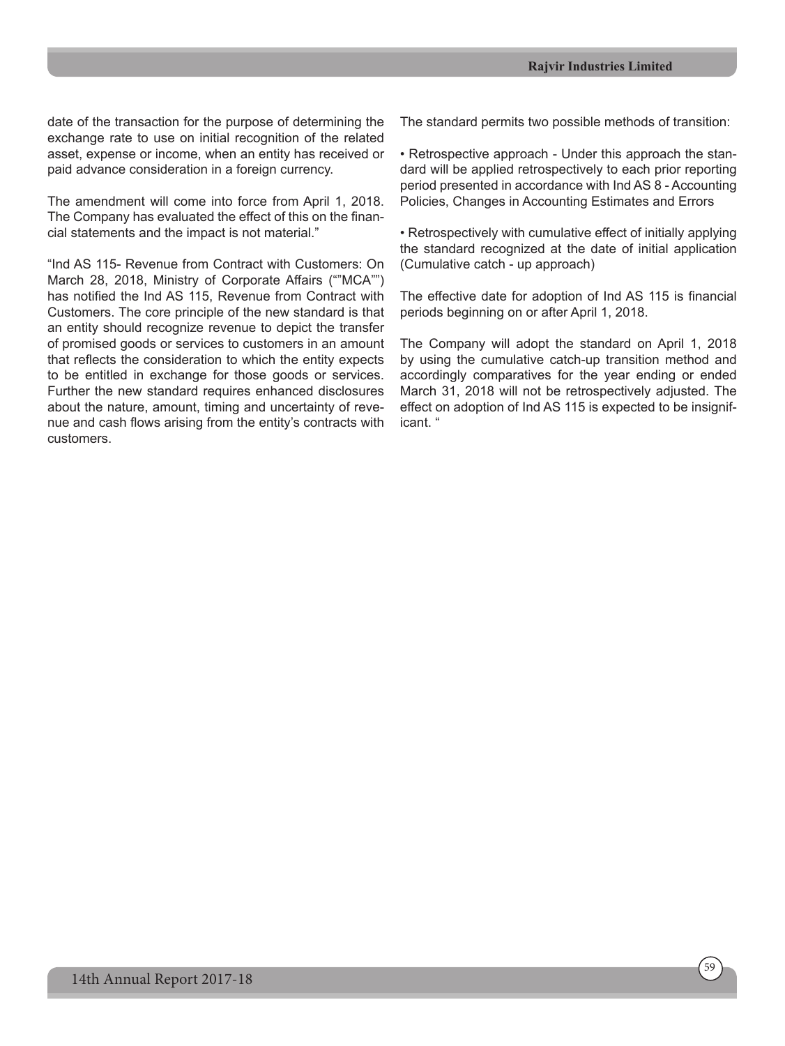date of the transaction for the purpose of determining the exchange rate to use on initial recognition of the related asset, expense or income, when an entity has received or paid advance consideration in a foreign currency.

The amendment will come into force from April 1, 2018. The Company has evaluated the effect of this on the financial statements and the impact is not material."

"Ind AS 115- Revenue from Contract with Customers: On March 28, 2018, Ministry of Corporate Affairs (""MCA"") has notified the Ind AS 115, Revenue from Contract with Customers. The core principle of the new standard is that an entity should recognize revenue to depict the transfer of promised goods or services to customers in an amount that reflects the consideration to which the entity expects to be entitled in exchange for those goods or services. Further the new standard requires enhanced disclosures about the nature, amount, timing and uncertainty of revenue and cash flows arising from the entity's contracts with customers.

The standard permits two possible methods of transition:

- Retrospective approach - Under this approach the standard will be applied retrospectively to each prior reporting period presented in accordance with Ind AS 8 - Accounting Policies, Changes in Accounting Estimates and Errors

- Retrospectively with cumulative effect of initially applying the standard recognized at the date of initial application (Cumulative catch - up approach)

The effective date for adoption of Ind AS 115 is financial periods beginning on or after April 1, 2018.

The Company will adopt the standard on April 1, 2018 by using the cumulative catch-up transition method and accordingly comparatives for the year ending or ended March 31, 2018 will not be retrospectively adjusted. The effect on adoption of Ind AS 115 is expected to be insignificant. "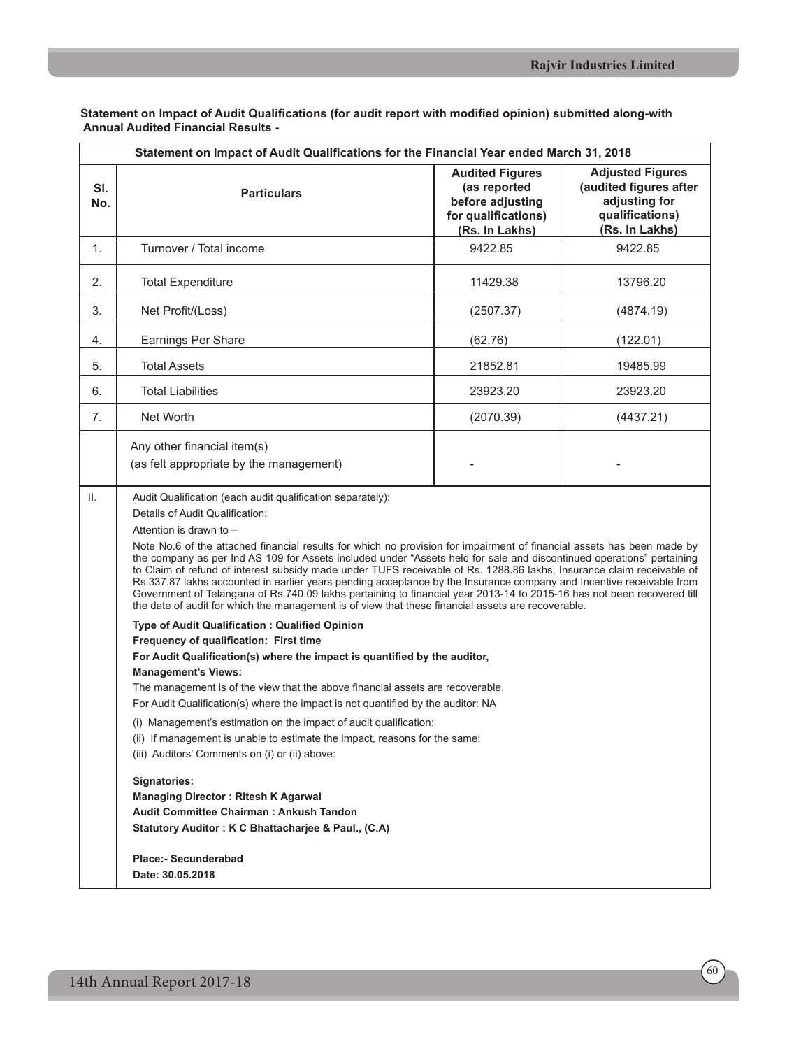**Statement on Impact of Audit Qualifications (for audit report with modified opinion) submitted along-with Annual Audited Financial Results -**

| Statement on Impact of Audit Qualifications for the Financial Year ended March 31, 2018 | | | |
|---|---|---|---|
| **Sl. No.** | **Particulars** | **Audited Figures (as reported before adjusting for qualifications) (Rs. In Lakhs)** | **Adjusted Figures (audited figures after adjusting for qualifications) (Rs. In Lakhs)** |
| 1. | Turnover / Total income | 9422.85 | 9422.85 |
| 2. | Total Expenditure | 11429.38 | 13796.20 |
| 3. | Net Profit/(Loss) | (2507.37) | (4874.19) |
| 4. | Earnings Per Share | (62.76) | (122.01) |
| 5. | Total Assets | 21852.81 | 19485.99 |
| 6. | Total Liabilities | 23923.20 | 23923.20 |
| 7. | Net Worth | (2070.39) | (4437.21) |
| | Any other financial item(s) (as felt appropriate by the management) | - | - |

II. Audit Qualification (each audit qualification separately):

Details of Audit Qualification:

Attention is drawn to –

Note No.6 of the attached financial results for which no provision for impairment of financial assets has been made by the company as per Ind AS 109 for Assets included under "Assets held for sale and discontinued operations" pertaining to Claim of refund of interest subsidy made under TUFS receivable of Rs. 1288.86 lakhs, Insurance claim receivable of Rs.337.87 lakhs accounted in earlier years pending acceptance by the Insurance company and Incentive receivable from Government of Telangana of Rs.740.09 lakhs pertaining to financial year 2013-14 to 2015-16 has not been recovered till the date of audit for which the management is of view that these financial assets are recoverable.

**Type of Audit Qualification : Qualified Opinion**

**Frequency of qualification: First time**

**For Audit Qualification(s) where the impact is quantified by the auditor,**

**Management's Views:**

The management is of the view that the above financial assets are recoverable.

For Audit Qualification(s) where the impact is not quantified by the auditor: NA

(i) Management's estimation on the impact of audit qualification:

(ii) If management is unable to estimate the impact, reasons for the same:

(iii) Auditors' Comments on (i) or (ii) above:

**Signatories:**

**Managing Director : Ritesh K Agarwal**

**Audit Committee Chairman : Ankush Tandon**

**Statutory Auditor : K C Bhattacharjee & Paul., (C.A)**

**Place:- Secunderabad**

**Date: 30.05.2018**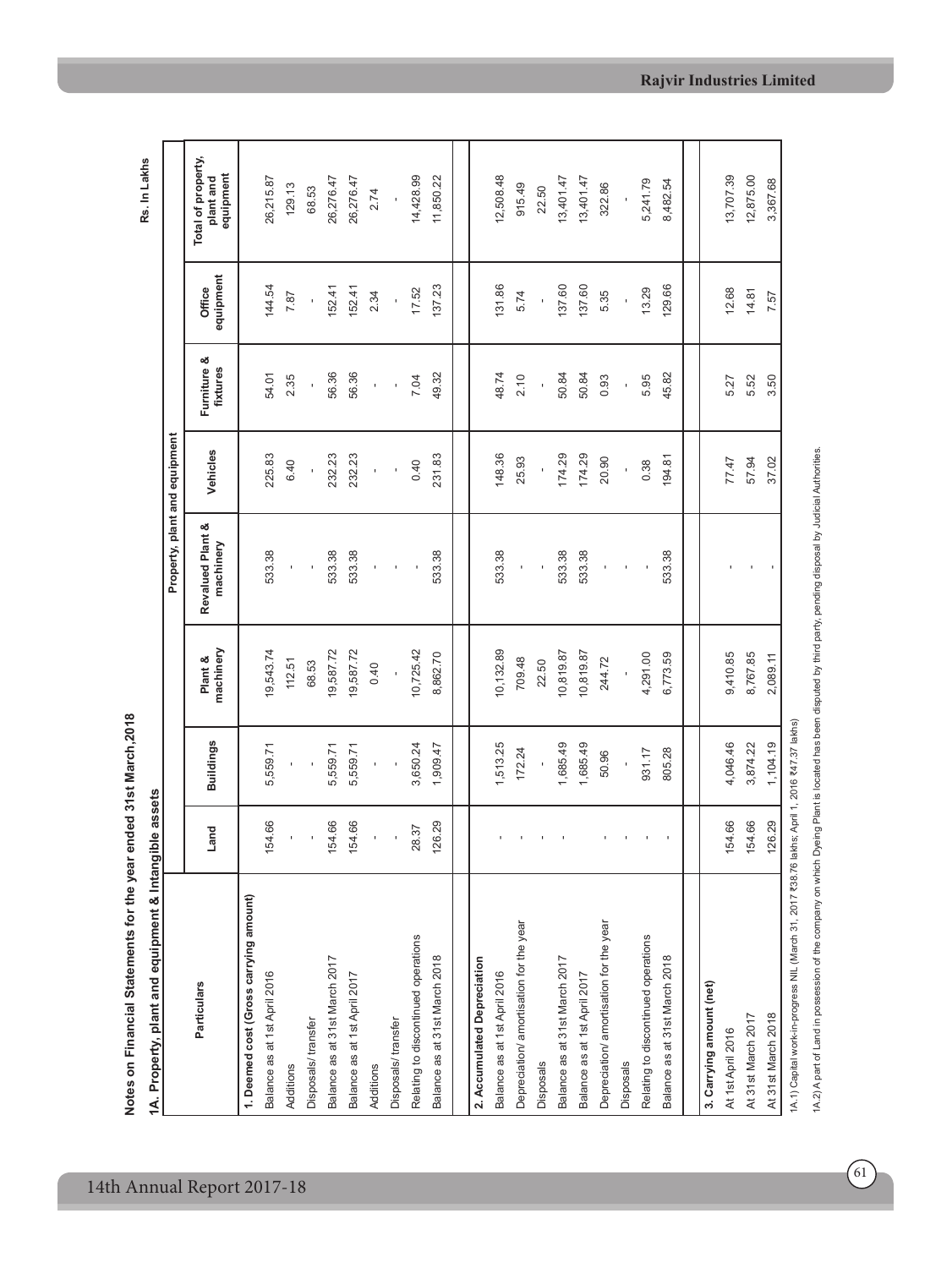## Notes on Financial Statements for the year ended 31st March,2018

### 1A. Property, plant and equipment & Intangible assets

Rs. In Lakhs

| Particulars | Property, plant and equipment | | | | | | | | |
|---|---|---|---|---|---|---|---|---|---|
| | Land | Buildings | Plant & machinery | Revalued Plant & machinery | Vehicles | Furniture & fixtures | Office equipment | Total of property, plant and equipment |
| **1. Deemed cost (Gross carrying amount)** | | | | | | | | |
| Balance as at 1st April 2016 | 154.66 | 5,559.71 | 19,543.74 | 533.38 | 225.83 | 54.01 | 144.54 | 26,215.87 |
| Additions | - | - | 112.51 | - | 6.40 | 2.35 | 7.87 | 129.13 |
| Disposals/ transfer | - | - | 68.53 | - | - | - | - | 68.53 |
| Balance as at 31st March 2017 | 154.66 | 5,559.71 | 19,587.72 | 533.38 | 232.23 | 56.36 | 152.41 | 26,276.47 |
| Balance as at 1st April 2017 | 154.66 | 5,559.71 | 19,587.72 | 533.38 | 232.23 | 56.36 | 152.41 | 26,276.47 |
| Additions | - | - | 0.40 | - | - | - | 2.34 | 2.74 |
| Disposals/ transfer | - | - | - | - | - | - | - | - |
| Relating to discontinued operations | 28.37 | 3,650.24 | 10,725.42 | - | 0.40 | 7.04 | 17.52 | 14,428.99 |
| Balance as at 31st March 2018 | 126.29 | 1,909.47 | 8,862.70 | 533.38 | 231.83 | 49.32 | 137.23 | 11,850.22 |
| **2. Accumulated Depreciation** | | | | | | | | |
| Balance as at 1st April 2016 | - | 1,513.25 | 10,132.89 | 533.38 | 148.36 | 48.74 | 131.86 | 12,508.48 |
| Depreciation/ amortisation for the year | - | 172.24 | 709.48 | - | 25.93 | 2.10 | 5.74 | 915.49 |
| Disposals | - | - | 22.50 | - | - | - | - | 22.50 |
| Balance as at 31st March 2017 | - | 1,685.49 | 10,819.87 | 533.38 | 174.29 | 50.84 | 137.60 | 13,401.47 |
| Balance as at 1st April 2017 | - | 1,685.49 | 10,819.87 | 533.38 | 174.29 | 50.84 | 137.60 | 13,401.47 |
| Depreciation/ amortisation for the year | - | 50.96 | 244.72 | - | 20.90 | 0.93 | 5.35 | 322.86 |
| Disposals | - | - | - | - | - | - | - | - |
| Relating to discontinued operations | - | 931.17 | 4,291.00 | - | 0.38 | 5.95 | 13.29 | 5,241.79 |
| Balance as at 31st March 2018 | - | 805.28 | 6,773.59 | 533.38 | 194.81 | 45.82 | 129.66 | 8,482.54 |
| **3. Carrying amount (net)** | | | | | | | | |
| At 1st April 2016 | 154.66 | 4,046.46 | 9,410.85 | - | 77.47 | 5.27 | 12.68 | 13,707.39 |
| At 31st March 2017 | 154.66 | 3,874.22 | 8,767.85 | - | 57.94 | 5.52 | 14.81 | 12,875.00 |
| At 31st March 2018 | 126.29 | 1,104.19 | 2,089.11 | - | 37.02 | 3.50 | 7.57 | 3,367.68 |

1A.1) Capital work-in-progress NIL (March 31, 2017 ₹38.76 lakhs; April 1, 2016 ₹47.37 lakhs)

1A.2) A part of Land in possession of the company on which Dyeing Plant is located has been disputed by third party, pending disposal by Judicial Authorities.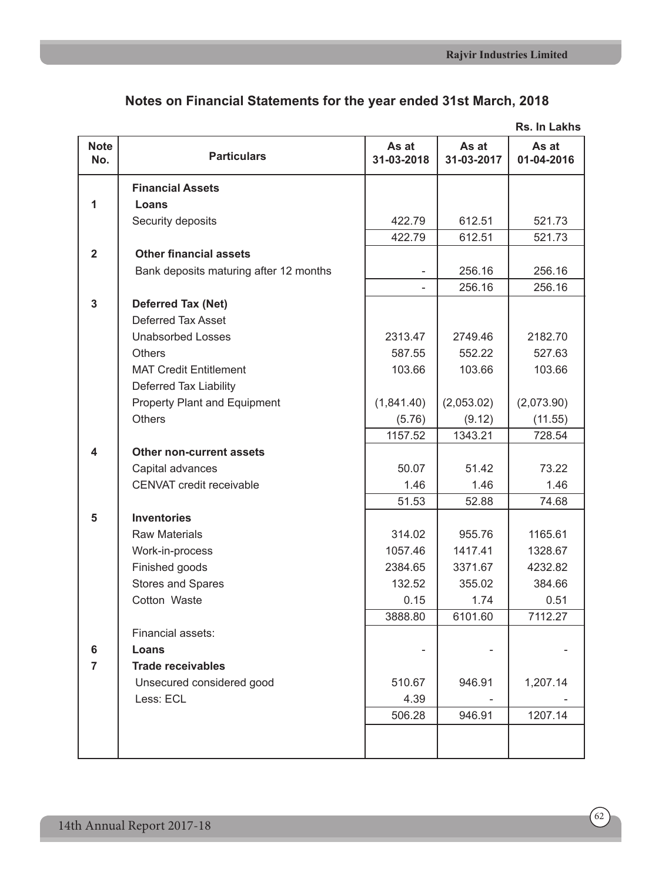## Notes on Financial Statements for the year ended 31st March, 2018

**Rs. In Lakhs**

| Note No. | Particulars | As at 31-03-2018 | As at 31-03-2017 | As at 01-04-2016 |
|---|---|---|---|---|
| | **Financial Assets** | | | |
| 1 | **Loans** | | | |
| | Security deposits | 422.79 | 612.51 | 521.73 |
| | | 422.79 | 612.51 | 521.73 |
| 2 | **Other financial assets** | | | |
| | Bank deposits maturing after 12 months | - | 256.16 | 256.16 |
| | | - | 256.16 | 256.16 |
| 3 | **Deferred Tax (Net)** | | | |
| | Deferred Tax Asset | | | |
| | Unabsorbed Losses | 2313.47 | 2749.46 | 2182.70 |
| | Others | 587.55 | 552.22 | 527.63 |
| | MAT Credit Entitlement | 103.66 | 103.66 | 103.66 |
| | Deferred Tax Liability | | | |
| | Property Plant and Equipment | (1,841.40) | (2,053.02) | (2,073.90) |
| | Others | (5.76) | (9.12) | (11.55) |
| | | 1157.52 | 1343.21 | 728.54 |
| 4 | **Other non-current assets** | | | |
| | Capital advances | 50.07 | 51.42 | 73.22 |
| | CENVAT credit receivable | 1.46 | 1.46 | 1.46 |
| | | 51.53 | 52.88 | 74.68 |
| 5 | **Inventories** | | | |
| | Raw Materials | 314.02 | 955.76 | 1165.61 |
| | Work-in-process | 1057.46 | 1417.41 | 1328.67 |
| | Finished goods | 2384.65 | 3371.67 | 4232.82 |
| | Stores and Spares | 132.52 | 355.02 | 384.66 |
| | Cotton Waste | 0.15 | 1.74 | 0.51 |
| | | 3888.80 | 6101.60 | 7112.27 |
| | Financial assets: | | | |
| 6 | **Loans** | - | - | - |
| 7 | **Trade receivables** | | | |
| | Unsecured considered good | 510.67 | 946.91 | 1,207.14 |
| | Less: ECL | 4.39 | - | - |
| | | 506.28 | 946.91 | 1207.14 |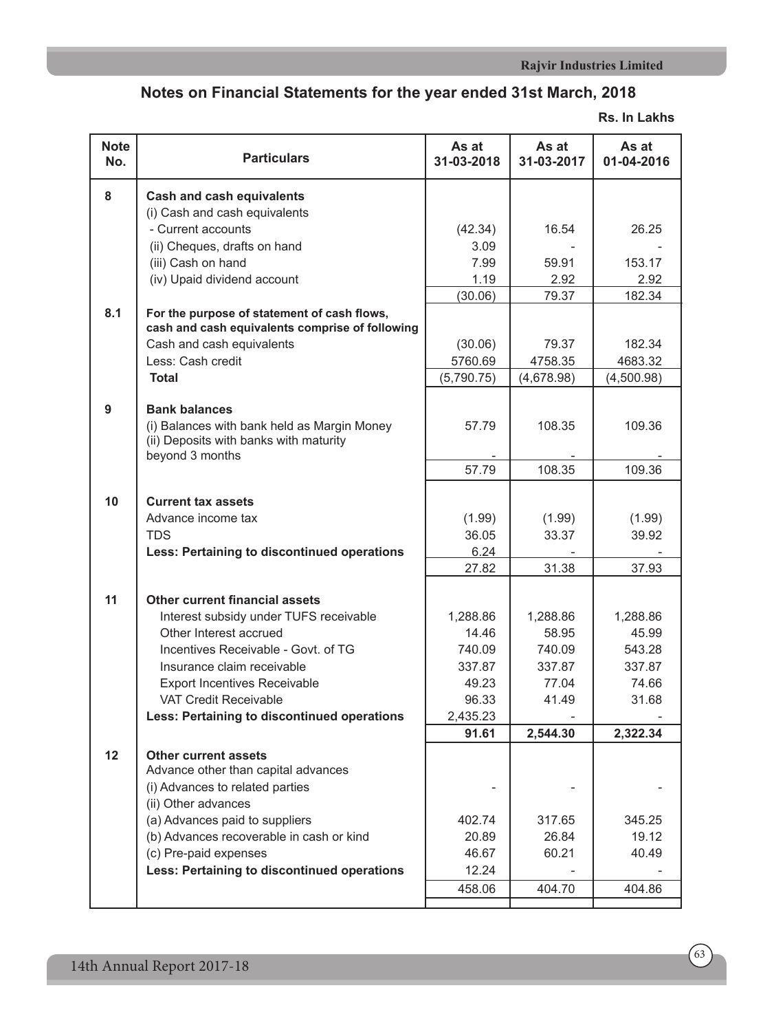## Notes on Financial Statements for the year ended 31st March, 2018

**Rs. In Lakhs**

| Note No. | Particulars | As at 31-03-2018 | As at 31-03-2017 | As at 01-04-2016 |
|---|---|---|---|---|
| 8 | **Cash and cash equivalents** | | | |
| | (i) Cash and cash equivalents | | | |
| | - Current accounts | (42.34) | 16.54 | 26.25 |
| | (ii) Cheques, drafts on hand | 3.09 | - | - |
| | (iii) Cash on hand | 7.99 | 59.91 | 153.17 |
| | (iv) Upaid dividend account | 1.19 | 2.92 | 2.92 |
| | | (30.06) | 79.37 | 182.34 |
| 8.1 | **For the purpose of statement of cash flows, cash and cash equivalents comprise of following** | | | |
| | Cash and cash equivalents | (30.06) | 79.37 | 182.34 |
| | Less: Cash credit | 5760.69 | 4758.35 | 4683.32 |
| | **Total** | (5,790.75) | (4,678.98) | (4,500.98) |
| 9 | **Bank balances** | | | |
| | (i) Balances with bank held as Margin Money | 57.79 | 108.35 | 109.36 |
| | (ii) Deposits with banks with maturity beyond 3 months | - | - | - |
| | | 57.79 | 108.35 | 109.36 |
| 10 | **Current tax assets** | | | |
| | Advance income tax | (1.99) | (1.99) | (1.99) |
| | TDS | 36.05 | 33.37 | 39.92 |
| | **Less: Pertaining to discontinued operations** | 6.24 | - | - |
| | | 27.82 | 31.38 | 37.93 |
| 11 | **Other current financial assets** | | | |
| | Interest subsidy under TUFS receivable | 1,288.86 | 1,288.86 | 1,288.86 |
| | Other Interest accrued | 14.46 | 58.95 | 45.99 |
| | Incentives Receivable - Govt. of TG | 740.09 | 740.09 | 543.28 |
| | Insurance claim receivable | 337.87 | 337.87 | 337.87 |
| | Export Incentives Receivable | 49.23 | 77.04 | 74.66 |
| | VAT Credit Receivable | 96.33 | 41.49 | 31.68 |
| | **Less: Pertaining to discontinued operations** | 2,435.23 | - | - |
| | | **91.61** | **2,544.30** | **2,322.34** |
| 12 | **Other current assets** | | | |
| | Advance other than capital advances | | | |
| | (i) Advances to related parties | - | - | - |
| | (ii) Other advances | | | |
| | (a) Advances paid to suppliers | 402.74 | 317.65 | 345.25 |
| | (b) Advances recoverable in cash or kind | 20.89 | 26.84 | 19.12 |
| | (c) Pre-paid expenses | 46.67 | 60.21 | 40.49 |
| | **Less: Pertaining to discontinued operations** | 12.24 | - | - |
| | | 458.06 | 404.70 | 404.86 |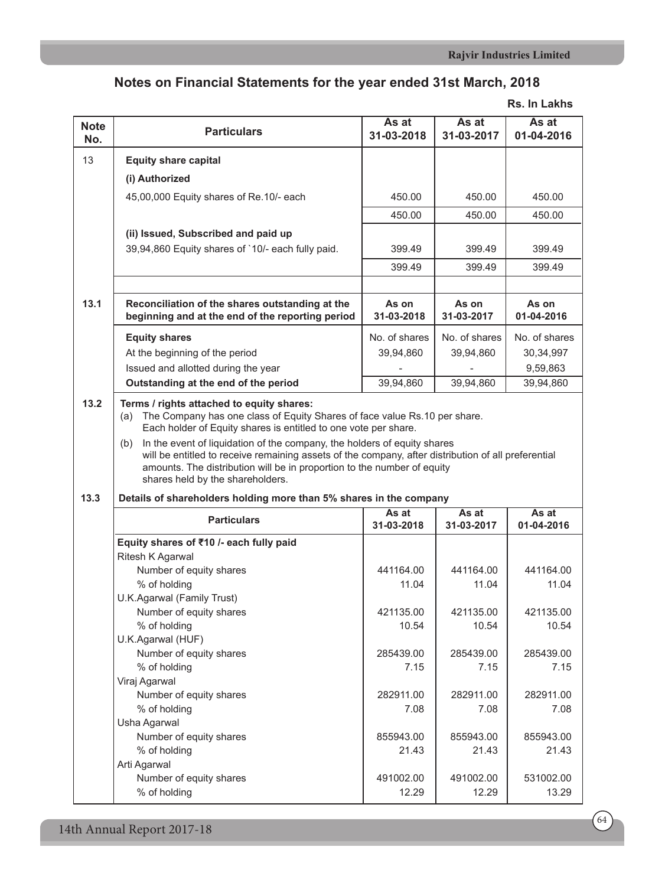## Notes on Financial Statements for the year ended 31st March, 2018

**Rs. In Lakhs**

| Note No. | Particulars | As at 31-03-2018 | As at 31-03-2017 | As at 01-04-2016 |
|---|---|---|---|---|
| 13 | **Equity share capital** | | | |
| | **(i) Authorized** | | | |
| | 45,00,000 Equity shares of Re.10/- each | 450.00 | 450.00 | 450.00 |
| | | 450.00 | 450.00 | 450.00 |
| | **(ii) Issued, Subscribed and paid up** | | | |
| | 39,94,860 Equity shares of `10/- each fully paid. | 399.49 | 399.49 | 399.49 |
| | | 399.49 | 399.49 | 399.49 |

| Note No. | Particulars | As on 31-03-2018 | As on 31-03-2017 | As on 01-04-2016 |
|---|---|---|---|---|
| 13.1 | **Reconciliation of the shares outstanding at the beginning and at the end of the reporting period** | | | |
| | **Equity shares** | No. of shares | No. of shares | No. of shares |
| | At the beginning of the period | 39,94,860 | 39,94,860 | 30,34,997 |
| | Issued and allotted during the year | - | - | 9,59,863 |
| | **Outstanding at the end of the period** | 39,94,860 | 39,94,860 | 39,94,860 |

**13.2 Terms / rights attached to equity shares:**

(a) The Company has one class of Equity Shares of face value Rs.10 per share. Each holder of Equity shares is entitled to one vote per share.

(b) In the event of liquidation of the company, the holders of equity shares will be entitled to receive remaining assets of the company, after distribution of all preferential amounts. The distribution will be in proportion to the number of equity shares held by the shareholders.

**13.3 Details of shareholders holding more than 5% shares in the company**

| Particulars | As at 31-03-2018 | As at 31-03-2017 | As at 01-04-2016 |
|---|---|---|---|
| **Equity shares of ₹10 /- each fully paid** | | | |
| Ritesh K Agarwal | | | |
| Number of equity shares | 441164.00 | 441164.00 | 441164.00 |
| % of holding | 11.04 | 11.04 | 11.04 |
| U.K.Agarwal (Family Trust) | | | |
| Number of equity shares | 421135.00 | 421135.00 | 421135.00 |
| % of holding | 10.54 | 10.54 | 10.54 |
| U.K.Agarwal (HUF) | | | |
| Number of equity shares | 285439.00 | 285439.00 | 285439.00 |
| % of holding | 7.15 | 7.15 | 7.15 |
| Viraj Agarwal | | | |
| Number of equity shares | 282911.00 | 282911.00 | 282911.00 |
| % of holding | 7.08 | 7.08 | 7.08 |
| Usha Agarwal | | | |
| Number of equity shares | 855943.00 | 855943.00 | 855943.00 |
| % of holding | 21.43 | 21.43 | 21.43 |
| Arti Agarwal | | | |
| Number of equity shares | 491002.00 | 491002.00 | 531002.00 |
| % of holding | 12.29 | 12.29 | 13.29 |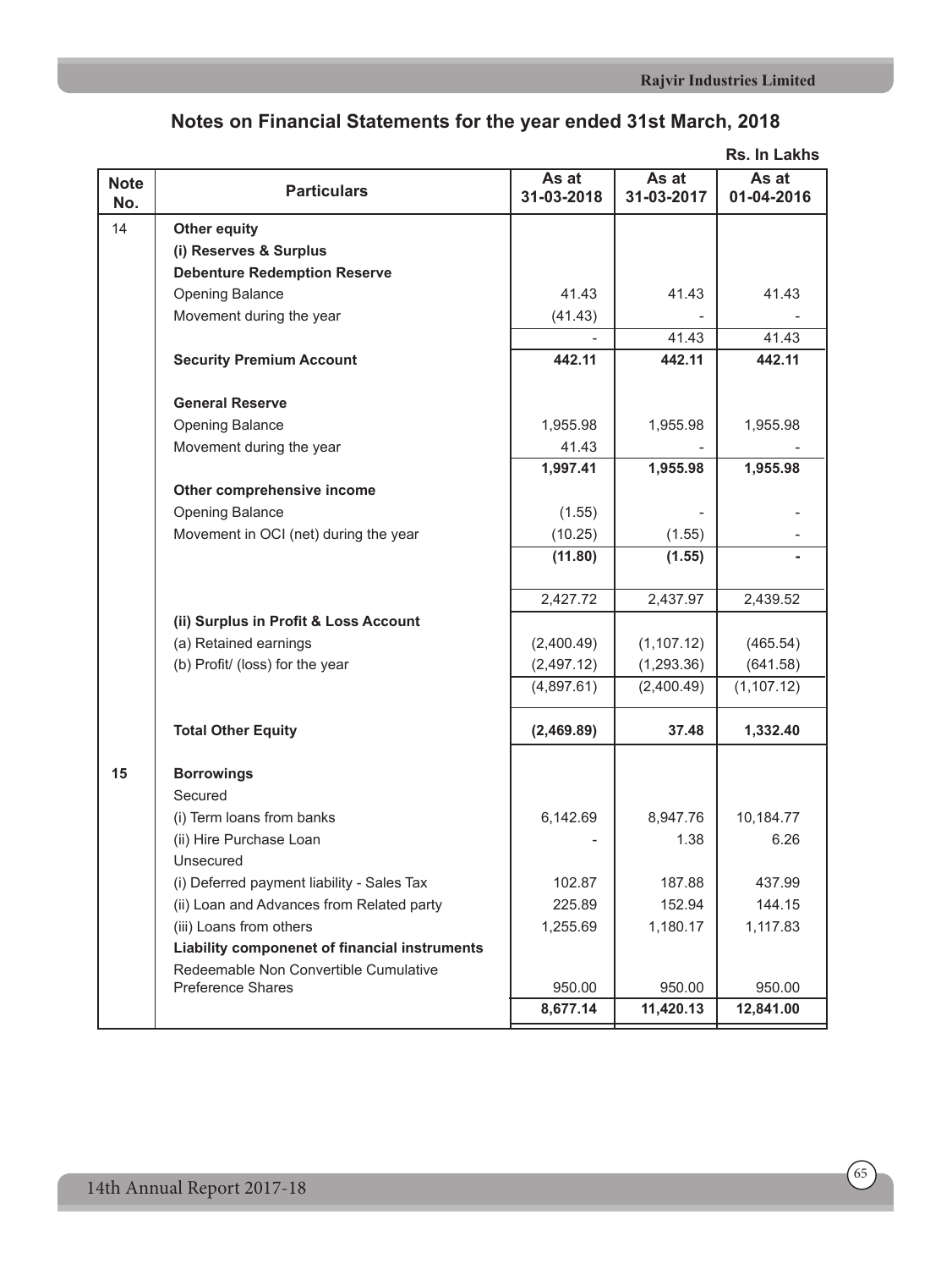## Notes on Financial Statements for the year ended 31st March, 2018

Rs. In Lakhs

| Note No. | Particulars | As at 31-03-2018 | As at 31-03-2017 | As at 01-04-2016 |
|---|---|---|---|---|
| 14 | **Other equity** | | | |
| | **(i) Reserves & Surplus** | | | |
| | **Debenture Redemption Reserve** | | | |
| | Opening Balance | 41.43 | 41.43 | 41.43 |
| | Movement during the year | (41.43) | - | - |
| | | - | 41.43 | 41.43 |
| | **Security Premium Account** | **442.11** | **442.11** | **442.11** |
| | **General Reserve** | | | |
| | Opening Balance | 1,955.98 | 1,955.98 | 1,955.98 |
| | Movement during the year | 41.43 | - | - |
| | | **1,997.41** | **1,955.98** | **1,955.98** |
| | **Other comprehensive income** | | | |
| | Opening Balance | (1.55) | - | - |
| | Movement in OCI (net) during the year | (10.25) | (1.55) | - |
| | | **(11.80)** | **(1.55)** | **-** |
| | | 2,427.72 | 2,437.97 | 2,439.52 |
| | **(ii) Surplus in Profit & Loss Account** | | | |
| | (a) Retained earnings | (2,400.49) | (1,107.12) | (465.54) |
| | (b) Profit/ (loss) for the year | (2,497.12) | (1,293.36) | (641.58) |
| | | (4,897.61) | (2,400.49) | (1,107.12) |
| | **Total Other Equity** | **(2,469.89)** | **37.48** | **1,332.40** |
| **15** | **Borrowings** | | | |
| | Secured | | | |
| | (i) Term loans from banks | 6,142.69 | 8,947.76 | 10,184.77 |
| | (ii) Hire Purchase Loan | - | 1.38 | 6.26 |
| | Unsecured | | | |
| | (i) Deferred payment liability - Sales Tax | 102.87 | 187.88 | 437.99 |
| | (ii) Loan and Advances from Related party | 225.89 | 152.94 | 144.15 |
| | (iii) Loans from others | 1,255.69 | 1,180.17 | 1,117.83 |
| | **Liability componenet of financial instruments** | | | |
| | Redeemable Non Convertible Cumulative Preference Shares | 950.00 | 950.00 | 950.00 |
| | | **8,677.14** | **11,420.13** | **12,841.00** |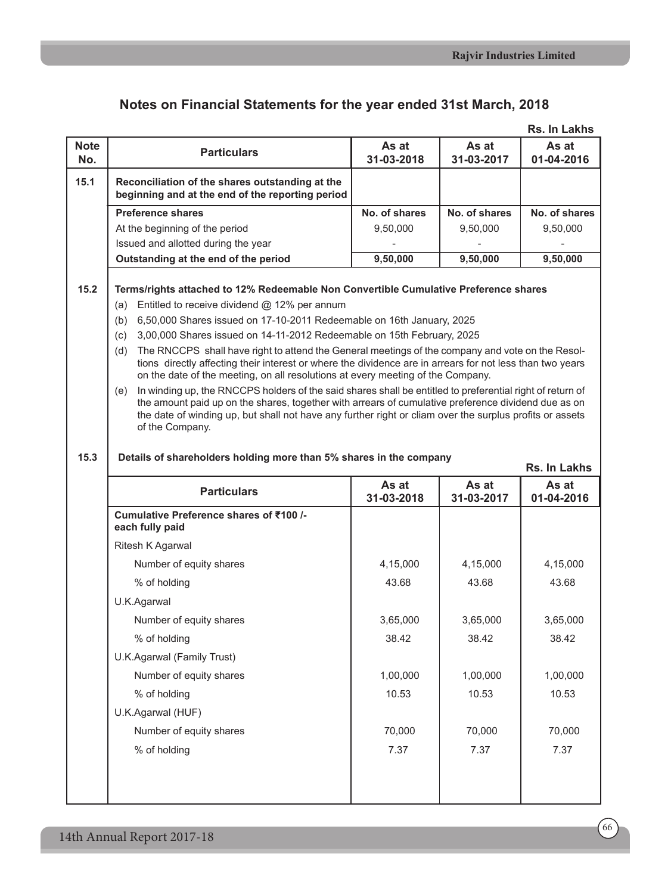## Notes on Financial Statements for the year ended 31st March, 2018

Rs. In Lakhs

| Note No. | Particulars | As at 31-03-2018 | As at 31-03-2017 | As at 01-04-2016 |
|---|---|---|---|---|
| 15.1 | **Reconciliation of the shares outstanding at the beginning and at the end of the reporting period** | | | |
| | **Preference shares** | **No. of shares** | **No. of shares** | **No. of shares** |
| | At the beginning of the period | 9,50,000 | 9,50,000 | 9,50,000 |
| | Issued and allotted during the year | - | - | - |
| | **Outstanding at the end of the period** | **9,50,000** | **9,50,000** | **9,50,000** |

**15.2 Terms/rights attached to 12% Redeemable Non Convertible Cumulative Preference shares**

(a) Entitled to receive dividend @ 12% per annum

(b) 6,50,000 Shares issued on 17-10-2011 Redeemable on 16th January, 2025

(c) 3,00,000 Shares issued on 14-11-2012 Redeemable on 15th February, 2025

(d) The RNCCPS shall have right to attend the General meetings of the company and vote on the Resoltions directly affecting their interest or where the dividence are in arrears for not less than two years on the date of the meeting, on all resolutions at every meeting of the Company.

(e) In winding up, the RNCCPS holders of the said shares shall be entitled to preferential right of return of the amount paid up on the shares, together with arrears of cumulative preference dividend due as on the date of winding up, but shall not have any further right or cliam over the surplus profits or assets of the Company.

**15.3 Details of shareholders holding more than 5% shares in the company**

Rs. In Lakhs

| Particulars | As at 31-03-2018 | As at 31-03-2017 | As at 01-04-2016 |
|---|---|---|---|
| **Cumulative Preference shares of ₹100 /- each fully paid** | | | |
| Ritesh K Agarwal | | | |
| Number of equity shares | 4,15,000 | 4,15,000 | 4,15,000 |
| % of holding | 43.68 | 43.68 | 43.68 |
| U.K.Agarwal | | | |
| Number of equity shares | 3,65,000 | 3,65,000 | 3,65,000 |
| % of holding | 38.42 | 38.42 | 38.42 |
| U.K.Agarwal (Family Trust) | | | |
| Number of equity shares | 1,00,000 | 1,00,000 | 1,00,000 |
| % of holding | 10.53 | 10.53 | 10.53 |
| U.K.Agarwal (HUF) | | | |
| Number of equity shares | 70,000 | 70,000 | 70,000 |
| % of holding | 7.37 | 7.37 | 7.37 |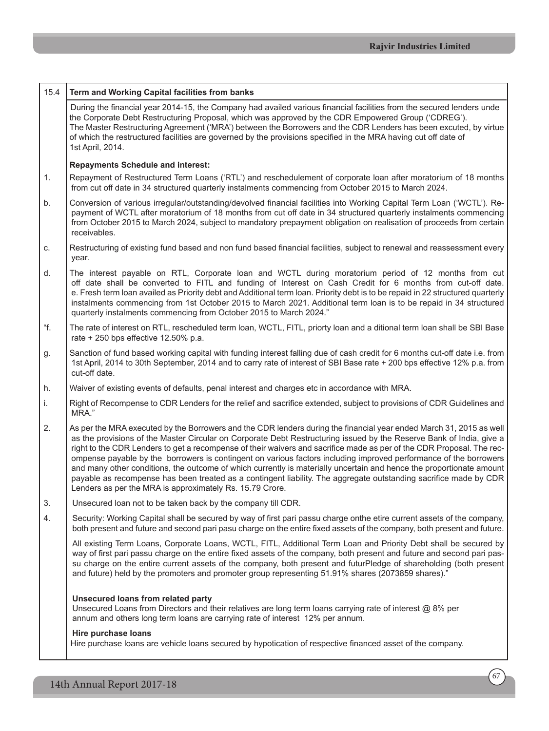## 15.4 Term and Working Capital facilities from banks

During the financial year 2014-15, the Company had availed various financial facilities from the secured lenders unde the Corporate Debt Restructuring Proposal, which was approved by the CDR Empowered Group ('CDREG'). The Master Restructuring Agreement ('MRA') between the Borrowers and the CDR Lenders has been excuted, by virtue of which the restructured facilities are governed by the provisions specified in the MRA having cut off date of 1st April, 2014.

**Repayments Schedule and interest:**

1. Repayment of Restructured Term Loans ('RTL') and reschedulement of corporate loan after moratorium of 18 months from cut off date in 34 structured quarterly instalments commencing from October 2015 to March 2024.

b. Conversion of various irregular/outstanding/devolved financial facilities into Working Capital Term Loan ('WCTL'). Repayment of WCTL after moratorium of 18 months from cut off date in 34 structured quarterly instalments commencing from October 2015 to March 2024, subject to mandatory prepayment obligation on realisation of proceeds from certain receivables.

c. Restructuring of existing fund based and non fund based financial facilities, subject to renewal and reassessment every year.

d. The interest payable on RTL, Corporate loan and WCTL during moratorium period of 12 months from cut off date shall be converted to FITL and funding of Interest on Cash Credit for 6 months from cut-off date. e. Fresh term loan availed as Priority debt and Additional term loan. Priority debt is to be repaid in 22 structured quarterly instalments commencing from 1st October 2015 to March 2021. Additional term loan is to be repaid in 34 structured quarterly instalments commencing from October 2015 to March 2024."

"f. The rate of interest on RTL, rescheduled term loan, WCTL, FITL, priorty loan and a ditional term loan shall be SBI Base rate + 250 bps effective 12.50% p.a.

g. Sanction of fund based working capital with funding interest falling due of cash credit for 6 months cut-off date i.e. from 1st April, 2014 to 30th September, 2014 and to carry rate of interest of SBI Base rate + 200 bps effective 12% p.a. from cut-off date.

h. Waiver of existing events of defaults, penal interest and charges etc in accordance with MRA.

i. Right of Recompense to CDR Lenders for the relief and sacrifice extended, subject to provisions of CDR Guidelines and MRA."

2. As per the MRA executed by the Borrowers and the CDR lenders during the financial year ended March 31, 2015 as well as the provisions of the Master Circular on Corporate Debt Restructuring issued by the Reserve Bank of India, give a right to the CDR Lenders to get a recompense of their waivers and sacrifice made as per of the CDR Proposal. The recompense payable by the borrowers is contingent on various factors including improved performance of the borrowers and many other conditions, the outcome of which currently is materially uncertain and hence the proportionate amount payable as recompense has been treated as a contingent liability. The aggregate outstanding sacrifice made by CDR Lenders as per the MRA is approximately Rs. 15.79 Crore.

3. Unsecured loan not to be taken back by the company till CDR.

4. Security: Working Capital shall be secured by way of first pari passu charge onthe etire current assets of the company, both present and future and second pari pasu charge on the entire fixed assets of the company, both present and future.

All existing Term Loans, Corporate Loans, WCTL, FITL, Additional Term Loan and Priority Debt shall be secured by way of first pari passu charge on the entire fixed assets of the company, both present and future and second pari passu charge on the entire current assets of the company, both present and futurPledge of shareholding (both present and future) held by the promoters and promoter group representing 51.91% shares (2073859 shares)."

**Unsecured loans from related party**

Unsecured Loans from Directors and their relatives are long term loans carrying rate of interest @ 8% per annum and others long term loans are carrying rate of interest 12% per annum.

**Hire purchase loans**

Hire purchase loans are vehicle loans secured by hypotication of respective financed asset of the company.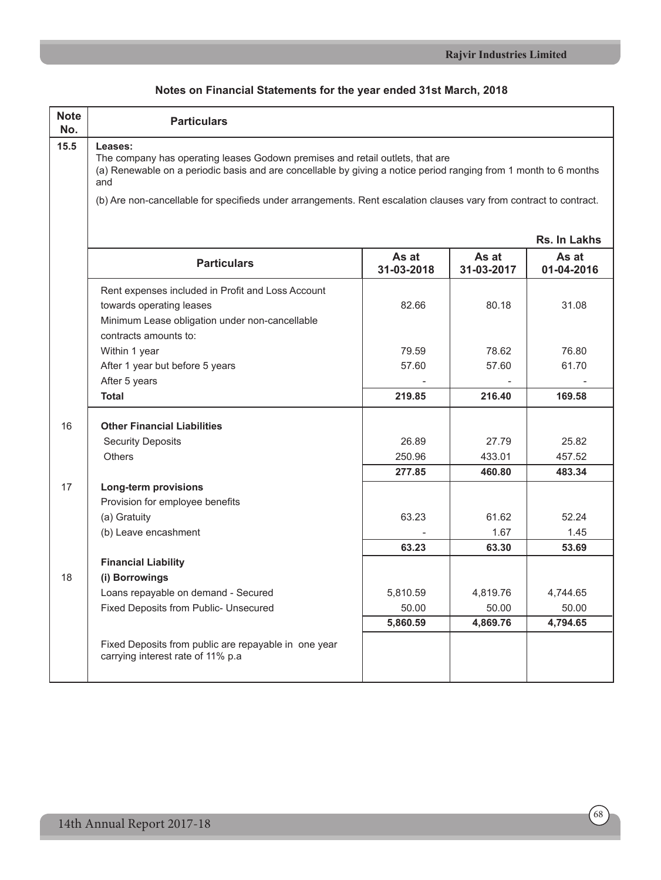## Notes on Financial Statements for the year ended 31st March, 2018

| Note No. | Particulars | | | |
|---|---|---|---|---|
| 15.5 | **Leases:** The company has operating leases Godown premises and retail outlets, that are (a) Renewable on a periodic basis and are concellable by giving a notice period ranging from 1 month to 6 months and (b) Are non-cancellable for specifieds under arrangements. Rent escalation clauses vary from contract to contract. | | | |
| | | | | **Rs. In Lakhs** |
| | **Particulars** | **As at 31-03-2018** | **As at 31-03-2017** | **As at 01-04-2016** |
| | Rent expenses included in Profit and Loss Account towards operating leases | 82.66 | 80.18 | 31.08 |
| | Minimum Lease obligation under non-cancellable contracts amounts to: | | | |
| | Within 1 year | 79.59 | 78.62 | 76.80 |
| | After 1 year but before 5 years | 57.60 | 57.60 | 61.70 |
| | After 5 years | - | - | - |
| | **Total** | **219.85** | **216.40** | **169.58** |
| 16 | **Other Financial Liabilities** | | | |
| | Security Deposits | 26.89 | 27.79 | 25.82 |
| | Others | 250.96 | 433.01 | 457.52 |
| | | **277.85** | **460.80** | **483.34** |
| 17 | **Long-term provisions** | | | |
| | Provision for employee benefits | | | |
| | (a) Gratuity | 63.23 | 61.62 | 52.24 |
| | (b) Leave encashment | - | 1.67 | 1.45 |
| | | **63.23** | **63.30** | **53.69** |
| | **Financial Liability** | | | |
| 18 | **(i) Borrowings** | | | |
| | Loans repayable on demand - Secured | 5,810.59 | 4,819.76 | 4,744.65 |
| | Fixed Deposits from Public- Unsecured | 50.00 | 50.00 | 50.00 |
| | | **5,860.59** | **4,869.76** | **4,794.65** |
| | Fixed Deposits from public are repayable in one year carrying interest rate of 11% p.a | | | |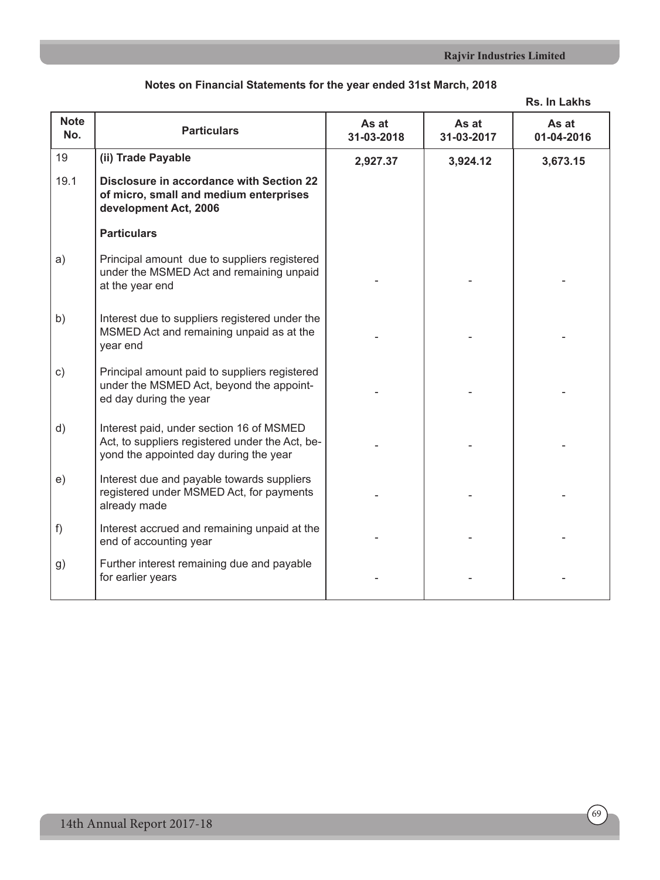**Notes on Financial Statements for the year ended 31st March, 2018**

Rs. In Lakhs

| Note No. | Particulars | As at 31-03-2018 | As at 31-03-2017 | As at 01-04-2016 |
|---|---|---|---|---|
| 19 | **(ii) Trade Payable** | **2,927.37** | **3,924.12** | **3,673.15** |
| 19.1 | **Disclosure in accordance with Section 22 of micro, small and medium enterprises development Act, 2006** | | | |
| | **Particulars** | | | |
| a) | Principal amount due to suppliers registered under the MSMED Act and remaining unpaid at the year end | - | - | - |
| b) | Interest due to suppliers registered under the MSMED Act and remaining unpaid as at the year end | - | - | - |
| c) | Principal amount paid to suppliers registered under the MSMED Act, beyond the appointed day during the year | - | - | - |
| d) | Interest paid, under section 16 of MSMED Act, to suppliers registered under the Act, beyond the appointed day during the year | - | - | - |
| e) | Interest due and payable towards suppliers registered under MSMED Act, for payments already made | - | - | - |
| f) | Interest accrued and remaining unpaid at the end of accounting year | - | - | - |
| g) | Further interest remaining due and payable for earlier years | - | - | - |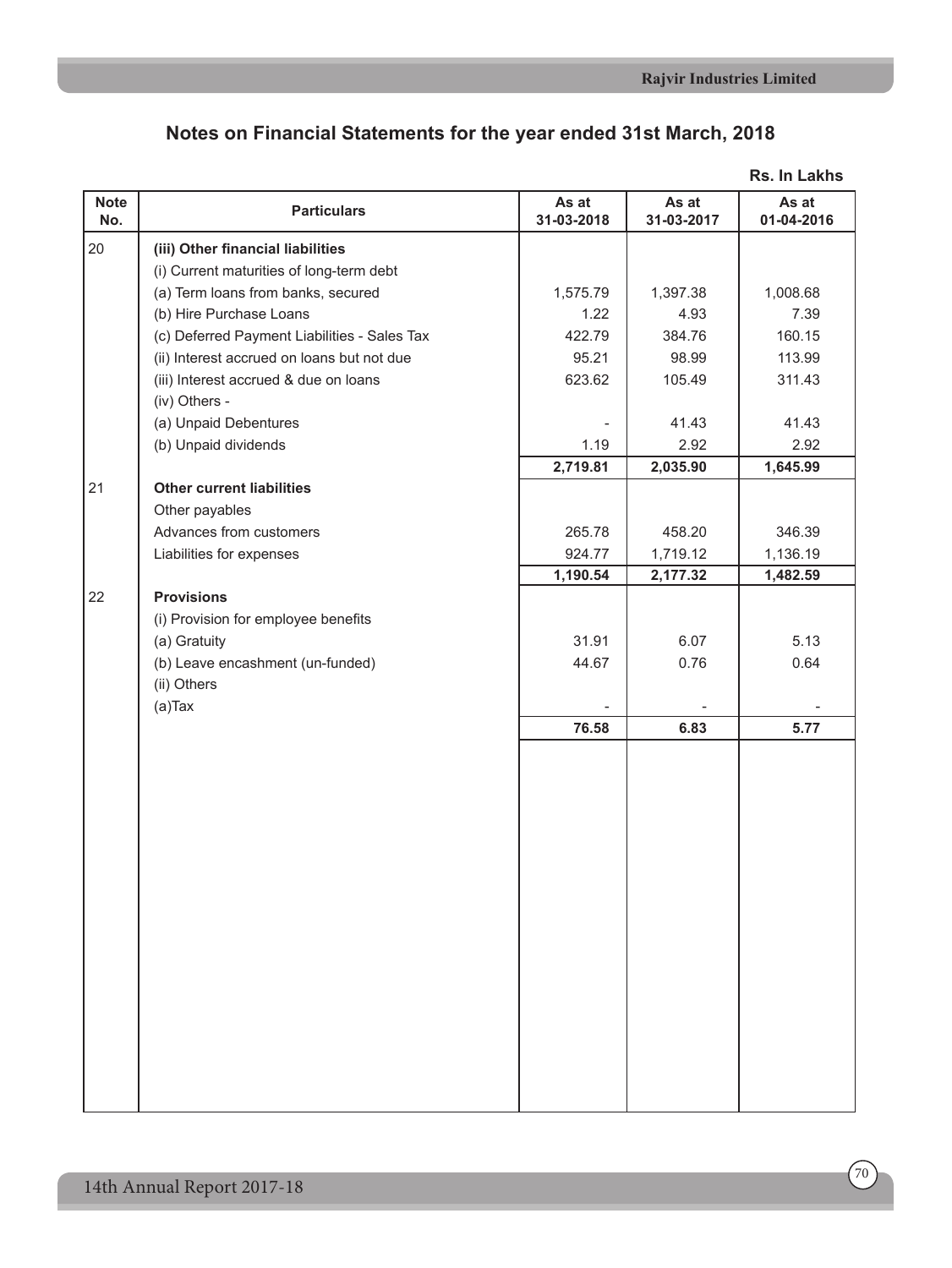## Notes on Financial Statements for the year ended 31st March, 2018

**Rs. In Lakhs**

| Note No. | Particulars | As at 31-03-2018 | As at 31-03-2017 | As at 01-04-2016 |
|---|---|---|---|---|
| 20 | **(iii) Other financial liabilities** | | | |
| | (i) Current maturities of long-term debt | | | |
| | (a) Term loans from banks, secured | 1,575.79 | 1,397.38 | 1,008.68 |
| | (b) Hire Purchase Loans | 1.22 | 4.93 | 7.39 |
| | (c) Deferred Payment Liabilities - Sales Tax | 422.79 | 384.76 | 160.15 |
| | (ii) Interest accrued on loans but not due | 95.21 | 98.99 | 113.99 |
| | (iii) Interest accrued & due on loans | 623.62 | 105.49 | 311.43 |
| | (iv) Others - | | | |
| | (a) Unpaid Debentures | - | 41.43 | 41.43 |
| | (b) Unpaid dividends | 1.19 | 2.92 | 2.92 |
| | | **2,719.81** | **2,035.90** | **1,645.99** |
| 21 | **Other current liabilities** | | | |
| | Other payables | | | |
| | Advances from customers | 265.78 | 458.20 | 346.39 |
| | Liabilities for expenses | 924.77 | 1,719.12 | 1,136.19 |
| | | **1,190.54** | **2,177.32** | **1,482.59** |
| 22 | **Provisions** | | | |
| | (i) Provision for employee benefits | | | |
| | (a) Gratuity | 31.91 | 6.07 | 5.13 |
| | (b) Leave encashment (un-funded) | 44.67 | 0.76 | 0.64 |
| | (ii) Others | | | |
| | (a)Tax | - | - | - |
| | | **76.58** | **6.83** | **5.77** |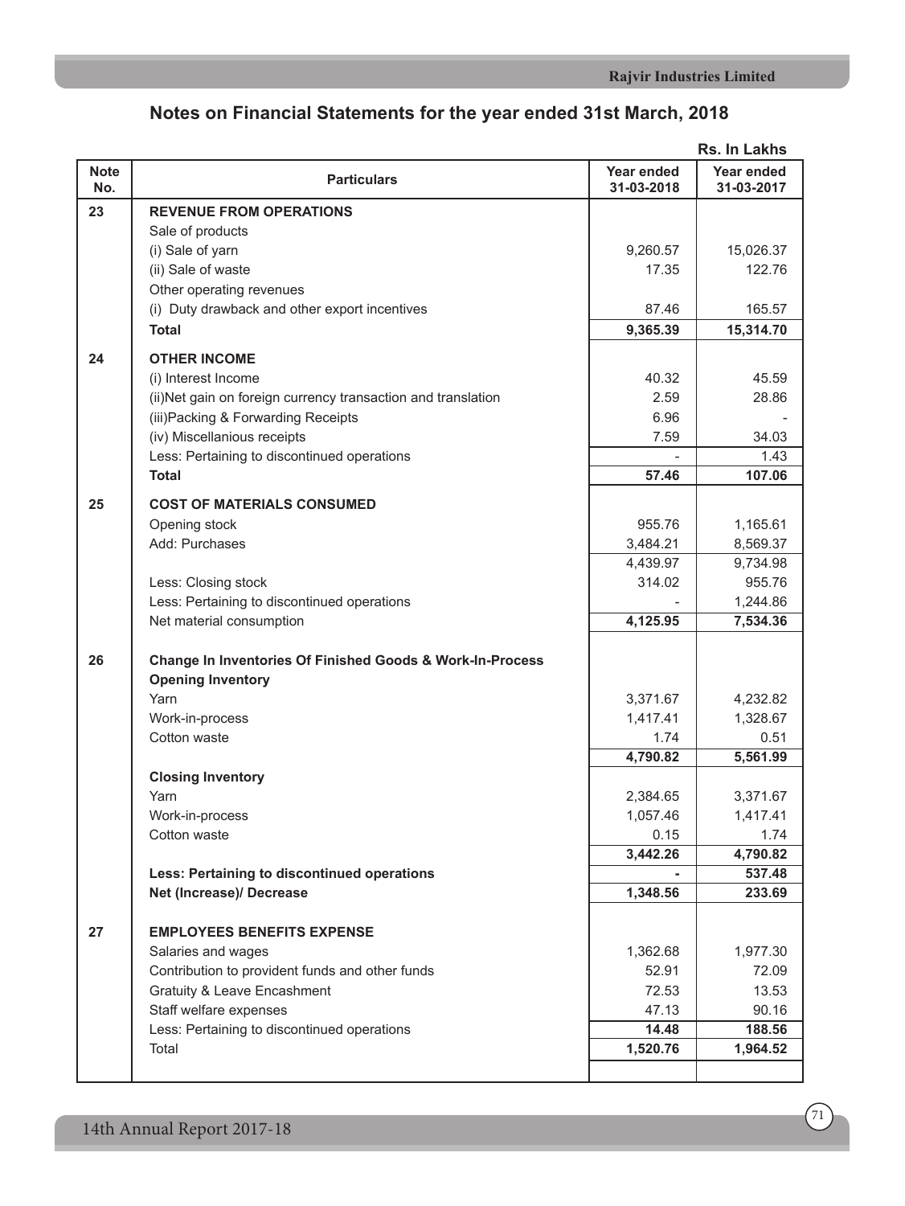# Notes on Financial Statements for the year ended 31st March, 2018

Rs. In Lakhs

| Note No. | Particulars | Year ended 31-03-2018 | Year ended 31-03-2017 |
|---|---|---|---|
| 23 | **REVENUE FROM OPERATIONS** | | |
| | Sale of products | | |
| | (i) Sale of yarn | 9,260.57 | 15,026.37 |
| | (ii) Sale of waste | 17.35 | 122.76 |
| | Other operating revenues | | |
| | (i) Duty drawback and other export incentives | 87.46 | 165.57 |
| | **Total** | **9,365.39** | **15,314.70** |
| 24 | **OTHER INCOME** | | |
| | (i) Interest Income | 40.32 | 45.59 |
| | (ii)Net gain on foreign currency transaction and translation | 2.59 | 28.86 |
| | (iii)Packing & Forwarding Receipts | 6.96 | - |
| | (iv) Miscellanious receipts | 7.59 | 34.03 |
| | Less: Pertaining to discontinued operations | - | 1.43 |
| | **Total** | **57.46** | **107.06** |
| 25 | **COST OF MATERIALS CONSUMED** | | |
| | Opening stock | 955.76 | 1,165.61 |
| | Add: Purchases | 3,484.21 | 8,569.37 |
| | | 4,439.97 | 9,734.98 |
| | Less: Closing stock | 314.02 | 955.76 |
| | Less: Pertaining to discontinued operations | - | 1,244.86 |
| | Net material consumption | **4,125.95** | **7,534.36** |
| 26 | **Change In Inventories Of Finished Goods & Work-In-Process** | | |
| | **Opening Inventory** | | |
| | Yarn | 3,371.67 | 4,232.82 |
| | Work-in-process | 1,417.41 | 1,328.67 |
| | Cotton waste | 1.74 | 0.51 |
| | | **4,790.82** | **5,561.99** |
| | **Closing Inventory** | | |
| | Yarn | 2,384.65 | 3,371.67 |
| | Work-in-process | 1,057.46 | 1,417.41 |
| | Cotton waste | 0.15 | 1.74 |
| | | **3,442.26** | **4,790.82** |
| | **Less: Pertaining to discontinued operations** | **-** | **537.48** |
| | **Net (Increase)/ Decrease** | **1,348.56** | **233.69** |
| 27 | **EMPLOYEES BENEFITS EXPENSE** | | |
| | Salaries and wages | 1,362.68 | 1,977.30 |
| | Contribution to provident funds and other funds | 52.91 | 72.09 |
| | Gratuity & Leave Encashment | 72.53 | 13.53 |
| | Staff welfare expenses | 47.13 | 90.16 |
| | Less: Pertaining to discontinued operations | **14.48** | **188.56** |
| | Total | **1,520.76** | **1,964.52** |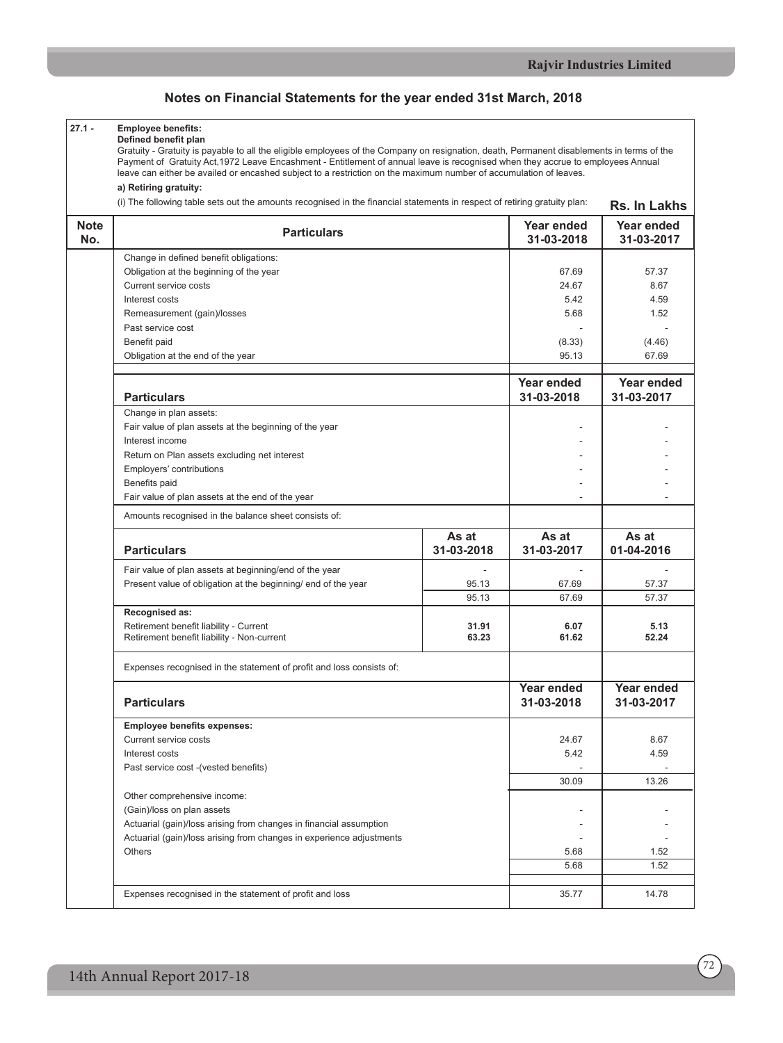## Notes on Financial Statements for the year ended 31st March, 2018

**27.1 - Employee benefits:**

**Defined benefit plan**

Gratuity - Gratuity is payable to all the eligible employees of the Company on resignation, death, Permanent disablements in terms of the Payment of Gratuity Act,1972 Leave Encashment - Entitlement of annual leave is recognised when they accrue to employees Annual leave can either be availed or encashed subject to a restriction on the maximum number of accumulation of leaves.

**a) Retiring gratuity:**

(i) The following table sets out the amounts recognised in the financial statements in respect of retiring gratuity plan:

**Rs. In Lakhs**

| Particulars | Year ended 31-03-2018 | Year ended 31-03-2017 |
|---|---|---|
| Change in defined benefit obligations: | | |
| Obligation at the beginning of the year | 67.69 | 57.37 |
| Current service costs | 24.67 | 8.67 |
| Interest costs | 5.42 | 4.59 |
| Remeasurement (gain)/losses | 5.68 | 1.52 |
| Past service cost | - | - |
| Benefit paid | (8.33) | (4.46) |
| Obligation at the end of the year | 95.13 | 67.69 |

| Particulars | Year ended 31-03-2018 | Year ended 31-03-2017 |
|---|---|---|
| Change in plan assets: | | |
| Fair value of plan assets at the beginning of the year | - | - |
| Interest income | - | - |
| Return on Plan assets excluding net interest | - | - |
| Employers' contributions | - | - |
| Benefits paid | - | - |
| Fair value of plan assets at the end of the year | - | - |

Amounts recognised in the balance sheet consists of:

| Particulars | As at 31-03-2018 | As at 31-03-2017 | As at 01-04-2016 |
|---|---|---|---|
| Fair value of plan assets at beginning/end of the year | - | - | - |
| Present value of obligation at the beginning/ end of the year | 95.13 | 67.69 | 57.37 |
| | 95.13 | 67.69 | 57.37 |
| **Recognised as:** | | | |
| Retirement benefit liability - Current | **31.91** | **6.07** | **5.13** |
| Retirement benefit liability - Non-current | **63.23** | **61.62** | **52.24** |

Expenses recognised in the statement of profit and loss consists of:

| Particulars | Year ended 31-03-2018 | Year ended 31-03-2017 |
|---|---|---|
| **Employee benefits expenses:** | | |
| Current service costs | 24.67 | 8.67 |
| Interest costs | 5.42 | 4.59 |
| Past service cost -(vested benefits) | - | - |
| | 30.09 | 13.26 |
| Other comprehensive income: | | |
| (Gain)/loss on plan assets | - | - |
| Actuarial (gain)/loss arising from changes in financial assumption | - | - |
| Actuarial (gain)/loss arising from changes in experience adjustments | - | - |
| Others | 5.68 | 1.52 |
| | 5.68 | 1.52 |
| Expenses recognised in the statement of profit and loss | 35.77 | 14.78 |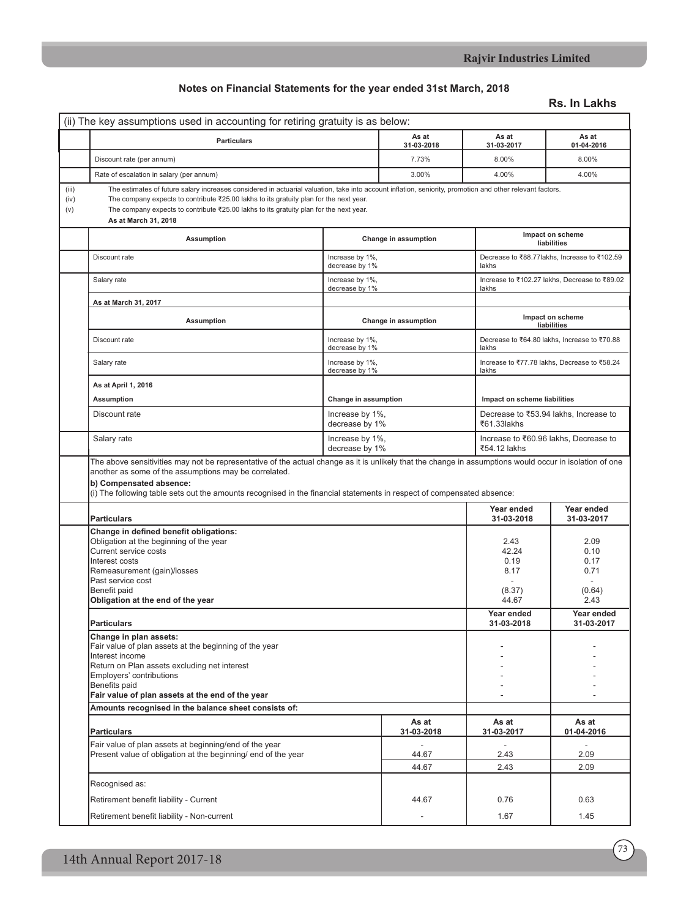## Notes on Financial Statements for the year ended 31st March, 2018

**Rs. In Lakhs**

(ii) The key assumptions used in accounting for retiring gratuity is as below:

| Particulars | As at 31-03-2018 | As at 31-03-2017 | As at 01-04-2016 |
|---|---|---|---|
| Discount rate (per annum) | 7.73% | 8.00% | 8.00% |
| Rate of escalation in salary (per annum) | 3.00% | 4.00% | 4.00% |

(iii) The estimates of future salary increases considered in actuarial valuation, take into account inflation, seniority, promotion and other relevant factors.

(iv) The company expects to contribute ₹25.00 lakhs to its gratuity plan for the next year.

(v) The company expects to contribute ₹25.00 lakhs to its gratuity plan for the next year.

**As at March 31, 2018**

| Assumption | Change in assumption | Impact on scheme liabilities |
|---|---|---|
| Discount rate | Increase by 1%, decrease by 1% | Decrease to ₹88.77lakhs, Increase to ₹102.59 lakhs |
| Salary rate | Increase by 1%, decrease by 1% | Increase to ₹102.27 lakhs, Decrease to ₹89.02 lakhs |

**As at March 31, 2017**

| Assumption | Change in assumption | Impact on scheme liabilities |
|---|---|---|
| Discount rate | Increase by 1%, decrease by 1% | Decrease to ₹64.80 lakhs, Increase to ₹70.88 lakhs |
| Salary rate | Increase by 1%, decrease by 1% | Increase to ₹77.78 lakhs, Decrease to ₹58.24 lakhs |

**As at April 1, 2016**

| Assumption | Change in assumption | Impact on scheme liabilities |
|---|---|---|
| Discount rate | Increase by 1%, decrease by 1% | Decrease to ₹53.94 lakhs, Increase to ₹61.33lakhs |
| Salary rate | Increase by 1%, decrease by 1% | Increase to ₹60.96 lakhs, Decrease to ₹54.12 lakhs |

The above sensitivities may not be representative of the actual change as it is unlikely that the change in assumptions would occur in isolation of one another as some of the assumptions may be correlated.

**b) Compensated absence:**

(i) The following table sets out the amounts recognised in the financial statements in respect of compensated absence:

| Particulars | Year ended 31-03-2018 | Year ended 31-03-2017 |
|---|---|---|
| **Change in defined benefit obligations:** | | |
| Obligation at the beginning of the year | 2.43 | 2.09 |
| Current service costs | 42.24 | 0.10 |
| Interest costs | 0.19 | 0.17 |
| Remeasurement (gain)/losses | 8.17 | 0.71 |
| Past service cost | - | - |
| Benefit paid | (8.37) | (0.64) |
| **Obligation at the end of the year** | 44.67 | 2.43 |

| Particulars | Year ended 31-03-2018 | Year ended 31-03-2017 |
|---|---|---|
| **Change in plan assets:** | | |
| Fair value of plan assets at the beginning of the year | - | - |
| Interest income | - | - |
| Return on Plan assets excluding net interest | - | - |
| Employers' contributions | - | - |
| Benefits paid | - | - |
| **Fair value of plan assets at the end of the year** | - | - |

**Amounts recognised in the balance sheet consists of:**

| Particulars | As at 31-03-2018 | As at 31-03-2017 | As at 01-04-2016 |
|---|---|---|---|
| Fair value of plan assets at beginning/end of the year | - | - | - |
| Present value of obligation at the beginning/ end of the year | 44.67 | 2.43 | 2.09 |
| | 44.67 | 2.43 | 2.09 |
| Recognised as: | | | |
| Retirement benefit liability - Current | 44.67 | 0.76 | 0.63 |
| Retirement benefit liability - Non-current | - | 1.67 | 1.45 |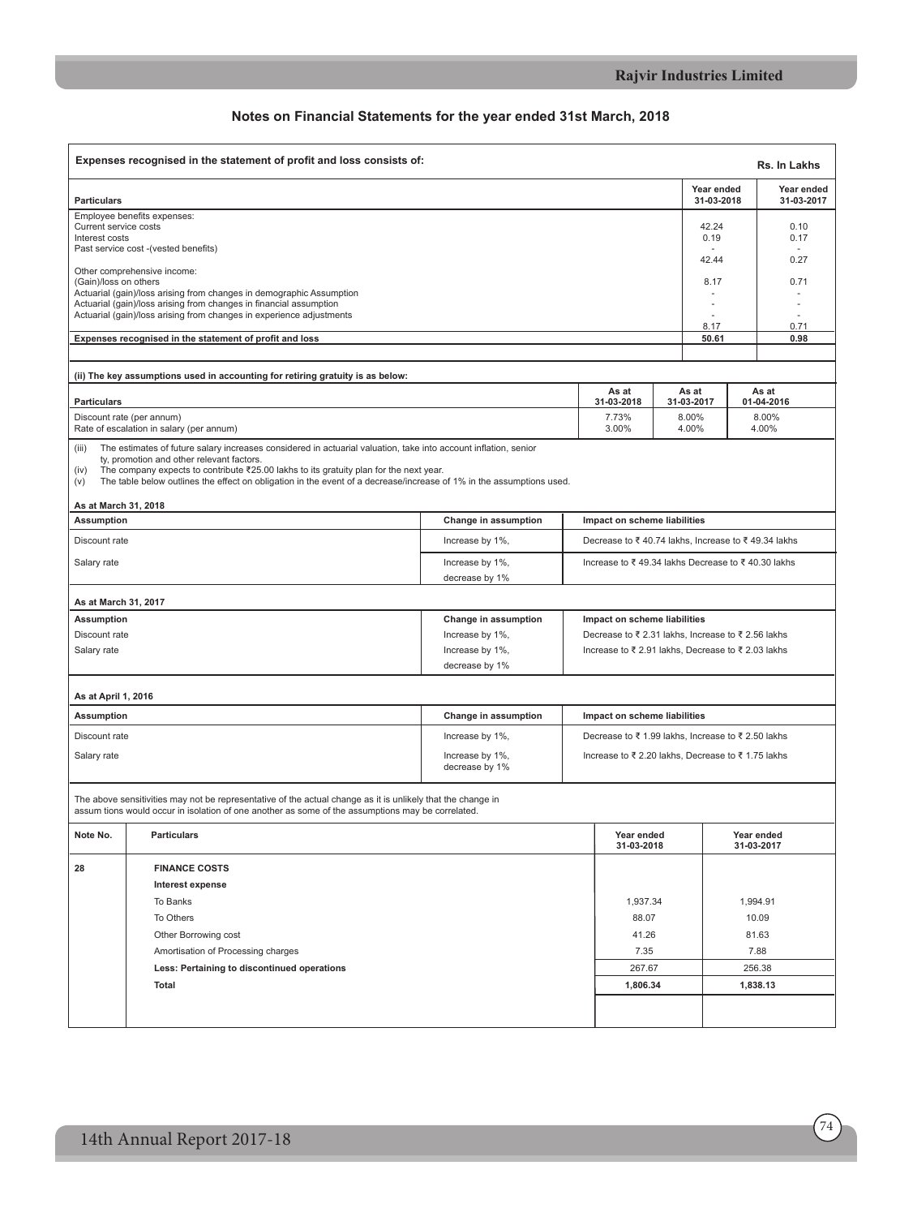## Notes on Financial Statements for the year ended 31st March, 2018

**Expenses recognised in the statement of profit and loss consists of:**

Rs. In Lakhs

| Particulars | Year ended 31-03-2018 | Year ended 31-03-2017 |
|---|---|---|
| Employee benefits expenses: | | |
| Current service costs | 42.24 | 0.10 |
| Interest costs | 0.19 | 0.17 |
| Past service cost -(vested benefits) | - | - |
| | 42.44 | 0.27 |
| Other comprehensive income: | | |
| (Gain)/loss on others | 8.17 | 0.71 |
| Actuarial (gain)/loss arising from changes in demographic Assumption | - | - |
| Actuarial (gain)/loss arising from changes in financial assumption | - | - |
| Actuarial (gain)/loss arising from changes in experience adjustments | - | - |
| | 8.17 | 0.71 |
| **Expenses recognised in the statement of profit and loss** | **50.61** | **0.98** |

**(ii) The key assumptions used in accounting for retiring gratuity is as below:**

| Particulars | As at 31-03-2018 | As at 31-03-2017 | As at 01-04-2016 |
|---|---|---|---|
| Discount rate (per annum) | 7.73% | 8.00% | 8.00% |
| Rate of escalation in salary (per annum) | 3.00% | 4.00% | 4.00% |

(iii) The estimates of future salary increases considered in actuarial valuation, take into account inflation, senior ty, promotion and other relevant factors.

(iv) The company expects to contribute ₹25.00 lakhs to its gratuity plan for the next year.

(v) The table below outlines the effect on obligation in the event of a decrease/increase of 1% in the assumptions used.

**As at March 31, 2018**

| Assumption | Change in assumption | Impact on scheme liabilities |
|---|---|---|
| Discount rate | Increase by 1%, | Decrease to ₹ 40.74 lakhs, Increase to ₹ 49.34 lakhs |
| Salary rate | Increase by 1%, decrease by 1% | Increase to ₹ 49.34 lakhs Decrease to ₹ 40.30 lakhs |

**As at March 31, 2017**

| Assumption | Change in assumption | Impact on scheme liabilities |
|---|---|---|
| Discount rate | Increase by 1%, | Decrease to ₹ 2.31 lakhs, Increase to ₹ 2.56 lakhs |
| Salary rate | Increase by 1%, decrease by 1% | Increase to ₹ 2.91 lakhs, Decrease to ₹ 2.03 lakhs |

**As at April 1, 2016**

| Assumption | Change in assumption | Impact on scheme liabilities |
|---|---|---|
| Discount rate | Increase by 1%, | Decrease to ₹ 1.99 lakhs, Increase to ₹ 2.50 lakhs |
| Salary rate | Increase by 1%, decrease by 1% | Increase to ₹ 2.20 lakhs, Decrease to ₹ 1.75 lakhs |

The above sensitivities may not be representative of the actual change as it is unlikely that the change in assum tions would occur in isolation of one another as some of the assumptions may be correlated.

| Note No. | Particulars | Year ended 31-03-2018 | Year ended 31-03-2017 |
|---|---|---|---|
| 28 | **FINANCE COSTS** | | |
| | **Interest expense** | | |
| | To Banks | 1,937.34 | 1,994.91 |
| | To Others | 88.07 | 10.09 |
| | Other Borrowing cost | 41.26 | 81.63 |
| | Amortisation of Processing charges | 7.35 | 7.88 |
| | **Less: Pertaining to discontinued operations** | 267.67 | 256.38 |
| | **Total** | **1,806.34** | **1,838.13** |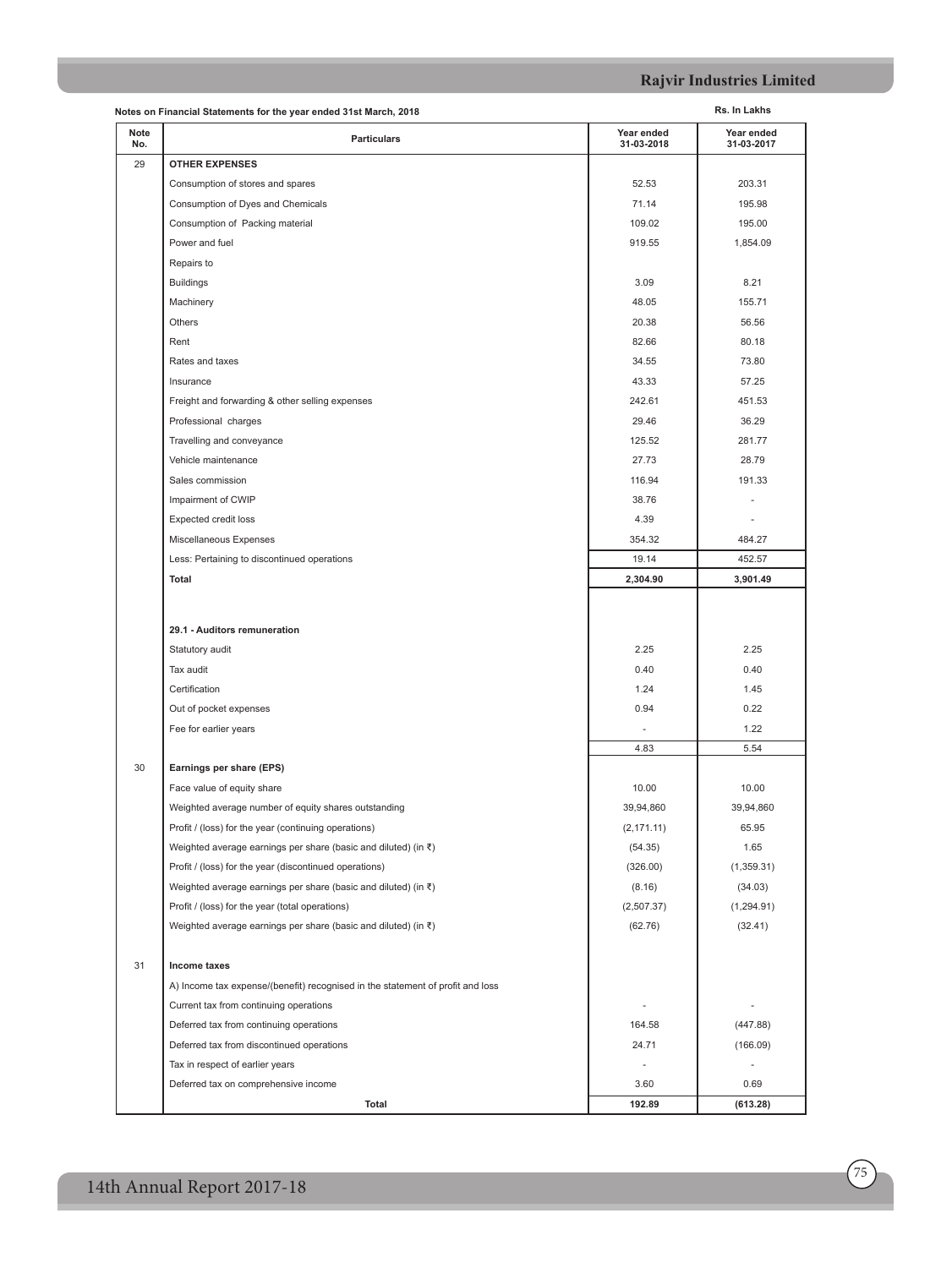**Notes on Financial Statements for the year ended 31st March, 2018**

Rs. In Lakhs

| Note No. | Particulars | Year ended 31-03-2018 | Year ended 31-03-2017 |
|---|---|---|---|
| 29 | **OTHER EXPENSES** | | |
| | Consumption of stores and spares | 52.53 | 203.31 |
| | Consumption of Dyes and Chemicals | 71.14 | 195.98 |
| | Consumption of Packing material | 109.02 | 195.00 |
| | Power and fuel | 919.55 | 1,854.09 |
| | Repairs to | | |
| | Buildings | 3.09 | 8.21 |
| | Machinery | 48.05 | 155.71 |
| | Others | 20.38 | 56.56 |
| | Rent | 82.66 | 80.18 |
| | Rates and taxes | 34.55 | 73.80 |
| | Insurance | 43.33 | 57.25 |
| | Freight and forwarding & other selling expenses | 242.61 | 451.53 |
| | Professional charges | 29.46 | 36.29 |
| | Travelling and conveyance | 125.52 | 281.77 |
| | Vehicle maintenance | 27.73 | 28.79 |
| | Sales commission | 116.94 | 191.33 |
| | Impairment of CWIP | 38.76 | - |
| | Expected credit loss | 4.39 | - |
| | Miscellaneous Expenses | 354.32 | 484.27 |
| | Less: Pertaining to discontinued operations | 19.14 | 452.57 |
| | **Total** | **2,304.90** | **3,901.49** |
| | | | |
| | **29.1 - Auditors remuneration** | | |
| | Statutory audit | 2.25 | 2.25 |
| | Tax audit | 0.40 | 0.40 |
| | Certification | 1.24 | 1.45 |
| | Out of pocket expenses | 0.94 | 0.22 |
| | Fee for earlier years | - | 1.22 |
| | | 4.83 | 5.54 |
| 30 | **Earnings per share (EPS)** | | |
| | Face value of equity share | 10.00 | 10.00 |
| | Weighted average number of equity shares outstanding | 39,94,860 | 39,94,860 |
| | Profit / (loss) for the year (continuing operations) | (2,171.11) | 65.95 |
| | Weighted average earnings per share (basic and diluted) (in ₹) | (54.35) | 1.65 |
| | Profit / (loss) for the year (discontinued operations) | (326.00) | (1,359.31) |
| | Weighted average earnings per share (basic and diluted) (in ₹) | (8.16) | (34.03) |
| | Profit / (loss) for the year (total operations) | (2,507.37) | (1,294.91) |
| | Weighted average earnings per share (basic and diluted) (in ₹) | (62.76) | (32.41) |
| | | | |
| 31 | **Income taxes** | | |
| | A) Income tax expense/(benefit) recognised in the statement of profit and loss | | |
| | Current tax from continuing operations | - | - |
| | Deferred tax from continuing operations | 164.58 | (447.88) |
| | Deferred tax from discontinued operations | 24.71 | (166.09) |
| | Tax in respect of earlier years | - | - |
| | Deferred tax on comprehensive income | 3.60 | 0.69 |
| | **Total** | **192.89** | **(613.28)** |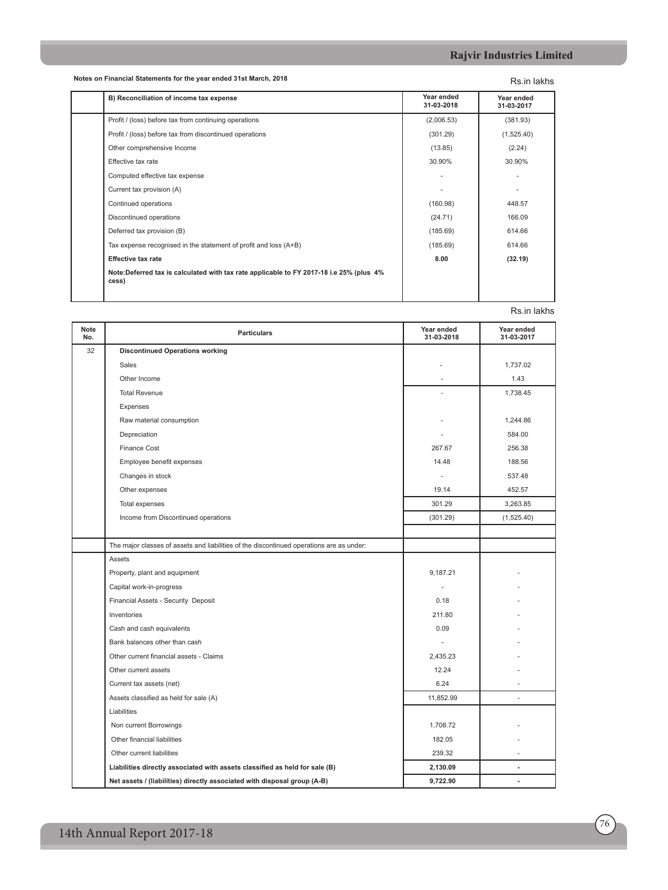Notes on Financial Statements for the year ended 31st March, 2018

Rs.in lakhs

| | B) Reconciliation of income tax expense | Year ended 31-03-2018 | Year ended 31-03-2017 |
|---|---|---|---|
| | Profit / (loss) before tax from continuing operations | (2,006.53) | (381.93) |
| | Profit / (loss) before tax from discontinued operations | (301.29) | (1,525.40) |
| | Other comprehensive Income | (13.85) | (2.24) |
| | Effective tax rate | 30.90% | 30.90% |
| | Computed effective tax expense | - | - |
| | Current tax provision (A) | - | - |
| | Continued operations | (160.98) | 448.57 |
| | Discontinued operations | (24.71) | 166.09 |
| | Deferred tax provision (B) | (185.69) | 614.66 |
| | Tax expense recognised in the statement of profit and loss (A+B) | (185.69) | 614.66 |
| | **Effective tax rate** | **8.00** | **(32.19)** |
| | **Note:Deferred tax is calculated with tax rate applicable to FY 2017-18 i.e 25% (plus 4% cess)** | | |

Rs.in lakhs

| Note No. | Particulars | Year ended 31-03-2018 | Year ended 31-03-2017 |
|---|---|---|---|
| 32 | **Discontinued Operations working** | | |
| | Sales | - | 1,737.02 |
| | Other Income | - | 1.43 |
| | Total Revenue | - | 1,738.45 |
| | Expenses | | |
| | Raw material consumption | - | 1,244.86 |
| | Depreciation | - | 584.00 |
| | Finance Cost | 267.67 | 256.38 |
| | Employee benefit expenses | 14.48 | 188.56 |
| | Changes in stock | - | 537.48 |
| | Other expenses | 19.14 | 452.57 |
| | Total expenses | 301.29 | 3,263.85 |
| | Income from Discontinued operations | (301.29) | (1,525.40) |
| | | | |
| | The major classes of assets and liabilities of the discontinued operations are as under: | | |
| | Assets | | |
| | Property, plant and equipment | 9,187.21 | - |
| | Capital work-in-progress | - | - |
| | Financial Assets - Security Deposit | 0.18 | - |
| | Inventories | 211.80 | - |
| | Cash and cash equivalents | 0.09 | - |
| | Bank balances other than cash | - | - |
| | Other current financial assets - Claims | 2,435.23 | - |
| | Other current assets | 12.24 | - |
| | Current tax assets (net) | 6.24 | - |
| | Assets classified as held for sale (A) | 11,852.99 | - |
| | Liabilities | | |
| | Non current Borrowings | 1,708.72 | - |
| | Other financial liabilities | 182.05 | - |
| | Other current liabilities | 239.32 | - |
| | **Liabilities directly associated with assets classified as held for sale (B)** | **2,130.09** | **-** |
| | **Net assets / (liabilities) directly associated with disposal group (A-B)** | **9,722.90** | **-** |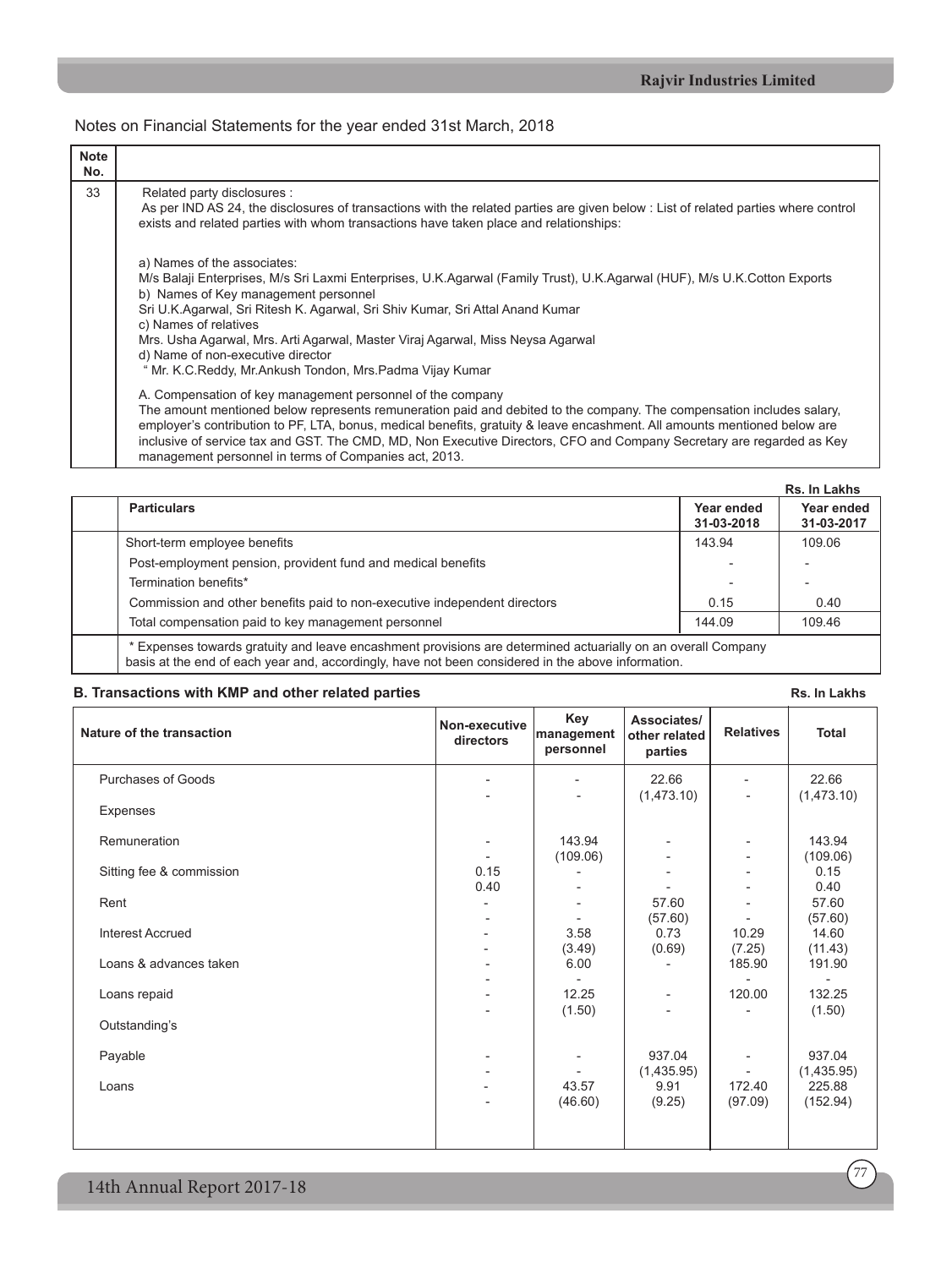Notes on Financial Statements for the year ended 31st March, 2018

| Note No. | |
|---|---|
| 33 | Related party disclosures :<br>As per IND AS 24, the disclosures of transactions with the related parties are given below : List of related parties where control exists and related parties with whom transactions have taken place and relationships:<br><br>a) Names of the associates:<br>M/s Balaji Enterprises, M/s Sri Laxmi Enterprises, U.K.Agarwal (Family Trust), U.K.Agarwal (HUF), M/s U.K.Cotton Exports<br>b) Names of Key management personnel<br>Sri U.K.Agarwal, Sri Ritesh K. Agarwal, Sri Shiv Kumar, Sri Attal Anand Kumar<br>c) Names of relatives<br>Mrs. Usha Agarwal, Mrs. Arti Agarwal, Master Viraj Agarwal, Miss Neysa Agarwal<br>d) Name of non-executive director<br>" Mr. K.C.Reddy, Mr.Ankush Tondon, Mrs.Padma Vijay Kumar<br><br>A. Compensation of key management personnel of the company<br>The amount mentioned below represents remuneration paid and debited to the company. The compensation includes salary, employer's contribution to PF, LTA, bonus, medical benefits, gratuity & leave encashment. All amounts mentioned below are inclusive of service tax and GST. The CMD, MD, Non Executive Directors, CFO and Company Secretary are regarded as Key management personnel in terms of Companies act, 2013. |

Rs. In Lakhs

| Particulars | Year ended 31-03-2018 | Year ended 31-03-2017 |
|---|---|---|
| Short-term employee benefits | 143.94 | 109.06 |
| Post-employment pension, provident fund and medical benefits | - | - |
| Termination benefits* | - | - |
| Commission and other benefits paid to non-executive independent directors | 0.15 | 0.40 |
| Total compensation paid to key management personnel | 144.09 | 109.46 |

\* Expenses towards gratuity and leave encashment provisions are determined actuarially on an overall Company basis at the end of each year and, accordingly, have not been considered in the above information.

**B. Transactions with KMP and other related parties**

Rs. In Lakhs

| Nature of the transaction | Non-executive directors | Key management personnel | Associates/ other related parties | Relatives | Total |
|---|---|---|---|---|---|
| Purchases of Goods | - | - | 22.66 | - | 22.66 |
| | - | - | (1,473.10) | - | (1,473.10) |
| Expenses | | | | | |
| Remuneration | - | 143.94 | - | - | 143.94 |
| | - | (109.06) | - | - | (109.06) |
| Sitting fee & commission | 0.15 | - | - | - | 0.15 |
| | 0.40 | - | - | - | 0.40 |
| Rent | - | - | 57.60 | - | 57.60 |
| | - | - | (57.60) | - | (57.60) |
| Interest Accrued | - | 3.58 | 0.73 | 10.29 | 14.60 |
| | - | (3.49) | (0.69) | (7.25) | (11.43) |
| Loans & advances taken | - | 6.00 | - | 185.90 | 191.90 |
| | - | - | | - | - |
| Loans repaid | - | 12.25 | - | 120.00 | 132.25 |
| | - | (1.50) | - | - | (1.50) |
| Outstanding's | | | | | |
| Payable | - | - | 937.04 | - | 937.04 |
| | - | - | (1,435.95) | - | (1,435.95) |
| Loans | - | 43.57 | 9.91 | 172.40 | 225.88 |
| | - | (46.60) | (9.25) | (97.09) | (152.94) |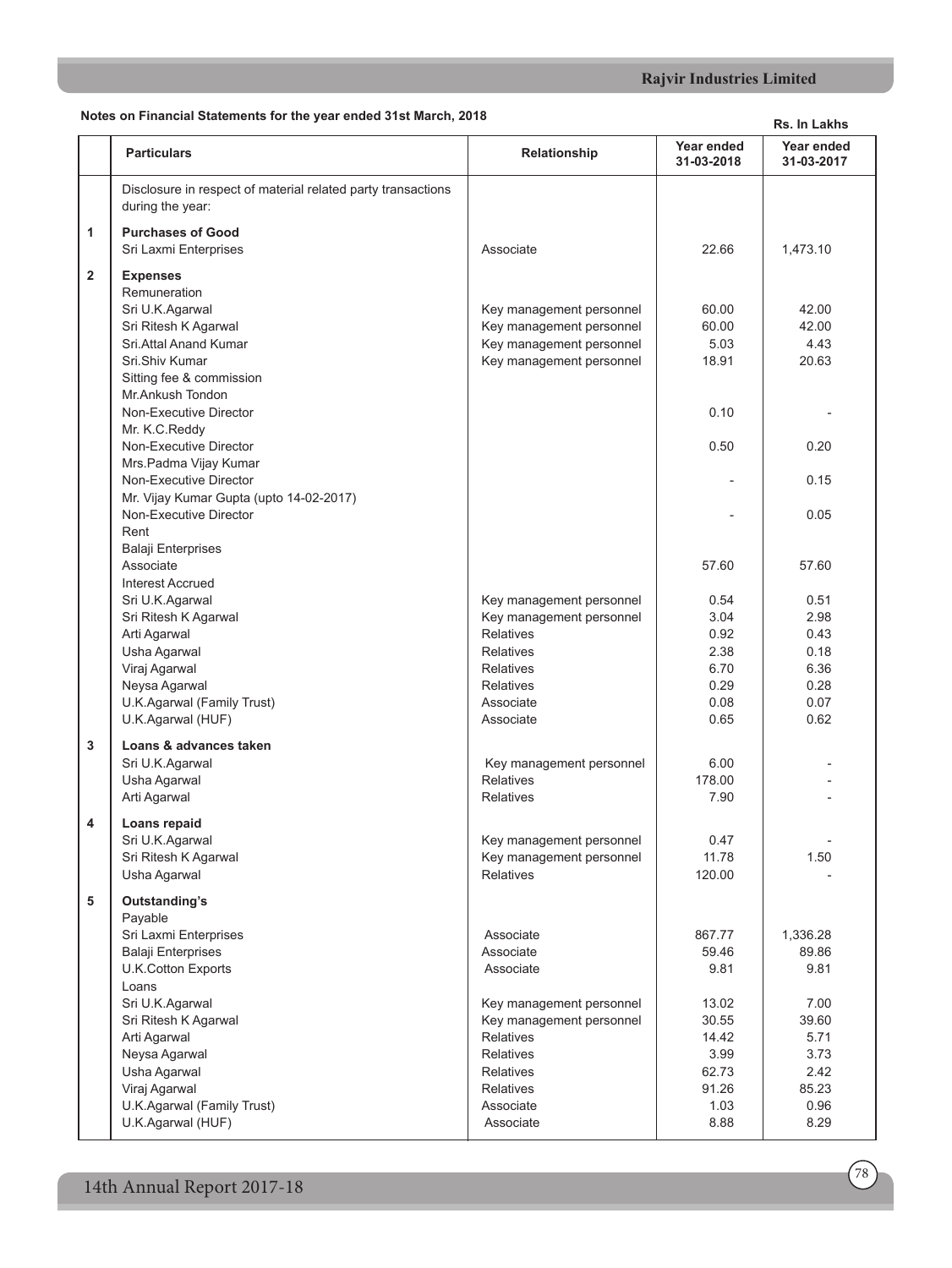**Notes on Financial Statements for the year ended 31st March, 2018**

Rs. In Lakhs

| | Particulars | Relationship | Year ended 31-03-2018 | Year ended 31-03-2017 |
|---|---|---|---|---|
| | Disclosure in respect of material related party transactions during the year: | | | |
| **1** | **Purchases of Good** | | | |
| | Sri Laxmi Enterprises | Associate | 22.66 | 1,473.10 |
| **2** | **Expenses** | | | |
| | Remuneration | | | |
| | Sri U.K.Agarwal | Key management personnel | 60.00 | 42.00 |
| | Sri Ritesh K Agarwal | Key management personnel | 60.00 | 42.00 |
| | Sri.Attal Anand Kumar | Key management personnel | 5.03 | 4.43 |
| | Sri.Shiv Kumar | Key management personnel | 18.91 | 20.63 |
| | Sitting fee & commission | | | |
| | Mr.Ankush Tondon | | | |
| | Non-Executive Director | | 0.10 | - |
| | Mr. K.C.Reddy | | | |
| | Non-Executive Director | | 0.50 | 0.20 |
| | Mrs.Padma Vijay Kumar | | | |
| | Non-Executive Director | | - | 0.15 |
| | Mr. Vijay Kumar Gupta (upto 14-02-2017) | | | |
| | Non-Executive Director | | - | 0.05 |
| | Rent | | | |
| | Balaji Enterprises | | | |
| | Associate | | 57.60 | 57.60 |
| | Interest Accrued | | | |
| | Sri U.K.Agarwal | Key management personnel | 0.54 | 0.51 |
| | Sri Ritesh K Agarwal | Key management personnel | 3.04 | 2.98 |
| | Arti Agarwal | Relatives | 0.92 | 0.43 |
| | Usha Agarwal | Relatives | 2.38 | 0.18 |
| | Viraj Agarwal | Relatives | 6.70 | 6.36 |
| | Neysa Agarwal | Relatives | 0.29 | 0.28 |
| | U.K.Agarwal (Family Trust) | Associate | 0.08 | 0.07 |
| | U.K.Agarwal (HUF) | Associate | 0.65 | 0.62 |
| **3** | **Loans & advances taken** | | | |
| | Sri U.K.Agarwal | Key management personnel | 6.00 | - |
| | Usha Agarwal | Relatives | 178.00 | - |
| | Arti Agarwal | Relatives | 7.90 | - |
| **4** | **Loans repaid** | | | |
| | Sri U.K.Agarwal | Key management personnel | 0.47 | - |
| | Sri Ritesh K Agarwal | Key management personnel | 11.78 | 1.50 |
| | Usha Agarwal | Relatives | 120.00 | - |
| **5** | **Outstanding's** | | | |
| | Payable | | | |
| | Sri Laxmi Enterprises | Associate | 867.77 | 1,336.28 |
| | Balaji Enterprises | Associate | 59.46 | 89.86 |
| | U.K.Cotton Exports | Associate | 9.81 | 9.81 |
| | Loans | | | |
| | Sri U.K.Agarwal | Key management personnel | 13.02 | 7.00 |
| | Sri Ritesh K Agarwal | Key management personnel | 30.55 | 39.60 |
| | Arti Agarwal | Relatives | 14.42 | 5.71 |
| | Neysa Agarwal | Relatives | 3.99 | 3.73 |
| | Usha Agarwal | Relatives | 62.73 | 2.42 |
| | Viraj Agarwal | Relatives | 91.26 | 85.23 |
| | U.K.Agarwal (Family Trust) | Associate | 1.03 | 0.96 |
| | U.K.Agarwal (HUF) | Associate | 8.88 | 8.29 |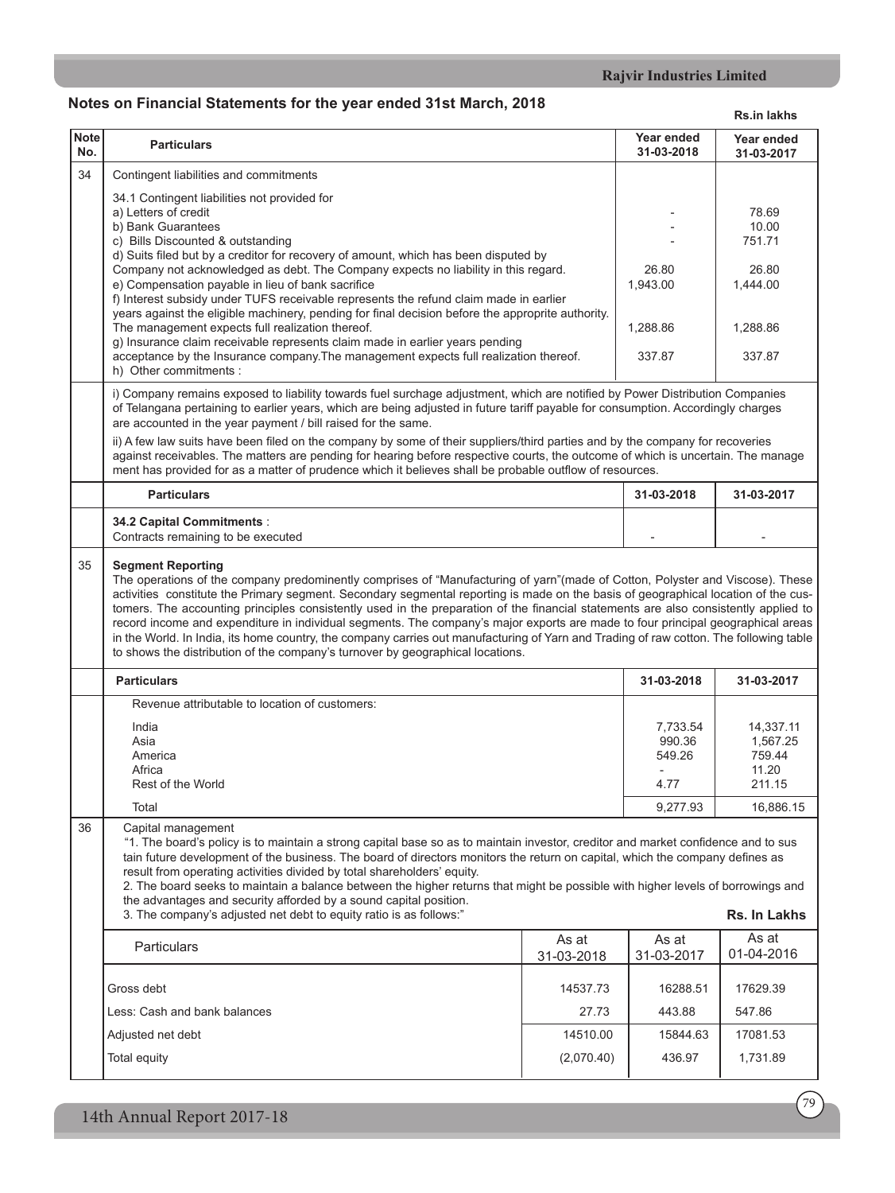## Notes on Financial Statements for the year ended 31st March, 2018

Rs.in lakhs

| Note No. | Particulars | Year ended 31-03-2018 | Year ended 31-03-2017 |
|---|---|---|---|
| 34 | Contingent liabilities and commitments | | |
| | 34.1 Contingent liabilities not provided for | | |
| | a) Letters of credit | - | 78.69 |
| | b) Bank Guarantees | - | 10.00 |
| | c) Bills Discounted & outstanding | - | 751.71 |
| | d) Suits filed but by a creditor for recovery of amount, which has been disputed by Company not acknowledged as debt. The Company expects no liability in this regard. | 26.80 | 26.80 |
| | e) Compensation payable in lieu of bank sacrifice | 1,943.00 | 1,444.00 |
| | f) Interest subsidy under TUFS receivable represents the refund claim made in earlier years against the eligible machinery, pending for final decision before the approprite authority. The management expects full realization thereof. | 1,288.86 | 1,288.86 |
| | g) Insurance claim receivable represents claim made in earlier years pending acceptance by the Insurance company.The management expects full realization thereof. | 337.87 | 337.87 |
| | h) Other commitments : | | |

i) Company remains exposed to liability towards fuel surchage adjustment, which are notified by Power Distribution Companies of Telangana pertaining to earlier years, which are being adjusted in future tariff payable for consumption. Accordingly charges are accounted in the year payment / bill raised for the same.

ii) A few law suits have been filed on the company by some of their suppliers/third parties and by the company for recoveries against receivables. The matters are pending for hearing before respective courts, the outcome of which is uncertain. The management has provided for as a matter of prudence which it believes shall be probable outflow of resources.

| Particulars | 31-03-2018 | 31-03-2017 |
|---|---|---|
| **34.2 Capital Commitments** : | | |
| Contracts remaining to be executed | - | - |

**35 Segment Reporting**

The operations of the company predominently comprises of "Manufacturing of yarn"(made of Cotton, Polyster and Viscose). These activities constitute the Primary segment. Secondary segmental reporting is made on the basis of geographical location of the customers. The accounting principles consistently used in the preparation of the financial statements are also consistently applied to record income and expenditure in individual segments. The company's major exports are made to four principal geographical areas in the World. In India, its home country, the company carries out manufacturing of Yarn and Trading of raw cotton. The following table to shows the distribution of the company's turnover by geographical locations.

| Particulars | 31-03-2018 | 31-03-2017 |
|---|---|---|
| Revenue attributable to location of customers: | | |
| India | 7,733.54 | 14,337.11 |
| Asia | 990.36 | 1,567.25 |
| America | 549.26 | 759.44 |
| Africa | - | 11.20 |
| Rest of the World | 4.77 | 211.15 |
| Total | 9,277.93 | 16,886.15 |

**36 Capital management**

"1. The board's policy is to maintain a strong capital base so as to maintain investor, creditor and market confidence and to sustain future development of the business. The board of directors monitors the return on capital, which the company defines as result from operating activities divided by total shareholders' equity.

2. The board seeks to maintain a balance between the higher returns that might be possible with higher levels of borrowings and the advantages and security afforded by a sound capital position.

3. The company's adjusted net debt to equity ratio is as follows:"

Rs. In Lakhs

| Particulars | As at 31-03-2018 | As at 31-03-2017 | As at 01-04-2016 |
|---|---|---|---|
| Gross debt | 14537.73 | 16288.51 | 17629.39 |
| Less: Cash and bank balances | 27.73 | 443.88 | 547.86 |
| Adjusted net debt | 14510.00 | 15844.63 | 17081.53 |
| Total equity | (2,070.40) | 436.97 | 1,731.89 |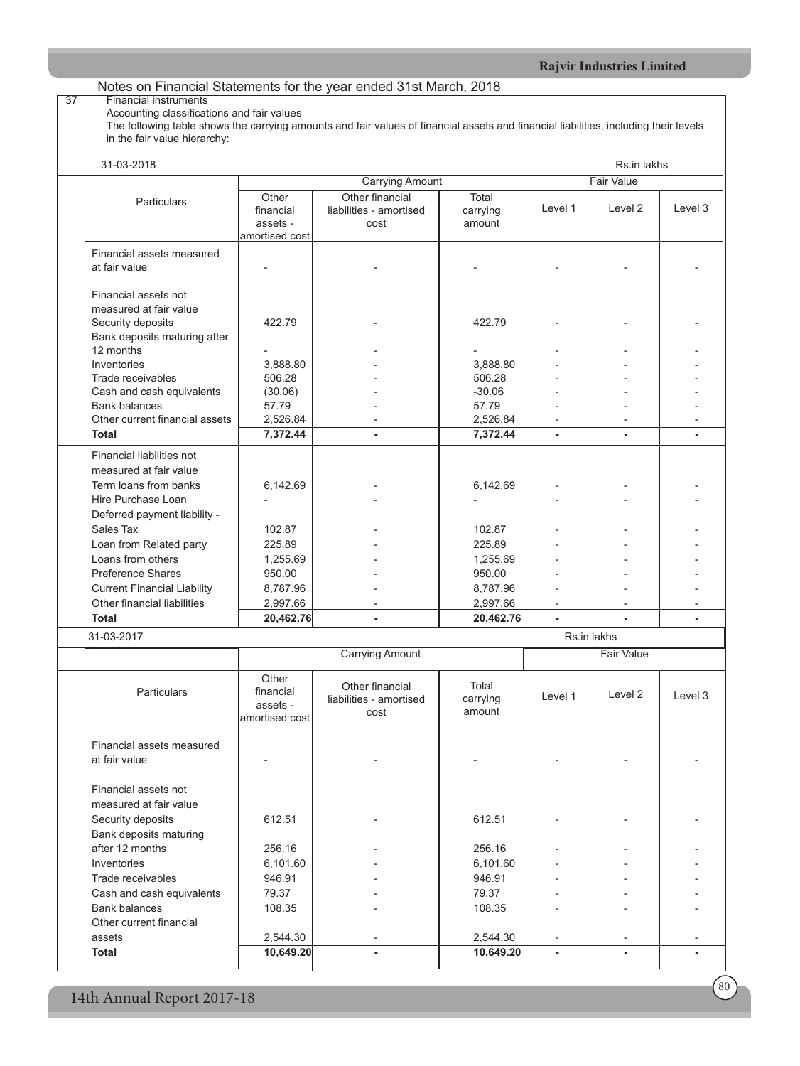Notes on Financial Statements for the year ended 31st March, 2018

**37 Financial instruments**

Accounting classifications and fair values

The following table shows the carrying amounts and fair values of financial assets and financial liabilities, including their levels in the fair value hierarchy:

31-03-2018 Rs.in lakhs

| Particulars | Carrying Amount | | | Fair Value | | |
|---|---|---|---|---|---|---|
| | Other financial assets - amortised cost | Other financial liabilities - amortised cost | Total carrying amount | Level 1 | Level 2 | Level 3 |
| Financial assets measured at fair value | - | - | - | - | - | - |
| Financial assets not measured at fair value | | | | | | |
| Security deposits | 422.79 | - | 422.79 | - | - | - |
| Bank deposits maturing after 12 months | - | - | - | - | - | - |
| Inventories | 3,888.80 | - | 3,888.80 | - | - | - |
| Trade receivables | 506.28 | - | 506.28 | - | - | - |
| Cash and cash equivalents | (30.06) | - | -30.06 | - | - | - |
| Bank balances | 57.79 | - | 57.79 | - | - | - |
| Other current financial assets | 2,526.84 | - | 2,526.84 | - | - | - |
| **Total** | **7,372.44** | **-** | **7,372.44** | **-** | **-** | **-** |
| Financial liabilities not measured at fair value | | | | | | |
| Term loans from banks | 6,142.69 | - | 6,142.69 | - | - | - |
| Hire Purchase Loan | - | - | - | - | - | - |
| Deferred payment liability - Sales Tax | 102.87 | - | 102.87 | - | - | - |
| Loan from Related party | 225.89 | - | 225.89 | - | - | - |
| Loans from others | 1,255.69 | - | 1,255.69 | - | - | - |
| Preference Shares | 950.00 | - | 950.00 | - | - | - |
| Current Financial Liability | 8,787.96 | - | 8,787.96 | - | - | - |
| Other financial liabilities | 2,997.66 | - | 2,997.66 | - | - | - |
| **Total** | **20,462.76** | **-** | **20,462.76** | **-** | **-** | **-** |

31-03-2017 Rs.in lakhs

| Particulars | Carrying Amount | | | Fair Value | | |
|---|---|---|---|---|---|---|
| | Other financial assets - amortised cost | Other financial liabilities - amortised cost | Total carrying amount | Level 1 | Level 2 | Level 3 |
| Financial assets measured at fair value | - | - | - | - | - | - |
| Financial assets not measured at fair value | | | | | | |
| Security deposits | 612.51 | - | 612.51 | - | - | - |
| Bank deposits maturing after 12 months | 256.16 | - | 256.16 | - | - | - |
| Inventories | 6,101.60 | - | 6,101.60 | - | - | - |
| Trade receivables | 946.91 | - | 946.91 | - | - | - |
| Cash and cash equivalents | 79.37 | - | 79.37 | - | - | - |
| Bank balances | 108.35 | - | 108.35 | - | - | - |
| Other current financial assets | 2,544.30 | - | 2,544.30 | - | - | - |
| **Total** | **10,649.20** | **-** | **10,649.20** | **-** | **-** | **-** |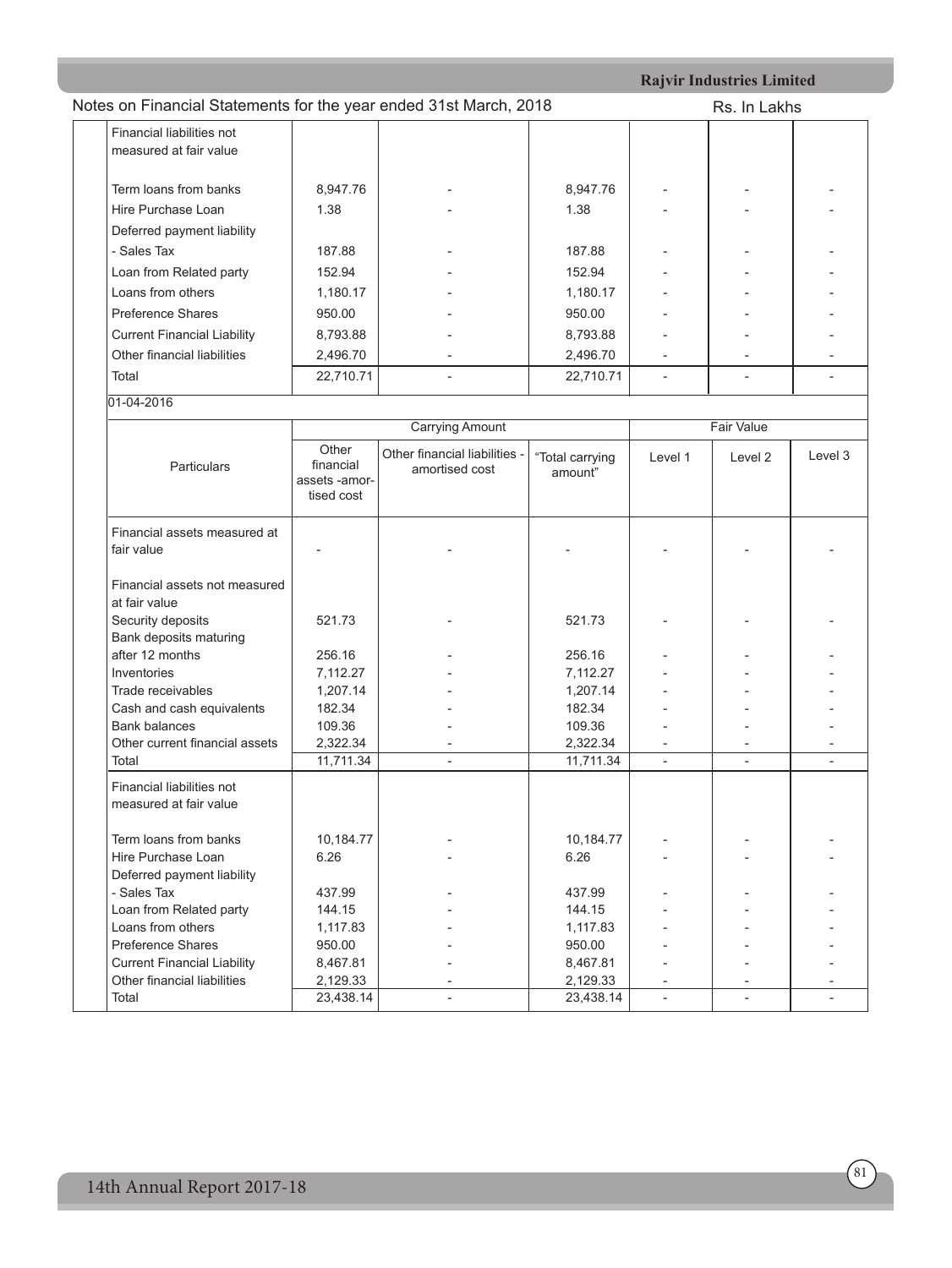Notes on Financial Statements for the year ended 31st March, 2018

Rs. In Lakhs

| | | | | | | |
|---|---|---|---|---|---|---|
| Financial liabilities not measured at fair value | | | | | | |
| Term loans from banks | 8,947.76 | - | 8,947.76 | - | - | - |
| Hire Purchase Loan | 1.38 | - | 1.38 | - | - | - |
| Deferred payment liability | | | | | | |
| - Sales Tax | 187.88 | - | 187.88 | - | - | - |
| Loan from Related party | 152.94 | - | 152.94 | - | - | - |
| Loans from others | 1,180.17 | - | 1,180.17 | - | - | - |
| Preference Shares | 950.00 | - | 950.00 | - | - | - |
| Current Financial Liability | 8,793.88 | - | 8,793.88 | - | - | - |
| Other financial liabilities | 2,496.70 | - | 2,496.70 | - | - | - |
| Total | 22,710.71 | - | 22,710.71 | - | - | - |

01-04-2016

| Particulars | Carrying Amount | | | Fair Value | | |
|---|---|---|---|---|---|---|
| | Other financial assets -amortised cost | Other financial liabilities - amortised cost | "Total carrying amount" | Level 1 | Level 2 | Level 3 |
| Financial assets measured at fair value | - | - | - | - | - | - |
| Financial assets not measured at fair value | | | | | | |
| Security deposits | 521.73 | - | 521.73 | - | - | - |
| Bank deposits maturing after 12 months | 256.16 | - | 256.16 | - | - | - |
| Inventories | 7,112.27 | - | 7,112.27 | - | - | - |
| Trade receivables | 1,207.14 | - | 1,207.14 | - | - | - |
| Cash and cash equivalents | 182.34 | - | 182.34 | - | - | - |
| Bank balances | 109.36 | - | 109.36 | - | - | - |
| Other current financial assets | 2,322.34 | - | 2,322.34 | - | - | - |
| Total | 11,711.34 | - | 11,711.34 | - | - | - |
| Financial liabilities not measured at fair value | | | | | | |
| Term loans from banks | 10,184.77 | - | 10,184.77 | - | - | - |
| Hire Purchase Loan | 6.26 | - | 6.26 | - | - | - |
| Deferred payment liability | | | | | | |
| - Sales Tax | 437.99 | - | 437.99 | - | - | - |
| Loan from Related party | 144.15 | - | 144.15 | - | - | - |
| Loans from others | 1,117.83 | - | 1,117.83 | - | - | - |
| Preference Shares | 950.00 | - | 950.00 | - | - | - |
| Current Financial Liability | 8,467.81 | - | 8,467.81 | - | - | - |
| Other financial liabilities | 2,129.33 | - | 2,129.33 | - | - | - |
| Total | 23,438.14 | - | 23,438.14 | - | - | - |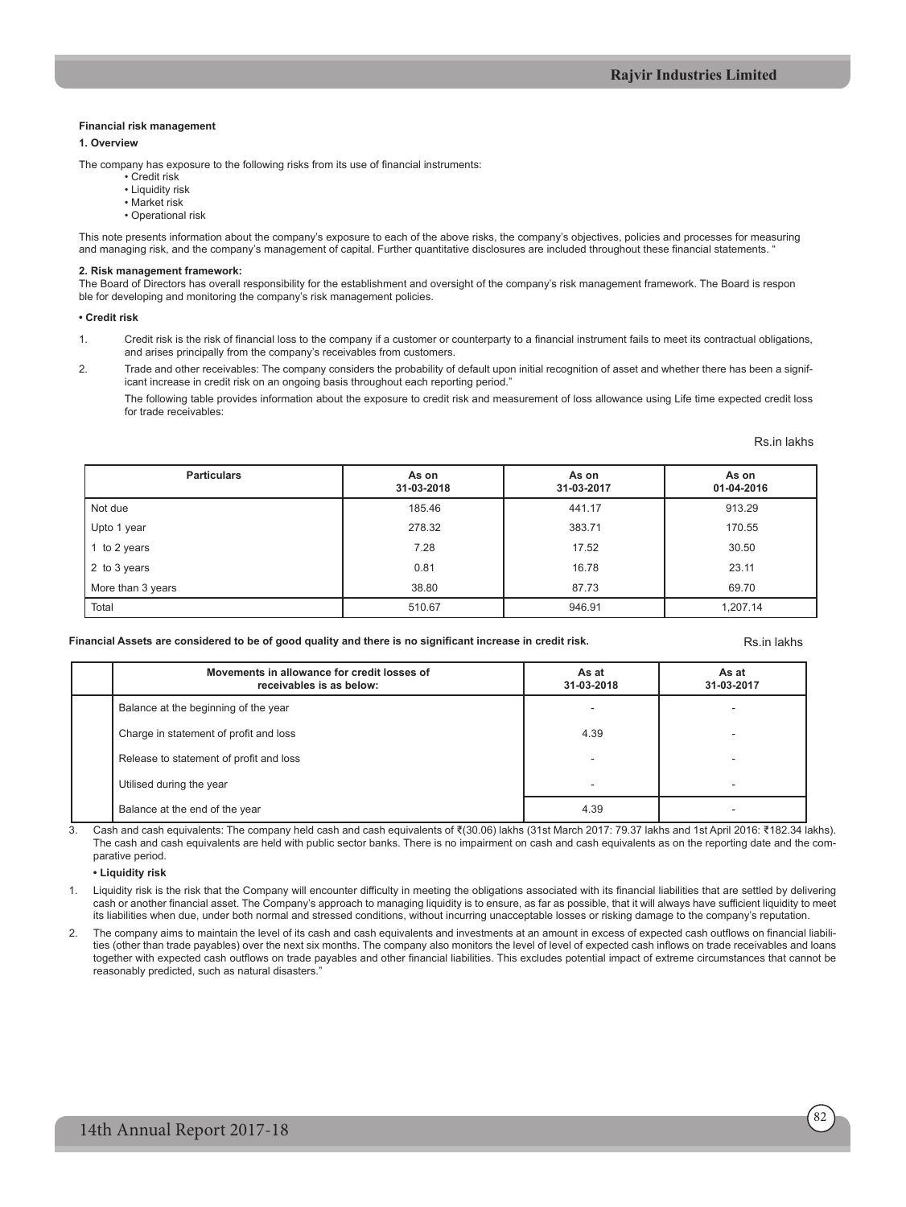**Financial risk management**

**1. Overview**

The company has exposure to the following risks from its use of financial instruments:

- Credit risk
- Liquidity risk
- Market risk
- Operational risk

This note presents information about the company's exposure to each of the above risks, the company's objectives, policies and processes for measuring and managing risk, and the company's management of capital. Further quantitative disclosures are included throughout these financial statements. "

**2. Risk management framework:**

The Board of Directors has overall responsibility for the establishment and oversight of the company's risk management framework. The Board is respon ble for developing and monitoring the company's risk management policies.

**• Credit risk**

1. Credit risk is the risk of financial loss to the company if a customer or counterparty to a financial instrument fails to meet its contractual obligations, and arises principally from the company's receivables from customers.

2. Trade and other receivables: The company considers the probability of default upon initial recognition of asset and whether there has been a significant increase in credit risk on an ongoing basis throughout each reporting period."

   The following table provides information about the exposure to credit risk and measurement of loss allowance using Life time expected credit loss for trade receivables:

Rs.in lakhs

| Particulars | As on 31-03-2018 | As on 31-03-2017 | As on 01-04-2016 |
|---|---|---|---|
| Not due | 185.46 | 441.17 | 913.29 |
| Upto 1 year | 278.32 | 383.71 | 170.55 |
| 1 to 2 years | 7.28 | 17.52 | 30.50 |
| 2 to 3 years | 0.81 | 16.78 | 23.11 |
| More than 3 years | 38.80 | 87.73 | 69.70 |
| Total | 510.67 | 946.91 | 1,207.14 |

**Financial Assets are considered to be of good quality and there is no significant increase in credit risk.**

Rs.in lakhs

| Movements in allowance for credit losses of receivables is as below: | As at 31-03-2018 | As at 31-03-2017 |
|---|---|---|
| Balance at the beginning of the year | - | - |
| Charge in statement of profit and loss | 4.39 | - |
| Release to statement of profit and loss | - | - |
| Utilised during the year | - | - |
| Balance at the end of the year | 4.39 | - |

3. Cash and cash equivalents: The company held cash and cash equivalents of ₹(30.06) lakhs (31st March 2017: 79.37 lakhs and 1st April 2016: ₹182.34 lakhs). The cash and cash equivalents are held with public sector banks. There is no impairment on cash and cash equivalents as on the reporting date and the comparative period.

**• Liquidity risk**

1. Liquidity risk is the risk that the Company will encounter difficulty in meeting the obligations associated with its financial liabilities that are settled by delivering cash or another financial asset. The Company's approach to managing liquidity is to ensure, as far as possible, that it will always have sufficient liquidity to meet its liabilities when due, under both normal and stressed conditions, without incurring unacceptable losses or risking damage to the company's reputation.

2. The company aims to maintain the level of its cash and cash equivalents and investments at an amount in excess of expected cash outflows on financial liabilities (other than trade payables) over the next six months. The company also monitors the level of level of expected cash inflows on trade receivables and loans together with expected cash outflows on trade payables and other financial liabilities. This excludes potential impact of extreme circumstances that cannot be reasonably predicted, such as natural disasters."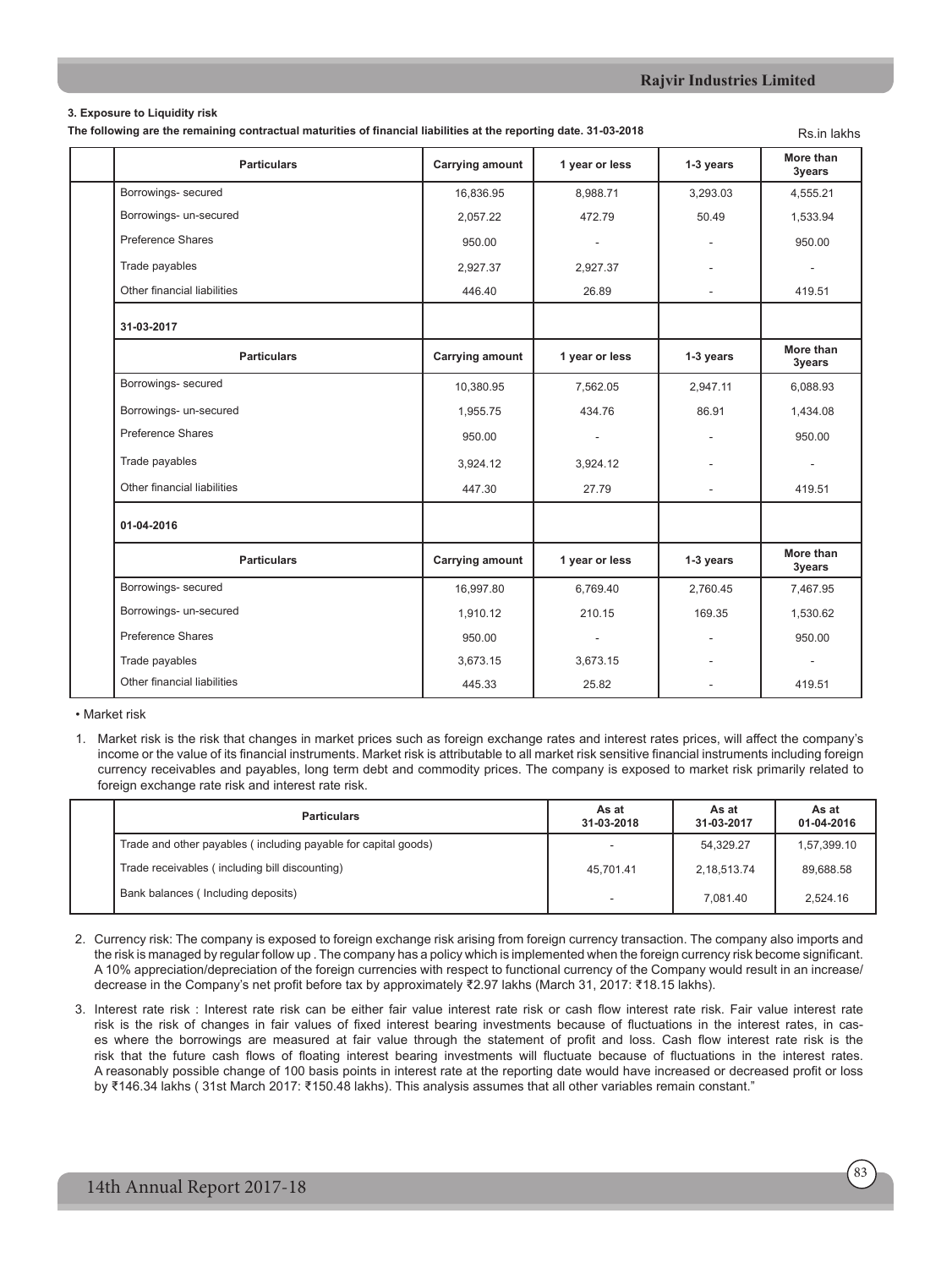**3. Exposure to Liquidity risk**

**The following are the remaining contractual maturities of financial liabilities at the reporting date. 31-03-2018**

Rs.in lakhs

| Particulars | Carrying amount | 1 year or less | 1-3 years | More than 3years |
|---|---|---|---|---|
| Borrowings- secured | 16,836.95 | 8,988.71 | 3,293.03 | 4,555.21 |
| Borrowings- un-secured | 2,057.22 | 472.79 | 50.49 | 1,533.94 |
| Preference Shares | 950.00 | - | - | 950.00 |
| Trade payables | 2,927.37 | 2,927.37 | - | - |
| Other financial liabilities | 446.40 | 26.89 | - | 419.51 |
| **31-03-2017** | | | | |
| **Particulars** | **Carrying amount** | **1 year or less** | **1-3 years** | **More than 3years** |
| Borrowings- secured | 10,380.95 | 7,562.05 | 2,947.11 | 6,088.93 |
| Borrowings- un-secured | 1,955.75 | 434.76 | 86.91 | 1,434.08 |
| Preference Shares | 950.00 | - | - | 950.00 |
| Trade payables | 3,924.12 | 3,924.12 | - | - |
| Other financial liabilities | 447.30 | 27.79 | - | 419.51 |
| **01-04-2016** | | | | |
| **Particulars** | **Carrying amount** | **1 year or less** | **1-3 years** | **More than 3years** |
| Borrowings- secured | 16,997.80 | 6,769.40 | 2,760.45 | 7,467.95 |
| Borrowings- un-secured | 1,910.12 | 210.15 | 169.35 | 1,530.62 |
| Preference Shares | 950.00 | - | - | 950.00 |
| Trade payables | 3,673.15 | 3,673.15 | - | - |
| Other financial liabilities | 445.33 | 25.82 | - | 419.51 |

• Market risk

1. Market risk is the risk that changes in market prices such as foreign exchange rates and interest rates prices, will affect the company's income or the value of its financial instruments. Market risk is attributable to all market risk sensitive financial instruments including foreign currency receivables and payables, long term debt and commodity prices. The company is exposed to market risk primarily related to foreign exchange rate risk and interest rate risk.

| Particulars | As at 31-03-2018 | As at 31-03-2017 | As at 01-04-2016 |
|---|---|---|---|
| Trade and other payables ( including payable for capital goods) | - | 54,329.27 | 1,57,399.10 |
| Trade receivables ( including bill discounting) | 45,701.41 | 2,18,513.74 | 89,688.58 |
| Bank balances ( Including deposits) | - | 7,081.40 | 2,524.16 |

2. Currency risk: The company is exposed to foreign exchange risk arising from foreign currency transaction. The company also imports and the risk is managed by regular follow up . The company has a policy which is implemented when the foreign currency risk become significant. A 10% appreciation/depreciation of the foreign currencies with respect to functional currency of the Company would result in an increase/ decrease in the Company's net profit before tax by approximately ₹2.97 lakhs (March 31, 2017: ₹18.15 lakhs).

3. Interest rate risk : Interest rate risk can be either fair value interest rate risk or cash flow interest rate risk. Fair value interest rate risk is the risk of changes in fair values of fixed interest bearing investments because of fluctuations in the interest rates, in cases where the borrowings are measured at fair value through the statement of profit and loss. Cash flow interest rate risk is the risk that the future cash flows of floating interest bearing investments will fluctuate because of fluctuations in the interest rates. A reasonably possible change of 100 basis points in interest rate at the reporting date would have increased or decreased profit or loss by ₹146.34 lakhs ( 31st March 2017: ₹150.48 lakhs). This analysis assumes that all other variables remain constant."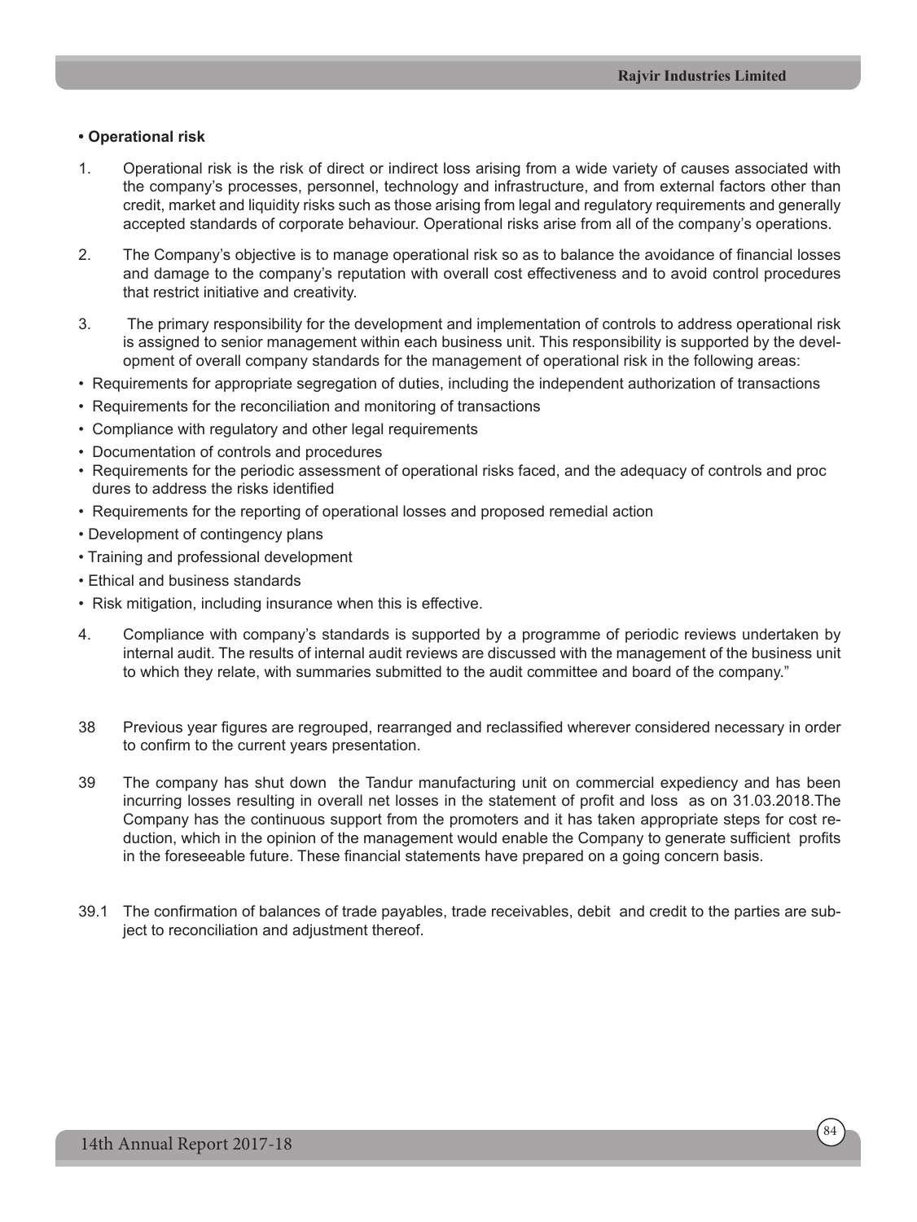**• Operational risk**

1. Operational risk is the risk of direct or indirect loss arising from a wide variety of causes associated with the company's processes, personnel, technology and infrastructure, and from external factors other than credit, market and liquidity risks such as those arising from legal and regulatory requirements and generally accepted standards of corporate behaviour. Operational risks arise from all of the company's operations.

2. The Company's objective is to manage operational risk so as to balance the avoidance of financial losses and damage to the company's reputation with overall cost effectiveness and to avoid control procedures that restrict initiative and creativity.

3. The primary responsibility for the development and implementation of controls to address operational risk is assigned to senior management within each business unit. This responsibility is supported by the development of overall company standards for the management of operational risk in the following areas:

- Requirements for appropriate segregation of duties, including the independent authorization of transactions
- Requirements for the reconciliation and monitoring of transactions
- Compliance with regulatory and other legal requirements
- Documentation of controls and procedures
- Requirements for the periodic assessment of operational risks faced, and the adequacy of controls and proc dures to address the risks identified
- Requirements for the reporting of operational losses and proposed remedial action
- Development of contingency plans
- Training and professional development
- Ethical and business standards
- Risk mitigation, including insurance when this is effective.

4. Compliance with company's standards is supported by a programme of periodic reviews undertaken by internal audit. The results of internal audit reviews are discussed with the management of the business unit to which they relate, with summaries submitted to the audit committee and board of the company."

38 Previous year figures are regrouped, rearranged and reclassified wherever considered necessary in order to confirm to the current years presentation.

39 The company has shut down the Tandur manufacturing unit on commercial expediency and has been incurring losses resulting in overall net losses in the statement of profit and loss as on 31.03.2018.The Company has the continuous support from the promoters and it has taken appropriate steps for cost reduction, which in the opinion of the management would enable the Company to generate sufficient profits in the foreseeable future. These financial statements have prepared on a going concern basis.

39.1 The confirmation of balances of trade payables, trade receivables, debit and credit to the parties are subject to reconciliation and adjustment thereof.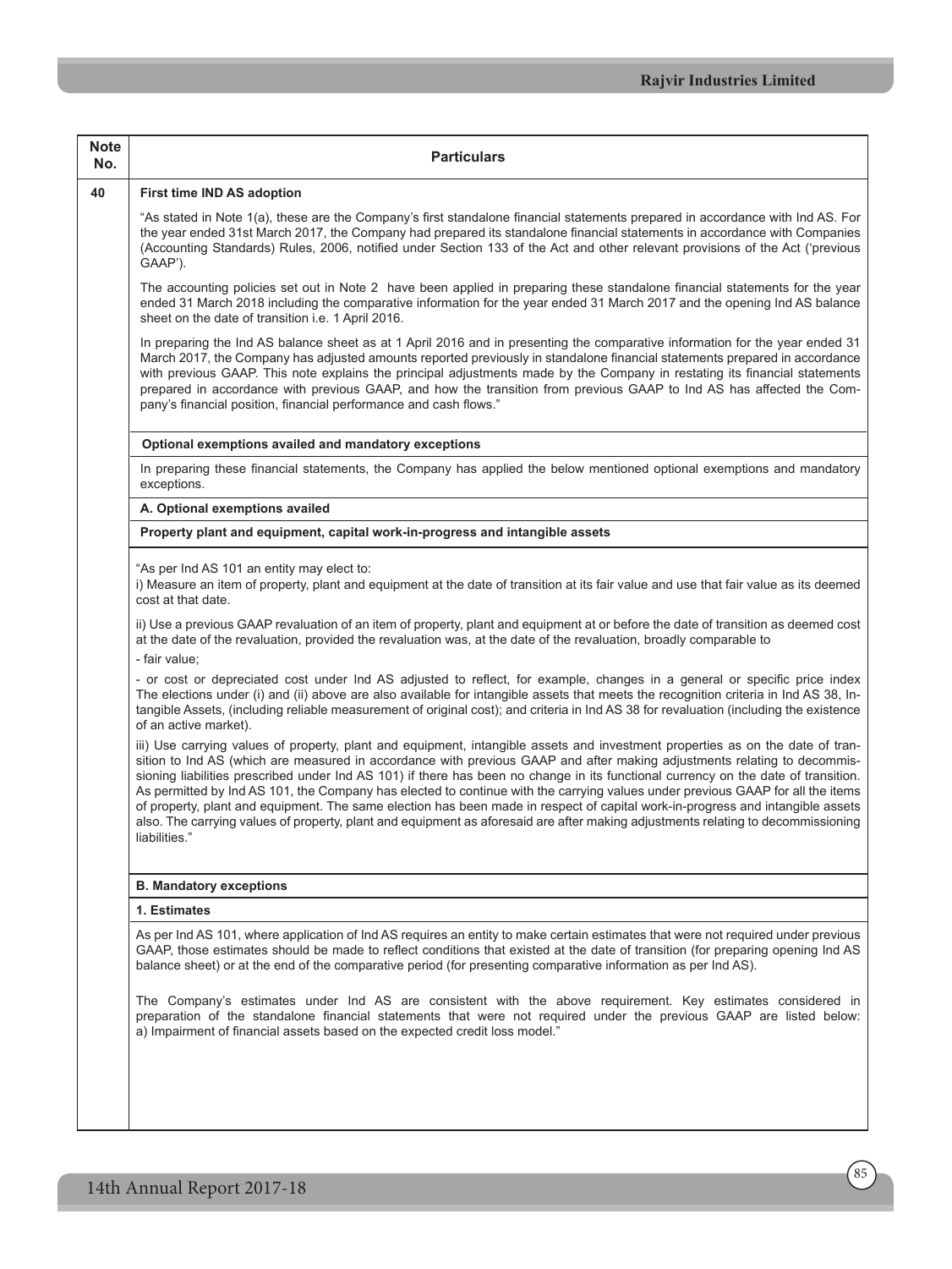| Note No. | Particulars |
|---|---|
| 40 | **First time IND AS adoption** |

"As stated in Note 1(a), these are the Company's first standalone financial statements prepared in accordance with Ind AS. For the year ended 31st March 2017, the Company had prepared its standalone financial statements in accordance with Companies (Accounting Standards) Rules, 2006, notified under Section 133 of the Act and other relevant provisions of the Act ('previous GAAP').

The accounting policies set out in Note 2 have been applied in preparing these standalone financial statements for the year ended 31 March 2018 including the comparative information for the year ended 31 March 2017 and the opening Ind AS balance sheet on the date of transition i.e. 1 April 2016.

In preparing the Ind AS balance sheet as at 1 April 2016 and in presenting the comparative information for the year ended 31 March 2017, the Company has adjusted amounts reported previously in standalone financial statements prepared in accordance with previous GAAP. This note explains the principal adjustments made by the Company in restating its financial statements prepared in accordance with previous GAAP, and how the transition from previous GAAP to Ind AS has affected the Company's financial position, financial performance and cash flows."

**Optional exemptions availed and mandatory exceptions**

In preparing these financial statements, the Company has applied the below mentioned optional exemptions and mandatory exceptions.

**A. Optional exemptions availed**

**Property plant and equipment, capital work-in-progress and intangible assets**

"As per Ind AS 101 an entity may elect to:
i) Measure an item of property, plant and equipment at the date of transition at its fair value and use that fair value as its deemed cost at that date.

ii) Use a previous GAAP revaluation of an item of property, plant and equipment at or before the date of transition as deemed cost at the date of the revaluation, provided the revaluation was, at the date of the revaluation, broadly comparable to

- fair value;

- or cost or depreciated cost under Ind AS adjusted to reflect, for example, changes in a general or specific price index The elections under (i) and (ii) above are also available for intangible assets that meets the recognition criteria in Ind AS 38, Intangible Assets, (including reliable measurement of original cost); and criteria in Ind AS 38 for revaluation (including the existence of an active market).

iii) Use carrying values of property, plant and equipment, intangible assets and investment properties as on the date of transition to Ind AS (which are measured in accordance with previous GAAP and after making adjustments relating to decommissioning liabilities prescribed under Ind AS 101) if there has been no change in its functional currency on the date of transition. As permitted by Ind AS 101, the Company has elected to continue with the carrying values under previous GAAP for all the items of property, plant and equipment. The same election has been made in respect of capital work-in-progress and intangible assets also. The carrying values of property, plant and equipment as aforesaid are after making adjustments relating to decommissioning liabilities."

**B. Mandatory exceptions**

**1. Estimates**

As per Ind AS 101, where application of Ind AS requires an entity to make certain estimates that were not required under previous GAAP, those estimates should be made to reflect conditions that existed at the date of transition (for preparing opening Ind AS balance sheet) or at the end of the comparative period (for presenting comparative information as per Ind AS).

The Company's estimates under Ind AS are consistent with the above requirement. Key estimates considered in preparation of the standalone financial statements that were not required under the previous GAAP are listed below:
a) Impairment of financial assets based on the expected credit loss model."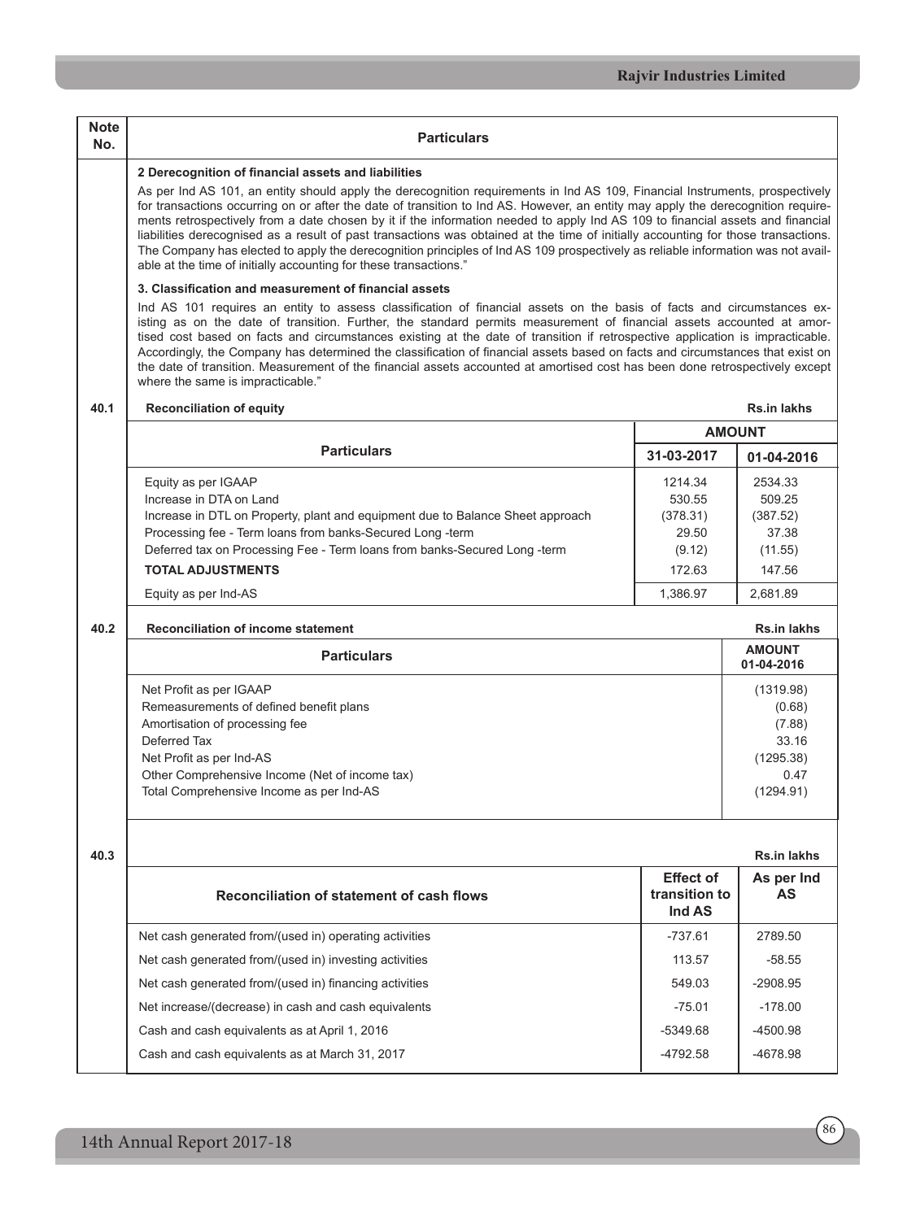| Note No. | Particulars |
|---|---|

**2 Derecognition of financial assets and liabilities**

As per Ind AS 101, an entity should apply the derecognition requirements in Ind AS 109, Financial Instruments, prospectively for transactions occurring on or after the date of transition to Ind AS. However, an entity may apply the derecognition requirements retrospectively from a date chosen by it if the information needed to apply Ind AS 109 to financial assets and financial liabilities derecognised as a result of past transactions was obtained at the time of initially accounting for those transactions. The Company has elected to apply the derecognition principles of Ind AS 109 prospectively as reliable information was not available at the time of initially accounting for these transactions."

**3. Classification and measurement of financial assets**

Ind AS 101 requires an entity to assess classification of financial assets on the basis of facts and circumstances existing as on the date of transition. Further, the standard permits measurement of financial assets accounted at amortised cost based on facts and circumstances existing at the date of transition if retrospective application is impracticable. Accordingly, the Company has determined the classification of financial assets based on facts and circumstances that exist on the date of transition. Measurement of the financial assets accounted at amortised cost has been done retrospectively except where the same is impracticable."

**40.1 Reconciliation of equity** — Rs.in lakhs

| Particulars | AMOUNT | |
|---|---|---|
| | 31-03-2017 | 01-04-2016 |
| Equity as per IGAAP | 1214.34 | 2534.33 |
| Increase in DTA on Land | 530.55 | 509.25 |
| Increase in DTL on Property, plant and equipment due to Balance Sheet approach | (378.31) | (387.52) |
| Processing fee - Term loans from banks-Secured Long -term | 29.50 | 37.38 |
| Deferred tax on Processing Fee - Term loans from banks-Secured Long -term | (9.12) | (11.55) |
| **TOTAL ADJUSTMENTS** | 172.63 | 147.56 |
| Equity as per Ind-AS | 1,386.97 | 2,681.89 |

**40.2 Reconciliation of income statement** — Rs.in lakhs

| Particulars | AMOUNT 01-04-2016 |
|---|---|
| Net Profit as per IGAAP | (1319.98) |
| Remeasurements of defined benefit plans | (0.68) |
| Amortisation of processing fee | (7.88) |
| Deferred Tax | 33.16 |
| Net Profit as per Ind-AS | (1295.38) |
| Other Comprehensive Income (Net of income tax) | 0.47 |
| Total Comprehensive Income as per Ind-AS | (1294.91) |

**40.3** — Rs.in lakhs

| Reconciliation of statement of cash flows | Effect of transition to Ind AS | As per Ind AS |
|---|---|---|
| Net cash generated from/(used in) operating activities | -737.61 | 2789.50 |
| Net cash generated from/(used in) investing activities | 113.57 | -58.55 |
| Net cash generated from/(used in) financing activities | 549.03 | -2908.95 |
| Net increase/(decrease) in cash and cash equivalents | -75.01 | -178.00 |
| Cash and cash equivalents as at April 1, 2016 | -5349.68 | -4500.98 |
| Cash and cash equivalents as at March 31, 2017 | -4792.58 | -4678.98 |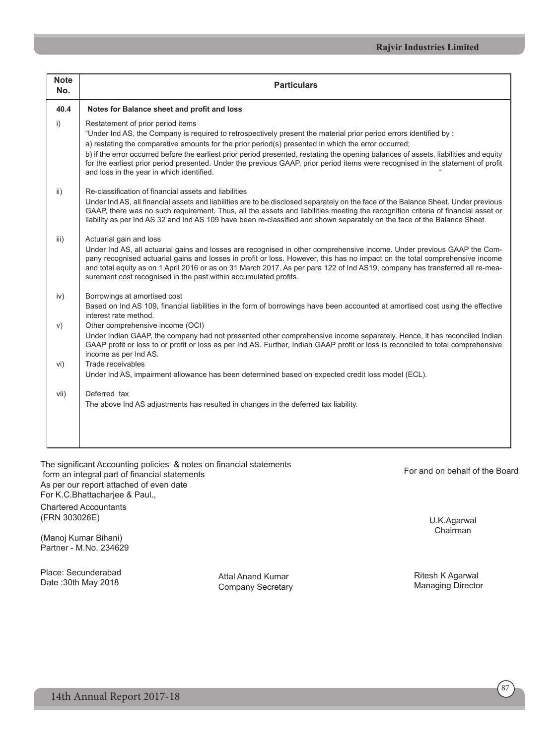| Note No. | Particulars |
|---|---|
| **40.4** | **Notes for Balance sheet and profit and loss** |
| i) | Restatement of prior period items<br>"Under Ind AS, the Company is required to retrospectively present the material prior period errors identified by :<br>a) restating the comparative amounts for the prior period(s) presented in which the error occurred;<br>b) if the error occurred before the earliest prior period presented, restating the opening balances of assets, liabilities and equity for the earliest prior period presented. Under the previous GAAP, prior period items were recognised in the statement of profit and loss in the year in which identified. " |
| ii) | Re-classification of financial assets and liabilities<br>Under Ind AS, all financial assets and liabilities are to be disclosed separately on the face of the Balance Sheet. Under previous GAAP, there was no such requirement. Thus, all the assets and liabilities meeting the recognition criteria of financial asset or liability as per Ind AS 32 and Ind AS 109 have been re-classified and shown separately on the face of the Balance Sheet. |
| iii) | Actuarial gain and loss<br>Under Ind AS, all actuarial gains and losses are recognised in other comprehensive income. Under previous GAAP the Company recognised actuarial gains and losses in profit or loss. However, this has no impact on the total comprehensive income and total equity as on 1 April 2016 or as on 31 March 2017. As per para 122 of Ind AS19, company has transferred all re-measurement cost recognised in the past within accumulated profits. |
| iv) | Borrowings at amortised cost<br>Based on Ind AS 109, financial liabilities in the form of borrowings have been accounted at amortised cost using the effective interest rate method. |
| v) | Other comprehensive income (OCI)<br>Under Indian GAAP, the company had not presented other comprehensive income separately. Hence, it has reconciled Indian GAAP profit or loss to or profit or loss as per Ind AS. Further, Indian GAAP profit or loss is reconciled to total comprehensive income as per Ind AS. |
| vi) | Trade receivables<br>Under Ind AS, impairment allowance has been determined based on expected credit loss model (ECL). |
| vii) | Deferred tax<br>The above Ind AS adjustments has resulted in changes in the deferred tax liability. |

The significant Accounting policies & notes on financial statements form an integral part of financial statements

As per our report attached of even date

For K.C.Bhattacharjee & Paul.,

Chartered Accountants

(FRN 303026E)

(Manoj Kumar Bihani)

Partner - M.No. 234629

Place: Secunderabad

Date :30th May 2018

For and on behalf of the Board

U.K.Agarwal

Chairman

Attal Anand Kumar

Company Secretary

Ritesh K Agarwal

Managing Director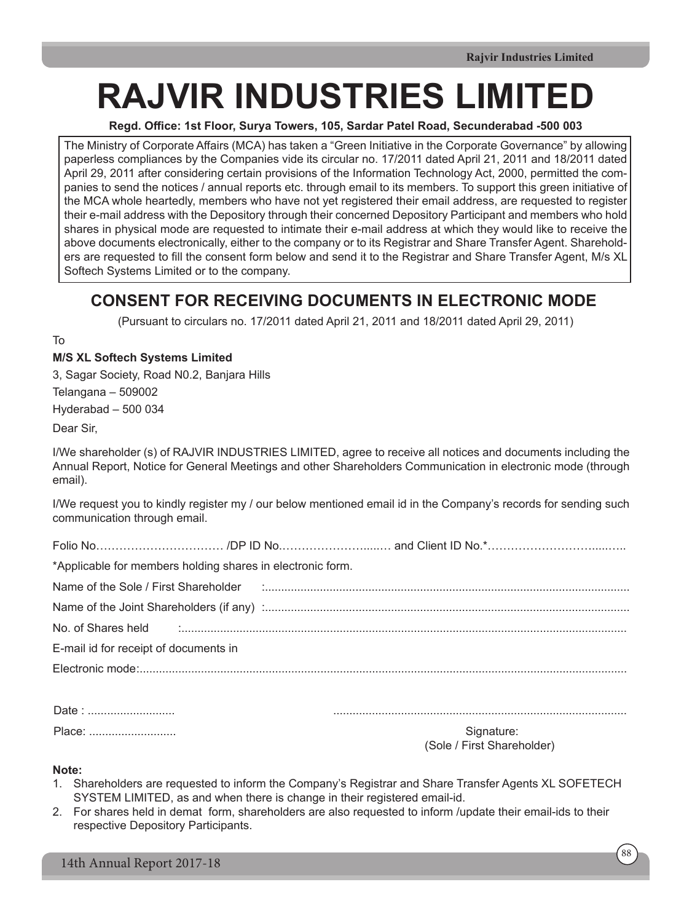# RAJVIR INDUSTRIES LIMITED

**Regd. Office: 1st Floor, Surya Towers, 105, Sardar Patel Road, Secunderabad -500 003**

The Ministry of Corporate Affairs (MCA) has taken a "Green Initiative in the Corporate Governance" by allowing paperless compliances by the Companies vide its circular no. 17/2011 dated April 21, 2011 and 18/2011 dated April 29, 2011 after considering certain provisions of the Information Technology Act, 2000, permitted the companies to send the notices / annual reports etc. through email to its members. To support this green initiative of the MCA whole heartedly, members who have not yet registered their email address, are requested to register their e-mail address with the Depository through their concerned Depository Participant and members who hold shares in physical mode are requested to intimate their e-mail address at which they would like to receive the above documents electronically, either to the company or to its Registrar and Share Transfer Agent. Shareholders are requested to fill the consent form below and send it to the Registrar and Share Transfer Agent, M/s XL Softech Systems Limited or to the company.

## CONSENT FOR RECEIVING DOCUMENTS IN ELECTRONIC MODE

(Pursuant to circulars no. 17/2011 dated April 21, 2011 and 18/2011 dated April 29, 2011)

To

**M/S XL Softech Systems Limited**

3, Sagar Society, Road N0.2, Banjara Hills

Telangana – 509002

Hyderabad – 500 034

Dear Sir,

I/We shareholder (s) of RAJVIR INDUSTRIES LIMITED, agree to receive all notices and documents including the Annual Report, Notice for General Meetings and other Shareholders Communication in electronic mode (through email).

I/We request you to kindly register my / our below mentioned email id in the Company's records for sending such communication through email.

Folio No…………………………… /DP ID No.…………………….....… and Client ID No.*…………………………....…..

*Applicable for members holding shares in electronic form.

Name of the Sole / First Shareholder :..........................................................................................................

Name of the Joint Shareholders (if any) :..........................................................................................................

No. of Shares held :..........................................................................................................

E-mail id for receipt of documents in

Electronic mode:..........................................................................................................

Date : ...........................

Place: ...........................

..........................................................................................

Signature:
(Sole / First Shareholder)

**Note:**

1. Shareholders are requested to inform the Company's Registrar and Share Transfer Agents XL SOFETECH SYSTEM LIMITED, as and when there is change in their registered email-id.
2. For shares held in demat form, shareholders are also requested to inform /update their email-ids to their respective Depository Participants.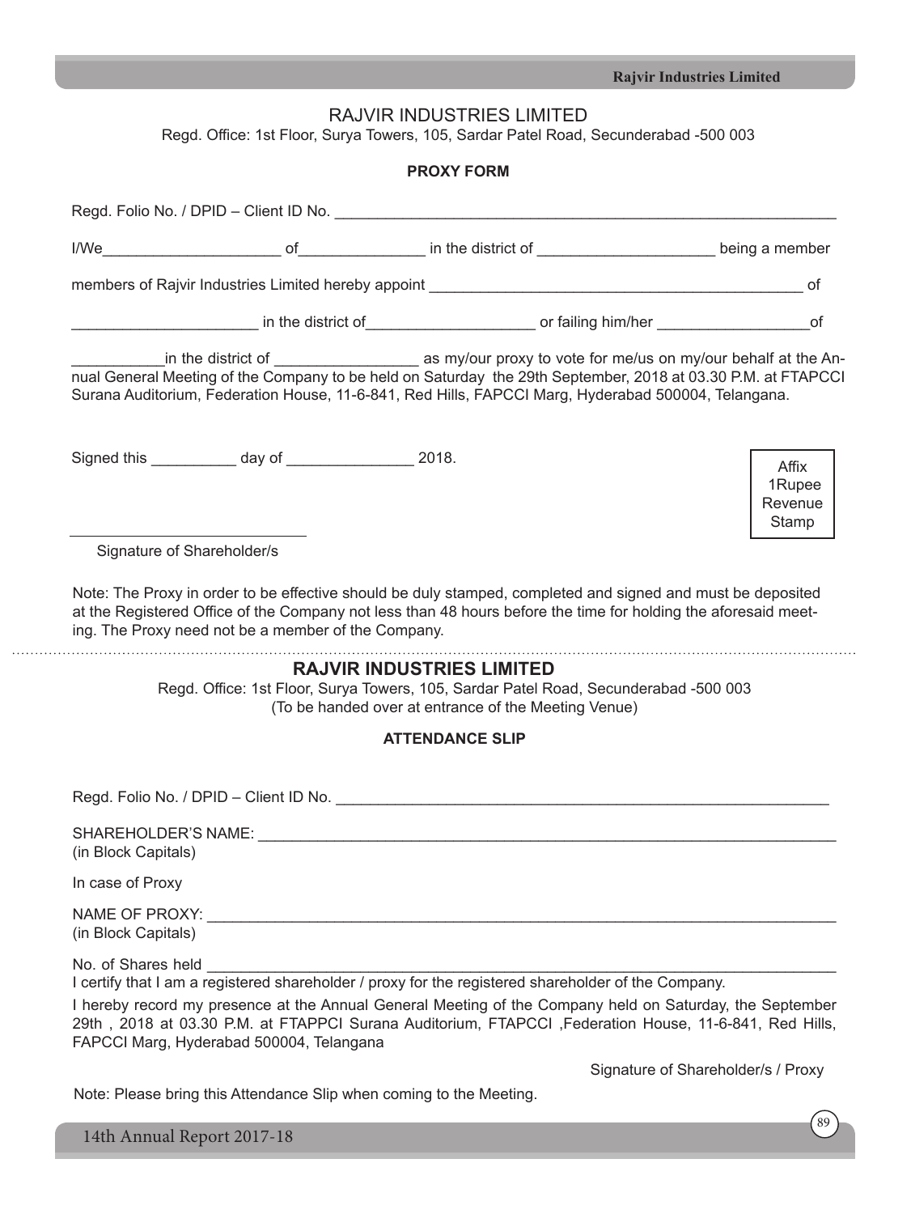# RAJVIR INDUSTRIES LIMITED

Regd. Office: 1st Floor, Surya Towers, 105, Sardar Patel Road, Secunderabad -500 003

## PROXY FORM

Regd. Folio No. / DPID – Client ID No. ____________________________________________________________

I/We____________________ of______________ in the district of ____________________ being a member

members of Rajvir Industries Limited hereby appoint ____________________________________________ of

_____________________ in the district of___________________ or failing him/her _________________of

__________in the district of ________________ as my/our proxy to vote for me/us on my/our behalf at the Annual General Meeting of the Company to be held on Saturday the 29th September, 2018 at 03.30 P.M. at FTAPCCI Surana Auditorium, Federation House, 11-6-841, Red Hills, FAPCCI Marg, Hyderabad 500004, Telangana.

Signed this __________ day of _______________ 2018.

Affix 1Rupee Revenue Stamp

Signature of Shareholder/s

Note: The Proxy in order to be effective should be duly stamped, completed and signed and must be deposited at the Registered Office of the Company not less than 48 hours before the time for holding the aforesaid meeting. The Proxy need not be a member of the Company.

---

# RAJVIR INDUSTRIES LIMITED

Regd. Office: 1st Floor, Surya Towers, 105, Sardar Patel Road, Secunderabad -500 003

(To be handed over at entrance of the Meeting Venue)

## ATTENDANCE SLIP

Regd. Folio No. / DPID – Client ID No. ____________________________________________________________

SHAREHOLDER'S NAME: ________________________________________________________________________
(in Block Capitals)

In case of Proxy

NAME OF PROXY: ____________________________________________________________________________
(in Block Capitals)

No. of Shares held ___________________________________________________________________________

I certify that I am a registered shareholder / proxy for the registered shareholder of the Company.

I hereby record my presence at the Annual General Meeting of the Company held on Saturday, the September 29th , 2018 at 03.30 P.M. at FTAPPCI Surana Auditorium, FTAPCCI ,Federation House, 11-6-841, Red Hills, FAPCCI Marg, Hyderabad 500004, Telangana

Signature of Shareholder/s / Proxy

Note: Please bring this Attendance Slip when coming to the Meeting.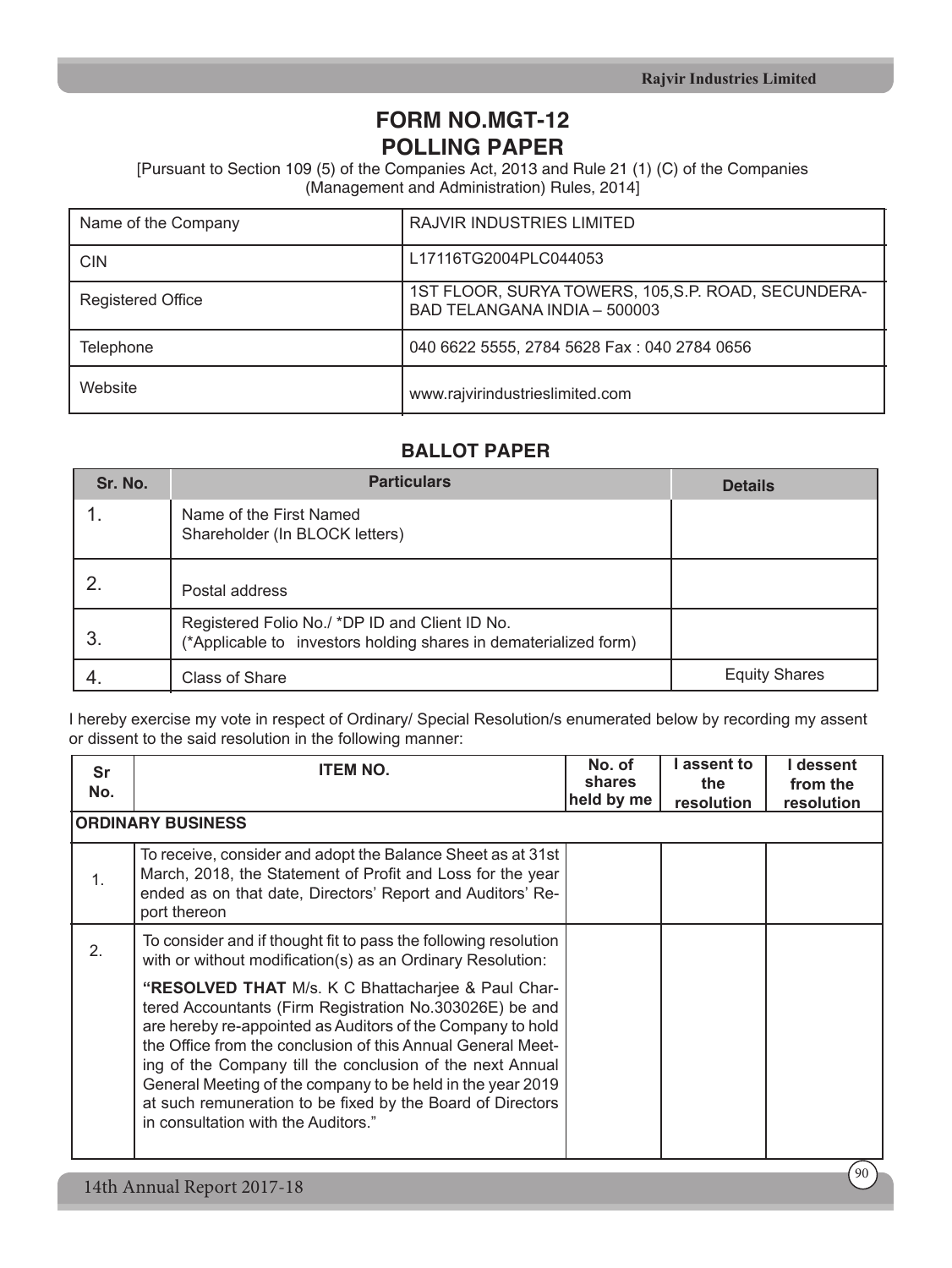# FORM NO.MGT-12
# POLLING PAPER

[Pursuant to Section 109 (5) of the Companies Act, 2013 and Rule 21 (1) (C) of the Companies (Management and Administration) Rules, 2014]

| Name of the Company | RAJVIR INDUSTRIES LIMITED |
|---|---|
| CIN | L17116TG2004PLC044053 |
| Registered Office | 1ST FLOOR, SURYA TOWERS, 105,S.P. ROAD, SECUNDERABAD TELANGANA INDIA – 500003 |
| Telephone | 040 6622 5555, 2784 5628 Fax : 040 2784 0656 |
| Website | www.rajvirindustrieslimited.com |

## BALLOT PAPER

| Sr. No. | Particulars | Details |
|---|---|---|
| 1. | Name of the First Named Shareholder (In BLOCK letters) | |
| 2. | Postal address | |
| 3. | Registered Folio No./ *DP ID and Client ID No. (*Applicable to investors holding shares in dematerialized form) | |
| 4. | Class of Share | Equity Shares |

I hereby exercise my vote in respect of Ordinary/ Special Resolution/s enumerated below by recording my assent or dissent to the said resolution in the following manner:

| Sr No. | ITEM NO. | No. of shares held by me | I assent to the resolution | I dessent from the resolution |
|---|---|---|---|---|
| **ORDINARY BUSINESS** | | | | |
| 1. | To receive, consider and adopt the Balance Sheet as at 31st March, 2018, the Statement of Profit and Loss for the year ended as on that date, Directors' Report and Auditors' Report thereon | | | |
| 2. | To consider and if thought fit to pass the following resolution with or without modification(s) as an Ordinary Resolution: **"RESOLVED THAT** M/s. K C Bhattacharjee & Paul Chartered Accountants (Firm Registration No.303026E) be and are hereby re-appointed as Auditors of the Company to hold the Office from the conclusion of this Annual General Meeting of the Company till the conclusion of the next Annual General Meeting of the company to be held in the year 2019 at such remuneration to be fixed by the Board of Directors in consultation with the Auditors." | | | |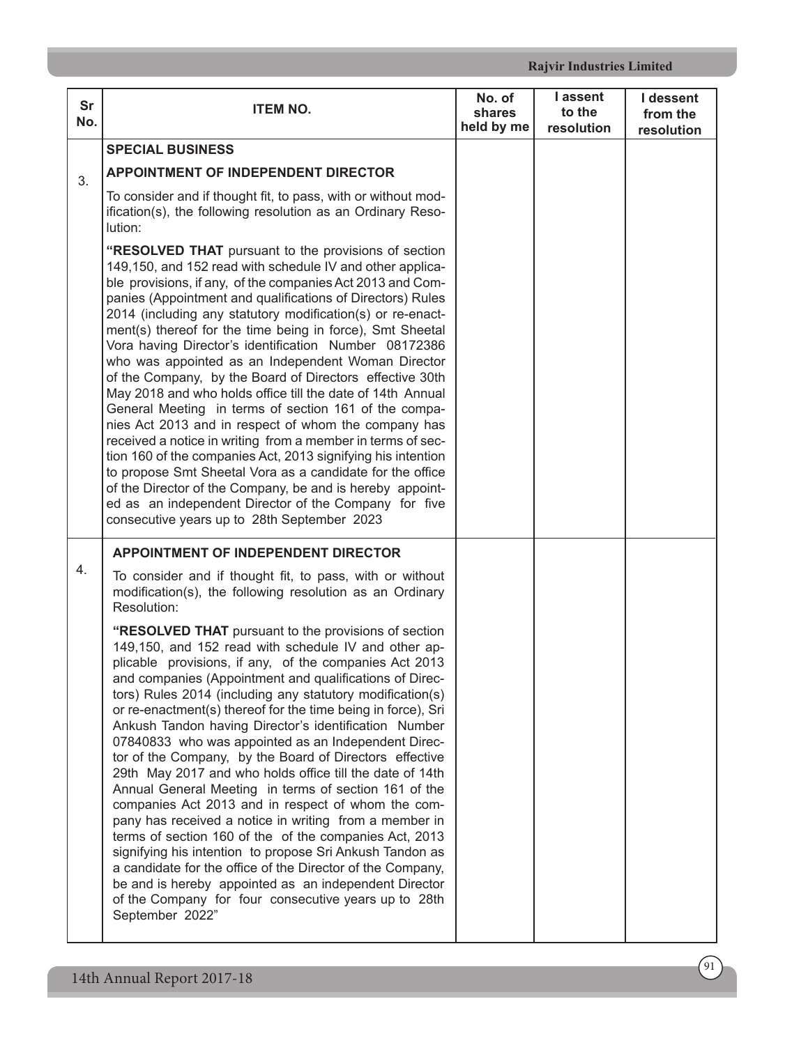| Sr No. | ITEM NO. | No. of shares held by me | I assent to the resolution | I dessent from the resolution |
|---|---|---|---|---|
| 3. | **SPECIAL BUSINESS**<br><br>**APPOINTMENT OF INDEPENDENT DIRECTOR**<br><br>To consider and if thought fit, to pass, with or without modification(s), the following resolution as an Ordinary Resolution:<br><br>**"RESOLVED THAT** pursuant to the provisions of section 149,150, and 152 read with schedule IV and other applicable provisions, if any, of the companies Act 2013 and Companies (Appointment and qualifications of Directors) Rules 2014 (including any statutory modification(s) or re-enactment(s) thereof for the time being in force), Smt Sheetal Vora having Director's identification Number 08172386 who was appointed as an Independent Woman Director of the Company, by the Board of Directors effective 30th May 2018 and who holds office till the date of 14th Annual General Meeting in terms of section 161 of the companies Act 2013 and in respect of whom the company has received a notice in writing from a member in terms of section 160 of the companies Act, 2013 signifying his intention to propose Smt Sheetal Vora as a candidate for the office of the Director of the Company, be and is hereby appointed as an independent Director of the Company for five consecutive years up to 28th September 2023 | | | |
| 4. | **APPOINTMENT OF INDEPENDENT DIRECTOR**<br><br>To consider and if thought fit, to pass, with or without modification(s), the following resolution as an Ordinary Resolution:<br><br>**"RESOLVED THAT** pursuant to the provisions of section 149,150, and 152 read with schedule IV and other applicable provisions, if any, of the companies Act 2013 and companies (Appointment and qualifications of Directors) Rules 2014 (including any statutory modification(s) or re-enactment(s) thereof for the time being in force), Sri Ankush Tandon having Director's identification Number 07840833 who was appointed as an Independent Director of the Company, by the Board of Directors effective 29th May 2017 and who holds office till the date of 14th Annual General Meeting in terms of section 161 of the companies Act 2013 and in respect of whom the company has received a notice in writing from a member in terms of section 160 of the of the companies Act, 2013 signifying his intention to propose Sri Ankush Tandon as a candidate for the office of the Director of the Company, be and is hereby appointed as an independent Director of the Company for four consecutive years up to 28th September 2022" | | | |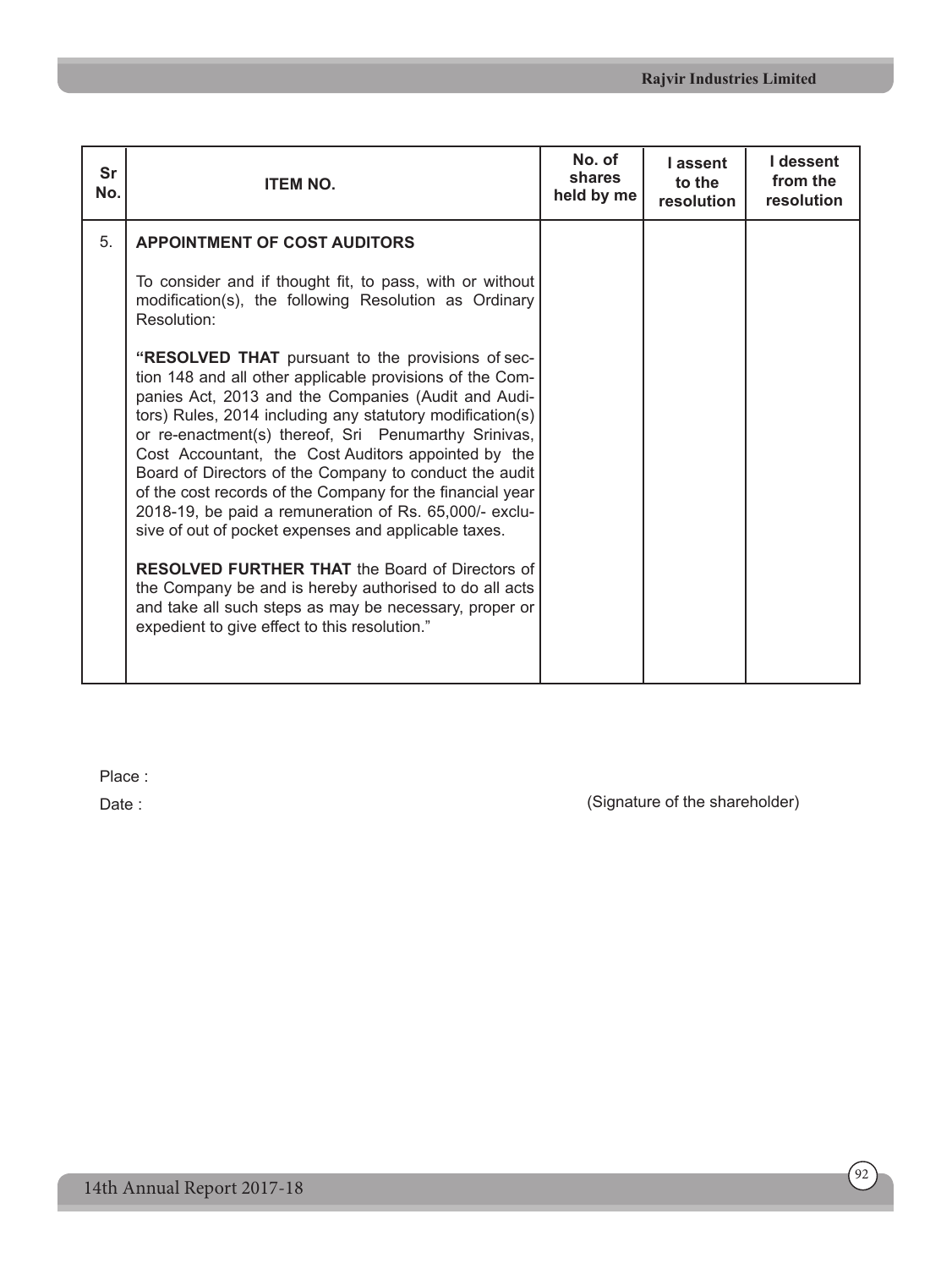| Sr No. | ITEM NO. | No. of shares held by me | I assent to the resolution | I dessent from the resolution |
|---|---|---|---|---|
| 5. | **APPOINTMENT OF COST AUDITORS**<br><br>To consider and if thought fit, to pass, with or without modification(s), the following Resolution as Ordinary Resolution:<br><br>**"RESOLVED THAT** pursuant to the provisions of section 148 and all other applicable provisions of the Companies Act, 2013 and the Companies (Audit and Auditors) Rules, 2014 including any statutory modification(s) or re-enactment(s) thereof, Sri Penumarthy Srinivas, Cost Accountant, the Cost Auditors appointed by the Board of Directors of the Company to conduct the audit of the cost records of the Company for the financial year 2018-19, be paid a remuneration of Rs. 65,000/- exclusive of out of pocket expenses and applicable taxes.<br><br>**RESOLVED FURTHER THAT** the Board of Directors of the Company be and is hereby authorised to do all acts and take all such steps as may be necessary, proper or expedient to give effect to this resolution." | | | |

Place :

Date : (Signature of the shareholder)